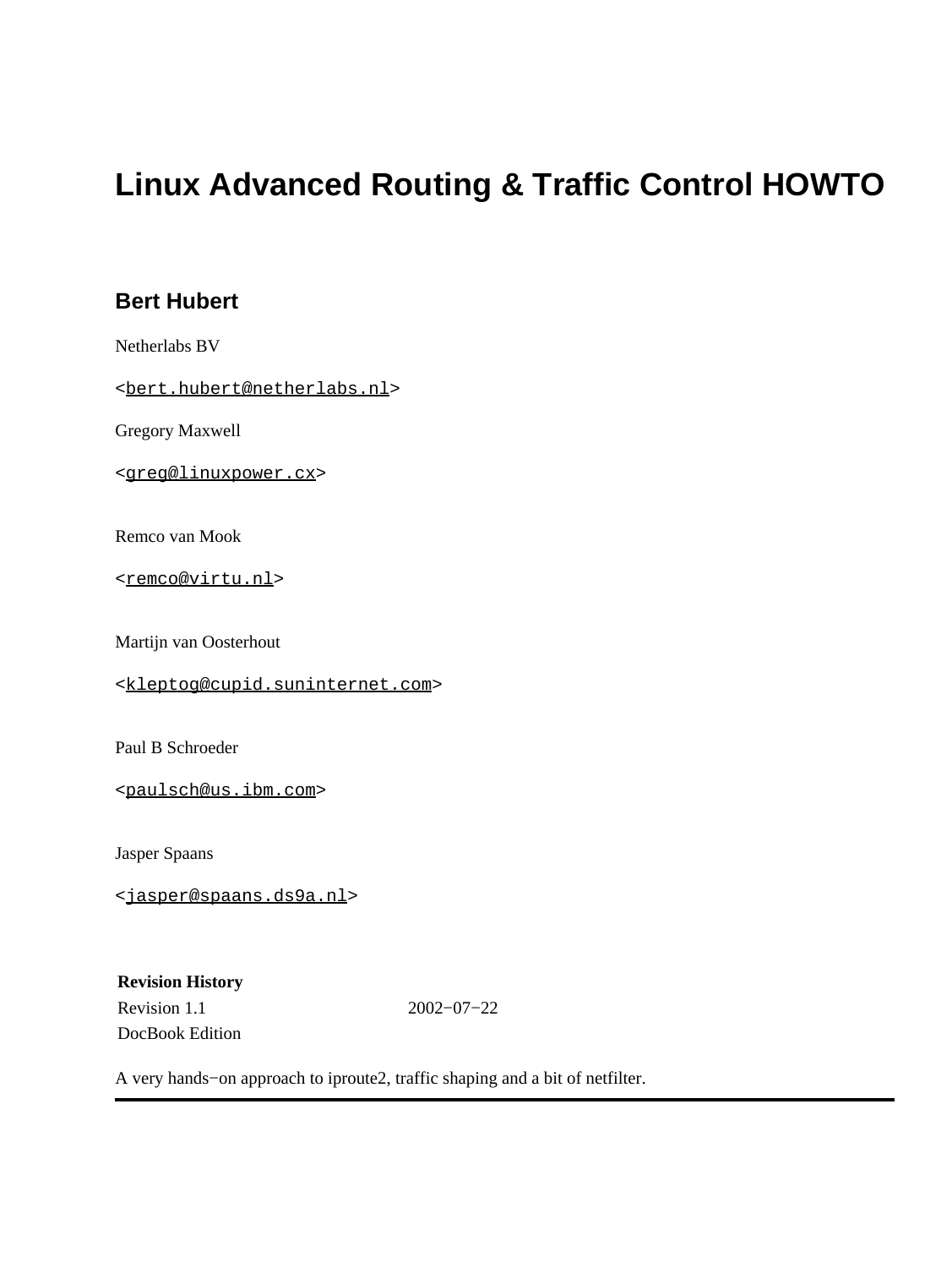# Linux Advanced Routing & Traffic Control HOWTO

## Bert Hubert

Netherlabs BV

<bert.hubert@netherlabs.nl>

Gregory Maxwell

<greg@linuxpower.cx>

Remco van Mook

<remco@virtu.nl>

Martijn van Oosterhout

<kleptog@cupid.suninternet.com>

Paul B Schroeder

<paulsch@us.ibm.com>

Jasper Spaans

<jasper@spaans.ds9a.nl>

**Revision History**

| | |
|---|---|
| Revision 1.1 | 2002−07−22 |
| DocBook Edition | |

A very hands−on approach to iproute2, traffic shaping and a bit of netfilter.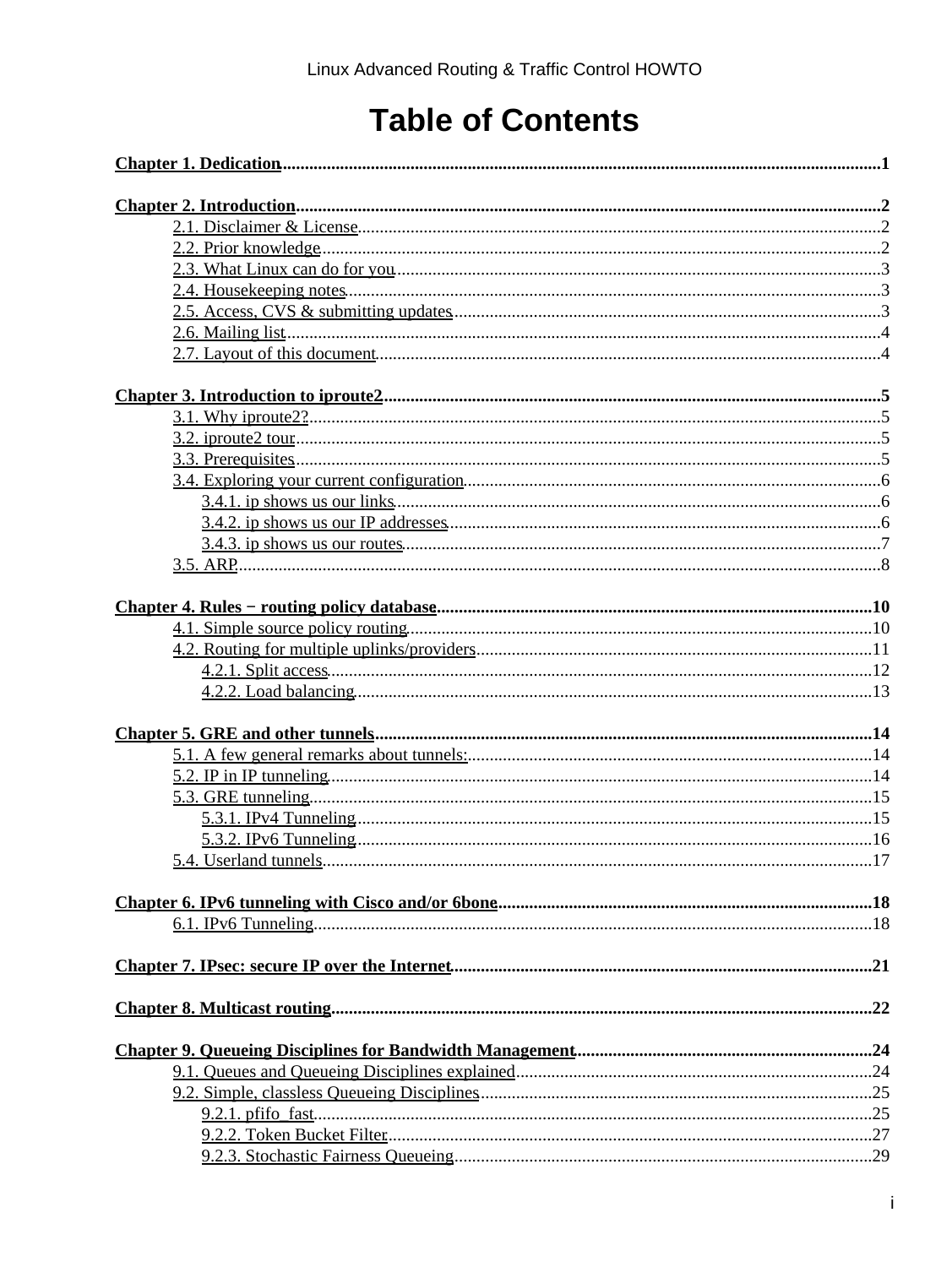# Table of Contents

**Chapter 1. Dedication**........................................................................................................................................1

**Chapter 2. Introduction**....................................................................................................................................2
- 2.1. Disclaimer & License......................................................................................................................2
- 2.2. Prior knowledge...............................................................................................................................2
- 2.3. What Linux can do for you..............................................................................................................3
- 2.4. Housekeeping notes..........................................................................................................................3
- 2.5. Access, CVS & submitting updates.................................................................................................3
- 2.6. Mailing list.......................................................................................................................................4
- 2.7. Layout of this document..................................................................................................................4

**Chapter 3. Introduction to iproute2**.................................................................................................................5
- 3.1. Why iproute2?.................................................................................................................................5
- 3.2. iproute2 tour.....................................................................................................................................5
- 3.3. Prerequisites....................................................................................................................................5
- 3.4. Exploring your current configuration..............................................................................................6
  - 3.4.1. ip shows us our links..............................................................................................................6
  - 3.4.2. ip shows us our IP addresses.................................................................................................6
  - 3.4.3. ip shows us our routes............................................................................................................7
- 3.5. ARP.................................................................................................................................................8

**Chapter 4. Rules − routing policy database**..................................................................................................10
- 4.1. Simple source policy routing.........................................................................................................10
- 4.2. Routing for multiple uplinks/providers.........................................................................................11
  - 4.2.1. Split access...........................................................................................................................12
  - 4.2.2. Load balancing.....................................................................................................................13

**Chapter 5. GRE and other tunnels**................................................................................................................14
- 5.1. A few general remarks about tunnels:...........................................................................................14
- 5.2. IP in IP tunneling...........................................................................................................................14
- 5.3. GRE tunneling................................................................................................................................15
  - 5.3.1. IPv4 Tunneling.....................................................................................................................15
  - 5.3.2. IPv6 Tunneling.....................................................................................................................16
- 5.4. Userland tunnels............................................................................................................................17

**Chapter 6. IPv6 tunneling with Cisco and/or 6bone**.....................................................................................18
- 6.1. IPv6 Tunneling...............................................................................................................................18

**Chapter 7. IPsec: secure IP over the Internet**...............................................................................................21

**Chapter 8. Multicast routing**..........................................................................................................................22

**Chapter 9. Queueing Disciplines for Bandwidth Management**...................................................................24
- 9.1. Queues and Queueing Disciplines explained.................................................................................24
- 9.2. Simple, classless Queueing Disciplines.........................................................................................25
  - 9.2.1. pfifo_fast..............................................................................................................................25
  - 9.2.2. Token Bucket Filter..............................................................................................................27
  - 9.2.3. Stochastic Fairness Queueing...............................................................................................29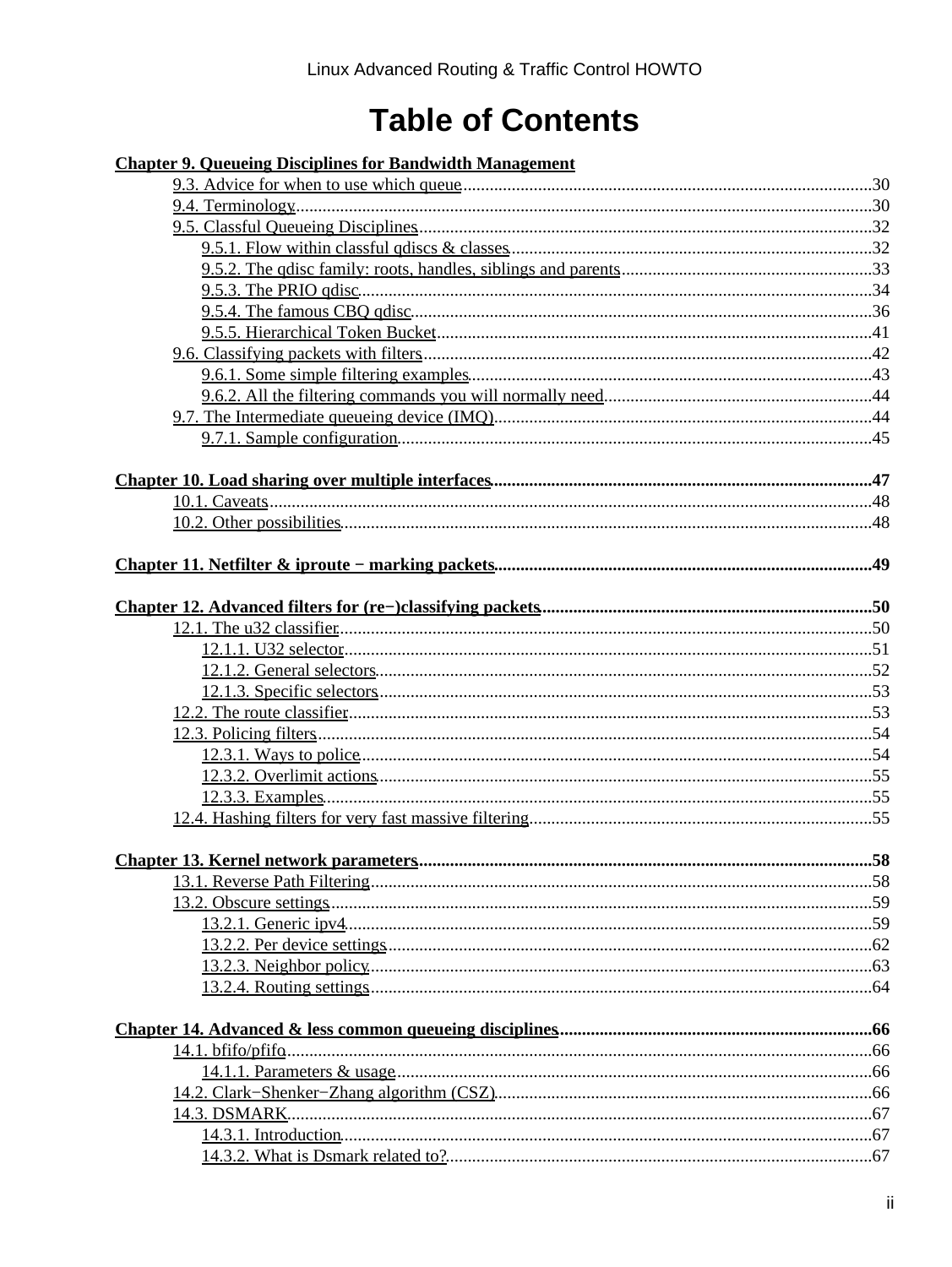# Table of Contents

**Chapter 9. Queueing Disciplines for Bandwidth Management**

- 9.3. Advice for when to use which queue....30
- 9.4. Terminology....30
- 9.5. Classful Queueing Disciplines....32
  - 9.5.1. Flow within classful qdiscs & classes....32
  - 9.5.2. The qdisc family: roots, handles, siblings and parents....33
  - 9.5.3. The PRIO qdisc....34
  - 9.5.4. The famous CBQ qdisc....36
  - 9.5.5. Hierarchical Token Bucket....41
- 9.6. Classifying packets with filters....42
  - 9.6.1. Some simple filtering examples....43
  - 9.6.2. All the filtering commands you will normally need....44
- 9.7. The Intermediate queueing device (IMQ)....44
  - 9.7.1. Sample configuration....45

**Chapter 10. Load sharing over multiple interfaces....47**

- 10.1. Caveats....48
- 10.2. Other possibilities....48

**Chapter 11. Netfilter & iproute − marking packets....49**

**Chapter 12. Advanced filters for (re−)classifying packets....50**

- 12.1. The u32 classifier....50
  - 12.1.1. U32 selector....51
  - 12.1.2. General selectors....52
  - 12.1.3. Specific selectors....53
- 12.2. The route classifier....53
- 12.3. Policing filters....54
  - 12.3.1. Ways to police....54
  - 12.3.2. Overlimit actions....55
  - 12.3.3. Examples....55
- 12.4. Hashing filters for very fast massive filtering....55

**Chapter 13. Kernel network parameters....58**

- 13.1. Reverse Path Filtering....58
- 13.2. Obscure settings....59
  - 13.2.1. Generic ipv4....59
  - 13.2.2. Per device settings....62
  - 13.2.3. Neighbor policy....63
  - 13.2.4. Routing settings....64

**Chapter 14. Advanced & less common queueing disciplines....66**

- 14.1. bfifo/pfifo....66
  - 14.1.1. Parameters & usage....66
- 14.2. Clark−Shenker−Zhang algorithm (CSZ)....66
- 14.3. DSMARK....67
  - 14.3.1. Introduction....67
  - 14.3.2. What is Dsmark related to?....67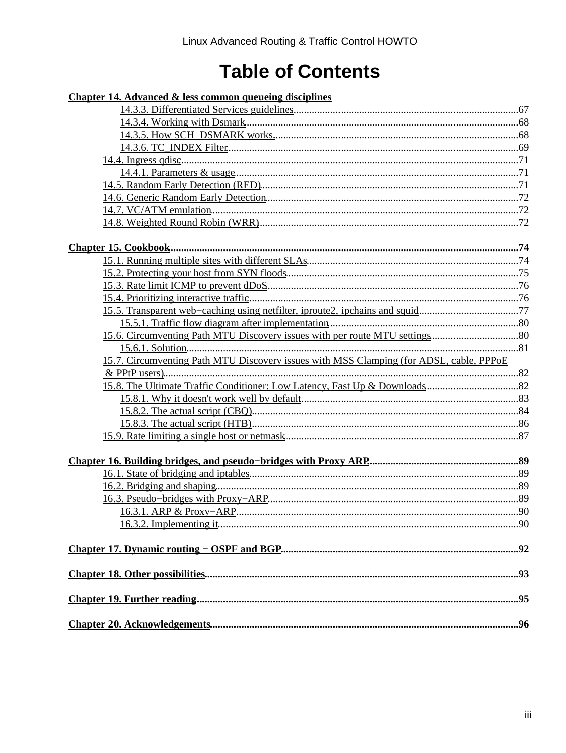# Table of Contents

**Chapter 14. Advanced & less common queueing disciplines**

- 14.3.3. Differentiated Services guidelines....67
- 14.3.4. Working with Dsmark....68
- 14.3.5. How SCH_DSMARK works....68
- 14.3.6. TC_INDEX Filter....69
- 14.4. Ingress qdisc....71
  - 14.4.1. Parameters & usage....71
- 14.5. Random Early Detection (RED)....71
- 14.6. Generic Random Early Detection....72
- 14.7. VC/ATM emulation....72
- 14.8. Weighted Round Robin (WRR)....72

**Chapter 15. Cookbook....74**

- 15.1. Running multiple sites with different SLAs....74
- 15.2. Protecting your host from SYN floods....75
- 15.3. Rate limit ICMP to prevent dDoS....76
- 15.4. Prioritizing interactive traffic....76
- 15.5. Transparent web−caching using netfilter, iproute2, ipchains and squid....77
  - 15.5.1. Traffic flow diagram after implementation....80
- 15.6. Circumventing Path MTU Discovery issues with per route MTU settings....80
  - 15.6.1. Solution....81
- 15.7. Circumventing Path MTU Discovery issues with MSS Clamping (for ADSL, cable, PPPoE & PPtP users)....82
- 15.8. The Ultimate Traffic Conditioner: Low Latency, Fast Up & Downloads....82
  - 15.8.1. Why it doesn't work well by default....83
  - 15.8.2. The actual script (CBQ)....84
  - 15.8.3. The actual script (HTB)....86
- 15.9. Rate limiting a single host or netmask....87

**Chapter 16. Building bridges, and pseudo−bridges with Proxy ARP....89**

- 16.1. State of bridging and iptables....89
- 16.2. Bridging and shaping....89
- 16.3. Pseudo−bridges with Proxy−ARP....89
  - 16.3.1. ARP & Proxy−ARP....90
  - 16.3.2. Implementing it....90

**Chapter 17. Dynamic routing − OSPF and BGP....92**

**Chapter 18. Other possibilities....93**

**Chapter 19. Further reading....95**

**Chapter 20. Acknowledgements....96**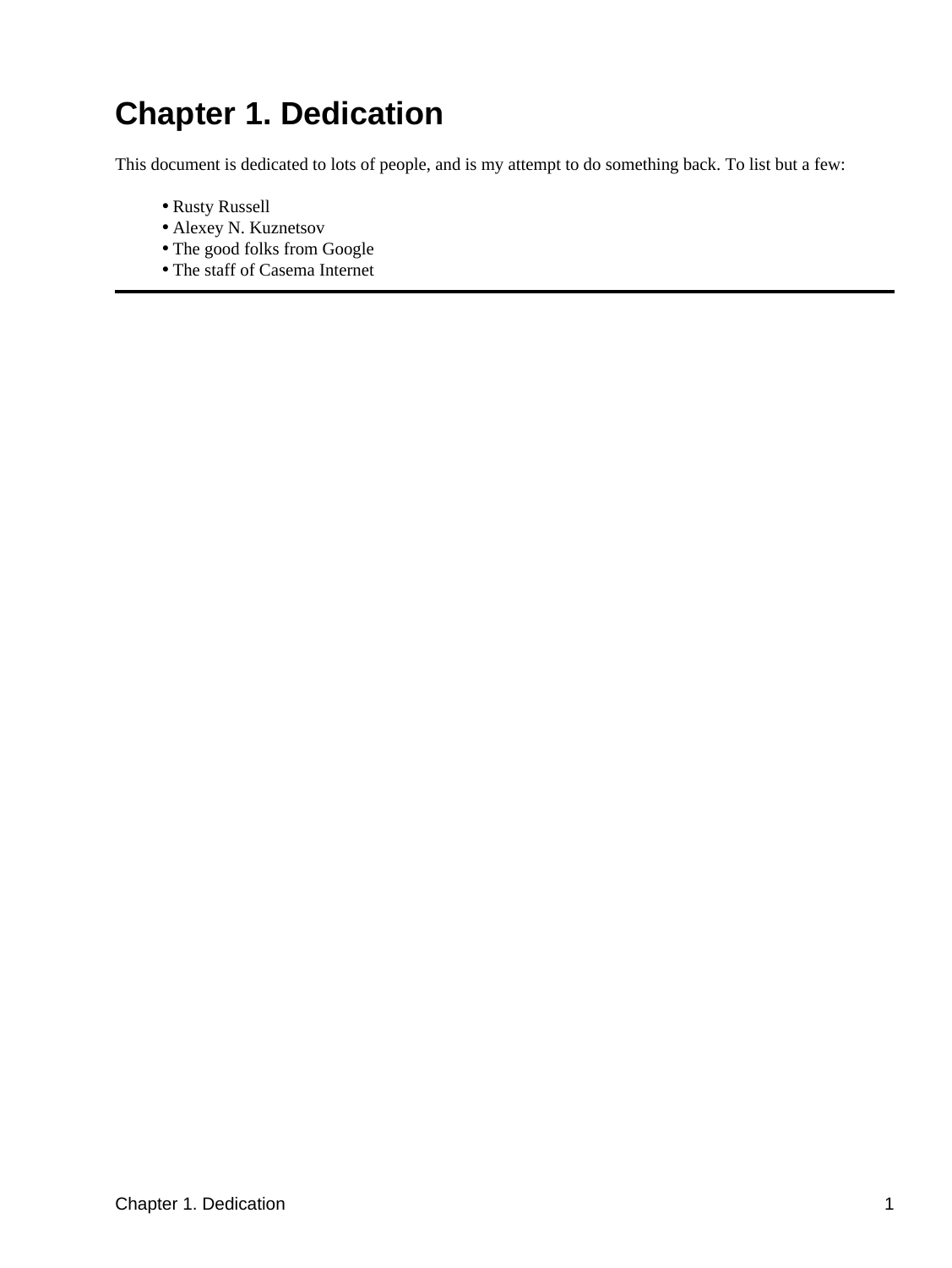# Chapter 1. Dedication

This document is dedicated to lots of people, and is my attempt to do something back. To list but a few:

- Rusty Russell
- Alexey N. Kuznetsov
- The good folks from Google
- The staff of Casema Internet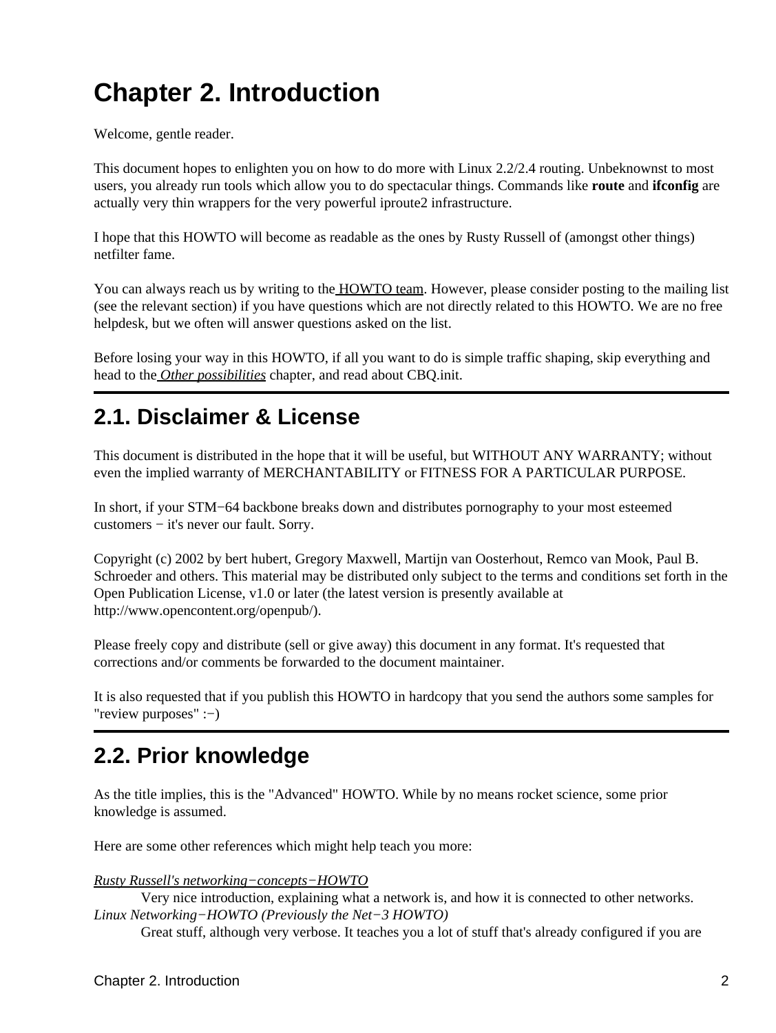# Chapter 2. Introduction

Welcome, gentle reader.

This document hopes to enlighten you on how to do more with Linux 2.2/2.4 routing. Unbeknownst to most users, you already run tools which allow you to do spectacular things. Commands like **route** and **ifconfig** are actually very thin wrappers for the very powerful iproute2 infrastructure.

I hope that this HOWTO will become as readable as the ones by Rusty Russell of (amongst other things) netfilter fame.

You can always reach us by writing to the HOWTO team. However, please consider posting to the mailing list (see the relevant section) if you have questions which are not directly related to this HOWTO. We are no free helpdesk, but we often will answer questions asked on the list.

Before losing your way in this HOWTO, if all you want to do is simple traffic shaping, skip everything and head to the *Other possibilities* chapter, and read about CBQ.init.

## 2.1. Disclaimer & License

This document is distributed in the hope that it will be useful, but WITHOUT ANY WARRANTY; without even the implied warranty of MERCHANTABILITY or FITNESS FOR A PARTICULAR PURPOSE.

In short, if your STM−64 backbone breaks down and distributes pornography to your most esteemed customers − it's never our fault. Sorry.

Copyright (c) 2002 by bert hubert, Gregory Maxwell, Martijn van Oosterhout, Remco van Mook, Paul B. Schroeder and others. This material may be distributed only subject to the terms and conditions set forth in the Open Publication License, v1.0 or later (the latest version is presently available at http://www.opencontent.org/openpub/).

Please freely copy and distribute (sell or give away) this document in any format. It's requested that corrections and/or comments be forwarded to the document maintainer.

It is also requested that if you publish this HOWTO in hardcopy that you send the authors some samples for "review purposes" :−)

## 2.2. Prior knowledge

As the title implies, this is the "Advanced" HOWTO. While by no means rocket science, some prior knowledge is assumed.

Here are some other references which might help teach you more:

*Rusty Russell's networking−concepts−HOWTO*
: Very nice introduction, explaining what a network is, and how it is connected to other networks.

*Linux Networking−HOWTO (Previously the Net−3 HOWTO)*
: Great stuff, although very verbose. It teaches you a lot of stuff that's already configured if you are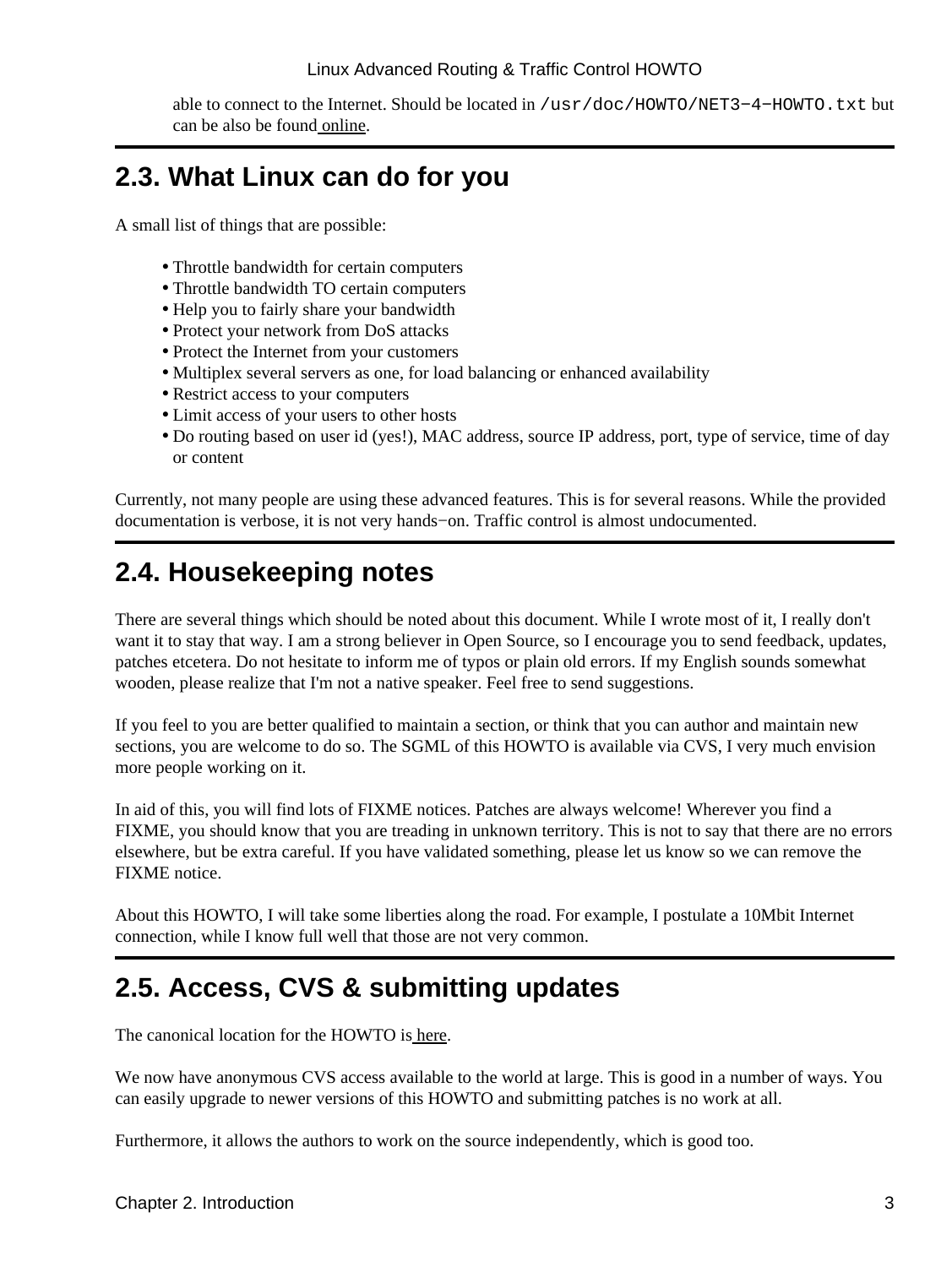able to connect to the Internet. Should be located in `/usr/doc/HOWTO/NET3−4−HOWTO.txt` but can be also be found online.

## 2.3. What Linux can do for you

A small list of things that are possible:

- Throttle bandwidth for certain computers
- Throttle bandwidth TO certain computers
- Help you to fairly share your bandwidth
- Protect your network from DoS attacks
- Protect the Internet from your customers
- Multiplex several servers as one, for load balancing or enhanced availability
- Restrict access to your computers
- Limit access of your users to other hosts
- Do routing based on user id (yes!), MAC address, source IP address, port, type of service, time of day or content

Currently, not many people are using these advanced features. This is for several reasons. While the provided documentation is verbose, it is not very hands−on. Traffic control is almost undocumented.

## 2.4. Housekeeping notes

There are several things which should be noted about this document. While I wrote most of it, I really don't want it to stay that way. I am a strong believer in Open Source, so I encourage you to send feedback, updates, patches etcetera. Do not hesitate to inform me of typos or plain old errors. If my English sounds somewhat wooden, please realize that I'm not a native speaker. Feel free to send suggestions.

If you feel to you are better qualified to maintain a section, or think that you can author and maintain new sections, you are welcome to do so. The SGML of this HOWTO is available via CVS, I very much envision more people working on it.

In aid of this, you will find lots of FIXME notices. Patches are always welcome! Wherever you find a FIXME, you should know that you are treading in unknown territory. This is not to say that there are no errors elsewhere, but be extra careful. If you have validated something, please let us know so we can remove the FIXME notice.

About this HOWTO, I will take some liberties along the road. For example, I postulate a 10Mbit Internet connection, while I know full well that those are not very common.

## 2.5. Access, CVS & submitting updates

The canonical location for the HOWTO is here.

We now have anonymous CVS access available to the world at large. This is good in a number of ways. You can easily upgrade to newer versions of this HOWTO and submitting patches is no work at all.

Furthermore, it allows the authors to work on the source independently, which is good too.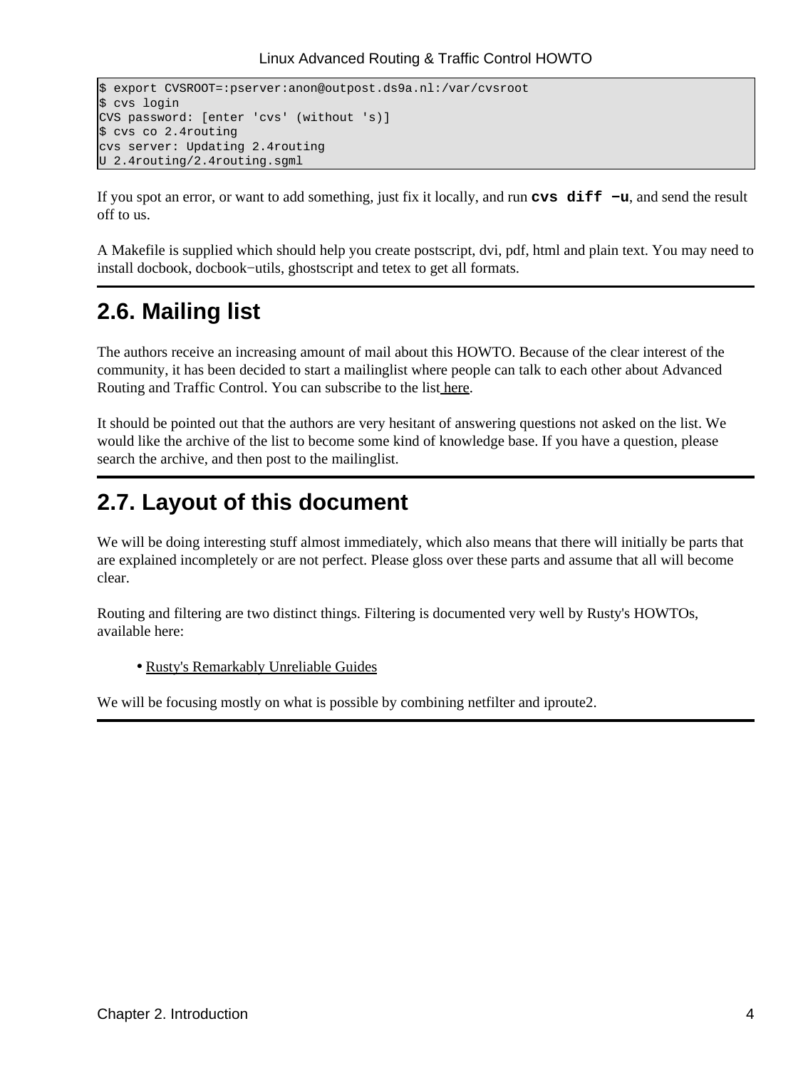```
$ export CVSROOT=:pserver:anon@outpost.ds9a.nl:/var/cvsroot
$ cvs login
CVS password: [enter 'cvs' (without 's)]
$ cvs co 2.4routing
cvs server: Updating 2.4routing
U 2.4routing/2.4routing.sgml
```

If you spot an error, or want to add something, just fix it locally, and run **cvs diff −u**, and send the result off to us.

A Makefile is supplied which should help you create postscript, dvi, pdf, html and plain text. You may need to install docbook, docbook−utils, ghostscript and tetex to get all formats.

## 2.6. Mailing list

The authors receive an increasing amount of mail about this HOWTO. Because of the clear interest of the community, it has been decided to start a mailinglist where people can talk to each other about Advanced Routing and Traffic Control. You can subscribe to the list here.

It should be pointed out that the authors are very hesitant of answering questions not asked on the list. We would like the archive of the list to become some kind of knowledge base. If you have a question, please search the archive, and then post to the mailinglist.

## 2.7. Layout of this document

We will be doing interesting stuff almost immediately, which also means that there will initially be parts that are explained incompletely or are not perfect. Please gloss over these parts and assume that all will become clear.

Routing and filtering are two distinct things. Filtering is documented very well by Rusty's HOWTOs, available here:

- Rusty's Remarkably Unreliable Guides

We will be focusing mostly on what is possible by combining netfilter and iproute2.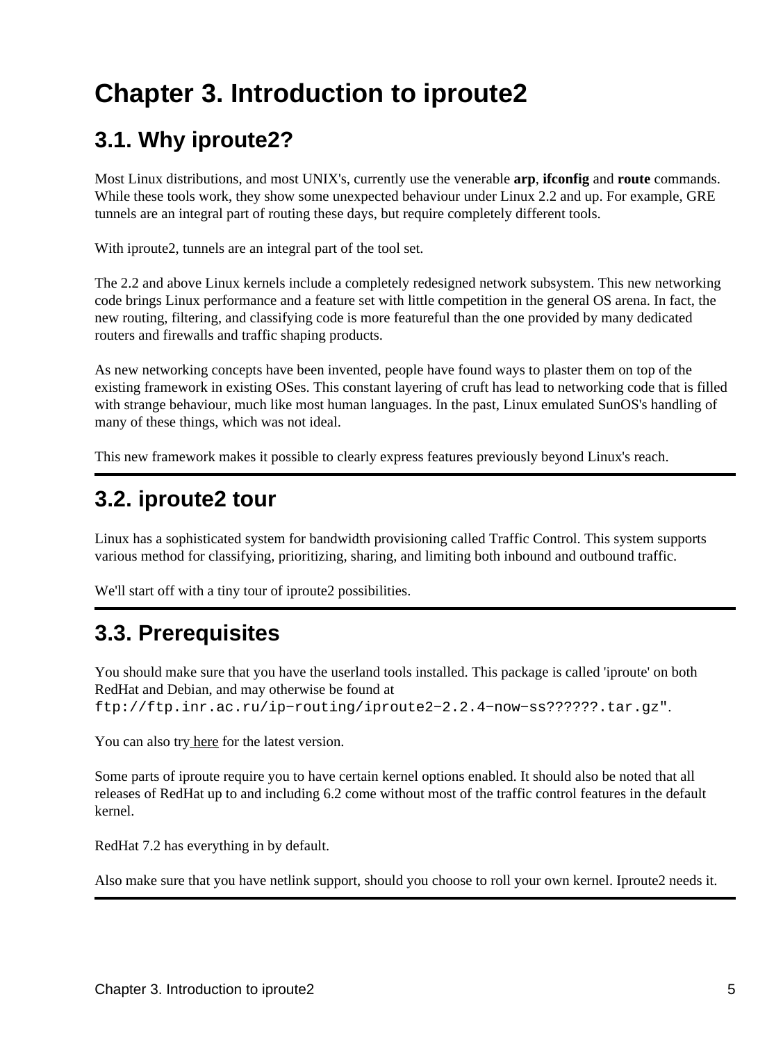# Chapter 3. Introduction to iproute2

## 3.1. Why iproute2?

Most Linux distributions, and most UNIX's, currently use the venerable **arp**, **ifconfig** and **route** commands. While these tools work, they show some unexpected behaviour under Linux 2.2 and up. For example, GRE tunnels are an integral part of routing these days, but require completely different tools.

With iproute2, tunnels are an integral part of the tool set.

The 2.2 and above Linux kernels include a completely redesigned network subsystem. This new networking code brings Linux performance and a feature set with little competition in the general OS arena. In fact, the new routing, filtering, and classifying code is more featureful than the one provided by many dedicated routers and firewalls and traffic shaping products.

As new networking concepts have been invented, people have found ways to plaster them on top of the existing framework in existing OSes. This constant layering of cruft has lead to networking code that is filled with strange behaviour, much like most human languages. In the past, Linux emulated SunOS's handling of many of these things, which was not ideal.

This new framework makes it possible to clearly express features previously beyond Linux's reach.

## 3.2. iproute2 tour

Linux has a sophisticated system for bandwidth provisioning called Traffic Control. This system supports various method for classifying, prioritizing, sharing, and limiting both inbound and outbound traffic.

We'll start off with a tiny tour of iproute2 possibilities.

## 3.3. Prerequisites

You should make sure that you have the userland tools installed. This package is called 'iproute' on both RedHat and Debian, and may otherwise be found at `ftp://ftp.inr.ac.ru/ip−routing/iproute2−2.2.4−now−ss??????.tar.gz"`.

You can also try here for the latest version.

Some parts of iproute require you to have certain kernel options enabled. It should also be noted that all releases of RedHat up to and including 6.2 come without most of the traffic control features in the default kernel.

RedHat 7.2 has everything in by default.

Also make sure that you have netlink support, should you choose to roll your own kernel. Iproute2 needs it.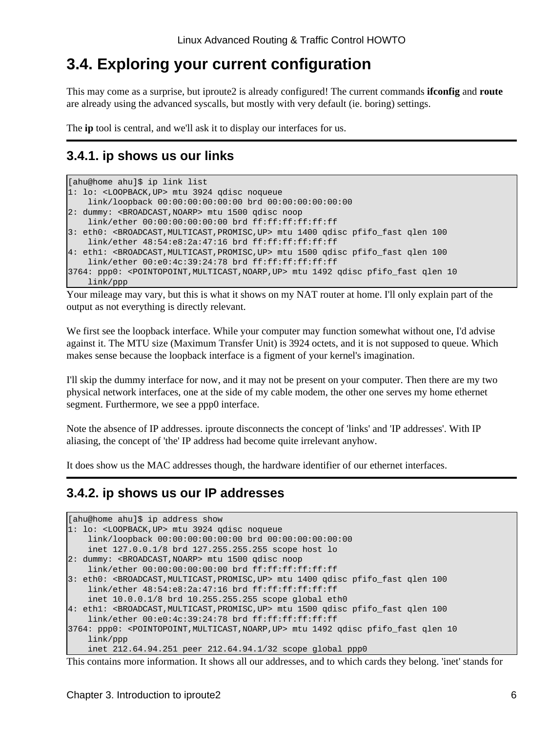## 3.4. Exploring your current configuration

This may come as a surprise, but iproute2 is already configured! The current commands **ifconfig** and **route** are already using the advanced syscalls, but mostly with very default (ie. boring) settings.

The **ip** tool is central, and we'll ask it to display our interfaces for us.

### 3.4.1. ip shows us our links

```
[ahu@home ahu]$ ip link list
1: lo: <LOOPBACK,UP> mtu 3924 qdisc noqueue
    link/loopback 00:00:00:00:00:00 brd 00:00:00:00:00:00
2: dummy: <BROADCAST,NOARP> mtu 1500 qdisc noop
    link/ether 00:00:00:00:00:00 brd ff:ff:ff:ff:ff:ff
3: eth0: <BROADCAST,MULTICAST,PROMISC,UP> mtu 1400 qdisc pfifo_fast qlen 100
    link/ether 48:54:e8:2a:47:16 brd ff:ff:ff:ff:ff:ff
4: eth1: <BROADCAST,MULTICAST,PROMISC,UP> mtu 1500 qdisc pfifo_fast qlen 100
    link/ether 00:e0:4c:39:24:78 brd ff:ff:ff:ff:ff:ff
3764: ppp0: <POINTOPOINT,MULTICAST,NOARP,UP> mtu 1492 qdisc pfifo_fast qlen 10
    link/ppp
```

Your mileage may vary, but this is what it shows on my NAT router at home. I'll only explain part of the output as not everything is directly relevant.

We first see the loopback interface. While your computer may function somewhat without one, I'd advise against it. The MTU size (Maximum Transfer Unit) is 3924 octets, and it is not supposed to queue. Which makes sense because the loopback interface is a figment of your kernel's imagination.

I'll skip the dummy interface for now, and it may not be present on your computer. Then there are my two physical network interfaces, one at the side of my cable modem, the other one serves my home ethernet segment. Furthermore, we see a ppp0 interface.

Note the absence of IP addresses. iproute disconnects the concept of 'links' and 'IP addresses'. With IP aliasing, the concept of 'the' IP address had become quite irrelevant anyhow.

It does show us the MAC addresses though, the hardware identifier of our ethernet interfaces.

### 3.4.2. ip shows us our IP addresses

```
[ahu@home ahu]$ ip address show
1: lo: <LOOPBACK,UP> mtu 3924 qdisc noqueue
    link/loopback 00:00:00:00:00:00 brd 00:00:00:00:00:00
    inet 127.0.0.1/8 brd 127.255.255.255 scope host lo
2: dummy: <BROADCAST,NOARP> mtu 1500 qdisc noop
    link/ether 00:00:00:00:00:00 brd ff:ff:ff:ff:ff:ff
3: eth0: <BROADCAST,MULTICAST,PROMISC,UP> mtu 1400 qdisc pfifo_fast qlen 100
    link/ether 48:54:e8:2a:47:16 brd ff:ff:ff:ff:ff:ff
    inet 10.0.0.1/8 brd 10.255.255.255 scope global eth0
4: eth1: <BROADCAST,MULTICAST,PROMISC,UP> mtu 1500 qdisc pfifo_fast qlen 100
    link/ether 00:e0:4c:39:24:78 brd ff:ff:ff:ff:ff:ff
3764: ppp0: <POINTOPOINT,MULTICAST,NOARP,UP> mtu 1492 qdisc pfifo_fast qlen 10
    link/ppp
    inet 212.64.94.251 peer 212.64.94.1/32 scope global ppp0
```

This contains more information. It shows all our addresses, and to which cards they belong. 'inet' stands for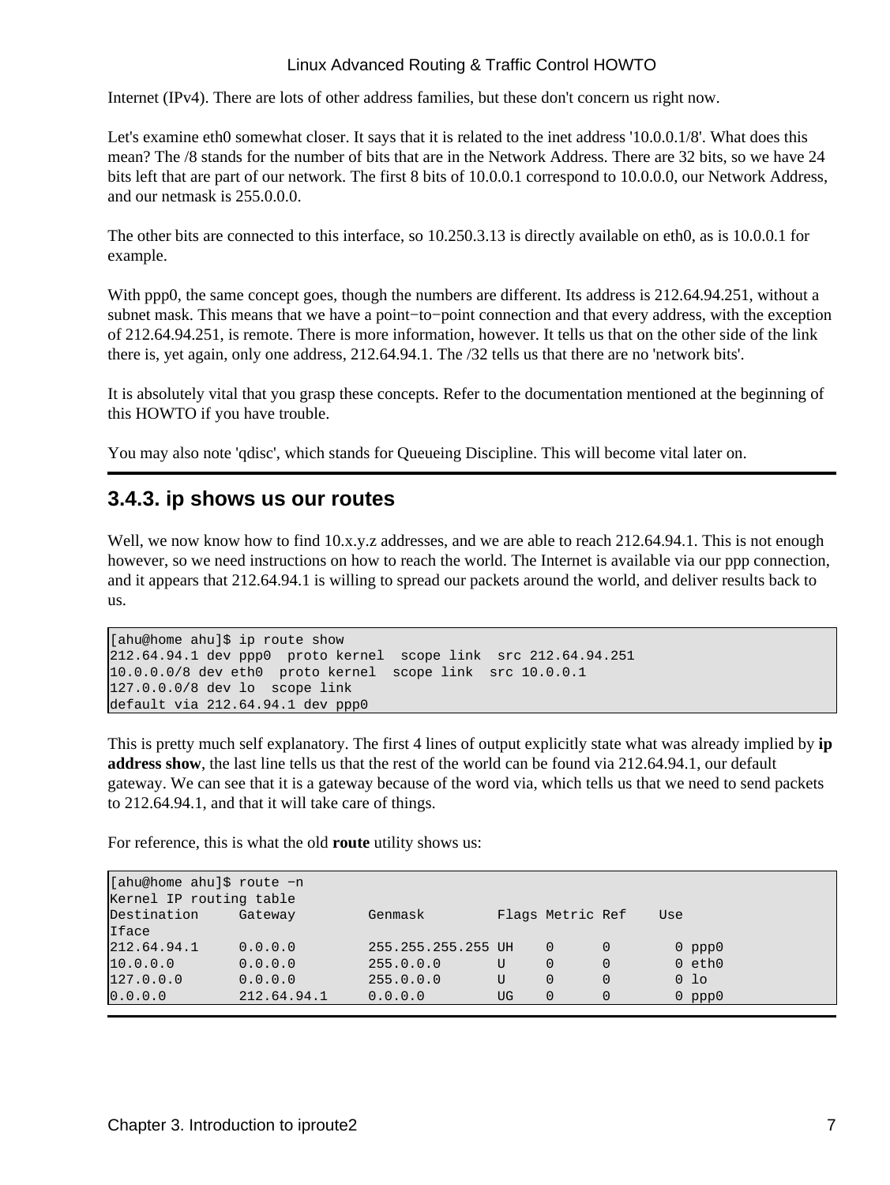Internet (IPv4). There are lots of other address families, but these don't concern us right now.

Let's examine eth0 somewhat closer. It says that it is related to the inet address '10.0.0.1/8'. What does this mean? The /8 stands for the number of bits that are in the Network Address. There are 32 bits, so we have 24 bits left that are part of our network. The first 8 bits of 10.0.0.1 correspond to 10.0.0.0, our Network Address, and our netmask is 255.0.0.0.

The other bits are connected to this interface, so 10.250.3.13 is directly available on eth0, as is 10.0.0.1 for example.

With ppp0, the same concept goes, though the numbers are different. Its address is 212.64.94.251, without a subnet mask. This means that we have a point−to−point connection and that every address, with the exception of 212.64.94.251, is remote. There is more information, however. It tells us that on the other side of the link there is, yet again, only one address, 212.64.94.1. The /32 tells us that there are no 'network bits'.

It is absolutely vital that you grasp these concepts. Refer to the documentation mentioned at the beginning of this HOWTO if you have trouble.

You may also note 'qdisc', which stands for Queueing Discipline. This will become vital later on.

### 3.4.3. ip shows us our routes

Well, we now know how to find 10.x.y.z addresses, and we are able to reach 212.64.94.1. This is not enough however, so we need instructions on how to reach the world. The Internet is available via our ppp connection, and it appears that 212.64.94.1 is willing to spread our packets around the world, and deliver results back to us.

```
[ahu@home ahu]$ ip route show
212.64.94.1 dev ppp0  proto kernel  scope link  src 212.64.94.251
10.0.0.0/8 dev eth0  proto kernel  scope link  src 10.0.0.1
127.0.0.0/8 dev lo  scope link
default via 212.64.94.1 dev ppp0
```

This is pretty much self explanatory. The first 4 lines of output explicitly state what was already implied by **ip address show**, the last line tells us that the rest of the world can be found via 212.64.94.1, our default gateway. We can see that it is a gateway because of the word via, which tells us that we need to send packets to 212.64.94.1, and that it will take care of things.

For reference, this is what the old **route** utility shows us:

```
[ahu@home ahu]$ route −n
Kernel IP routing table
Destination     Gateway         Genmask         Flags Metric Ref    Use
Iface
212.64.94.1     0.0.0.0         255.255.255.255 UH    0      0        0 ppp0
10.0.0.0        0.0.0.0         255.0.0.0       U     0      0        0 eth0
127.0.0.0       0.0.0.0         255.0.0.0       U     0      0        0 lo
0.0.0.0         212.64.94.1     0.0.0.0         UG    0      0        0 ppp0
```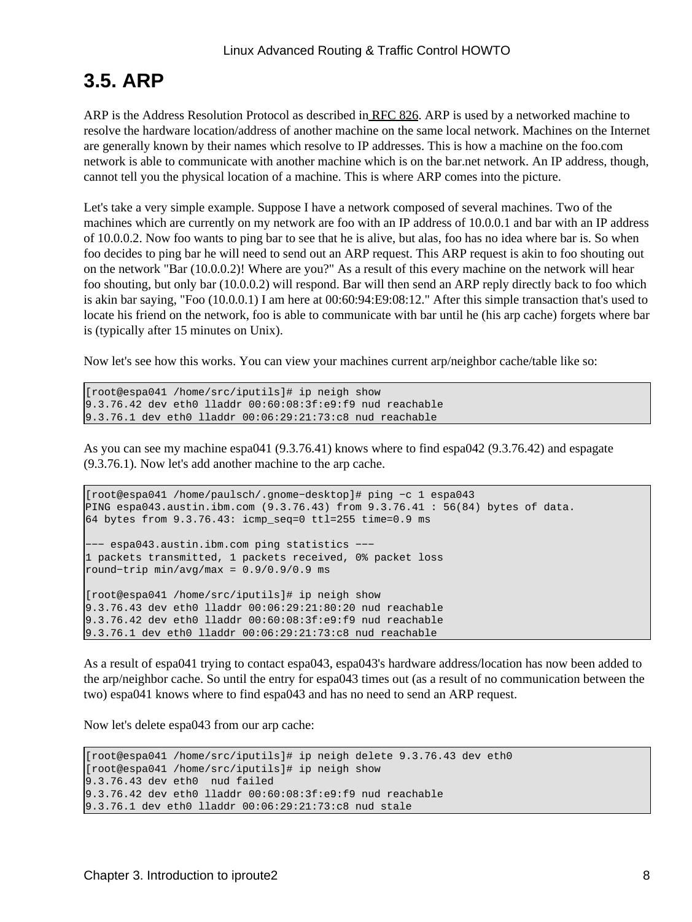## 3.5. ARP

ARP is the Address Resolution Protocol as described in RFC 826. ARP is used by a networked machine to resolve the hardware location/address of another machine on the same local network. Machines on the Internet are generally known by their names which resolve to IP addresses. This is how a machine on the foo.com network is able to communicate with another machine which is on the bar.net network. An IP address, though, cannot tell you the physical location of a machine. This is where ARP comes into the picture.

Let's take a very simple example. Suppose I have a network composed of several machines. Two of the machines which are currently on my network are foo with an IP address of 10.0.0.1 and bar with an IP address of 10.0.0.2. Now foo wants to ping bar to see that he is alive, but alas, foo has no idea where bar is. So when foo decides to ping bar he will need to send out an ARP request. This ARP request is akin to foo shouting out on the network "Bar (10.0.0.2)! Where are you?" As a result of this every machine on the network will hear foo shouting, but only bar (10.0.0.2) will respond. Bar will then send an ARP reply directly back to foo which is akin bar saying, "Foo (10.0.0.1) I am here at 00:60:94:E9:08:12." After this simple transaction that's used to locate his friend on the network, foo is able to communicate with bar until he (his arp cache) forgets where bar is (typically after 15 minutes on Unix).

Now let's see how this works. You can view your machines current arp/neighbor cache/table like so:

```
[root@espa041 /home/src/iputils]# ip neigh show
9.3.76.42 dev eth0 lladdr 00:60:08:3f:e9:f9 nud reachable
9.3.76.1 dev eth0 lladdr 00:06:29:21:73:c8 nud reachable
```

As you can see my machine espa041 (9.3.76.41) knows where to find espa042 (9.3.76.42) and espagate (9.3.76.1). Now let's add another machine to the arp cache.

```
[root@espa041 /home/paulsch/.gnome-desktop]# ping -c 1 espa043
PING espa043.austin.ibm.com (9.3.76.43) from 9.3.76.41 : 56(84) bytes of data.
64 bytes from 9.3.76.43: icmp_seq=0 ttl=255 time=0.9 ms

--- espa043.austin.ibm.com ping statistics ---
1 packets transmitted, 1 packets received, 0% packet loss
round-trip min/avg/max = 0.9/0.9/0.9 ms

[root@espa041 /home/src/iputils]# ip neigh show
9.3.76.43 dev eth0 lladdr 00:06:29:21:80:20 nud reachable
9.3.76.42 dev eth0 lladdr 00:60:08:3f:e9:f9 nud reachable
9.3.76.1 dev eth0 lladdr 00:06:29:21:73:c8 nud reachable
```

As a result of espa041 trying to contact espa043, espa043's hardware address/location has now been added to the arp/neighbor cache. So until the entry for espa043 times out (as a result of no communication between the two) espa041 knows where to find espa043 and has no need to send an ARP request.

Now let's delete espa043 from our arp cache:

```
[root@espa041 /home/src/iputils]# ip neigh delete 9.3.76.43 dev eth0
[root@espa041 /home/src/iputils]# ip neigh show
9.3.76.43 dev eth0  nud failed
9.3.76.42 dev eth0 lladdr 00:60:08:3f:e9:f9 nud reachable
9.3.76.1 dev eth0 lladdr 00:06:29:21:73:c8 nud stale
```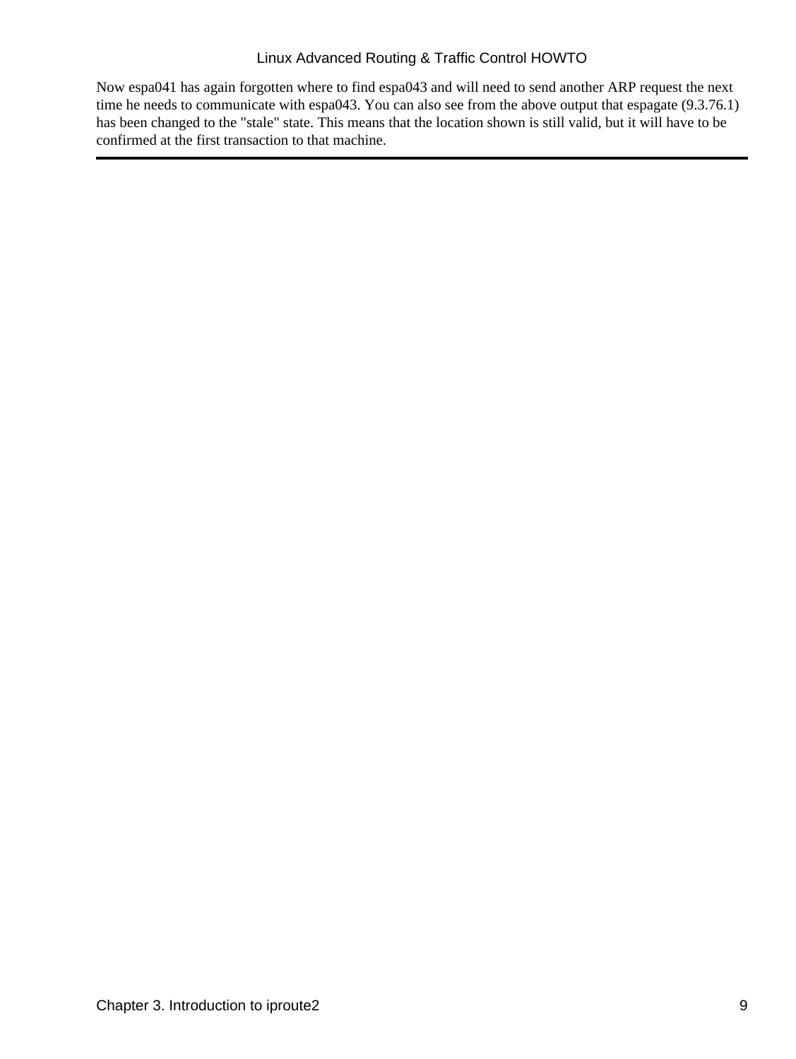Now espa041 has again forgotten where to find espa043 and will need to send another ARP request the next time he needs to communicate with espa043. You can also see from the above output that espagate (9.3.76.1) has been changed to the "stale" state. This means that the location shown is still valid, but it will have to be confirmed at the first transaction to that machine.

---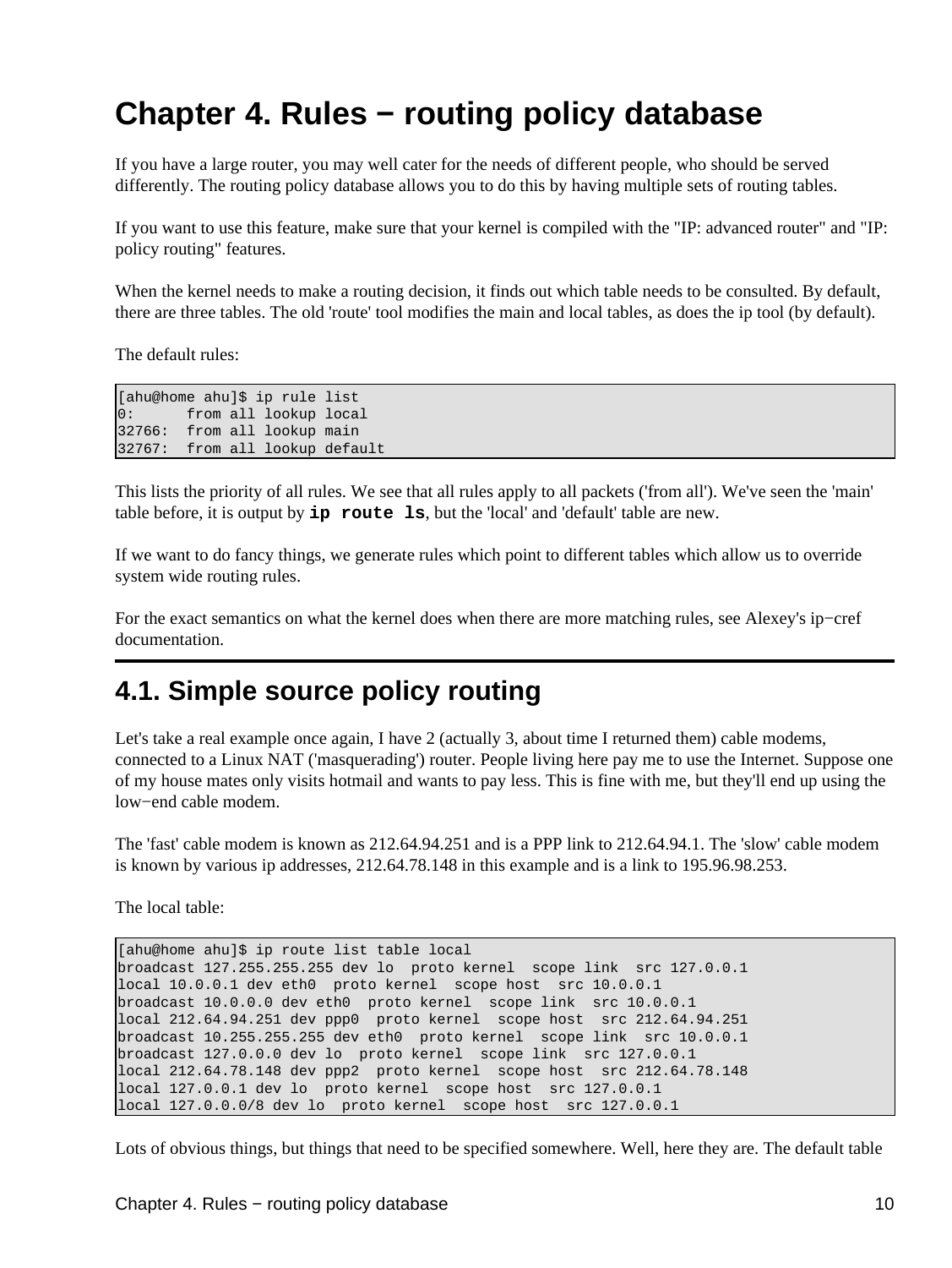# Chapter 4. Rules − routing policy database

If you have a large router, you may well cater for the needs of different people, who should be served differently. The routing policy database allows you to do this by having multiple sets of routing tables.

If you want to use this feature, make sure that your kernel is compiled with the "IP: advanced router" and "IP: policy routing" features.

When the kernel needs to make a routing decision, it finds out which table needs to be consulted. By default, there are three tables. The old 'route' tool modifies the main and local tables, as does the ip tool (by default).

The default rules:

```
[ahu@home ahu]$ ip rule list
0:      from all lookup local
32766:  from all lookup main
32767:  from all lookup default
```

This lists the priority of all rules. We see that all rules apply to all packets ('from all'). We've seen the 'main' table before, it is output by **`ip route ls`**, but the 'local' and 'default' table are new.

If we want to do fancy things, we generate rules which point to different tables which allow us to override system wide routing rules.

For the exact semantics on what the kernel does when there are more matching rules, see Alexey's ip−cref documentation.

## 4.1. Simple source policy routing

Let's take a real example once again, I have 2 (actually 3, about time I returned them) cable modems, connected to a Linux NAT ('masquerading') router. People living here pay me to use the Internet. Suppose one of my house mates only visits hotmail and wants to pay less. This is fine with me, but they'll end up using the low−end cable modem.

The 'fast' cable modem is known as 212.64.94.251 and is a PPP link to 212.64.94.1. The 'slow' cable modem is known by various ip addresses, 212.64.78.148 in this example and is a link to 195.96.98.253.

The local table:

```
[ahu@home ahu]$ ip route list table local
broadcast 127.255.255.255 dev lo  proto kernel  scope link  src 127.0.0.1
local 10.0.0.1 dev eth0  proto kernel  scope host  src 10.0.0.1
broadcast 10.0.0.0 dev eth0  proto kernel  scope link  src 10.0.0.1
local 212.64.94.251 dev ppp0  proto kernel  scope host  src 212.64.94.251
broadcast 10.255.255.255 dev eth0  proto kernel  scope link  src 10.0.0.1
broadcast 127.0.0.0 dev lo  proto kernel  scope link  src 127.0.0.1
local 212.64.78.148 dev ppp2  proto kernel  scope host  src 212.64.78.148
local 127.0.0.1 dev lo  proto kernel  scope host  src 127.0.0.1
local 127.0.0.0/8 dev lo  proto kernel  scope host  src 127.0.0.1
```

Lots of obvious things, but things that need to be specified somewhere. Well, here they are. The default table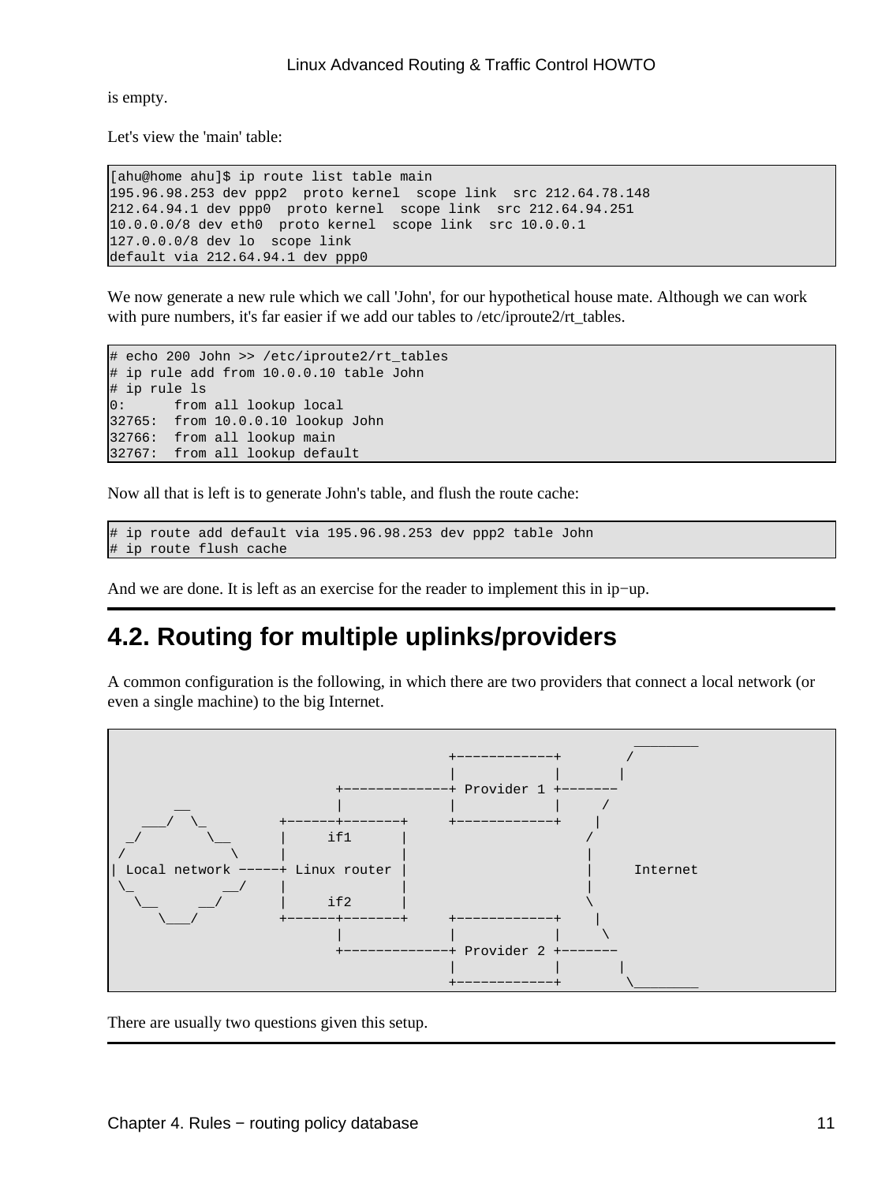is empty.

Let's view the 'main' table:

```
[ahu@home ahu]$ ip route list table main
195.96.98.253 dev ppp2  proto kernel  scope link  src 212.64.78.148
212.64.94.1 dev ppp0  proto kernel  scope link  src 212.64.94.251
10.0.0.0/8 dev eth0  proto kernel  scope link  src 10.0.0.1
127.0.0.0/8 dev lo  scope link
default via 212.64.94.1 dev ppp0
```

We now generate a new rule which we call 'John', for our hypothetical house mate. Although we can work with pure numbers, it's far easier if we add our tables to /etc/iproute2/rt_tables.

```
# echo 200 John >> /etc/iproute2/rt_tables
# ip rule add from 10.0.0.10 table John
# ip rule ls
0:      from all lookup local
32765:  from 10.0.0.10 lookup John
32766:  from all lookup main
32767:  from all lookup default
```

Now all that is left is to generate John's table, and flush the route cache:

```
# ip route add default via 195.96.98.253 dev ppp2 table John
# ip route flush cache
```

And we are done. It is left as an exercise for the reader to implement this in ip−up.

## 4.2. Routing for multiple uplinks/providers

A common configuration is the following, in which there are two providers that connect a local network (or even a single machine) to the big Internet.

```
                                                                 ________
                                          +------------+        /
                                          |            |       |
                            +-------------+ Provider 1 +-------
        __                  |             |            |     /
    ___/  \_         +------+-------+     +------------+    |
  _/        \__      |     if1      |                      /
 /             \     |              |                      |
| Local network -----+ Linux router |                      |     Internet
 \_           __/    |              |                      |
   \__     __/       |     if2      |                      \
      \___/          +------+-------+     +------------+    |
                            |             |            |     \
                            +-------------+ Provider 2 +-------
                                          |            |       |
                                          +------------+        \________
```

There are usually two questions given this setup.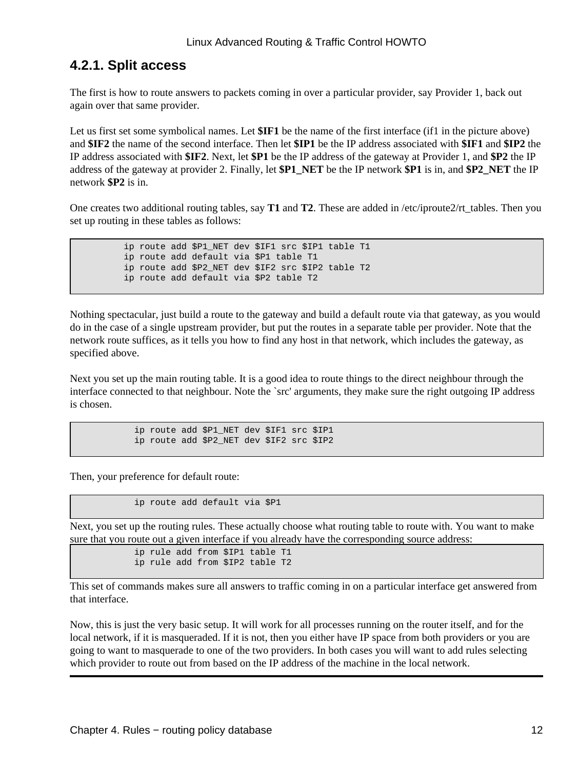### 4.2.1. Split access

The first is how to route answers to packets coming in over a particular provider, say Provider 1, back out again over that same provider.

Let us first set some symbolical names. Let **$IF1** be the name of the first interface (if1 in the picture above) and **$IF2** the name of the second interface. Then let **$IP1** be the IP address associated with **$IF1** and **$IP2** the IP address associated with **$IF2**. Next, let **$P1** be the IP address of the gateway at Provider 1, and **$P2** the IP address of the gateway at provider 2. Finally, let **$P1_NET** be the IP network **$P1** is in, and **$P2_NET** the IP network **$P2** is in.

One creates two additional routing tables, say **T1** and **T2**. These are added in /etc/iproute2/rt_tables. Then you set up routing in these tables as follows:

```
ip route add $P1_NET dev $IF1 src $IP1 table T1
ip route add default via $P1 table T1
ip route add $P2_NET dev $IF2 src $IP2 table T2
ip route add default via $P2 table T2
```

Nothing spectacular, just build a route to the gateway and build a default route via that gateway, as you would do in the case of a single upstream provider, but put the routes in a separate table per provider. Note that the network route suffices, as it tells you how to find any host in that network, which includes the gateway, as specified above.

Next you set up the main routing table. It is a good idea to route things to the direct neighbour through the interface connected to that neighbour. Note the `src' arguments, they make sure the right outgoing IP address is chosen.

```
ip route add $P1_NET dev $IF1 src $IP1
ip route add $P2_NET dev $IF2 src $IP2
```

Then, your preference for default route:

```
ip route add default via $P1
```

Next, you set up the routing rules. These actually choose what routing table to route with. You want to make sure that you route out a given interface if you already have the corresponding source address:

```
ip rule add from $IP1 table T1
ip rule add from $IP2 table T2
```

This set of commands makes sure all answers to traffic coming in on a particular interface get answered from that interface.

Now, this is just the very basic setup. It will work for all processes running on the router itself, and for the local network, if it is masqueraded. If it is not, then you either have IP space from both providers or you are going to want to masquerade to one of the two providers. In both cases you will want to add rules selecting which provider to route out from based on the IP address of the machine in the local network.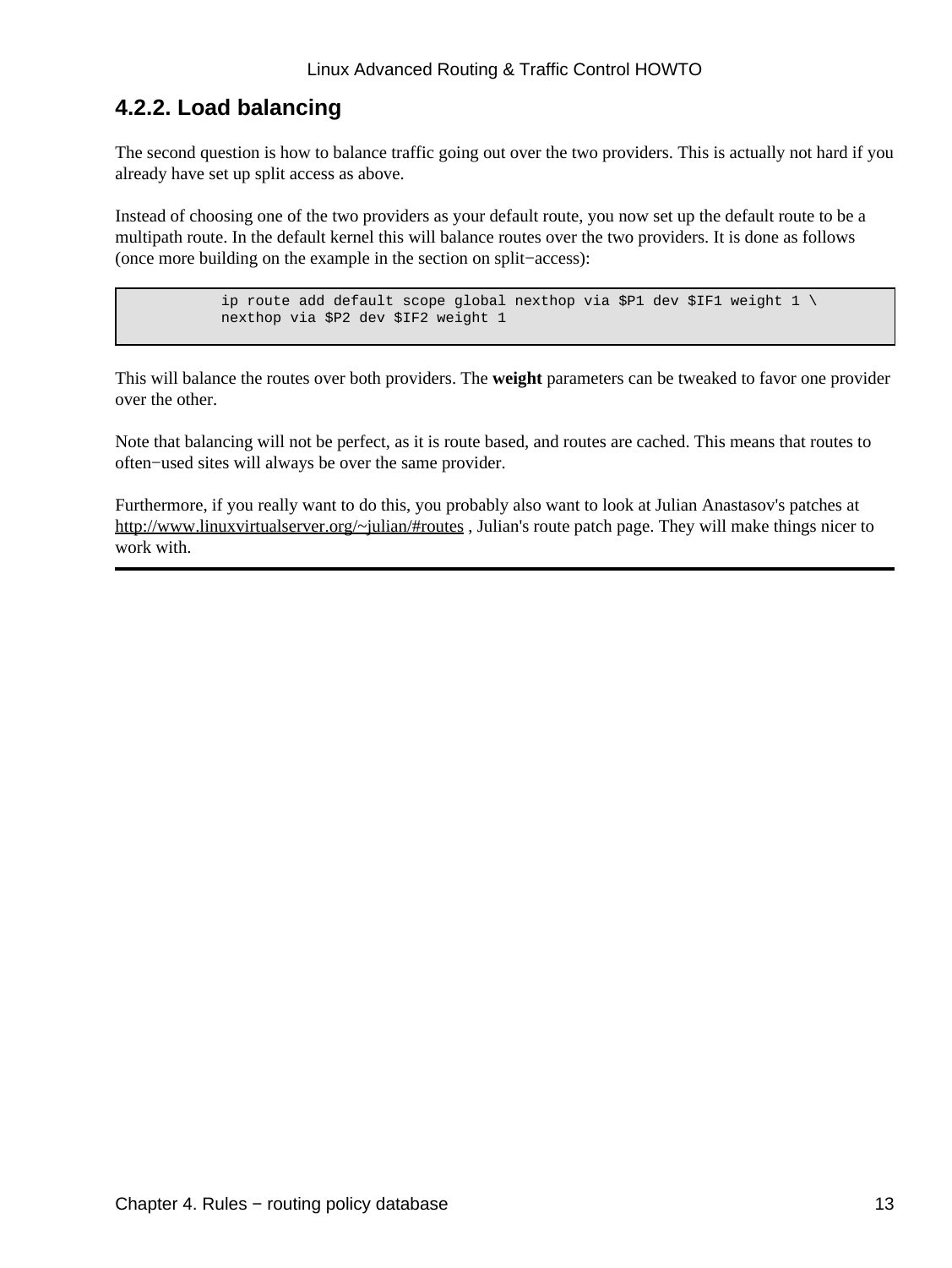### 4.2.2. Load balancing

The second question is how to balance traffic going out over the two providers. This is actually not hard if you already have set up split access as above.

Instead of choosing one of the two providers as your default route, you now set up the default route to be a multipath route. In the default kernel this will balance routes over the two providers. It is done as follows (once more building on the example in the section on split−access):

```
ip route add default scope global nexthop via $P1 dev $IF1 weight 1 \
nexthop via $P2 dev $IF2 weight 1
```

This will balance the routes over both providers. The **weight** parameters can be tweaked to favor one provider over the other.

Note that balancing will not be perfect, as it is route based, and routes are cached. This means that routes to often−used sites will always be over the same provider.

Furthermore, if you really want to do this, you probably also want to look at Julian Anastasov's patches at http://www.linuxvirtualserver.org/~julian/#routes , Julian's route patch page. They will make things nicer to work with.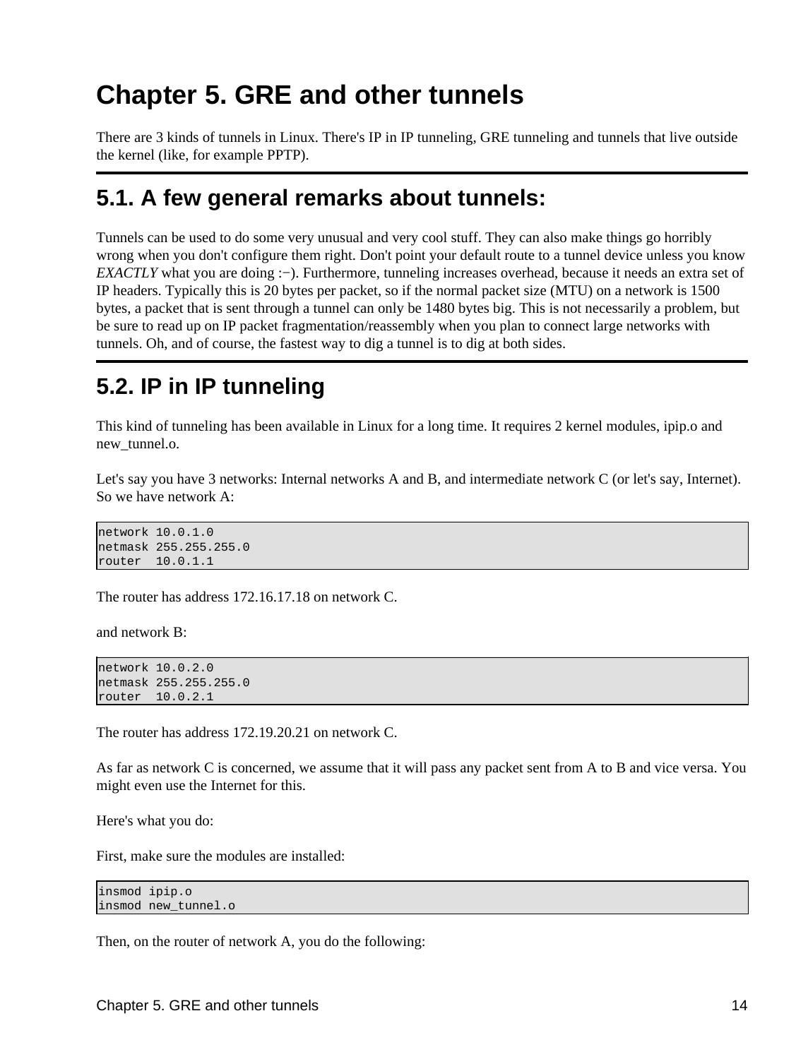# Chapter 5. GRE and other tunnels

There are 3 kinds of tunnels in Linux. There's IP in IP tunneling, GRE tunneling and tunnels that live outside the kernel (like, for example PPTP).

## 5.1. A few general remarks about tunnels:

Tunnels can be used to do some very unusual and very cool stuff. They can also make things go horribly wrong when you don't configure them right. Don't point your default route to a tunnel device unless you know *EXACTLY* what you are doing :−). Furthermore, tunneling increases overhead, because it needs an extra set of IP headers. Typically this is 20 bytes per packet, so if the normal packet size (MTU) on a network is 1500 bytes, a packet that is sent through a tunnel can only be 1480 bytes big. This is not necessarily a problem, but be sure to read up on IP packet fragmentation/reassembly when you plan to connect large networks with tunnels. Oh, and of course, the fastest way to dig a tunnel is to dig at both sides.

## 5.2. IP in IP tunneling

This kind of tunneling has been available in Linux for a long time. It requires 2 kernel modules, ipip.o and new_tunnel.o.

Let's say you have 3 networks: Internal networks A and B, and intermediate network C (or let's say, Internet). So we have network A:

```
network 10.0.1.0
netmask 255.255.255.0
router  10.0.1.1
```

The router has address 172.16.17.18 on network C.

and network B:

```
network 10.0.2.0
netmask 255.255.255.0
router  10.0.2.1
```

The router has address 172.19.20.21 on network C.

As far as network C is concerned, we assume that it will pass any packet sent from A to B and vice versa. You might even use the Internet for this.

Here's what you do:

First, make sure the modules are installed:

```
insmod ipip.o
insmod new_tunnel.o
```

Then, on the router of network A, you do the following: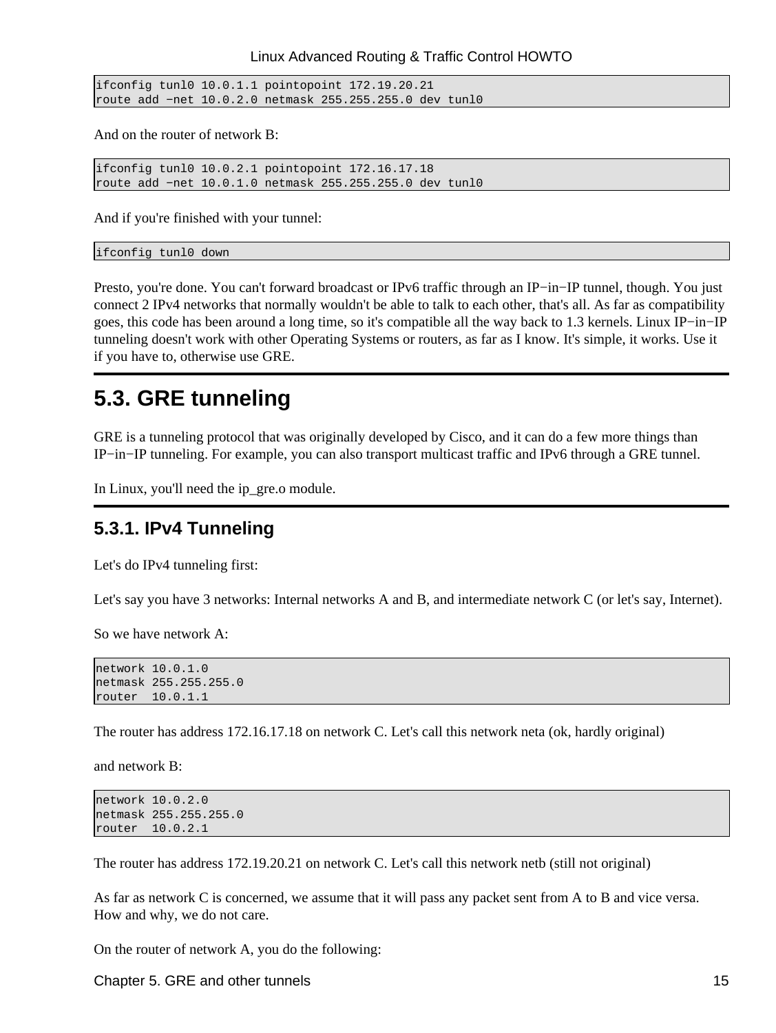```
ifconfig tunl0 10.0.1.1 pointopoint 172.19.20.21
route add −net 10.0.2.0 netmask 255.255.255.0 dev tunl0
```

And on the router of network B:

```
ifconfig tunl0 10.0.2.1 pointopoint 172.16.17.18
route add −net 10.0.1.0 netmask 255.255.255.0 dev tunl0
```

And if you're finished with your tunnel:

```
ifconfig tunl0 down
```

Presto, you're done. You can't forward broadcast or IPv6 traffic through an IP−in−IP tunnel, though. You just connect 2 IPv4 networks that normally wouldn't be able to talk to each other, that's all. As far as compatibility goes, this code has been around a long time, so it's compatible all the way back to 1.3 kernels. Linux IP−in−IP tunneling doesn't work with other Operating Systems or routers, as far as I know. It's simple, it works. Use it if you have to, otherwise use GRE.

## 5.3. GRE tunneling

GRE is a tunneling protocol that was originally developed by Cisco, and it can do a few more things than IP−in−IP tunneling. For example, you can also transport multicast traffic and IPv6 through a GRE tunnel.

In Linux, you'll need the ip_gre.o module.

### 5.3.1. IPv4 Tunneling

Let's do IPv4 tunneling first:

Let's say you have 3 networks: Internal networks A and B, and intermediate network C (or let's say, Internet).

So we have network A:

```
network 10.0.1.0
netmask 255.255.255.0
router  10.0.1.1
```

The router has address 172.16.17.18 on network C. Let's call this network neta (ok, hardly original)

and network B:

```
network 10.0.2.0
netmask 255.255.255.0
router  10.0.2.1
```

The router has address 172.19.20.21 on network C. Let's call this network netb (still not original)

As far as network C is concerned, we assume that it will pass any packet sent from A to B and vice versa. How and why, we do not care.

On the router of network A, you do the following: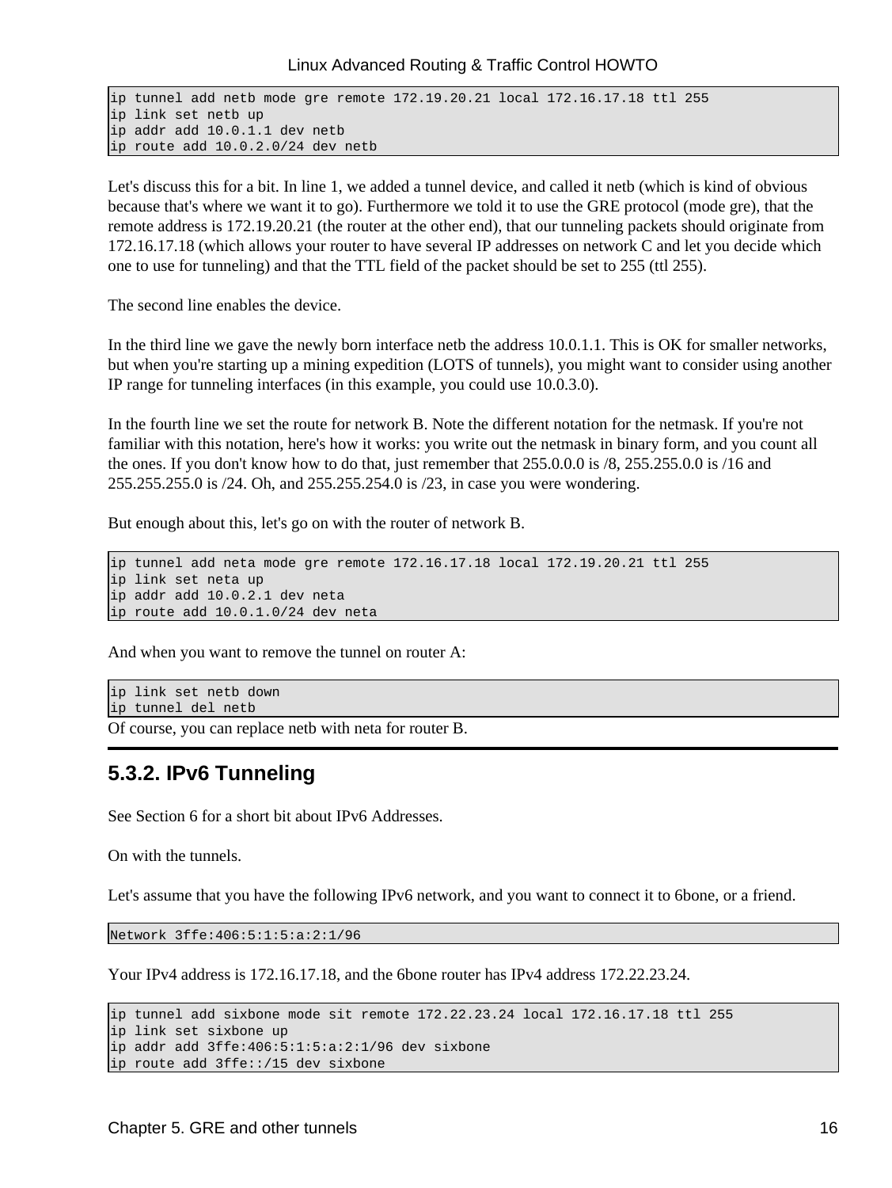```
ip tunnel add netb mode gre remote 172.19.20.21 local 172.16.17.18 ttl 255
ip link set netb up
ip addr add 10.0.1.1 dev netb
ip route add 10.0.2.0/24 dev netb
```

Let's discuss this for a bit. In line 1, we added a tunnel device, and called it netb (which is kind of obvious because that's where we want it to go). Furthermore we told it to use the GRE protocol (mode gre), that the remote address is 172.19.20.21 (the router at the other end), that our tunneling packets should originate from 172.16.17.18 (which allows your router to have several IP addresses on network C and let you decide which one to use for tunneling) and that the TTL field of the packet should be set to 255 (ttl 255).

The second line enables the device.

In the third line we gave the newly born interface netb the address 10.0.1.1. This is OK for smaller networks, but when you're starting up a mining expedition (LOTS of tunnels), you might want to consider using another IP range for tunneling interfaces (in this example, you could use 10.0.3.0).

In the fourth line we set the route for network B. Note the different notation for the netmask. If you're not familiar with this notation, here's how it works: you write out the netmask in binary form, and you count all the ones. If you don't know how to do that, just remember that 255.0.0.0 is /8, 255.255.0.0 is /16 and 255.255.255.0 is /24. Oh, and 255.255.254.0 is /23, in case you were wondering.

But enough about this, let's go on with the router of network B.

```
ip tunnel add neta mode gre remote 172.16.17.18 local 172.19.20.21 ttl 255
ip link set neta up
ip addr add 10.0.2.1 dev neta
ip route add 10.0.1.0/24 dev neta
```

And when you want to remove the tunnel on router A:

```
ip link set netb down
ip tunnel del netb
```

Of course, you can replace netb with neta for router B.

### 5.3.2. IPv6 Tunneling

See Section 6 for a short bit about IPv6 Addresses.

On with the tunnels.

Let's assume that you have the following IPv6 network, and you want to connect it to 6bone, or a friend.

```
Network 3ffe:406:5:1:5:a:2:1/96
```

Your IPv4 address is 172.16.17.18, and the 6bone router has IPv4 address 172.22.23.24.

```
ip tunnel add sixbone mode sit remote 172.22.23.24 local 172.16.17.18 ttl 255
ip link set sixbone up
ip addr add 3ffe:406:5:1:5:a:2:1/96 dev sixbone
ip route add 3ffe::/15 dev sixbone
```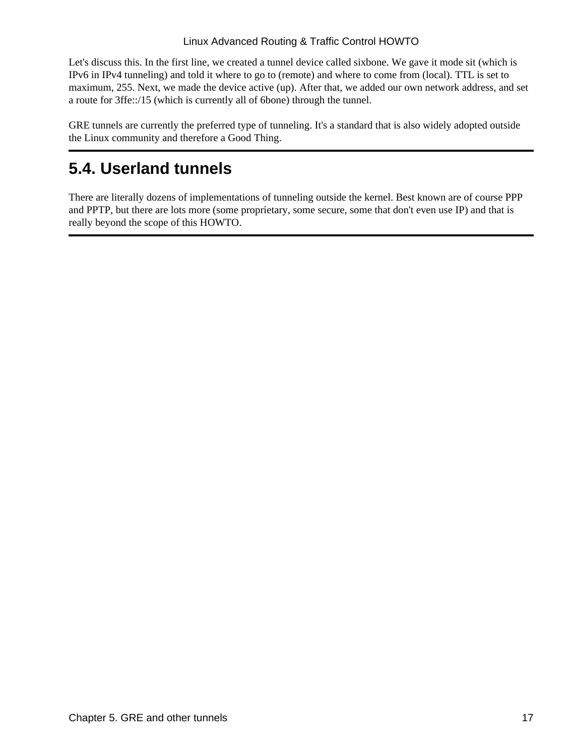Let's discuss this. In the first line, we created a tunnel device called sixbone. We gave it mode sit (which is IPv6 in IPv4 tunneling) and told it where to go to (remote) and where to come from (local). TTL is set to maximum, 255. Next, we made the device active (up). After that, we added our own network address, and set a route for 3ffe::/15 (which is currently all of 6bone) through the tunnel.

GRE tunnels are currently the preferred type of tunneling. It's a standard that is also widely adopted outside the Linux community and therefore a Good Thing.

## 5.4. Userland tunnels

There are literally dozens of implementations of tunneling outside the kernel. Best known are of course PPP and PPTP, but there are lots more (some proprietary, some secure, some that don't even use IP) and that is really beyond the scope of this HOWTO.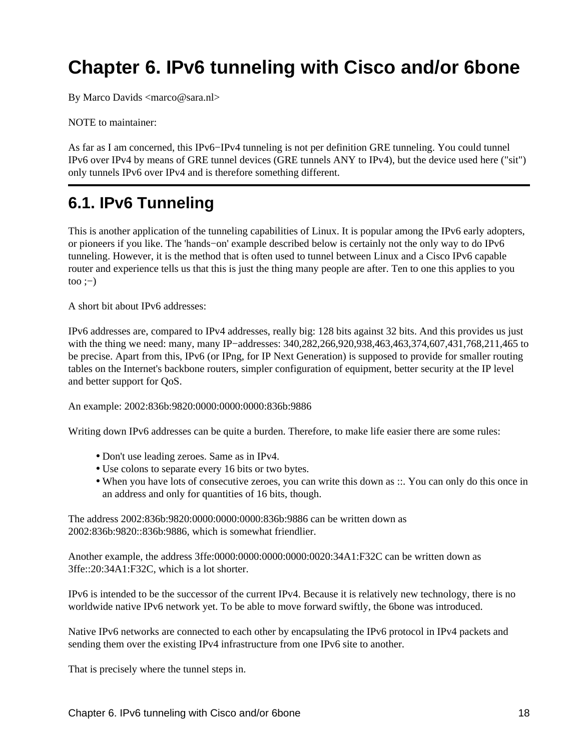# Chapter 6. IPv6 tunneling with Cisco and/or 6bone

By Marco Davids <marco@sara.nl>

NOTE to maintainer:

As far as I am concerned, this IPv6−IPv4 tunneling is not per definition GRE tunneling. You could tunnel IPv6 over IPv4 by means of GRE tunnel devices (GRE tunnels ANY to IPv4), but the device used here ("sit") only tunnels IPv6 over IPv4 and is therefore something different.

## 6.1. IPv6 Tunneling

This is another application of the tunneling capabilities of Linux. It is popular among the IPv6 early adopters, or pioneers if you like. The 'hands−on' example described below is certainly not the only way to do IPv6 tunneling. However, it is the method that is often used to tunnel between Linux and a Cisco IPv6 capable router and experience tells us that this is just the thing many people are after. Ten to one this applies to you too ;−)

A short bit about IPv6 addresses:

IPv6 addresses are, compared to IPv4 addresses, really big: 128 bits against 32 bits. And this provides us just with the thing we need: many, many IP−addresses: 340,282,266,920,938,463,463,374,607,431,768,211,465 to be precise. Apart from this, IPv6 (or IPng, for IP Next Generation) is supposed to provide for smaller routing tables on the Internet's backbone routers, simpler configuration of equipment, better security at the IP level and better support for QoS.

An example: 2002:836b:9820:0000:0000:0000:836b:9886

Writing down IPv6 addresses can be quite a burden. Therefore, to make life easier there are some rules:

- Don't use leading zeroes. Same as in IPv4.
- Use colons to separate every 16 bits or two bytes.
- When you have lots of consecutive zeroes, you can write this down as ::. You can only do this once in an address and only for quantities of 16 bits, though.

The address 2002:836b:9820:0000:0000:0000:836b:9886 can be written down as 2002:836b:9820::836b:9886, which is somewhat friendlier.

Another example, the address 3ffe:0000:0000:0000:0000:0020:34A1:F32C can be written down as 3ffe::20:34A1:F32C, which is a lot shorter.

IPv6 is intended to be the successor of the current IPv4. Because it is relatively new technology, there is no worldwide native IPv6 network yet. To be able to move forward swiftly, the 6bone was introduced.

Native IPv6 networks are connected to each other by encapsulating the IPv6 protocol in IPv4 packets and sending them over the existing IPv4 infrastructure from one IPv6 site to another.

That is precisely where the tunnel steps in.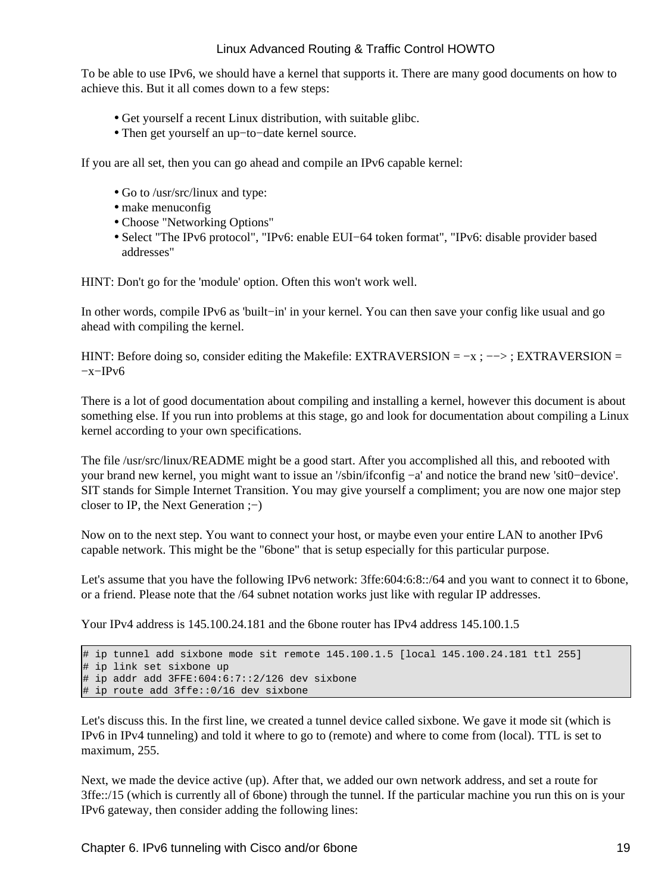To be able to use IPv6, we should have a kernel that supports it. There are many good documents on how to achieve this. But it all comes down to a few steps:

- Get yourself a recent Linux distribution, with suitable glibc.
- Then get yourself an up−to−date kernel source.

If you are all set, then you can go ahead and compile an IPv6 capable kernel:

- Go to /usr/src/linux and type:
- make menuconfig
- Choose "Networking Options"
- Select "The IPv6 protocol", "IPv6: enable EUI−64 token format", "IPv6: disable provider based addresses"

HINT: Don't go for the 'module' option. Often this won't work well.

In other words, compile IPv6 as 'built−in' in your kernel. You can then save your config like usual and go ahead with compiling the kernel.

HINT: Before doing so, consider editing the Makefile: EXTRAVERSION = −x ; −−> ; EXTRAVERSION = −x−IPv6

There is a lot of good documentation about compiling and installing a kernel, however this document is about something else. If you run into problems at this stage, go and look for documentation about compiling a Linux kernel according to your own specifications.

The file /usr/src/linux/README might be a good start. After you accomplished all this, and rebooted with your brand new kernel, you might want to issue an '/sbin/ifconfig −a' and notice the brand new 'sit0−device'. SIT stands for Simple Internet Transition. You may give yourself a compliment; you are now one major step closer to IP, the Next Generation ;−)

Now on to the next step. You want to connect your host, or maybe even your entire LAN to another IPv6 capable network. This might be the "6bone" that is setup especially for this particular purpose.

Let's assume that you have the following IPv6 network: 3ffe:604:6:8::/64 and you want to connect it to 6bone, or a friend. Please note that the /64 subnet notation works just like with regular IP addresses.

Your IPv4 address is 145.100.24.181 and the 6bone router has IPv4 address 145.100.1.5

```
# ip tunnel add sixbone mode sit remote 145.100.1.5 [local 145.100.24.181 ttl 255]
# ip link set sixbone up
# ip addr add 3FFE:604:6:7::2/126 dev sixbone
# ip route add 3ffe::0/16 dev sixbone
```

Let's discuss this. In the first line, we created a tunnel device called sixbone. We gave it mode sit (which is IPv6 in IPv4 tunneling) and told it where to go to (remote) and where to come from (local). TTL is set to maximum, 255.

Next, we made the device active (up). After that, we added our own network address, and set a route for 3ffe::/15 (which is currently all of 6bone) through the tunnel. If the particular machine you run this on is your IPv6 gateway, then consider adding the following lines: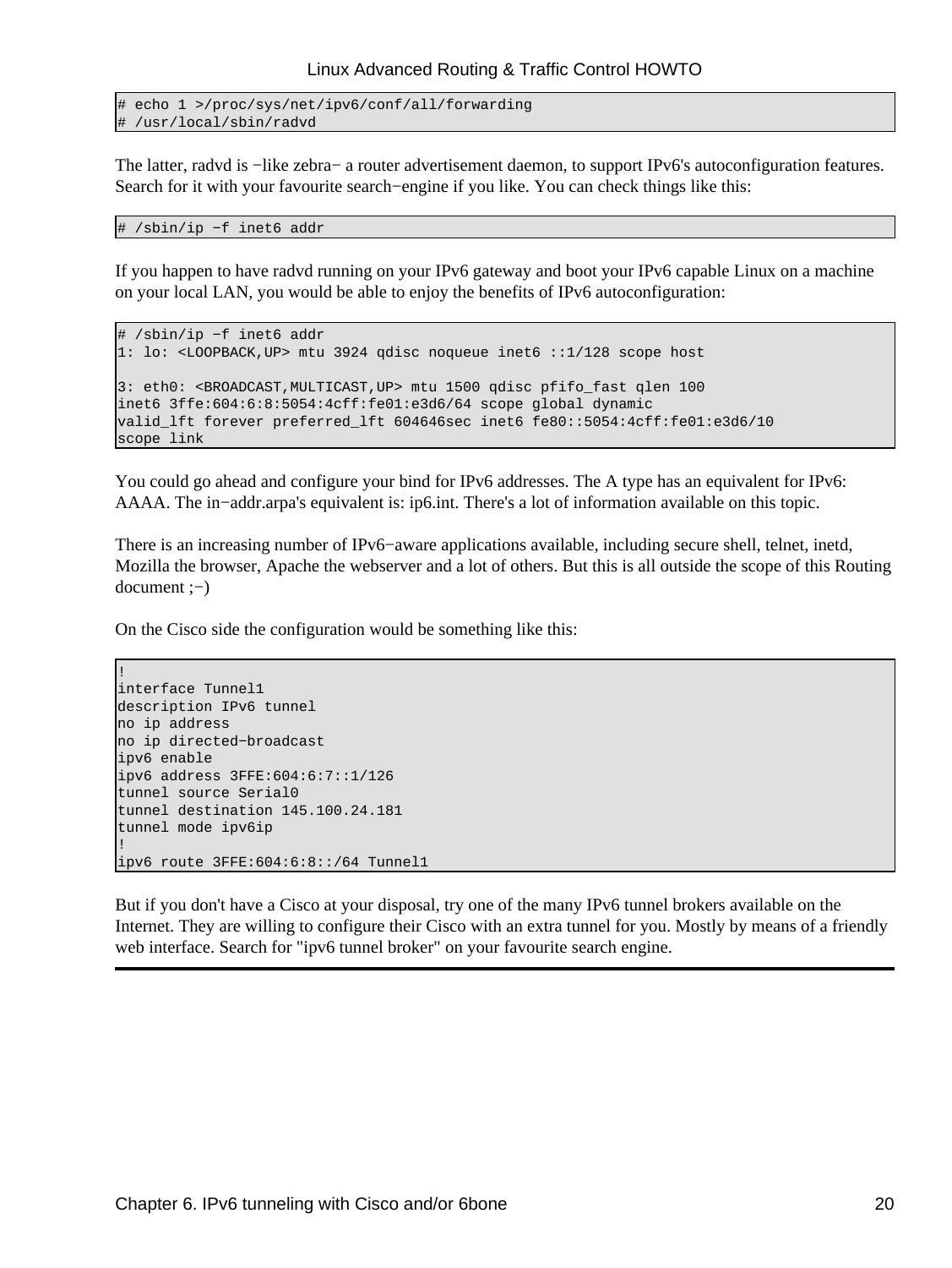```
# echo 1 >/proc/sys/net/ipv6/conf/all/forwarding
# /usr/local/sbin/radvd
```

The latter, radvd is −like zebra− a router advertisement daemon, to support IPv6's autoconfiguration features. Search for it with your favourite search−engine if you like. You can check things like this:

```
# /sbin/ip −f inet6 addr
```

If you happen to have radvd running on your IPv6 gateway and boot your IPv6 capable Linux on a machine on your local LAN, you would be able to enjoy the benefits of IPv6 autoconfiguration:

```
# /sbin/ip −f inet6 addr
1: lo: <LOOPBACK,UP> mtu 3924 qdisc noqueue inet6 ::1/128 scope host

3: eth0: <BROADCAST,MULTICAST,UP> mtu 1500 qdisc pfifo_fast qlen 100
inet6 3ffe:604:6:8:5054:4cff:fe01:e3d6/64 scope global dynamic
valid_lft forever preferred_lft 604646sec inet6 fe80::5054:4cff:fe01:e3d6/10
scope link
```

You could go ahead and configure your bind for IPv6 addresses. The A type has an equivalent for IPv6: AAAA. The in−addr.arpa's equivalent is: ip6.int. There's a lot of information available on this topic.

There is an increasing number of IPv6−aware applications available, including secure shell, telnet, inetd, Mozilla the browser, Apache the webserver and a lot of others. But this is all outside the scope of this Routing document ;−)

On the Cisco side the configuration would be something like this:

```
!
interface Tunnel1
description IPv6 tunnel
no ip address
no ip directed−broadcast
ipv6 enable
ipv6 address 3FFE:604:6:7::1/126
tunnel source Serial0
tunnel destination 145.100.24.181
tunnel mode ipv6ip
!
ipv6 route 3FFE:604:6:8::/64 Tunnel1
```

But if you don't have a Cisco at your disposal, try one of the many IPv6 tunnel brokers available on the Internet. They are willing to configure their Cisco with an extra tunnel for you. Mostly by means of a friendly web interface. Search for "ipv6 tunnel broker" on your favourite search engine.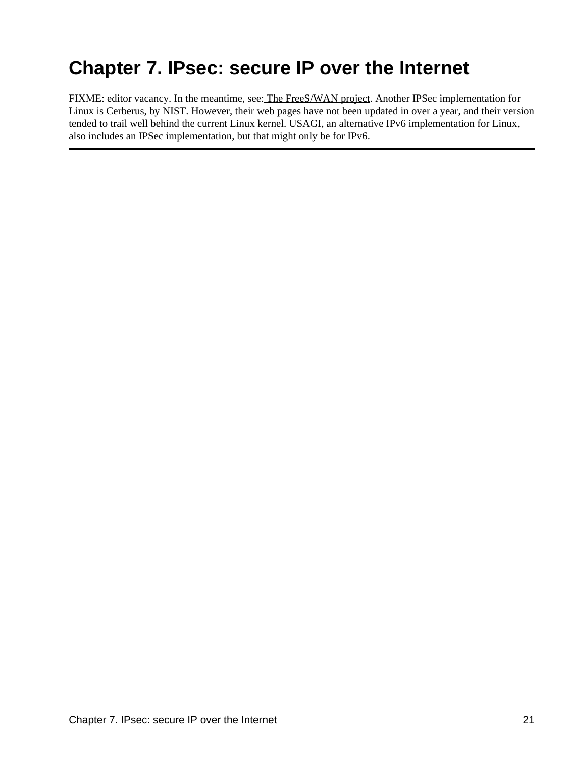# Chapter 7. IPsec: secure IP over the Internet

FIXME: editor vacancy. In the meantime, see: The FreeS/WAN project. Another IPSec implementation for Linux is Cerberus, by NIST. However, their web pages have not been updated in over a year, and their version tended to trail well behind the current Linux kernel. USAGI, an alternative IPv6 implementation for Linux, also includes an IPSec implementation, but that might only be for IPv6.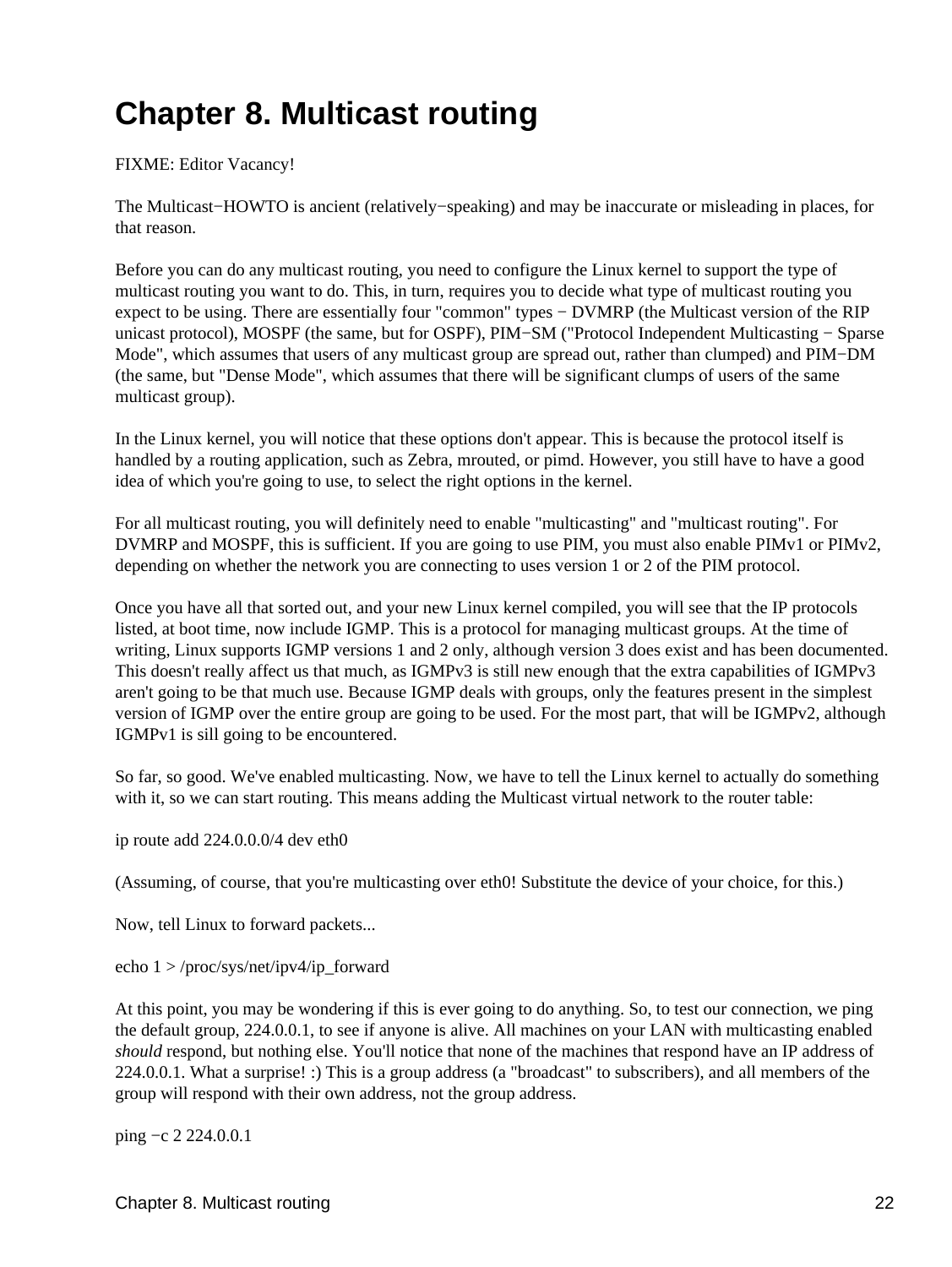# Chapter 8. Multicast routing

FIXME: Editor Vacancy!

The Multicast−HOWTO is ancient (relatively−speaking) and may be inaccurate or misleading in places, for that reason.

Before you can do any multicast routing, you need to configure the Linux kernel to support the type of multicast routing you want to do. This, in turn, requires you to decide what type of multicast routing you expect to be using. There are essentially four "common" types − DVMRP (the Multicast version of the RIP unicast protocol), MOSPF (the same, but for OSPF), PIM−SM ("Protocol Independent Multicasting − Sparse Mode", which assumes that users of any multicast group are spread out, rather than clumped) and PIM−DM (the same, but "Dense Mode", which assumes that there will be significant clumps of users of the same multicast group).

In the Linux kernel, you will notice that these options don't appear. This is because the protocol itself is handled by a routing application, such as Zebra, mrouted, or pimd. However, you still have to have a good idea of which you're going to use, to select the right options in the kernel.

For all multicast routing, you will definitely need to enable "multicasting" and "multicast routing". For DVMRP and MOSPF, this is sufficient. If you are going to use PIM, you must also enable PIMv1 or PIMv2, depending on whether the network you are connecting to uses version 1 or 2 of the PIM protocol.

Once you have all that sorted out, and your new Linux kernel compiled, you will see that the IP protocols listed, at boot time, now include IGMP. This is a protocol for managing multicast groups. At the time of writing, Linux supports IGMP versions 1 and 2 only, although version 3 does exist and has been documented. This doesn't really affect us that much, as IGMPv3 is still new enough that the extra capabilities of IGMPv3 aren't going to be that much use. Because IGMP deals with groups, only the features present in the simplest version of IGMP over the entire group are going to be used. For the most part, that will be IGMPv2, although IGMPv1 is sill going to be encountered.

So far, so good. We've enabled multicasting. Now, we have to tell the Linux kernel to actually do something with it, so we can start routing. This means adding the Multicast virtual network to the router table:

```
ip route add 224.0.0.0/4 dev eth0
```

(Assuming, of course, that you're multicasting over eth0! Substitute the device of your choice, for this.)

Now, tell Linux to forward packets...

```
echo 1 > /proc/sys/net/ipv4/ip_forward
```

At this point, you may be wondering if this is ever going to do anything. So, to test our connection, we ping the default group, 224.0.0.1, to see if anyone is alive. All machines on your LAN with multicasting enabled *should* respond, but nothing else. You'll notice that none of the machines that respond have an IP address of 224.0.0.1. What a surprise! :) This is a group address (a "broadcast" to subscribers), and all members of the group will respond with their own address, not the group address.

```
ping −c 2 224.0.0.1
```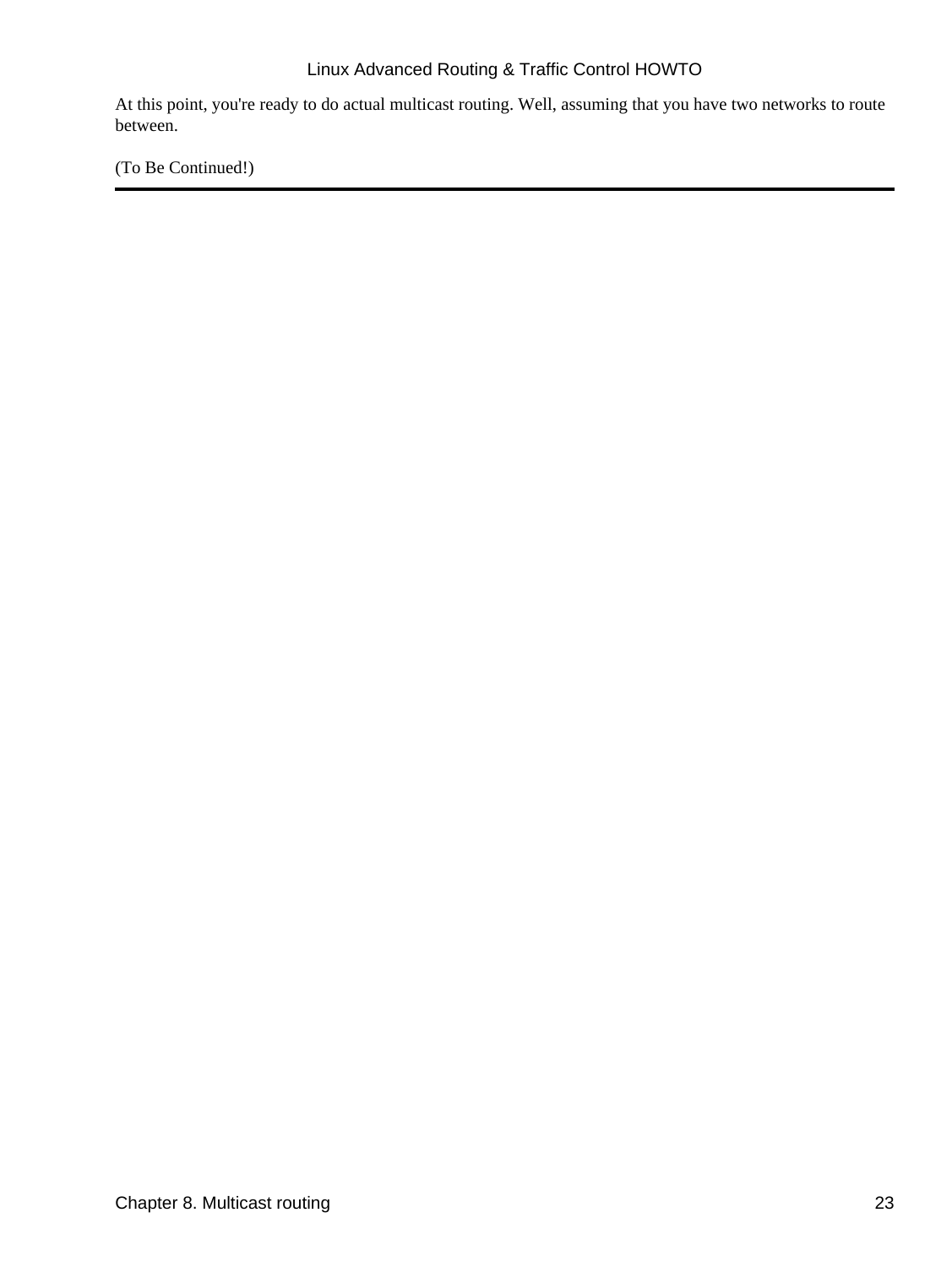At this point, you're ready to do actual multicast routing. Well, assuming that you have two networks to route between.

(To Be Continued!)

---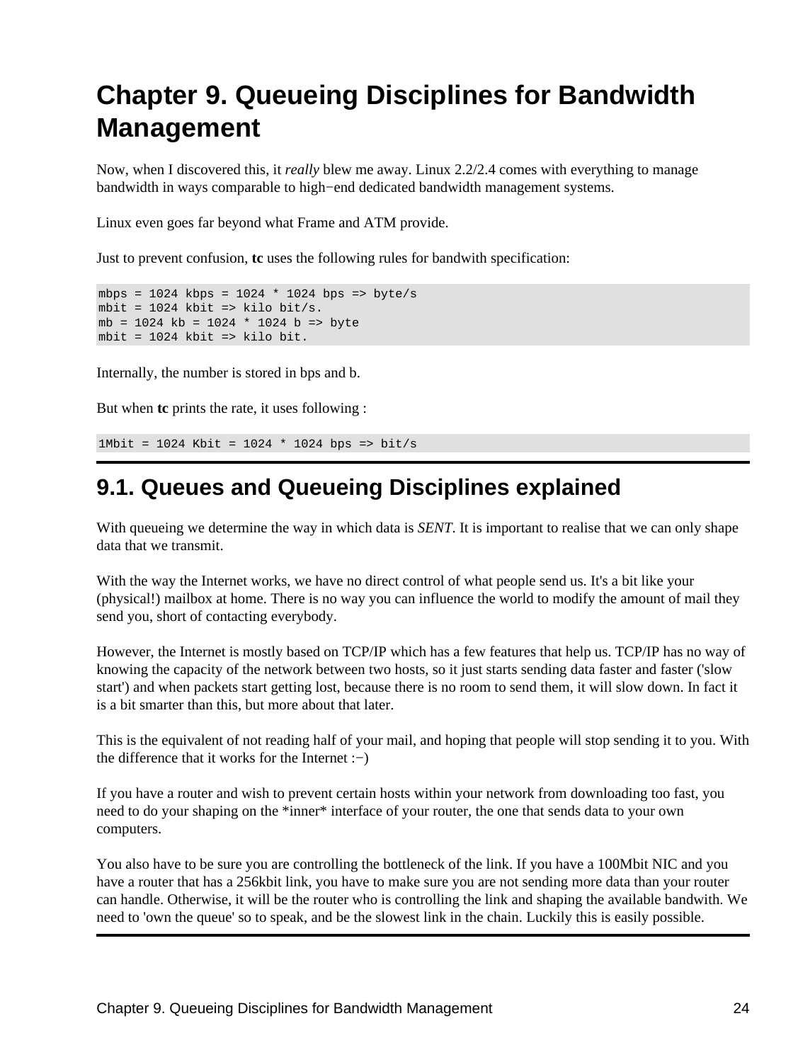# Chapter 9. Queueing Disciplines for Bandwidth Management

Now, when I discovered this, it *really* blew me away. Linux 2.2/2.4 comes with everything to manage bandwidth in ways comparable to high−end dedicated bandwidth management systems.

Linux even goes far beyond what Frame and ATM provide.

Just to prevent confusion, **tc** uses the following rules for bandwith specification:

```
mbps = 1024 kbps = 1024 * 1024 bps => byte/s
mbit = 1024 kbit => kilo bit/s.
mb = 1024 kb = 1024 * 1024 b => byte
mbit = 1024 kbit => kilo bit.
```

Internally, the number is stored in bps and b.

But when **tc** prints the rate, it uses following :

```
1Mbit = 1024 Kbit = 1024 * 1024 bps => bit/s
```

## 9.1. Queues and Queueing Disciplines explained

With queueing we determine the way in which data is *SENT*. It is important to realise that we can only shape data that we transmit.

With the way the Internet works, we have no direct control of what people send us. It's a bit like your (physical!) mailbox at home. There is no way you can influence the world to modify the amount of mail they send you, short of contacting everybody.

However, the Internet is mostly based on TCP/IP which has a few features that help us. TCP/IP has no way of knowing the capacity of the network between two hosts, so it just starts sending data faster and faster ('slow start') and when packets start getting lost, because there is no room to send them, it will slow down. In fact it is a bit smarter than this, but more about that later.

This is the equivalent of not reading half of your mail, and hoping that people will stop sending it to you. With the difference that it works for the Internet :−)

If you have a router and wish to prevent certain hosts within your network from downloading too fast, you need to do your shaping on the *inner* interface of your router, the one that sends data to your own computers.

You also have to be sure you are controlling the bottleneck of the link. If you have a 100Mbit NIC and you have a router that has a 256kbit link, you have to make sure you are not sending more data than your router can handle. Otherwise, it will be the router who is controlling the link and shaping the available bandwith. We need to 'own the queue' so to speak, and be the slowest link in the chain. Luckily this is easily possible.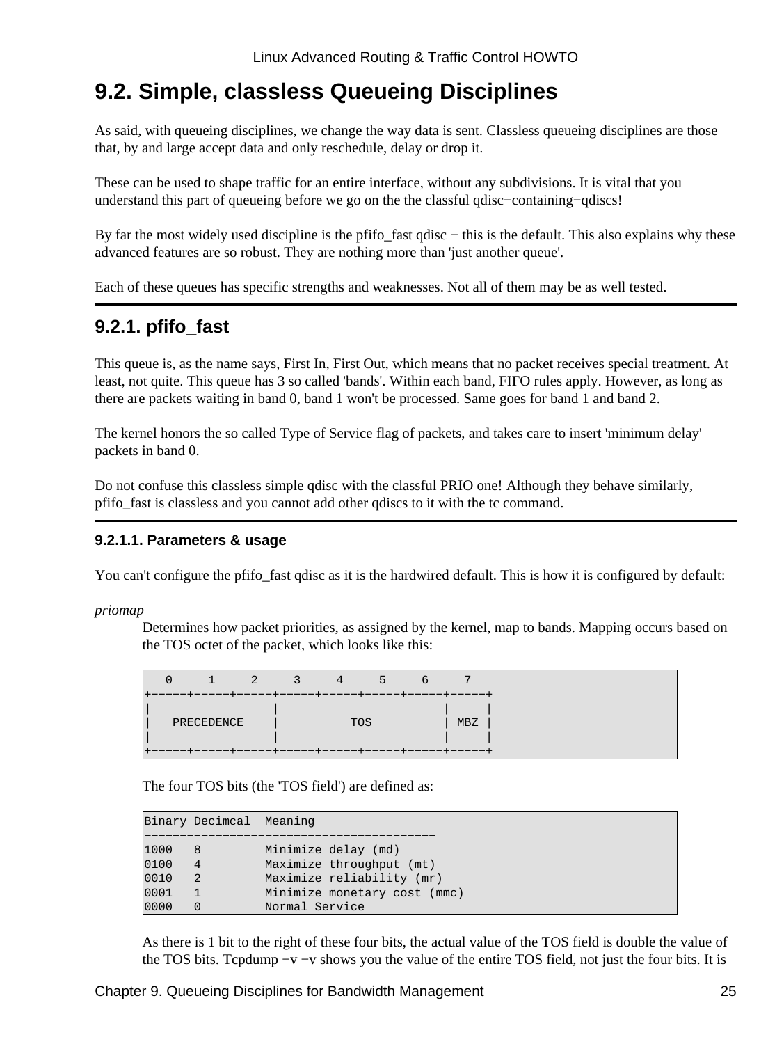## 9.2. Simple, classless Queueing Disciplines

As said, with queueing disciplines, we change the way data is sent. Classless queueing disciplines are those that, by and large accept data and only reschedule, delay or drop it.

These can be used to shape traffic for an entire interface, without any subdivisions. It is vital that you understand this part of queueing before we go on the the classful qdisc−containing−qdiscs!

By far the most widely used discipline is the pfifo_fast qdisc − this is the default. This also explains why these advanced features are so robust. They are nothing more than 'just another queue'.

Each of these queues has specific strengths and weaknesses. Not all of them may be as well tested.

### 9.2.1. pfifo_fast

This queue is, as the name says, First In, First Out, which means that no packet receives special treatment. At least, not quite. This queue has 3 so called 'bands'. Within each band, FIFO rules apply. However, as long as there are packets waiting in band 0, band 1 won't be processed. Same goes for band 1 and band 2.

The kernel honors the so called Type of Service flag of packets, and takes care to insert 'minimum delay' packets in band 0.

Do not confuse this classless simple qdisc with the classful PRIO one! Although they behave similarly, pfifo_fast is classless and you cannot add other qdiscs to it with the tc command.

#### 9.2.1.1. Parameters & usage

You can't configure the pfifo_fast qdisc as it is the hardwired default. This is how it is configured by default:

*priomap*

Determines how packet priorities, as assigned by the kernel, map to bands. Mapping occurs based on the TOS octet of the packet, which looks like this:

```
   0     1     2     3     4     5     6     7
+-----+-----+-----+-----+-----+-----+-----+-----+
|                 |                       |     |
|   PRECEDENCE    |          TOS          | MBZ |
|                 |                       |     |
+-----+-----+-----+-----+-----+-----+-----+-----+
```

The four TOS bits (the 'TOS field') are defined as:

```
Binary Decimcal  Meaning
-----------------------------------------
1000   8         Minimize delay (md)
0100   4         Maximize throughput (mt)
0010   2         Maximize reliability (mr)
0001   1         Minimize monetary cost (mmc)
0000   0         Normal Service
```

As there is 1 bit to the right of these four bits, the actual value of the TOS field is double the value of the TOS bits. Tcpdump −v −v shows you the value of the entire TOS field, not just the four bits. It is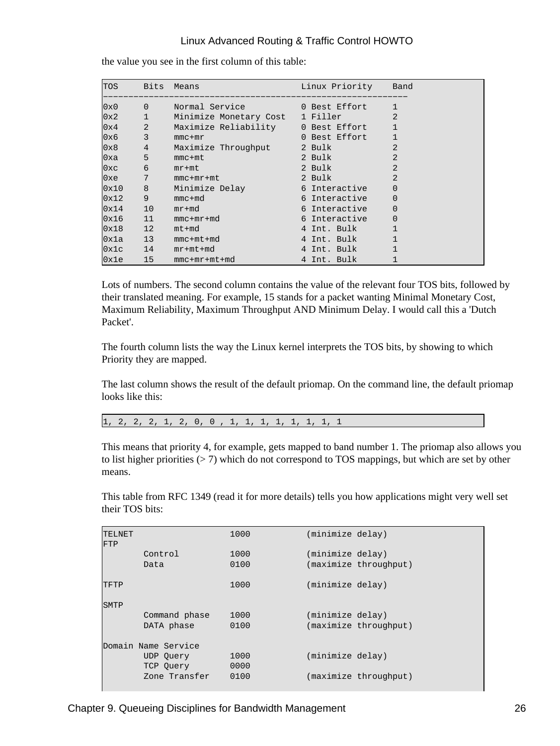the value you see in the first column of this table:

```
TOS     Bits  Means                    Linux Priority    Band
------------------------------------------------------------
0x0     0     Normal Service           0 Best Effort     1
0x2     1     Minimize Monetary Cost   1 Filler          2
0x4     2     Maximize Reliability     0 Best Effort     1
0x6     3     mmc+mr                   0 Best Effort     1
0x8     4     Maximize Throughput      2 Bulk            2
0xa     5     mmc+mt                   2 Bulk            2
0xc     6     mr+mt                    2 Bulk            2
0xe     7     mmc+mr+mt                2 Bulk            2
0x10    8     Minimize Delay           6 Interactive     0
0x12    9     mmc+md                   6 Interactive     0
0x14    10    mr+md                    6 Interactive     0
0x16    11    mmc+mr+md                6 Interactive     0
0x18    12    mt+md                    4 Int. Bulk       1
0x1a    13    mmc+mt+md                4 Int. Bulk       1
0x1c    14    mr+mt+md                 4 Int. Bulk       1
0x1e    15    mmc+mr+mt+md             4 Int. Bulk       1
```

Lots of numbers. The second column contains the value of the relevant four TOS bits, followed by their translated meaning. For example, 15 stands for a packet wanting Minimal Monetary Cost, Maximum Reliability, Maximum Throughput AND Minimum Delay. I would call this a 'Dutch Packet'.

The fourth column lists the way the Linux kernel interprets the TOS bits, by showing to which Priority they are mapped.

The last column shows the result of the default priomap. On the command line, the default priomap looks like this:

```
1, 2, 2, 2, 1, 2, 0, 0 , 1, 1, 1, 1, 1, 1, 1, 1
```

This means that priority 4, for example, gets mapped to band number 1. The priomap also allows you to list higher priorities (> 7) which do not correspond to TOS mappings, but which are set by other means.

This table from RFC 1349 (read it for more details) tells you how applications might very well set their TOS bits:

```
TELNET                   1000           (minimize delay)
FTP
        Control          1000           (minimize delay)
        Data             0100           (maximize throughput)

TFTP                     1000           (minimize delay)

SMTP
        Command phase    1000           (minimize delay)
        DATA phase       0100           (maximize throughput)

Domain Name Service
        UDP Query        1000           (minimize delay)
        TCP Query        0000
        Zone Transfer    0100           (maximize throughput)
```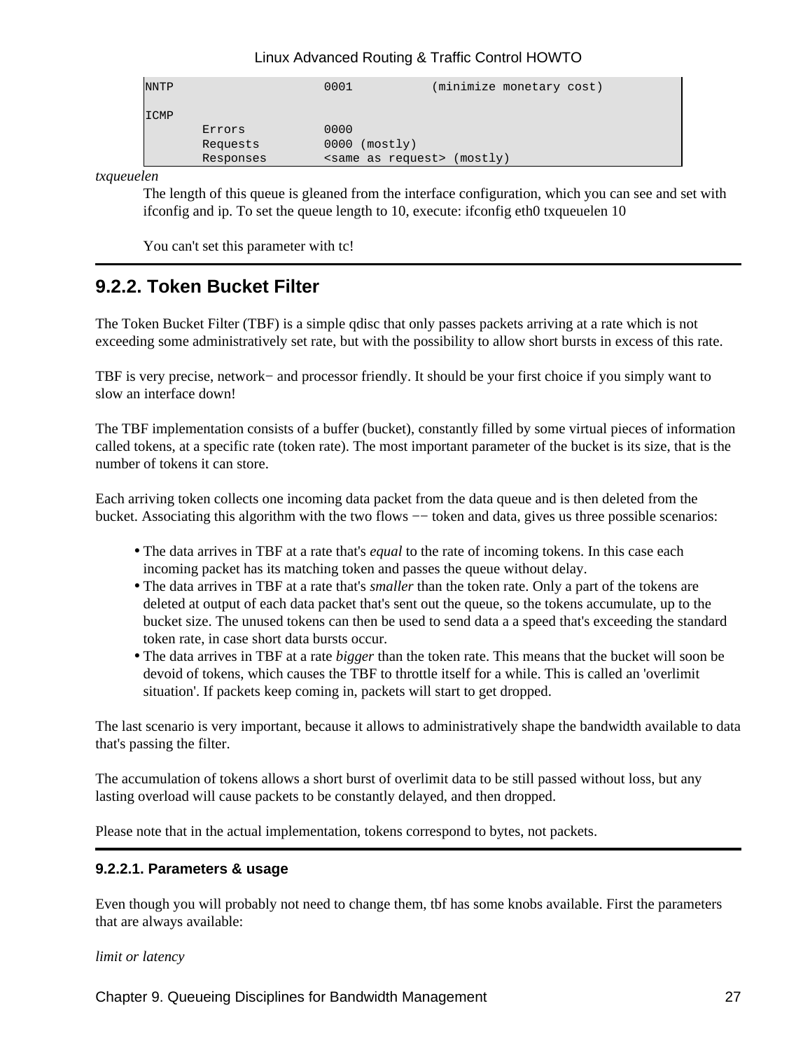```
NNTP                    0001           (minimize monetary cost)

ICMP
        Errors          0000
        Requests        0000 (mostly)
        Responses       <same as request> (mostly)
```

*txqueuelen*

The length of this queue is gleaned from the interface configuration, which you can see and set with ifconfig and ip. To set the queue length to 10, execute: ifconfig eth0 txqueuelen 10

You can't set this parameter with tc!

### 9.2.2. Token Bucket Filter

The Token Bucket Filter (TBF) is a simple qdisc that only passes packets arriving at a rate which is not exceeding some administratively set rate, but with the possibility to allow short bursts in excess of this rate.

TBF is very precise, network− and processor friendly. It should be your first choice if you simply want to slow an interface down!

The TBF implementation consists of a buffer (bucket), constantly filled by some virtual pieces of information called tokens, at a specific rate (token rate). The most important parameter of the bucket is its size, that is the number of tokens it can store.

Each arriving token collects one incoming data packet from the data queue and is then deleted from the bucket. Associating this algorithm with the two flows −− token and data, gives us three possible scenarios:

- The data arrives in TBF at a rate that's *equal* to the rate of incoming tokens. In this case each incoming packet has its matching token and passes the queue without delay.
- The data arrives in TBF at a rate that's *smaller* than the token rate. Only a part of the tokens are deleted at output of each data packet that's sent out the queue, so the tokens accumulate, up to the bucket size. The unused tokens can then be used to send data a a speed that's exceeding the standard token rate, in case short data bursts occur.
- The data arrives in TBF at a rate *bigger* than the token rate. This means that the bucket will soon be devoid of tokens, which causes the TBF to throttle itself for a while. This is called an 'overlimit situation'. If packets keep coming in, packets will start to get dropped.

The last scenario is very important, because it allows to administratively shape the bandwidth available to data that's passing the filter.

The accumulation of tokens allows a short burst of overlimit data to be still passed without loss, but any lasting overload will cause packets to be constantly delayed, and then dropped.

Please note that in the actual implementation, tokens correspond to bytes, not packets.

#### 9.2.2.1. Parameters & usage

Even though you will probably not need to change them, tbf has some knobs available. First the parameters that are always available:

*limit or latency*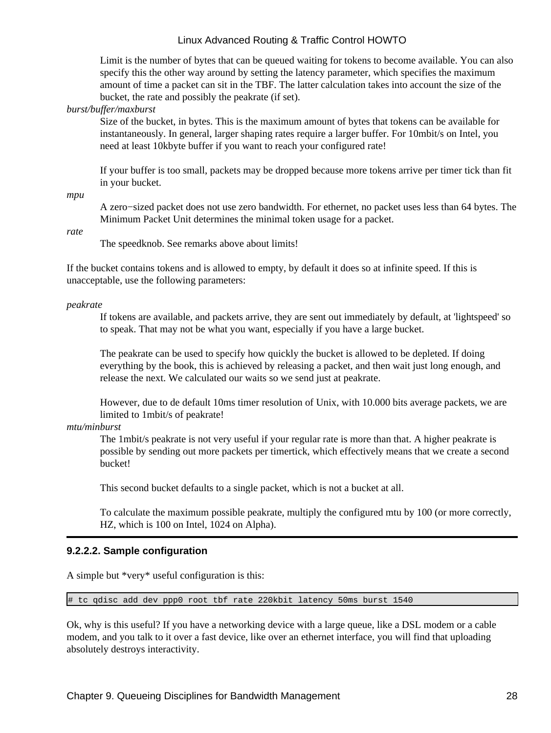Limit is the number of bytes that can be queued waiting for tokens to become available. You can also specify this the other way around by setting the latency parameter, which specifies the maximum amount of time a packet can sit in the TBF. The latter calculation takes into account the size of the bucket, the rate and possibly the peakrate (if set).

*burst/buffer/maxburst*
: Size of the bucket, in bytes. This is the maximum amount of bytes that tokens can be available for instantaneously. In general, larger shaping rates require a larger buffer. For 10mbit/s on Intel, you need at least 10kbyte buffer if you want to reach your configured rate!

  If your buffer is too small, packets may be dropped because more tokens arrive per timer tick than fit in your bucket.

*mpu*
: A zero−sized packet does not use zero bandwidth. For ethernet, no packet uses less than 64 bytes. The Minimum Packet Unit determines the minimal token usage for a packet.

*rate*
: The speedknob. See remarks above about limits!

If the bucket contains tokens and is allowed to empty, by default it does so at infinite speed. If this is unacceptable, use the following parameters:

*peakrate*
: If tokens are available, and packets arrive, they are sent out immediately by default, at 'lightspeed' so to speak. That may not be what you want, especially if you have a large bucket.

  The peakrate can be used to specify how quickly the bucket is allowed to be depleted. If doing everything by the book, this is achieved by releasing a packet, and then wait just long enough, and release the next. We calculated our waits so we send just at peakrate.

  However, due to de default 10ms timer resolution of Unix, with 10.000 bits average packets, we are limited to 1mbit/s of peakrate!

*mtu/minburst*
: The 1mbit/s peakrate is not very useful if your regular rate is more than that. A higher peakrate is possible by sending out more packets per timertick, which effectively means that we create a second bucket!

  This second bucket defaults to a single packet, which is not a bucket at all.

  To calculate the maximum possible peakrate, multiply the configured mtu by 100 (or more correctly, HZ, which is 100 on Intel, 1024 on Alpha).

#### 9.2.2.2. Sample configuration

A simple but *very* useful configuration is this:

```
# tc qdisc add dev ppp0 root tbf rate 220kbit latency 50ms burst 1540
```

Ok, why is this useful? If you have a networking device with a large queue, like a DSL modem or a cable modem, and you talk to it over a fast device, like over an ethernet interface, you will find that uploading absolutely destroys interactivity.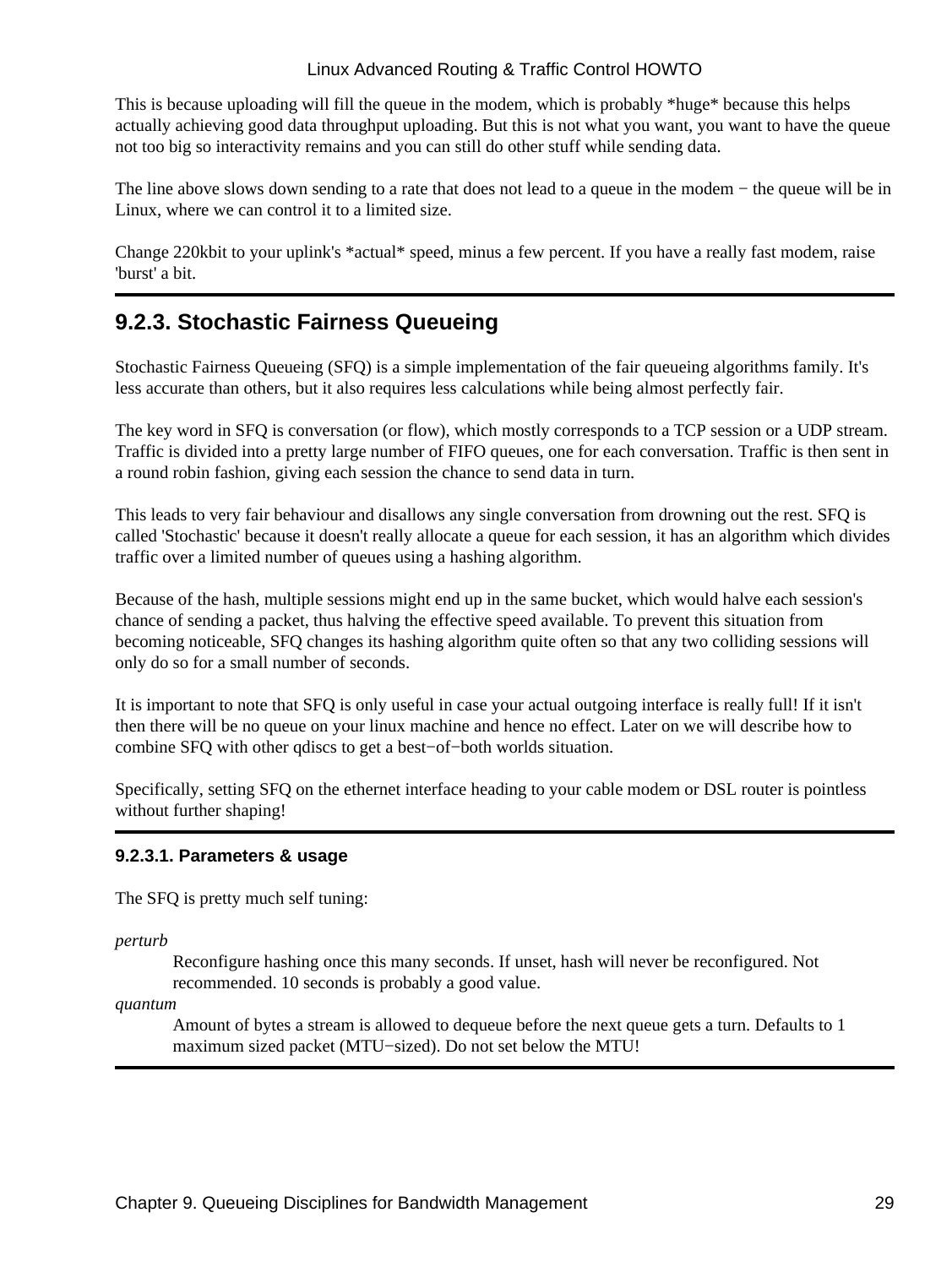This is because uploading will fill the queue in the modem, which is probably *huge* because this helps actually achieving good data throughput uploading. But this is not what you want, you want to have the queue not too big so interactivity remains and you can still do other stuff while sending data.

The line above slows down sending to a rate that does not lead to a queue in the modem − the queue will be in Linux, where we can control it to a limited size.

Change 220kbit to your uplink's *actual* speed, minus a few percent. If you have a really fast modem, raise 'burst' a bit.

## 9.2.3. Stochastic Fairness Queueing

Stochastic Fairness Queueing (SFQ) is a simple implementation of the fair queueing algorithms family. It's less accurate than others, but it also requires less calculations while being almost perfectly fair.

The key word in SFQ is conversation (or flow), which mostly corresponds to a TCP session or a UDP stream. Traffic is divided into a pretty large number of FIFO queues, one for each conversation. Traffic is then sent in a round robin fashion, giving each session the chance to send data in turn.

This leads to very fair behaviour and disallows any single conversation from drowning out the rest. SFQ is called 'Stochastic' because it doesn't really allocate a queue for each session, it has an algorithm which divides traffic over a limited number of queues using a hashing algorithm.

Because of the hash, multiple sessions might end up in the same bucket, which would halve each session's chance of sending a packet, thus halving the effective speed available. To prevent this situation from becoming noticeable, SFQ changes its hashing algorithm quite often so that any two colliding sessions will only do so for a small number of seconds.

It is important to note that SFQ is only useful in case your actual outgoing interface is really full! If it isn't then there will be no queue on your linux machine and hence no effect. Later on we will describe how to combine SFQ with other qdiscs to get a best−of−both worlds situation.

Specifically, setting SFQ on the ethernet interface heading to your cable modem or DSL router is pointless without further shaping!

### 9.2.3.1. Parameters & usage

The SFQ is pretty much self tuning:

*perturb*
: Reconfigure hashing once this many seconds. If unset, hash will never be reconfigured. Not recommended. 10 seconds is probably a good value.

*quantum*
: Amount of bytes a stream is allowed to dequeue before the next queue gets a turn. Defaults to 1 maximum sized packet (MTU−sized). Do not set below the MTU!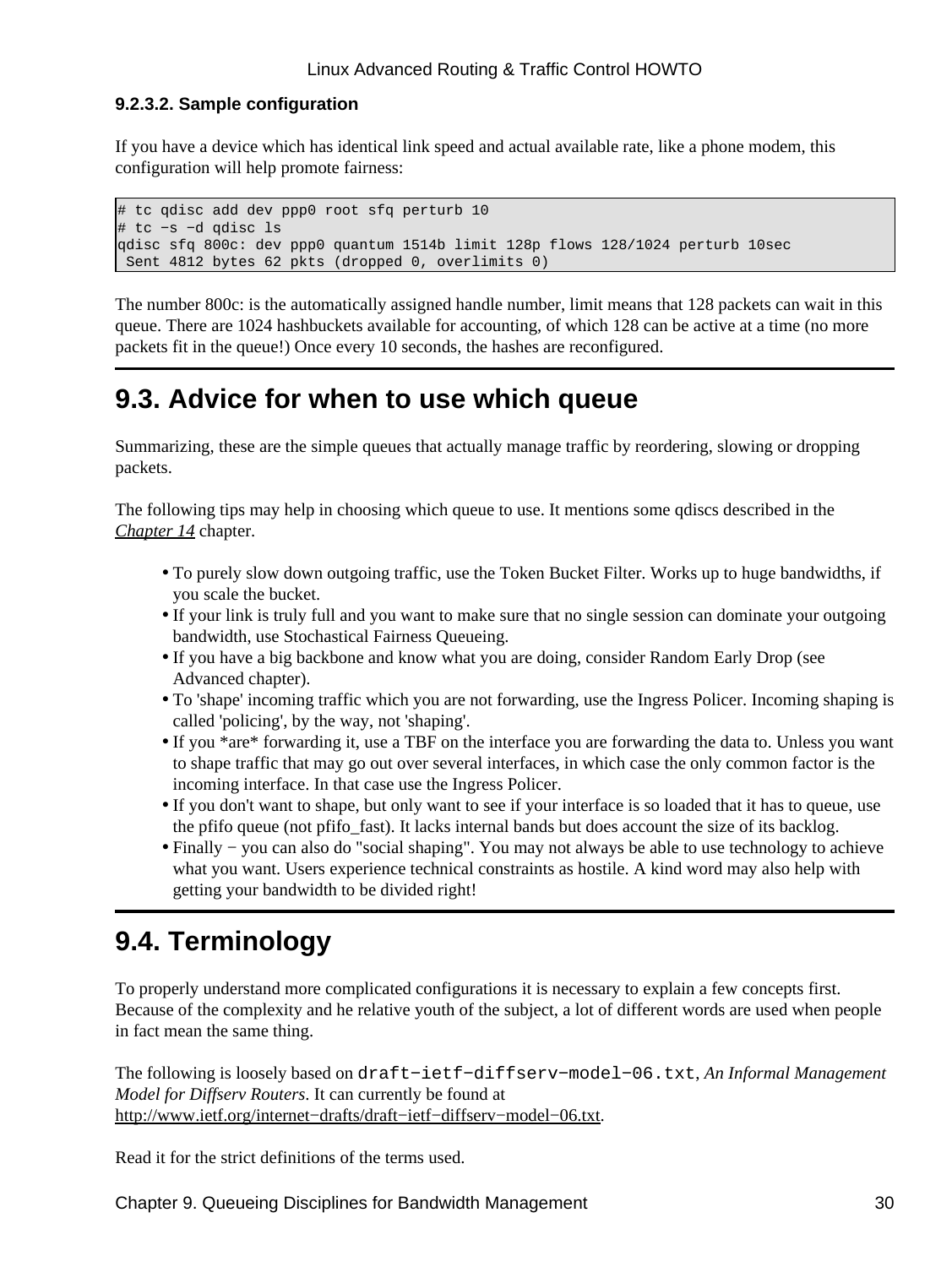#### 9.2.3.2. Sample configuration

If you have a device which has identical link speed and actual available rate, like a phone modem, this configuration will help promote fairness:

```
# tc qdisc add dev ppp0 root sfq perturb 10
# tc −s −d qdisc ls
qdisc sfq 800c: dev ppp0 quantum 1514b limit 128p flows 128/1024 perturb 10sec
 Sent 4812 bytes 62 pkts (dropped 0, overlimits 0)
```

The number 800c: is the automatically assigned handle number, limit means that 128 packets can wait in this queue. There are 1024 hashbuckets available for accounting, of which 128 can be active at a time (no more packets fit in the queue!) Once every 10 seconds, the hashes are reconfigured.

## 9.3. Advice for when to use which queue

Summarizing, these are the simple queues that actually manage traffic by reordering, slowing or dropping packets.

The following tips may help in choosing which queue to use. It mentions some qdiscs described in the *Chapter 14* chapter.

- To purely slow down outgoing traffic, use the Token Bucket Filter. Works up to huge bandwidths, if you scale the bucket.
- If your link is truly full and you want to make sure that no single session can dominate your outgoing bandwidth, use Stochastical Fairness Queueing.
- If you have a big backbone and know what you are doing, consider Random Early Drop (see Advanced chapter).
- To 'shape' incoming traffic which you are not forwarding, use the Ingress Policer. Incoming shaping is called 'policing', by the way, not 'shaping'.
- If you *are* forwarding it, use a TBF on the interface you are forwarding the data to. Unless you want to shape traffic that may go out over several interfaces, in which case the only common factor is the incoming interface. In that case use the Ingress Policer.
- If you don't want to shape, but only want to see if your interface is so loaded that it has to queue, use the pfifo queue (not pfifo_fast). It lacks internal bands but does account the size of its backlog.
- Finally − you can also do "social shaping". You may not always be able to use technology to achieve what you want. Users experience technical constraints as hostile. A kind word may also help with getting your bandwidth to be divided right!

## 9.4. Terminology

To properly understand more complicated configurations it is necessary to explain a few concepts first. Because of the complexity and he relative youth of the subject, a lot of different words are used when people in fact mean the same thing.

The following is loosely based on `draft−ietf−diffserv−model−06.txt`, *An Informal Management Model for Diffserv Routers*. It can currently be found at http://www.ietf.org/internet−drafts/draft−ietf−diffserv−model−06.txt.

Read it for the strict definitions of the terms used.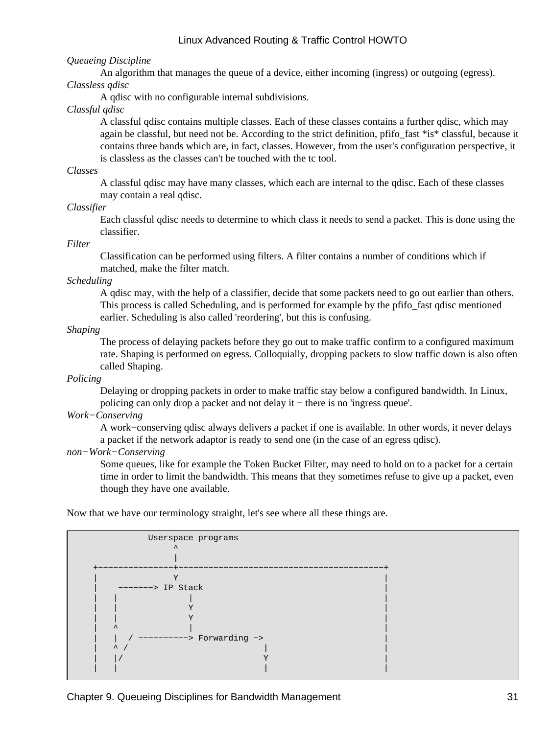*Queueing Discipline*
: An algorithm that manages the queue of a device, either incoming (ingress) or outgoing (egress).

*Classless qdisc*
: A qdisc with no configurable internal subdivisions.

*Classful qdisc*
: A classful qdisc contains multiple classes. Each of these classes contains a further qdisc, which may again be classful, but need not be. According to the strict definition, pfifo_fast *is* classful, because it contains three bands which are, in fact, classes. However, from the user's configuration perspective, it is classless as the classes can't be touched with the tc tool.

*Classes*
: A classful qdisc may have many classes, which each are internal to the qdisc. Each of these classes may contain a real qdisc.

*Classifier*
: Each classful qdisc needs to determine to which class it needs to send a packet. This is done using the classifier.

*Filter*
: Classification can be performed using filters. A filter contains a number of conditions which if matched, make the filter match.

*Scheduling*
: A qdisc may, with the help of a classifier, decide that some packets need to go out earlier than others. This process is called Scheduling, and is performed for example by the pfifo_fast qdisc mentioned earlier. Scheduling is also called 'reordering', but this is confusing.

*Shaping*
: The process of delaying packets before they go out to make traffic confirm to a configured maximum rate. Shaping is performed on egress. Colloquially, dropping packets to slow traffic down is also often called Shaping.

*Policing*
: Delaying or dropping packets in order to make traffic stay below a configured bandwidth. In Linux, policing can only drop a packet and not delay it − there is no 'ingress queue'.

*Work−Conserving*
: A work−conserving qdisc always delivers a packet if one is available. In other words, it never delays a packet if the network adaptor is ready to send one (in the case of an egress qdisc).

*non−Work−Conserving*
: Some queues, like for example the Token Bucket Filter, may need to hold on to a packet for a certain time in order to limit the bandwidth. This means that they sometimes refuse to give up a packet, even though they have one available.

Now that we have our terminology straight, let's see where all these things are.

```
                Userspace programs
                     ^
                     |
     +---------------+-----------------------------------------+
     |               Y                                         |
     |    -------> IP Stack                                    |
     |   |              |                                      |
     |   |              Y                                      |
     |   |              Y                                      |
     |   ^              |                                      |
     |   |  / ----------> Forwarding ->                        |
     |   ^ /                           |                       |
     |   |/                            Y                       |
     |   |                             |                       |
```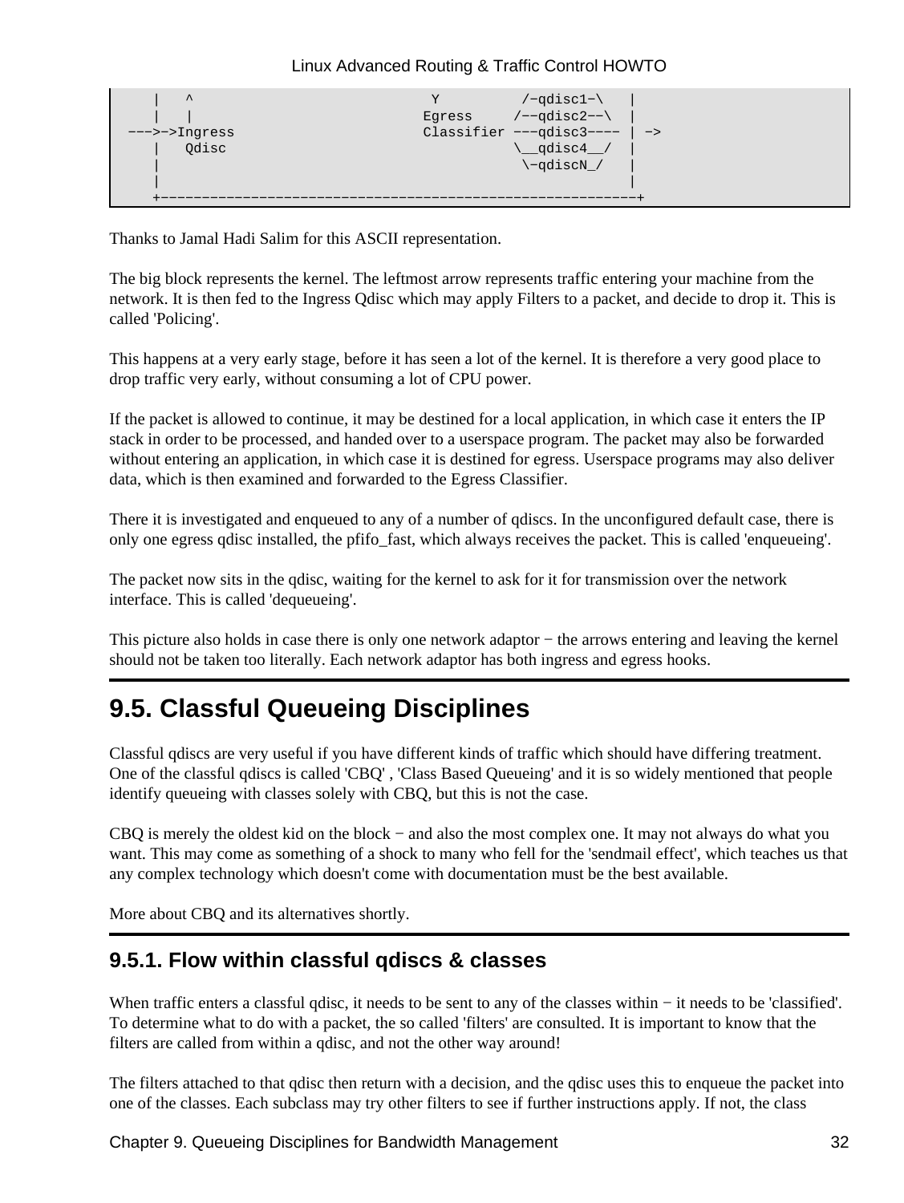```
    |   ^                            Y          /−qdisc1−\   |
    |   |                          Egress     /−−qdisc2−−\  |
 −−−>−>Ingress                     Classifier −−−qdisc3−−−− | −>
    |   Qdisc                                 \__qdisc4__/  |
    |                                          \−qdiscN_/   |
    |                                                       |
    +−−−−−−−−−−−−−−−−−−−−−−−−−−−−−−−−−−−−−−−−−−−−−−−−−−−−−−−−−+
```

Thanks to Jamal Hadi Salim for this ASCII representation.

The big block represents the kernel. The leftmost arrow represents traffic entering your machine from the network. It is then fed to the Ingress Qdisc which may apply Filters to a packet, and decide to drop it. This is called 'Policing'.

This happens at a very early stage, before it has seen a lot of the kernel. It is therefore a very good place to drop traffic very early, without consuming a lot of CPU power.

If the packet is allowed to continue, it may be destined for a local application, in which case it enters the IP stack in order to be processed, and handed over to a userspace program. The packet may also be forwarded without entering an application, in which case it is destined for egress. Userspace programs may also deliver data, which is then examined and forwarded to the Egress Classifier.

There it is investigated and enqueued to any of a number of qdiscs. In the unconfigured default case, there is only one egress qdisc installed, the pfifo_fast, which always receives the packet. This is called 'enqueueing'.

The packet now sits in the qdisc, waiting for the kernel to ask for it for transmission over the network interface. This is called 'dequeueing'.

This picture also holds in case there is only one network adaptor − the arrows entering and leaving the kernel should not be taken too literally. Each network adaptor has both ingress and egress hooks.

## 9.5. Classful Queueing Disciplines

Classful qdiscs are very useful if you have different kinds of traffic which should have differing treatment. One of the classful qdiscs is called 'CBQ' , 'Class Based Queueing' and it is so widely mentioned that people identify queueing with classes solely with CBQ, but this is not the case.

CBQ is merely the oldest kid on the block − and also the most complex one. It may not always do what you want. This may come as something of a shock to many who fell for the 'sendmail effect', which teaches us that any complex technology which doesn't come with documentation must be the best available.

More about CBQ and its alternatives shortly.

### 9.5.1. Flow within classful qdiscs & classes

When traffic enters a classful qdisc, it needs to be sent to any of the classes within − it needs to be 'classified'. To determine what to do with a packet, the so called 'filters' are consulted. It is important to know that the filters are called from within a qdisc, and not the other way around!

The filters attached to that qdisc then return with a decision, and the qdisc uses this to enqueue the packet into one of the classes. Each subclass may try other filters to see if further instructions apply. If not, the class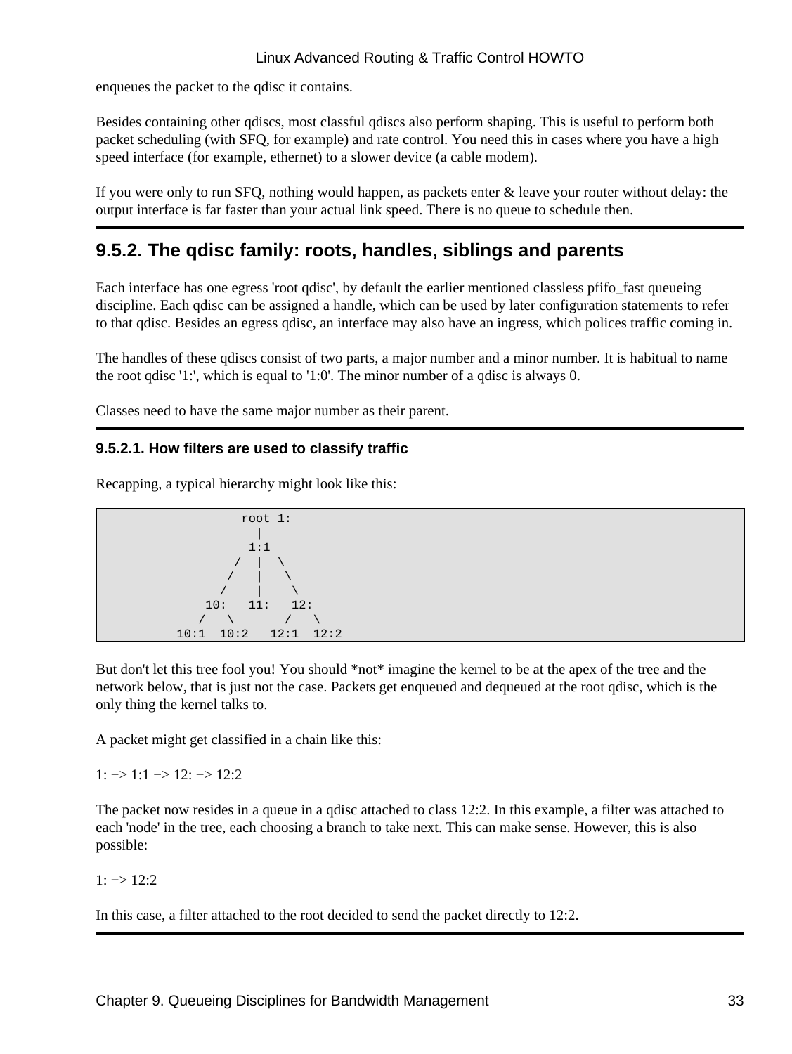enqueues the packet to the qdisc it contains.

Besides containing other qdiscs, most classful qdiscs also perform shaping. This is useful to perform both packet scheduling (with SFQ, for example) and rate control. You need this in cases where you have a high speed interface (for example, ethernet) to a slower device (a cable modem).

If you were only to run SFQ, nothing would happen, as packets enter & leave your router without delay: the output interface is far faster than your actual link speed. There is no queue to schedule then.

## 9.5.2. The qdisc family: roots, handles, siblings and parents

Each interface has one egress 'root qdisc', by default the earlier mentioned classless pfifo_fast queueing discipline. Each qdisc can be assigned a handle, which can be used by later configuration statements to refer to that qdisc. Besides an egress qdisc, an interface may also have an ingress, which polices traffic coming in.

The handles of these qdiscs consist of two parts, a major number and a minor number. It is habitual to name the root qdisc '1:', which is equal to '1:0'. The minor number of a qdisc is always 0.

Classes need to have the same major number as their parent.

### 9.5.2.1. How filters are used to classify traffic

Recapping, a typical hierarchy might look like this:

```
                     root 1:
                       |
                     _1:1_
                    /  |  \
                   /   |   \
                  /    |    \
                10:   11:   12:
               /   \       /   \
            10:1  10:2   12:1  12:2
```

But don't let this tree fool you! You should *not* imagine the kernel to be at the apex of the tree and the network below, that is just not the case. Packets get enqueued and dequeued at the root qdisc, which is the only thing the kernel talks to.

A packet might get classified in a chain like this:

1: −> 1:1 −> 12: −> 12:2

The packet now resides in a queue in a qdisc attached to class 12:2. In this example, a filter was attached to each 'node' in the tree, each choosing a branch to take next. This can make sense. However, this is also possible:

1: −> 12:2

In this case, a filter attached to the root decided to send the packet directly to 12:2.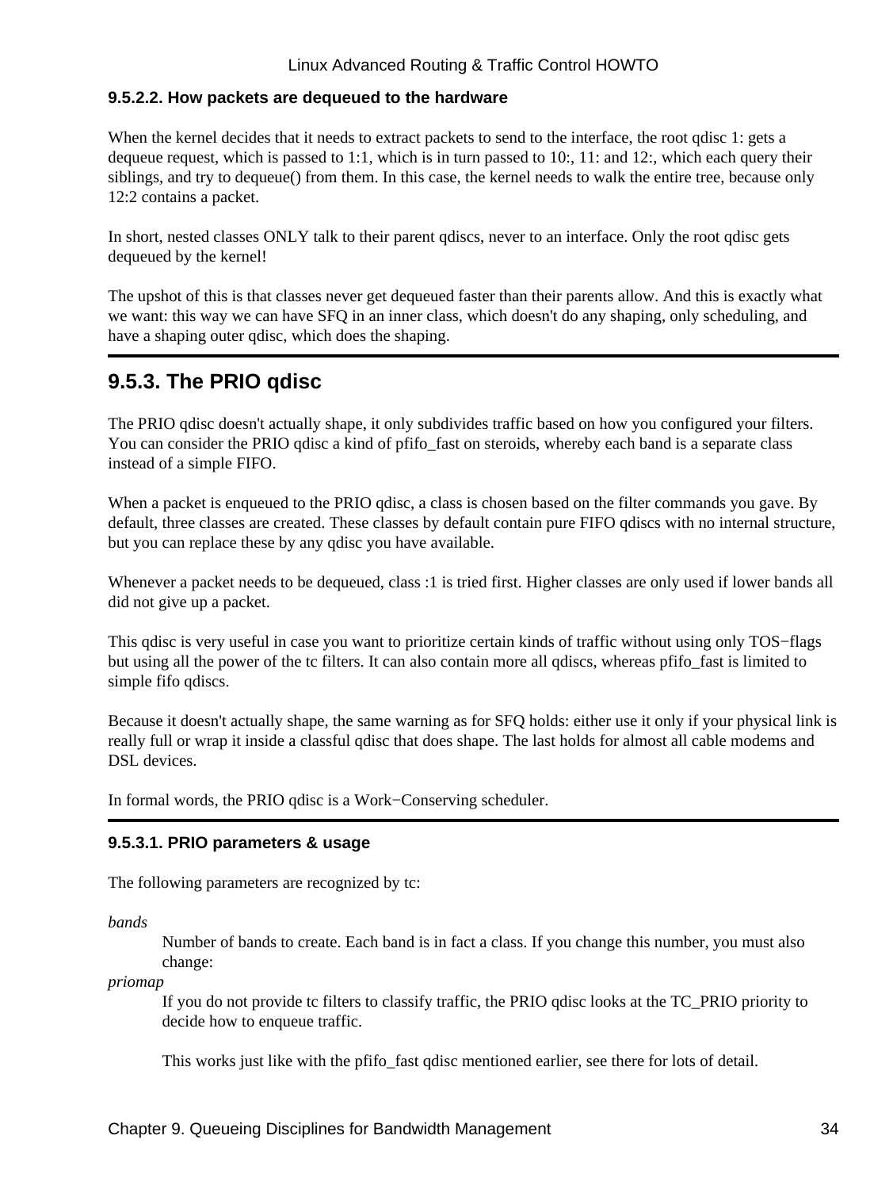#### 9.5.2.2. How packets are dequeued to the hardware

When the kernel decides that it needs to extract packets to send to the interface, the root qdisc 1: gets a dequeue request, which is passed to 1:1, which is in turn passed to 10:, 11: and 12:, which each query their siblings, and try to dequeue() from them. In this case, the kernel needs to walk the entire tree, because only 12:2 contains a packet.

In short, nested classes ONLY talk to their parent qdiscs, never to an interface. Only the root qdisc gets dequeued by the kernel!

The upshot of this is that classes never get dequeued faster than their parents allow. And this is exactly what we want: this way we can have SFQ in an inner class, which doesn't do any shaping, only scheduling, and have a shaping outer qdisc, which does the shaping.

### 9.5.3. The PRIO qdisc

The PRIO qdisc doesn't actually shape, it only subdivides traffic based on how you configured your filters. You can consider the PRIO qdisc a kind of pfifo_fast on steroids, whereby each band is a separate class instead of a simple FIFO.

When a packet is enqueued to the PRIO qdisc, a class is chosen based on the filter commands you gave. By default, three classes are created. These classes by default contain pure FIFO qdiscs with no internal structure, but you can replace these by any qdisc you have available.

Whenever a packet needs to be dequeued, class :1 is tried first. Higher classes are only used if lower bands all did not give up a packet.

This qdisc is very useful in case you want to prioritize certain kinds of traffic without using only TOS−flags but using all the power of the tc filters. It can also contain more all qdiscs, whereas pfifo_fast is limited to simple fifo qdiscs.

Because it doesn't actually shape, the same warning as for SFQ holds: either use it only if your physical link is really full or wrap it inside a classful qdisc that does shape. The last holds for almost all cable modems and DSL devices.

In formal words, the PRIO qdisc is a Work−Conserving scheduler.

#### 9.5.3.1. PRIO parameters & usage

The following parameters are recognized by tc:

*bands*
: Number of bands to create. Each band is in fact a class. If you change this number, you must also change:

*priomap*
: If you do not provide tc filters to classify traffic, the PRIO qdisc looks at the TC_PRIO priority to decide how to enqueue traffic.

  This works just like with the pfifo_fast qdisc mentioned earlier, see there for lots of detail.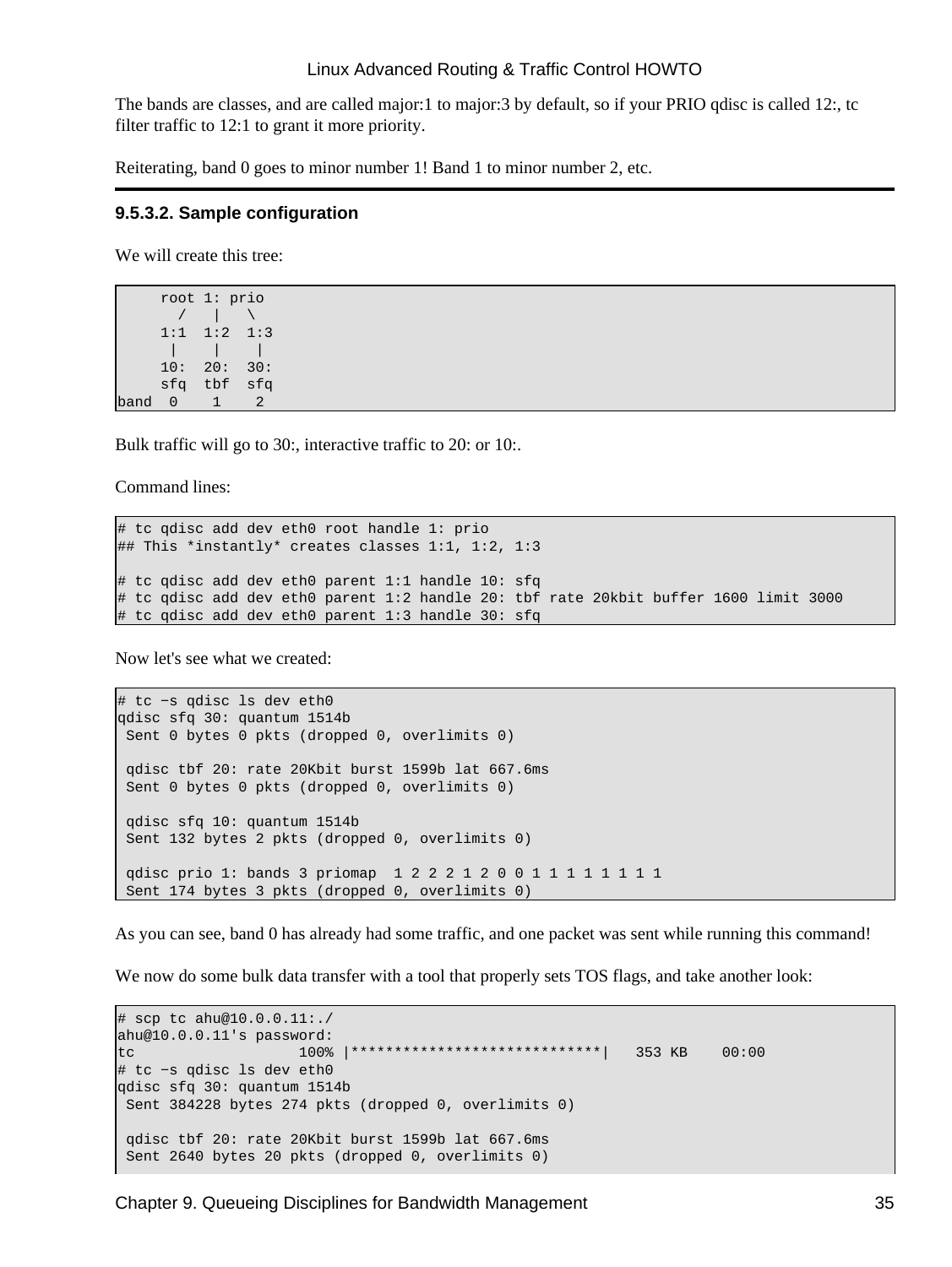The bands are classes, and are called major:1 to major:3 by default, so if your PRIO qdisc is called 12:, tc filter traffic to 12:1 to grant it more priority.

Reiterating, band 0 goes to minor number 1! Band 1 to minor number 2, etc.

### 9.5.3.2. Sample configuration

We will create this tree:

```
     root 1: prio
       /   |   \
     1:1  1:2  1:3
      |    |    |
     10:  20:  30:
     sfq  tbf  sfq
band  0    1    2
```

Bulk traffic will go to 30:, interactive traffic to 20: or 10:.

Command lines:

```
# tc qdisc add dev eth0 root handle 1: prio
## This *instantly* creates classes 1:1, 1:2, 1:3

# tc qdisc add dev eth0 parent 1:1 handle 10: sfq
# tc qdisc add dev eth0 parent 1:2 handle 20: tbf rate 20kbit buffer 1600 limit 3000
# tc qdisc add dev eth0 parent 1:3 handle 30: sfq
```

Now let's see what we created:

```
# tc −s qdisc ls dev eth0
qdisc sfq 30: quantum 1514b
 Sent 0 bytes 0 pkts (dropped 0, overlimits 0)

 qdisc tbf 20: rate 20Kbit burst 1599b lat 667.6ms
 Sent 0 bytes 0 pkts (dropped 0, overlimits 0)

 qdisc sfq 10: quantum 1514b
 Sent 132 bytes 2 pkts (dropped 0, overlimits 0)

 qdisc prio 1: bands 3 priomap  1 2 2 2 1 2 0 0 1 1 1 1 1 1 1 1
 Sent 174 bytes 3 pkts (dropped 0, overlimits 0)
```

As you can see, band 0 has already had some traffic, and one packet was sent while running this command!

We now do some bulk data transfer with a tool that properly sets TOS flags, and take another look:

```
# scp tc ahu@10.0.0.11:./
ahu@10.0.0.11's password:
tc                   100% |*****************************|   353 KB    00:00
# tc −s qdisc ls dev eth0
qdisc sfq 30: quantum 1514b
 Sent 384228 bytes 274 pkts (dropped 0, overlimits 0)

 qdisc tbf 20: rate 20Kbit burst 1599b lat 667.6ms
 Sent 2640 bytes 20 pkts (dropped 0, overlimits 0)
```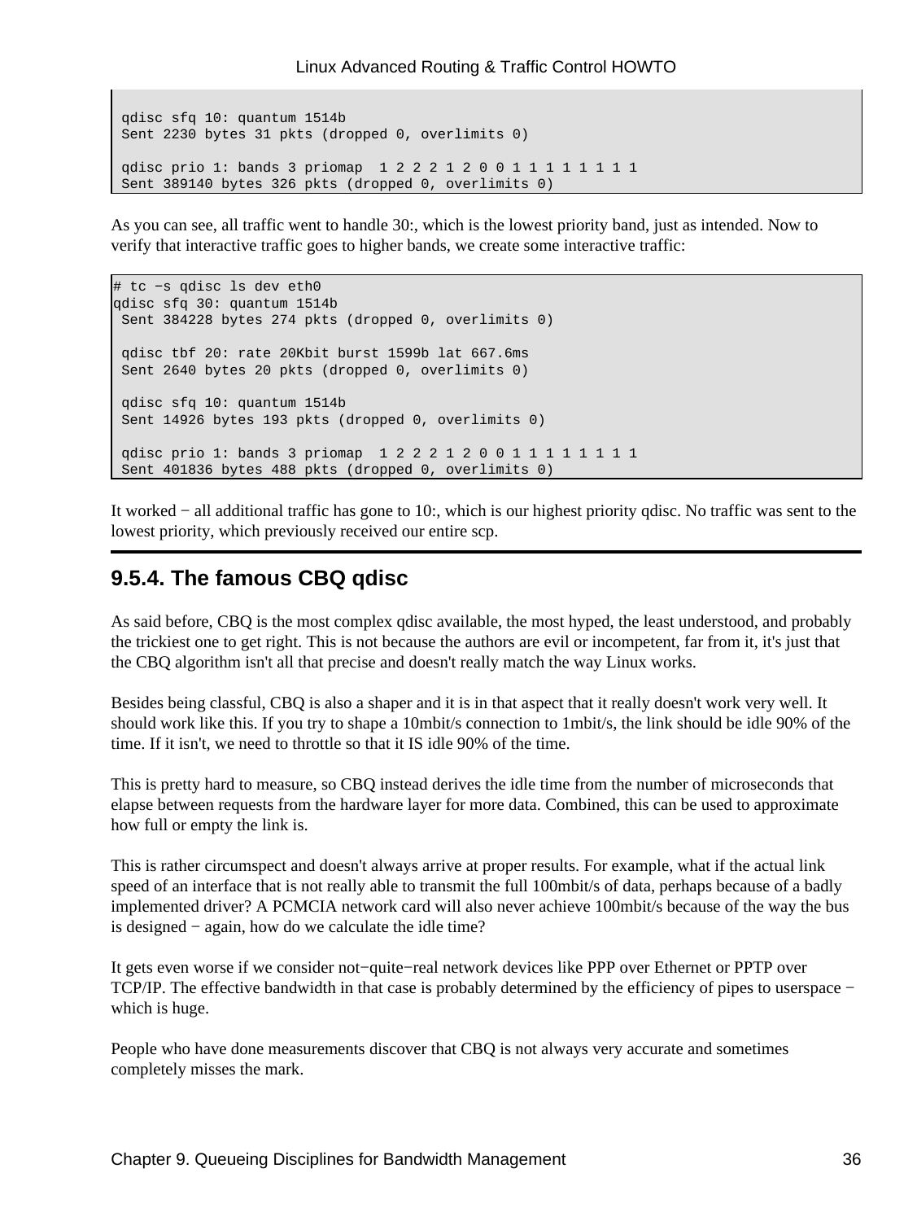```
qdisc sfq 10: quantum 1514b
Sent 2230 bytes 31 pkts (dropped 0, overlimits 0)

qdisc prio 1: bands 3 priomap  1 2 2 2 1 2 0 0 1 1 1 1 1 1 1 1
Sent 389140 bytes 326 pkts (dropped 0, overlimits 0)
```

As you can see, all traffic went to handle 30:, which is the lowest priority band, just as intended. Now to verify that interactive traffic goes to higher bands, we create some interactive traffic:

```
# tc −s qdisc ls dev eth0
qdisc sfq 30: quantum 1514b
 Sent 384228 bytes 274 pkts (dropped 0, overlimits 0)

 qdisc tbf 20: rate 20Kbit burst 1599b lat 667.6ms
 Sent 2640 bytes 20 pkts (dropped 0, overlimits 0)

 qdisc sfq 10: quantum 1514b
 Sent 14926 bytes 193 pkts (dropped 0, overlimits 0)

 qdisc prio 1: bands 3 priomap  1 2 2 2 1 2 0 0 1 1 1 1 1 1 1 1
 Sent 401836 bytes 488 pkts (dropped 0, overlimits 0)
```

It worked − all additional traffic has gone to 10:, which is our highest priority qdisc. No traffic was sent to the lowest priority, which previously received our entire scp.

### 9.5.4. The famous CBQ qdisc

As said before, CBQ is the most complex qdisc available, the most hyped, the least understood, and probably the trickiest one to get right. This is not because the authors are evil or incompetent, far from it, it's just that the CBQ algorithm isn't all that precise and doesn't really match the way Linux works.

Besides being classful, CBQ is also a shaper and it is in that aspect that it really doesn't work very well. It should work like this. If you try to shape a 10mbit/s connection to 1mbit/s, the link should be idle 90% of the time. If it isn't, we need to throttle so that it IS idle 90% of the time.

This is pretty hard to measure, so CBQ instead derives the idle time from the number of microseconds that elapse between requests from the hardware layer for more data. Combined, this can be used to approximate how full or empty the link is.

This is rather circumspect and doesn't always arrive at proper results. For example, what if the actual link speed of an interface that is not really able to transmit the full 100mbit/s of data, perhaps because of a badly implemented driver? A PCMCIA network card will also never achieve 100mbit/s because of the way the bus is designed − again, how do we calculate the idle time?

It gets even worse if we consider not−quite−real network devices like PPP over Ethernet or PPTP over TCP/IP. The effective bandwidth in that case is probably determined by the efficiency of pipes to userspace − which is huge.

People who have done measurements discover that CBQ is not always very accurate and sometimes completely misses the mark.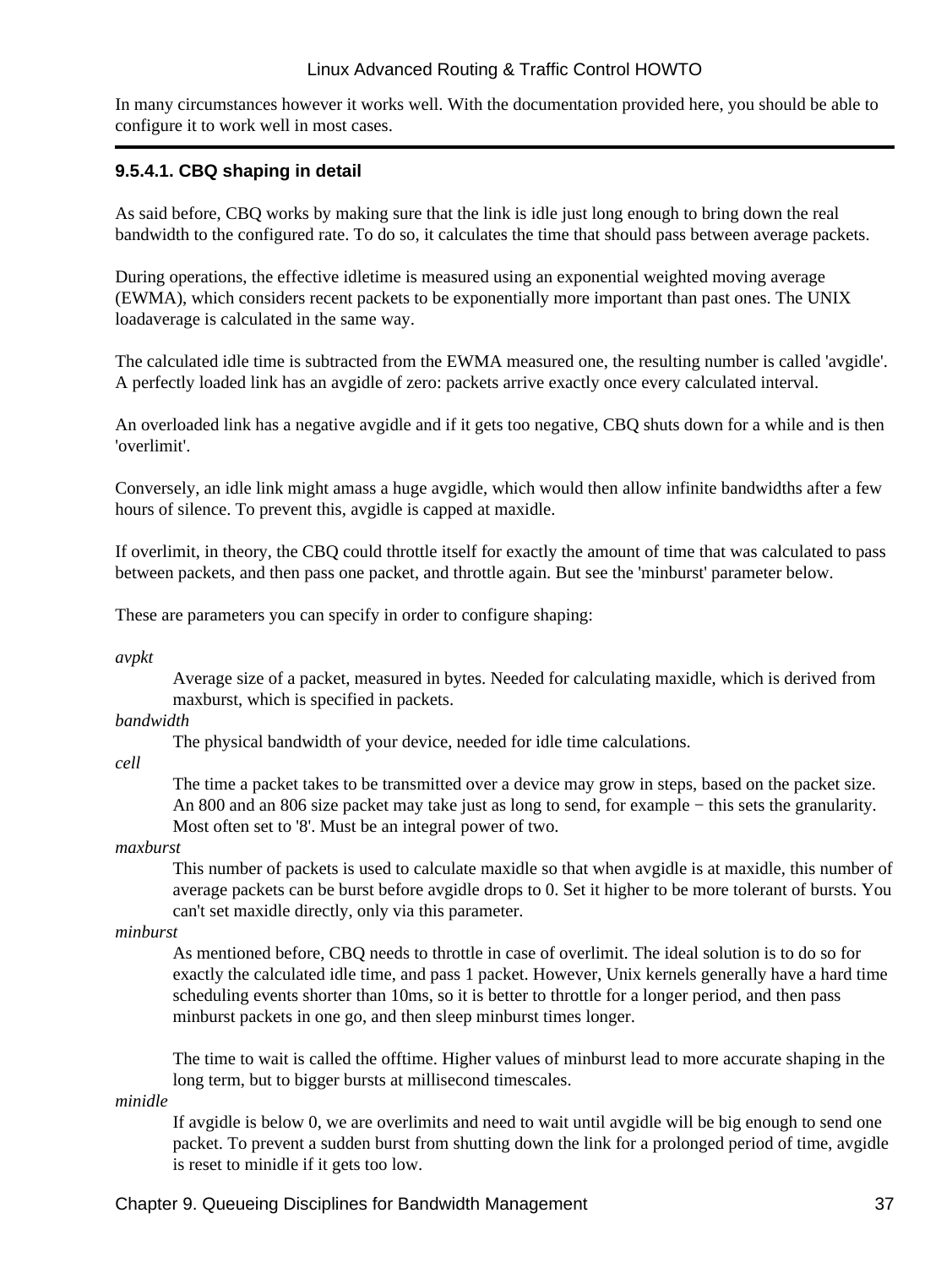In many circumstances however it works well. With the documentation provided here, you should be able to configure it to work well in most cases.

#### 9.5.4.1. CBQ shaping in detail

As said before, CBQ works by making sure that the link is idle just long enough to bring down the real bandwidth to the configured rate. To do so, it calculates the time that should pass between average packets.

During operations, the effective idletime is measured using an exponential weighted moving average (EWMA), which considers recent packets to be exponentially more important than past ones. The UNIX loadaverage is calculated in the same way.

The calculated idle time is subtracted from the EWMA measured one, the resulting number is called 'avgidle'. A perfectly loaded link has an avgidle of zero: packets arrive exactly once every calculated interval.

An overloaded link has a negative avgidle and if it gets too negative, CBQ shuts down for a while and is then 'overlimit'.

Conversely, an idle link might amass a huge avgidle, which would then allow infinite bandwidths after a few hours of silence. To prevent this, avgidle is capped at maxidle.

If overlimit, in theory, the CBQ could throttle itself for exactly the amount of time that was calculated to pass between packets, and then pass one packet, and throttle again. But see the 'minburst' parameter below.

These are parameters you can specify in order to configure shaping:

*avpkt*
: Average size of a packet, measured in bytes. Needed for calculating maxidle, which is derived from maxburst, which is specified in packets.

*bandwidth*
: The physical bandwidth of your device, needed for idle time calculations.

*cell*
: The time a packet takes to be transmitted over a device may grow in steps, based on the packet size. An 800 and an 806 size packet may take just as long to send, for example − this sets the granularity. Most often set to '8'. Must be an integral power of two.

*maxburst*
: This number of packets is used to calculate maxidle so that when avgidle is at maxidle, this number of average packets can be burst before avgidle drops to 0. Set it higher to be more tolerant of bursts. You can't set maxidle directly, only via this parameter.

*minburst*
: As mentioned before, CBQ needs to throttle in case of overlimit. The ideal solution is to do so for exactly the calculated idle time, and pass 1 packet. However, Unix kernels generally have a hard time scheduling events shorter than 10ms, so it is better to throttle for a longer period, and then pass minburst packets in one go, and then sleep minburst times longer.

  The time to wait is called the offtime. Higher values of minburst lead to more accurate shaping in the long term, but to bigger bursts at millisecond timescales.

*minidle*
: If avgidle is below 0, we are overlimits and need to wait until avgidle will be big enough to send one packet. To prevent a sudden burst from shutting down the link for a prolonged period of time, avgidle is reset to minidle if it gets too low.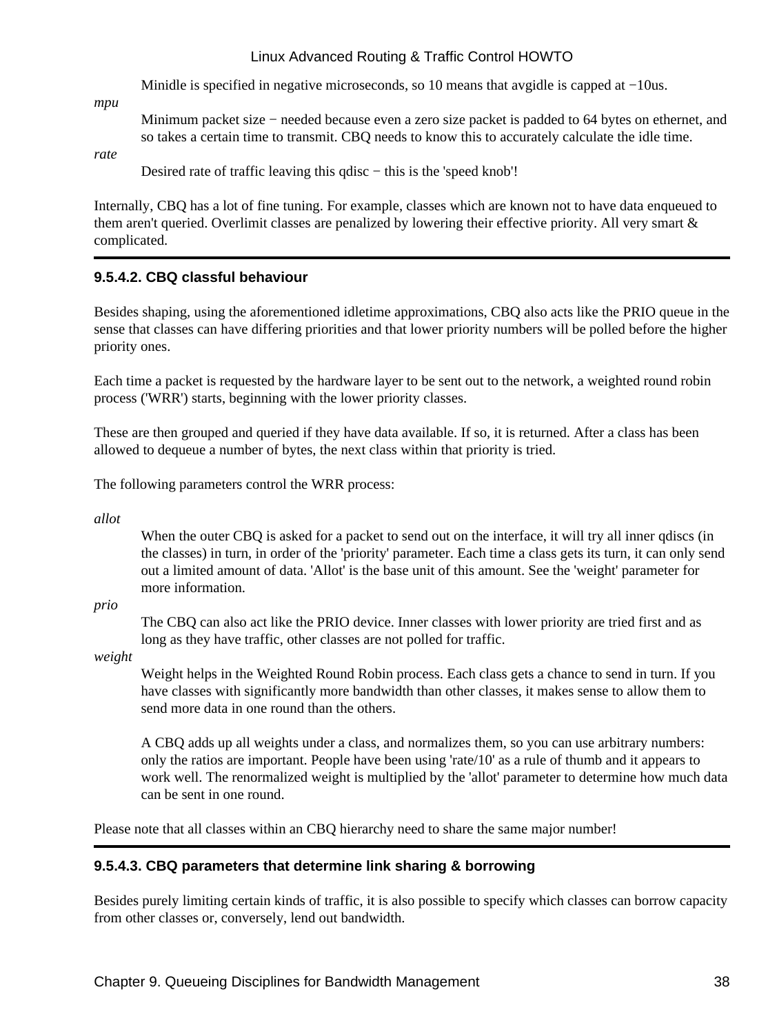Minidle is specified in negative microseconds, so 10 means that avgidle is capped at −10us.

*mpu*

Minimum packet size − needed because even a zero size packet is padded to 64 bytes on ethernet, and so takes a certain time to transmit. CBQ needs to know this to accurately calculate the idle time.

*rate*

Desired rate of traffic leaving this qdisc − this is the 'speed knob'!

Internally, CBQ has a lot of fine tuning. For example, classes which are known not to have data enqueued to them aren't queried. Overlimit classes are penalized by lowering their effective priority. All very smart & complicated.

#### 9.5.4.2. CBQ classful behaviour

Besides shaping, using the aforementioned idletime approximations, CBQ also acts like the PRIO queue in the sense that classes can have differing priorities and that lower priority numbers will be polled before the higher priority ones.

Each time a packet is requested by the hardware layer to be sent out to the network, a weighted round robin process ('WRR') starts, beginning with the lower priority classes.

These are then grouped and queried if they have data available. If so, it is returned. After a class has been allowed to dequeue a number of bytes, the next class within that priority is tried.

The following parameters control the WRR process:

*allot*

When the outer CBQ is asked for a packet to send out on the interface, it will try all inner qdiscs (in the classes) in turn, in order of the 'priority' parameter. Each time a class gets its turn, it can only send out a limited amount of data. 'Allot' is the base unit of this amount. See the 'weight' parameter for more information.

*prio*

The CBQ can also act like the PRIO device. Inner classes with lower priority are tried first and as long as they have traffic, other classes are not polled for traffic.

*weight*

Weight helps in the Weighted Round Robin process. Each class gets a chance to send in turn. If you have classes with significantly more bandwidth than other classes, it makes sense to allow them to send more data in one round than the others.

A CBQ adds up all weights under a class, and normalizes them, so you can use arbitrary numbers: only the ratios are important. People have been using 'rate/10' as a rule of thumb and it appears to work well. The renormalized weight is multiplied by the 'allot' parameter to determine how much data can be sent in one round.

Please note that all classes within an CBQ hierarchy need to share the same major number!

#### 9.5.4.3. CBQ parameters that determine link sharing & borrowing

Besides purely limiting certain kinds of traffic, it is also possible to specify which classes can borrow capacity from other classes or, conversely, lend out bandwidth.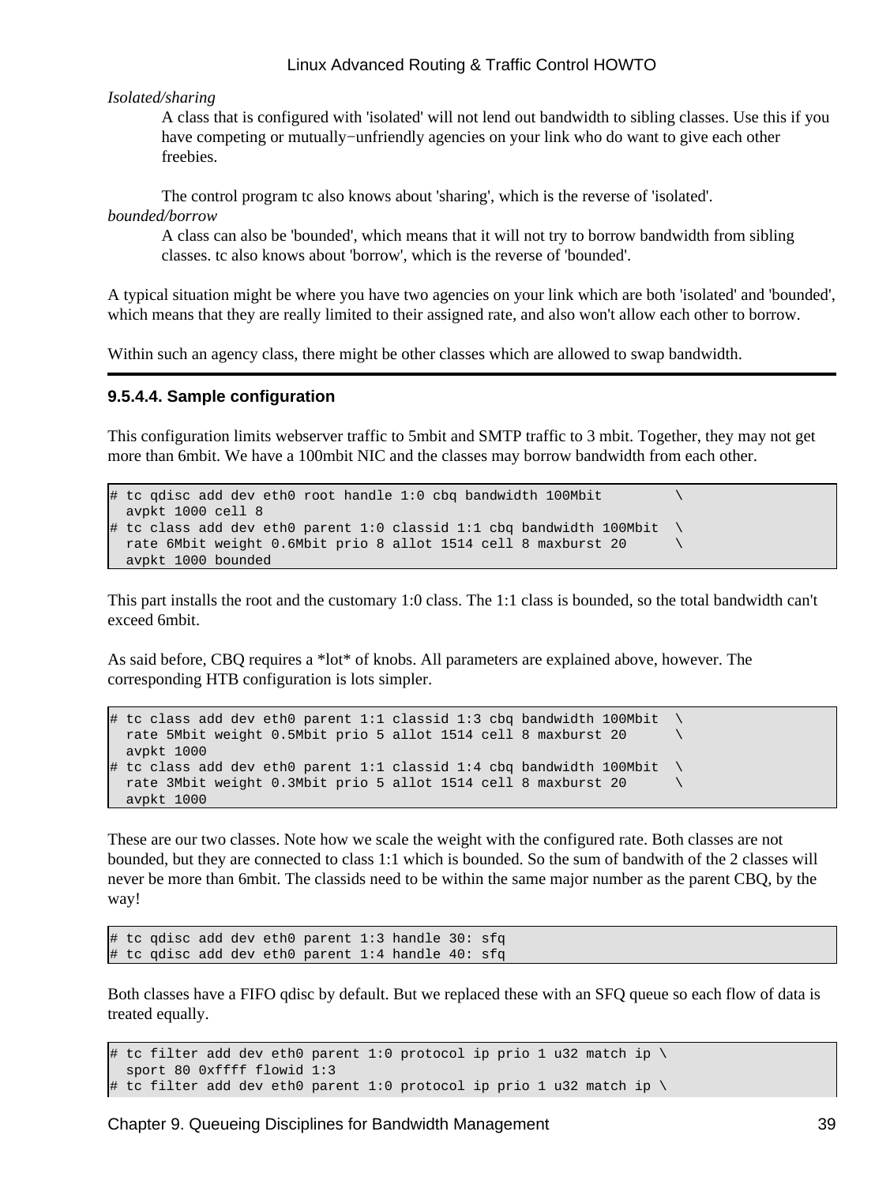*Isolated/sharing*

A class that is configured with 'isolated' will not lend out bandwidth to sibling classes. Use this if you have competing or mutually−unfriendly agencies on your link who do want to give each other freebies.

The control program tc also knows about 'sharing', which is the reverse of 'isolated'.

*bounded/borrow*

A class can also be 'bounded', which means that it will not try to borrow bandwidth from sibling classes. tc also knows about 'borrow', which is the reverse of 'bounded'.

A typical situation might be where you have two agencies on your link which are both 'isolated' and 'bounded', which means that they are really limited to their assigned rate, and also won't allow each other to borrow.

Within such an agency class, there might be other classes which are allowed to swap bandwidth.

#### 9.5.4.4. Sample configuration

This configuration limits webserver traffic to 5mbit and SMTP traffic to 3 mbit. Together, they may not get more than 6mbit. We have a 100mbit NIC and the classes may borrow bandwidth from each other.

```
# tc qdisc add dev eth0 root handle 1:0 cbq bandwidth 100Mbit         \
  avpkt 1000 cell 8
# tc class add dev eth0 parent 1:0 classid 1:1 cbq bandwidth 100Mbit  \
  rate 6Mbit weight 0.6Mbit prio 8 allot 1514 cell 8 maxburst 20      \
  avpkt 1000 bounded
```

This part installs the root and the customary 1:0 class. The 1:1 class is bounded, so the total bandwidth can't exceed 6mbit.

As said before, CBQ requires a *lot* of knobs. All parameters are explained above, however. The corresponding HTB configuration is lots simpler.

```
# tc class add dev eth0 parent 1:1 classid 1:3 cbq bandwidth 100Mbit  \
  rate 5Mbit weight 0.5Mbit prio 5 allot 1514 cell 8 maxburst 20      \
  avpkt 1000
# tc class add dev eth0 parent 1:1 classid 1:4 cbq bandwidth 100Mbit  \
  rate 3Mbit weight 0.3Mbit prio 5 allot 1514 cell 8 maxburst 20      \
  avpkt 1000
```

These are our two classes. Note how we scale the weight with the configured rate. Both classes are not bounded, but they are connected to class 1:1 which is bounded. So the sum of bandwith of the 2 classes will never be more than 6mbit. The classids need to be within the same major number as the parent CBQ, by the way!

```
# tc qdisc add dev eth0 parent 1:3 handle 30: sfq
# tc qdisc add dev eth0 parent 1:4 handle 40: sfq
```

Both classes have a FIFO qdisc by default. But we replaced these with an SFQ queue so each flow of data is treated equally.

```
# tc filter add dev eth0 parent 1:0 protocol ip prio 1 u32 match ip \
  sport 80 0xffff flowid 1:3
# tc filter add dev eth0 parent 1:0 protocol ip prio 1 u32 match ip \
```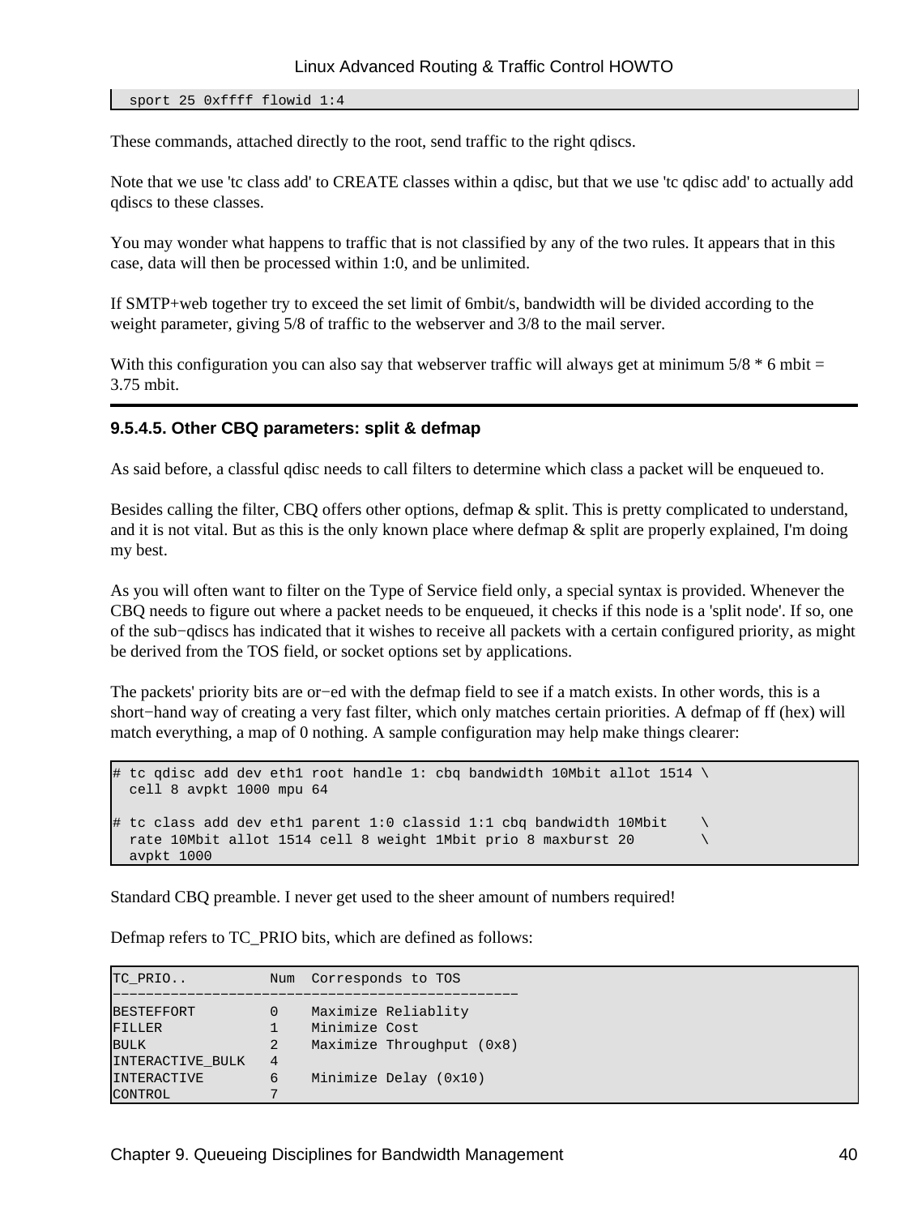```
  sport 25 0xffff flowid 1:4
```

These commands, attached directly to the root, send traffic to the right qdiscs.

Note that we use 'tc class add' to CREATE classes within a qdisc, but that we use 'tc qdisc add' to actually add qdiscs to these classes.

You may wonder what happens to traffic that is not classified by any of the two rules. It appears that in this case, data will then be processed within 1:0, and be unlimited.

If SMTP+web together try to exceed the set limit of 6mbit/s, bandwidth will be divided according to the weight parameter, giving 5/8 of traffic to the webserver and 3/8 to the mail server.

With this configuration you can also say that webserver traffic will always get at minimum 5/8 * 6 mbit = 3.75 mbit.

### 9.5.4.5. Other CBQ parameters: split & defmap

As said before, a classful qdisc needs to call filters to determine which class a packet will be enqueued to.

Besides calling the filter, CBQ offers other options, defmap & split. This is pretty complicated to understand, and it is not vital. But as this is the only known place where defmap & split are properly explained, I'm doing my best.

As you will often want to filter on the Type of Service field only, a special syntax is provided. Whenever the CBQ needs to figure out where a packet needs to be enqueued, it checks if this node is a 'split node'. If so, one of the sub−qdiscs has indicated that it wishes to receive all packets with a certain configured priority, as might be derived from the TOS field, or socket options set by applications.

The packets' priority bits are or−ed with the defmap field to see if a match exists. In other words, this is a short−hand way of creating a very fast filter, which only matches certain priorities. A defmap of ff (hex) will match everything, a map of 0 nothing. A sample configuration may help make things clearer:

```
# tc qdisc add dev eth1 root handle 1: cbq bandwidth 10Mbit allot 1514 \
  cell 8 avpkt 1000 mpu 64

# tc class add dev eth1 parent 1:0 classid 1:1 cbq bandwidth 10Mbit    \
  rate 10Mbit allot 1514 cell 8 weight 1Mbit prio 8 maxburst 20        \
  avpkt 1000
```

Standard CBQ preamble. I never get used to the sheer amount of numbers required!

Defmap refers to TC_PRIO bits, which are defined as follows:

```
TC_PRIO..          Num  Corresponds to TOS
-------------------------------------------------
BESTEFFORT         0    Maximize Reliablity
FILLER             1    Minimize Cost
BULK               2    Maximize Throughput (0x8)
INTERACTIVE_BULK   4
INTERACTIVE        6    Minimize Delay (0x10)
CONTROL            7
```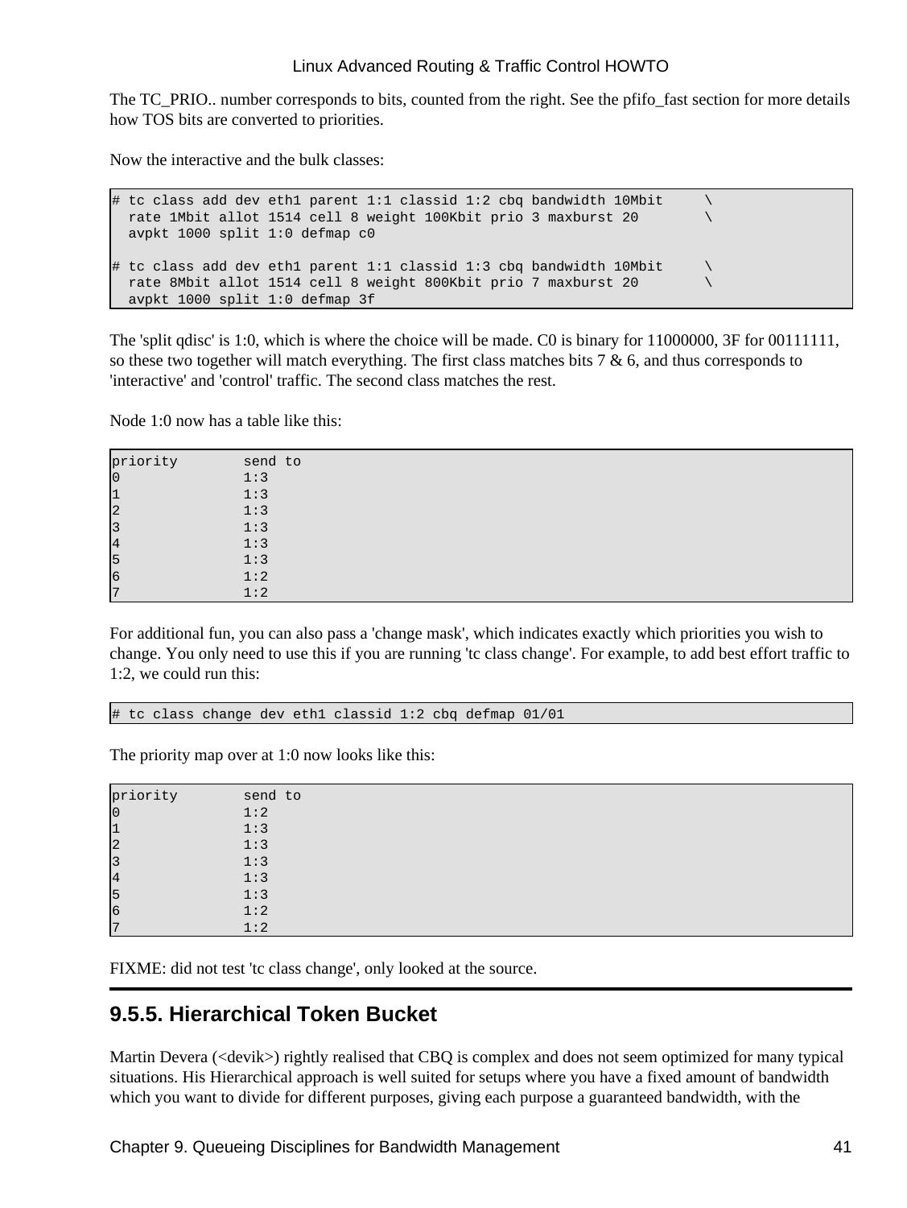The TC_PRIO.. number corresponds to bits, counted from the right. See the pfifo_fast section for more details how TOS bits are converted to priorities.

Now the interactive and the bulk classes:

```
# tc class add dev eth1 parent 1:1 classid 1:2 cbq bandwidth 10Mbit     \
  rate 1Mbit allot 1514 cell 8 weight 100Kbit prio 3 maxburst 20       \
  avpkt 1000 split 1:0 defmap c0

# tc class add dev eth1 parent 1:1 classid 1:3 cbq bandwidth 10Mbit     \
  rate 8Mbit allot 1514 cell 8 weight 800Kbit prio 7 maxburst 20       \
  avpkt 1000 split 1:0 defmap 3f
```

The 'split qdisc' is 1:0, which is where the choice will be made. C0 is binary for 11000000, 3F for 00111111, so these two together will match everything. The first class matches bits 7 & 6, and thus corresponds to 'interactive' and 'control' traffic. The second class matches the rest.

Node 1:0 now has a table like this:

```
priority        send to
0               1:3
1               1:3
2               1:3
3               1:3
4               1:3
5               1:3
6               1:2
7               1:2
```

For additional fun, you can also pass a 'change mask', which indicates exactly which priorities you wish to change. You only need to use this if you are running 'tc class change'. For example, to add best effort traffic to 1:2, we could run this:

```
# tc class change dev eth1 classid 1:2 cbq defmap 01/01
```

The priority map over at 1:0 now looks like this:

```
priority        send to
0               1:2
1               1:3
2               1:3
3               1:3
4               1:3
5               1:3
6               1:2
7               1:2
```

FIXME: did not test 'tc class change', only looked at the source.

## 9.5.5. Hierarchical Token Bucket

Martin Devera (<devik>) rightly realised that CBQ is complex and does not seem optimized for many typical situations. His Hierarchical approach is well suited for setups where you have a fixed amount of bandwidth which you want to divide for different purposes, giving each purpose a guaranteed bandwidth, with the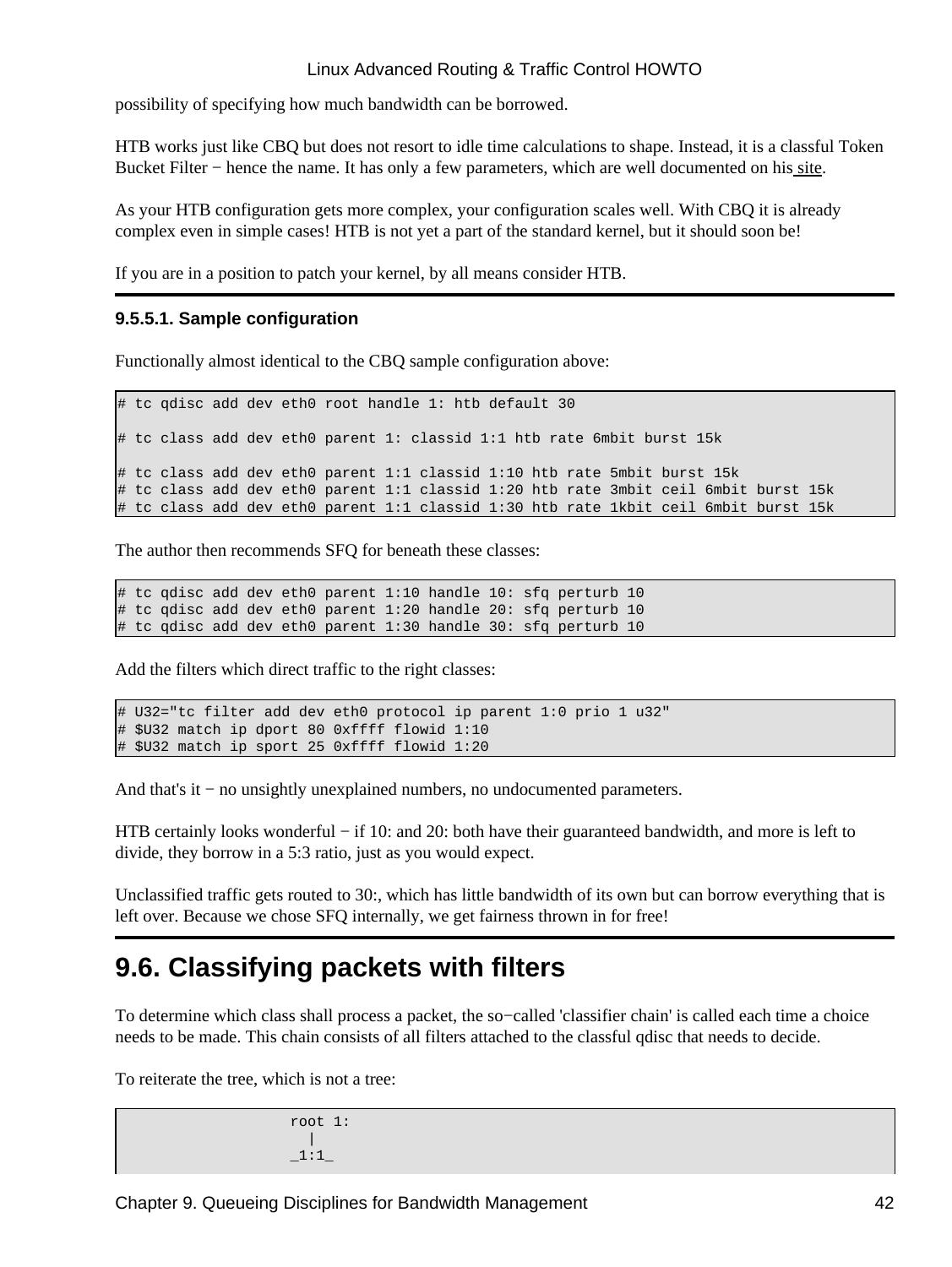possibility of specifying how much bandwidth can be borrowed.

HTB works just like CBQ but does not resort to idle time calculations to shape. Instead, it is a classful Token Bucket Filter − hence the name. It has only a few parameters, which are well documented on his site.

As your HTB configuration gets more complex, your configuration scales well. With CBQ it is already complex even in simple cases! HTB is not yet a part of the standard kernel, but it should soon be!

If you are in a position to patch your kernel, by all means consider HTB.

#### 9.5.5.1. Sample configuration

Functionally almost identical to the CBQ sample configuration above:

```
# tc qdisc add dev eth0 root handle 1: htb default 30

# tc class add dev eth0 parent 1: classid 1:1 htb rate 6mbit burst 15k

# tc class add dev eth0 parent 1:1 classid 1:10 htb rate 5mbit burst 15k
# tc class add dev eth0 parent 1:1 classid 1:20 htb rate 3mbit ceil 6mbit burst 15k
# tc class add dev eth0 parent 1:1 classid 1:30 htb rate 1kbit ceil 6mbit burst 15k
```

The author then recommends SFQ for beneath these classes:

```
# tc qdisc add dev eth0 parent 1:10 handle 10: sfq perturb 10
# tc qdisc add dev eth0 parent 1:20 handle 20: sfq perturb 10
# tc qdisc add dev eth0 parent 1:30 handle 30: sfq perturb 10
```

Add the filters which direct traffic to the right classes:

```
# U32="tc filter add dev eth0 protocol ip parent 1:0 prio 1 u32"
# $U32 match ip dport 80 0xffff flowid 1:10
# $U32 match ip sport 25 0xffff flowid 1:20
```

And that's it − no unsightly unexplained numbers, no undocumented parameters.

HTB certainly looks wonderful − if 10: and 20: both have their guaranteed bandwidth, and more is left to divide, they borrow in a 5:3 ratio, just as you would expect.

Unclassified traffic gets routed to 30:, which has little bandwidth of its own but can borrow everything that is left over. Because we chose SFQ internally, we get fairness thrown in for free!

## 9.6. Classifying packets with filters

To determine which class shall process a packet, the so−called 'classifier chain' is called each time a choice needs to be made. This chain consists of all filters attached to the classful qdisc that needs to decide.

To reiterate the tree, which is not a tree:

```
                    root 1:
                      |
                    _1:1_
```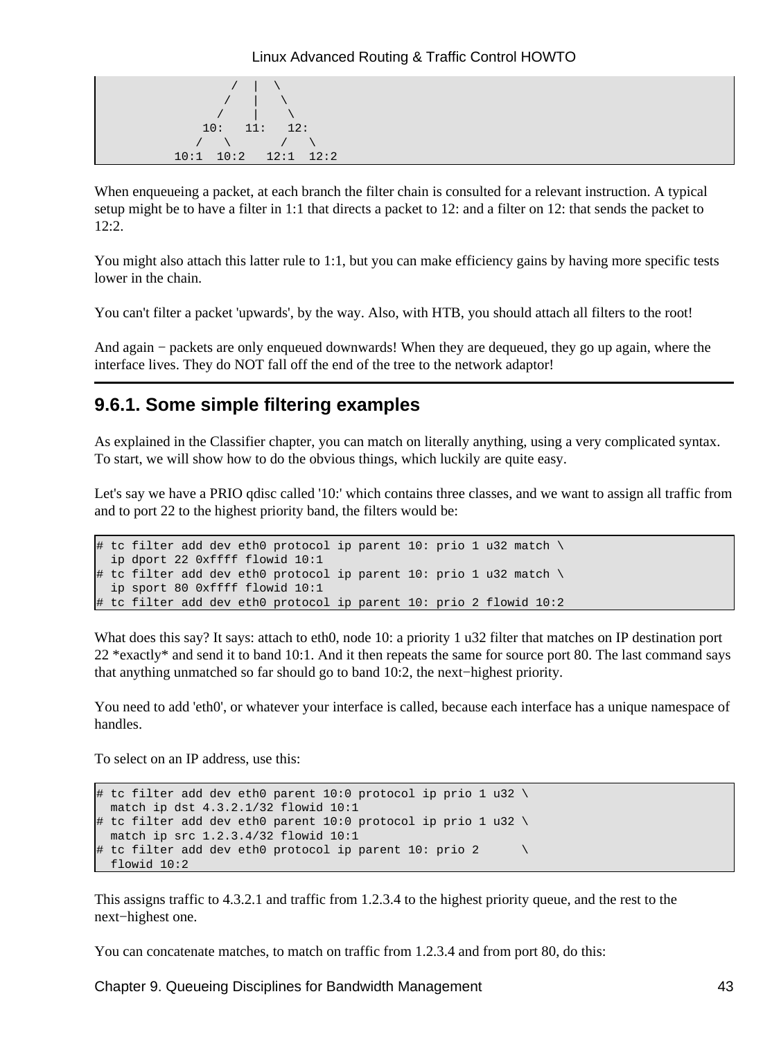```
                  /  |  \
                 /   |   \
                /    |    \
              10:   11:   12:
             /   \       /   \
          10:1  10:2   12:1  12:2
```

When enqueueing a packet, at each branch the filter chain is consulted for a relevant instruction. A typical setup might be to have a filter in 1:1 that directs a packet to 12: and a filter on 12: that sends the packet to 12:2.

You might also attach this latter rule to 1:1, but you can make efficiency gains by having more specific tests lower in the chain.

You can't filter a packet 'upwards', by the way. Also, with HTB, you should attach all filters to the root!

And again − packets are only enqueued downwards! When they are dequeued, they go up again, where the interface lives. They do NOT fall off the end of the tree to the network adaptor!

## 9.6.1. Some simple filtering examples

As explained in the Classifier chapter, you can match on literally anything, using a very complicated syntax. To start, we will show how to do the obvious things, which luckily are quite easy.

Let's say we have a PRIO qdisc called '10:' which contains three classes, and we want to assign all traffic from and to port 22 to the highest priority band, the filters would be:

```
# tc filter add dev eth0 protocol ip parent 10: prio 1 u32 match \
  ip dport 22 0xffff flowid 10:1
# tc filter add dev eth0 protocol ip parent 10: prio 1 u32 match \
  ip sport 80 0xffff flowid 10:1
# tc filter add dev eth0 protocol ip parent 10: prio 2 flowid 10:2
```

What does this say? It says: attach to eth0, node 10: a priority 1 u32 filter that matches on IP destination port 22 *exactly* and send it to band 10:1. And it then repeats the same for source port 80. The last command says that anything unmatched so far should go to band 10:2, the next−highest priority.

You need to add 'eth0', or whatever your interface is called, because each interface has a unique namespace of handles.

To select on an IP address, use this:

```
# tc filter add dev eth0 parent 10:0 protocol ip prio 1 u32 \
  match ip dst 4.3.2.1/32 flowid 10:1
# tc filter add dev eth0 parent 10:0 protocol ip prio 1 u32 \
  match ip src 1.2.3.4/32 flowid 10:1
# tc filter add dev eth0 protocol ip parent 10: prio 2      \
  flowid 10:2
```

This assigns traffic to 4.3.2.1 and traffic from 1.2.3.4 to the highest priority queue, and the rest to the next−highest one.

You can concatenate matches, to match on traffic from 1.2.3.4 and from port 80, do this: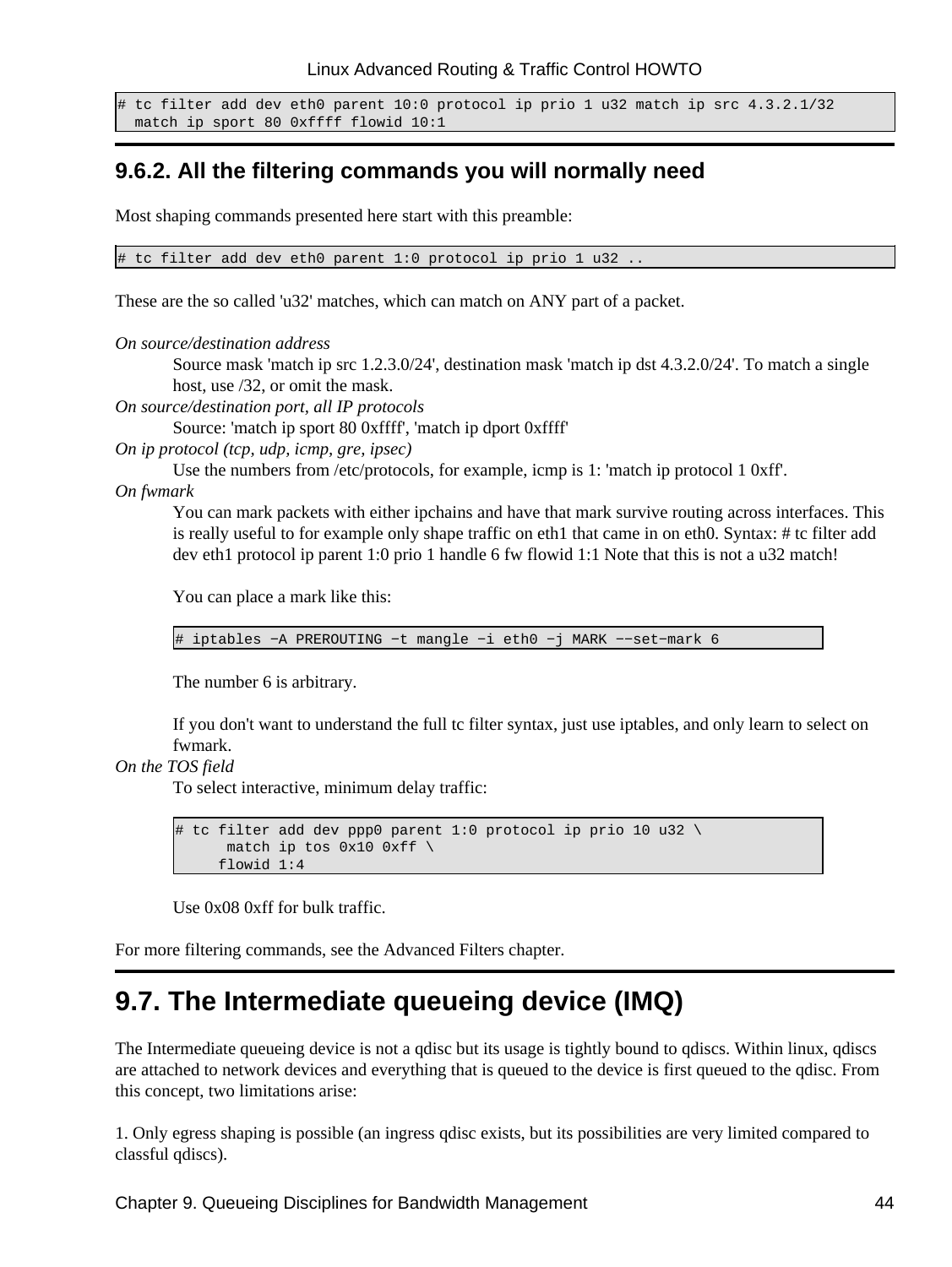```
# tc filter add dev eth0 parent 10:0 protocol ip prio 1 u32 match ip src 4.3.2.1/32
  match ip sport 80 0xffff flowid 10:1
```

## 9.6.2. All the filtering commands you will normally need

Most shaping commands presented here start with this preamble:

```
# tc filter add dev eth0 parent 1:0 protocol ip prio 1 u32 ..
```

These are the so called 'u32' matches, which can match on ANY part of a packet.

*On source/destination address*
: Source mask 'match ip src 1.2.3.0/24', destination mask 'match ip dst 4.3.2.0/24'. To match a single host, use /32, or omit the mask.

*On source/destination port, all IP protocols*
: Source: 'match ip sport 80 0xffff', 'match ip dport 0xffff'

*On ip protocol (tcp, udp, icmp, gre, ipsec)*
: Use the numbers from /etc/protocols, for example, icmp is 1: 'match ip protocol 1 0xff'.

*On fwmark*
: You can mark packets with either ipchains and have that mark survive routing across interfaces. This is really useful to for example only shape traffic on eth1 that came in on eth0. Syntax: # tc filter add dev eth1 protocol ip parent 1:0 prio 1 handle 6 fw flowid 1:1 Note that this is not a u32 match!

  You can place a mark like this:

  ```
  # iptables -A PREROUTING -t mangle -i eth0 -j MARK --set-mark 6
  ```

  The number 6 is arbitrary.

  If you don't want to understand the full tc filter syntax, just use iptables, and only learn to select on fwmark.

*On the TOS field*
: To select interactive, minimum delay traffic:

  ```
  # tc filter add dev ppp0 parent 1:0 protocol ip prio 10 u32 \
        match ip tos 0x10 0xff \
       flowid 1:4
  ```

  Use 0x08 0xff for bulk traffic.

For more filtering commands, see the Advanced Filters chapter.

# 9.7. The Intermediate queueing device (IMQ)

The Intermediate queueing device is not a qdisc but its usage is tightly bound to qdiscs. Within linux, qdiscs are attached to network devices and everything that is queued to the device is first queued to the qdisc. From this concept, two limitations arise:

1. Only egress shaping is possible (an ingress qdisc exists, but its possibilities are very limited compared to classful qdiscs).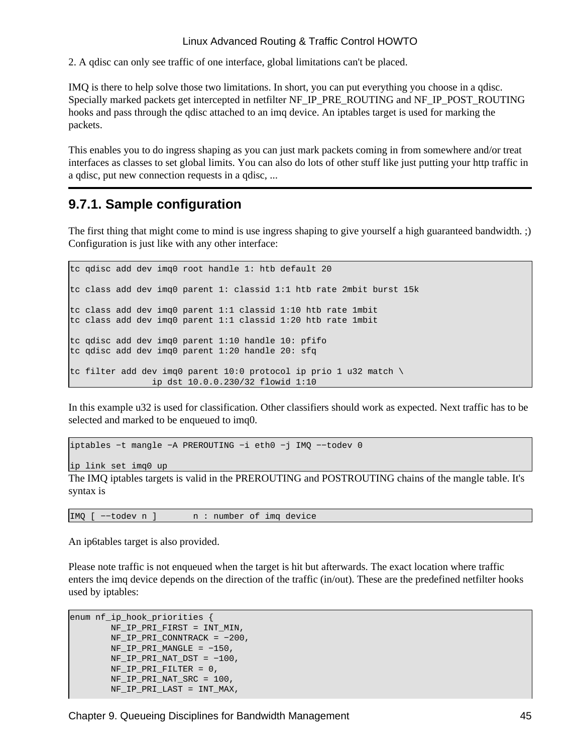2. A qdisc can only see traffic of one interface, global limitations can't be placed.

IMQ is there to help solve those two limitations. In short, you can put everything you choose in a qdisc. Specially marked packets get intercepted in netfilter NF_IP_PRE_ROUTING and NF_IP_POST_ROUTING hooks and pass through the qdisc attached to an imq device. An iptables target is used for marking the packets.

This enables you to do ingress shaping as you can just mark packets coming in from somewhere and/or treat interfaces as classes to set global limits. You can also do lots of other stuff like just putting your http traffic in a qdisc, put new connection requests in a qdisc, ...

## 9.7.1. Sample configuration

The first thing that might come to mind is use ingress shaping to give yourself a high guaranteed bandwidth. ;) Configuration is just like with any other interface:

```
tc qdisc add dev imq0 root handle 1: htb default 20

tc class add dev imq0 parent 1: classid 1:1 htb rate 2mbit burst 15k

tc class add dev imq0 parent 1:1 classid 1:10 htb rate 1mbit
tc class add dev imq0 parent 1:1 classid 1:20 htb rate 1mbit

tc qdisc add dev imq0 parent 1:10 handle 10: pfifo
tc qdisc add dev imq0 parent 1:20 handle 20: sfq

tc filter add dev imq0 parent 10:0 protocol ip prio 1 u32 match \
                ip dst 10.0.0.230/32 flowid 1:10
```

In this example u32 is used for classification. Other classifiers should work as expected. Next traffic has to be selected and marked to be enqueued to imq0.

```
iptables -t mangle -A PREROUTING -i eth0 -j IMQ --todev 0

ip link set imq0 up
```

The IMQ iptables targets is valid in the PREROUTING and POSTROUTING chains of the mangle table. It's syntax is

```
IMQ [ --todev n ]       n : number of imq device
```

An ip6tables target is also provided.

Please note traffic is not enqueued when the target is hit but afterwards. The exact location where traffic enters the imq device depends on the direction of the traffic (in/out). These are the predefined netfilter hooks used by iptables:

```
enum nf_ip_hook_priorities {
        NF_IP_PRI_FIRST = INT_MIN,
        NF_IP_PRI_CONNTRACK = -200,
        NF_IP_PRI_MANGLE = -150,
        NF_IP_PRI_NAT_DST = -100,
        NF_IP_PRI_FILTER = 0,
        NF_IP_PRI_NAT_SRC = 100,
        NF_IP_PRI_LAST = INT_MAX,
```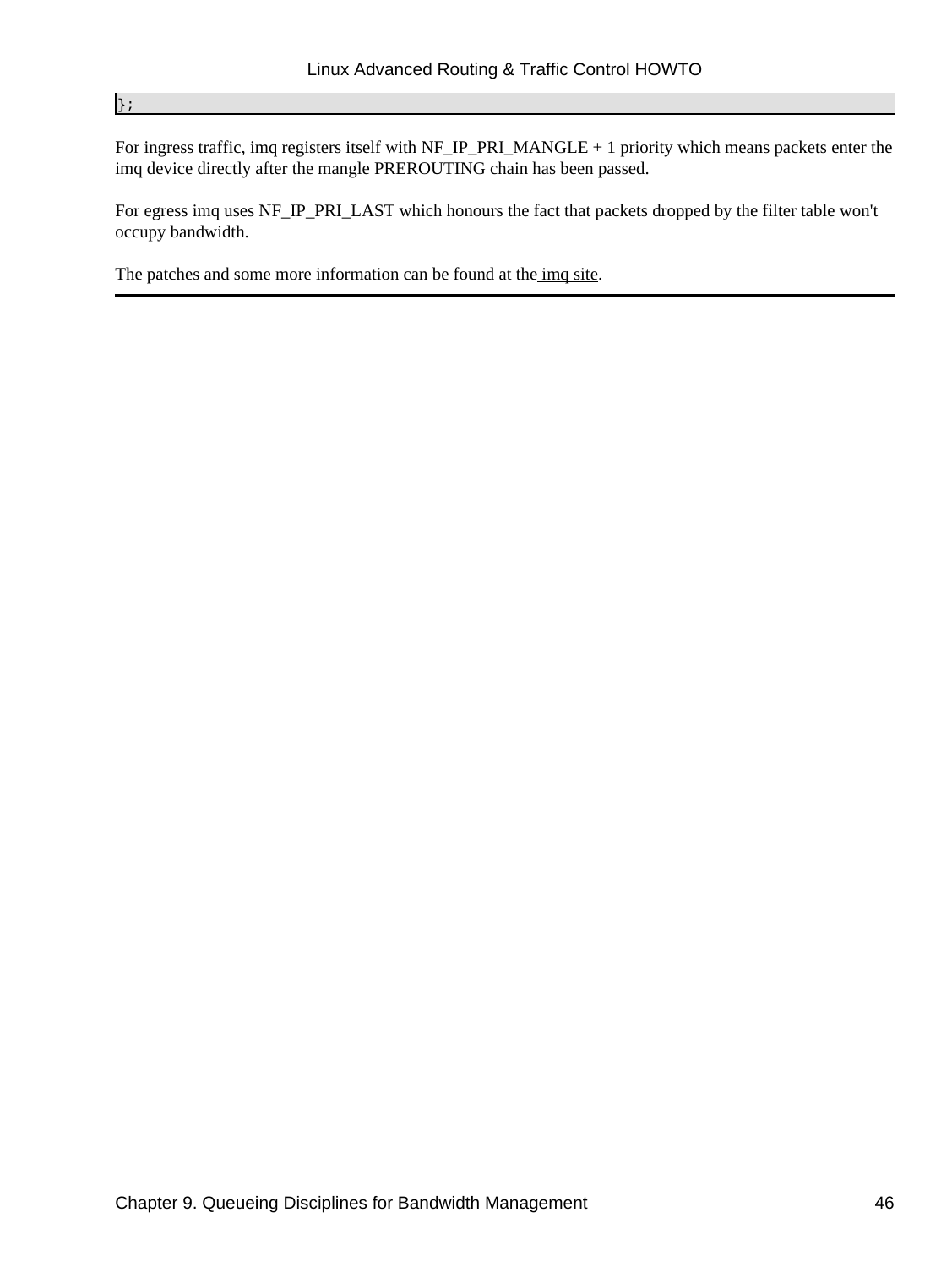```
};
```

For ingress traffic, imq registers itself with NF_IP_PRI_MANGLE + 1 priority which means packets enter the imq device directly after the mangle PREROUTING chain has been passed.

For egress imq uses NF_IP_PRI_LAST which honours the fact that packets dropped by the filter table won't occupy bandwidth.

The patches and some more information can be found at the imq site.

---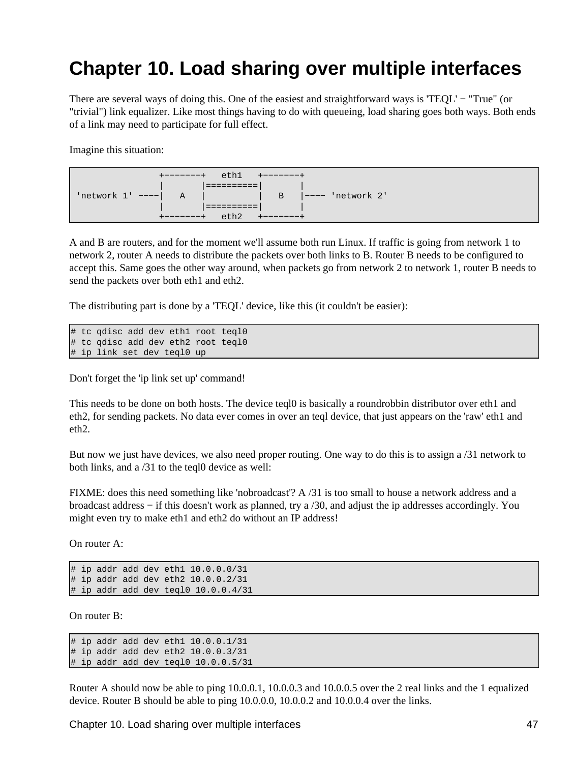# Chapter 10. Load sharing over multiple interfaces

There are several ways of doing this. One of the easiest and straightforward ways is 'TEQL' − "True" (or "trivial") link equalizer. Like most things having to do with queueing, load sharing goes both ways. Both ends of a link may need to participate for full effect.

Imagine this situation:

```
                 +−−−−−−−+   eth1   +−−−−−−−+
                 |       |==========|       |
 'network 1' −−−−|   A   |          |   B   |−−−− 'network 2'
                 |       |==========|       |
                 +−−−−−−−+   eth2   +−−−−−−−+
```

A and B are routers, and for the moment we'll assume both run Linux. If traffic is going from network 1 to network 2, router A needs to distribute the packets over both links to B. Router B needs to be configured to accept this. Same goes the other way around, when packets go from network 2 to network 1, router B needs to send the packets over both eth1 and eth2.

The distributing part is done by a 'TEQL' device, like this (it couldn't be easier):

```
# tc qdisc add dev eth1 root teql0
# tc qdisc add dev eth2 root teql0
# ip link set dev teql0 up
```

Don't forget the 'ip link set up' command!

This needs to be done on both hosts. The device teql0 is basically a roundrobbin distributor over eth1 and eth2, for sending packets. No data ever comes in over an teql device, that just appears on the 'raw' eth1 and eth2.

But now we just have devices, we also need proper routing. One way to do this is to assign a /31 network to both links, and a /31 to the teql0 device as well:

FIXME: does this need something like 'nobroadcast'? A /31 is too small to house a network address and a broadcast address − if this doesn't work as planned, try a /30, and adjust the ip addresses accordingly. You might even try to make eth1 and eth2 do without an IP address!

On router A:

```
# ip addr add dev eth1 10.0.0.0/31
# ip addr add dev eth2 10.0.0.2/31
# ip addr add dev teql0 10.0.0.4/31
```

On router B:

```
# ip addr add dev eth1 10.0.0.1/31
# ip addr add dev eth2 10.0.0.3/31
# ip addr add dev teql0 10.0.0.5/31
```

Router A should now be able to ping 10.0.0.1, 10.0.0.3 and 10.0.0.5 over the 2 real links and the 1 equalized device. Router B should be able to ping 10.0.0.0, 10.0.0.2 and 10.0.0.4 over the links.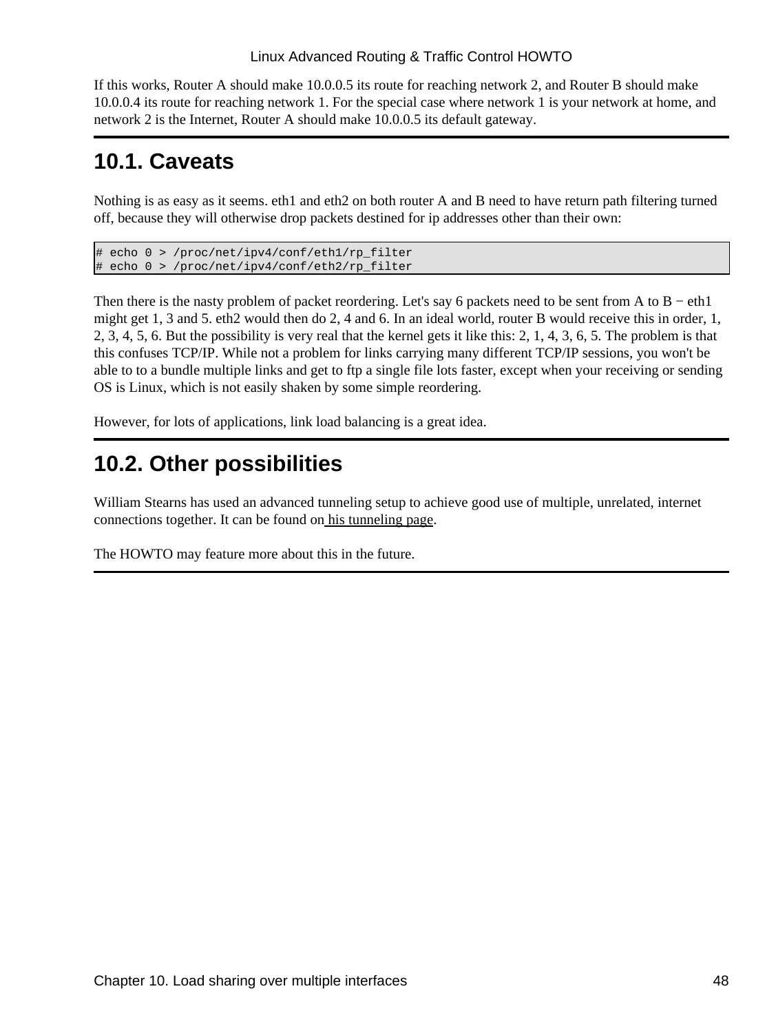If this works, Router A should make 10.0.0.5 its route for reaching network 2, and Router B should make 10.0.0.4 its route for reaching network 1. For the special case where network 1 is your network at home, and network 2 is the Internet, Router A should make 10.0.0.5 its default gateway.

## 10.1. Caveats

Nothing is as easy as it seems. eth1 and eth2 on both router A and B need to have return path filtering turned off, because they will otherwise drop packets destined for ip addresses other than their own:

```
# echo 0 > /proc/net/ipv4/conf/eth1/rp_filter
# echo 0 > /proc/net/ipv4/conf/eth2/rp_filter
```

Then there is the nasty problem of packet reordering. Let's say 6 packets need to be sent from A to B − eth1 might get 1, 3 and 5. eth2 would then do 2, 4 and 6. In an ideal world, router B would receive this in order, 1, 2, 3, 4, 5, 6. But the possibility is very real that the kernel gets it like this: 2, 1, 4, 3, 6, 5. The problem is that this confuses TCP/IP. While not a problem for links carrying many different TCP/IP sessions, you won't be able to to a bundle multiple links and get to ftp a single file lots faster, except when your receiving or sending OS is Linux, which is not easily shaken by some simple reordering.

However, for lots of applications, link load balancing is a great idea.

## 10.2. Other possibilities

William Stearns has used an advanced tunneling setup to achieve good use of multiple, unrelated, internet connections together. It can be found on his tunneling page.

The HOWTO may feature more about this in the future.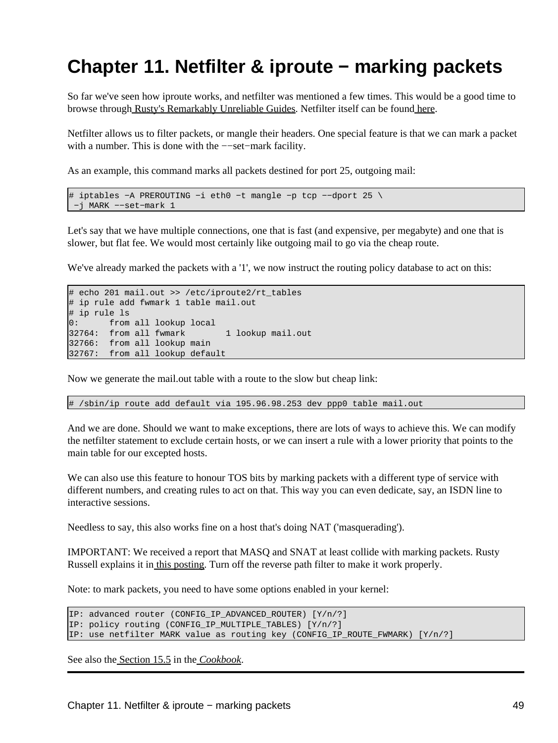# Chapter 11. Netfilter & iproute − marking packets

So far we've seen how iproute works, and netfilter was mentioned a few times. This would be a good time to browse through Rusty's Remarkably Unreliable Guides. Netfilter itself can be found here.

Netfilter allows us to filter packets, or mangle their headers. One special feature is that we can mark a packet with a number. This is done with the −−set−mark facility.

As an example, this command marks all packets destined for port 25, outgoing mail:

```
# iptables −A PREROUTING −i eth0 −t mangle −p tcp −−dport 25 \
 −j MARK −−set−mark 1
```

Let's say that we have multiple connections, one that is fast (and expensive, per megabyte) and one that is slower, but flat fee. We would most certainly like outgoing mail to go via the cheap route.

We've already marked the packets with a '1', we now instruct the routing policy database to act on this:

```
# echo 201 mail.out >> /etc/iproute2/rt_tables
# ip rule add fwmark 1 table mail.out
# ip rule ls
0:      from all lookup local
32764:  from all fwmark        1 lookup mail.out
32766:  from all lookup main
32767:  from all lookup default
```

Now we generate the mail.out table with a route to the slow but cheap link:

```
# /sbin/ip route add default via 195.96.98.253 dev ppp0 table mail.out
```

And we are done. Should we want to make exceptions, there are lots of ways to achieve this. We can modify the netfilter statement to exclude certain hosts, or we can insert a rule with a lower priority that points to the main table for our excepted hosts.

We can also use this feature to honour TOS bits by marking packets with a different type of service with different numbers, and creating rules to act on that. This way you can even dedicate, say, an ISDN line to interactive sessions.

Needless to say, this also works fine on a host that's doing NAT ('masquerading').

IMPORTANT: We received a report that MASQ and SNAT at least collide with marking packets. Rusty Russell explains it in this posting. Turn off the reverse path filter to make it work properly.

Note: to mark packets, you need to have some options enabled in your kernel:

```
IP: advanced router (CONFIG_IP_ADVANCED_ROUTER) [Y/n/?]
IP: policy routing (CONFIG_IP_MULTIPLE_TABLES) [Y/n/?]
IP: use netfilter MARK value as routing key (CONFIG_IP_ROUTE_FWMARK) [Y/n/?]
```

See also the Section 15.5 in the *Cookbook*.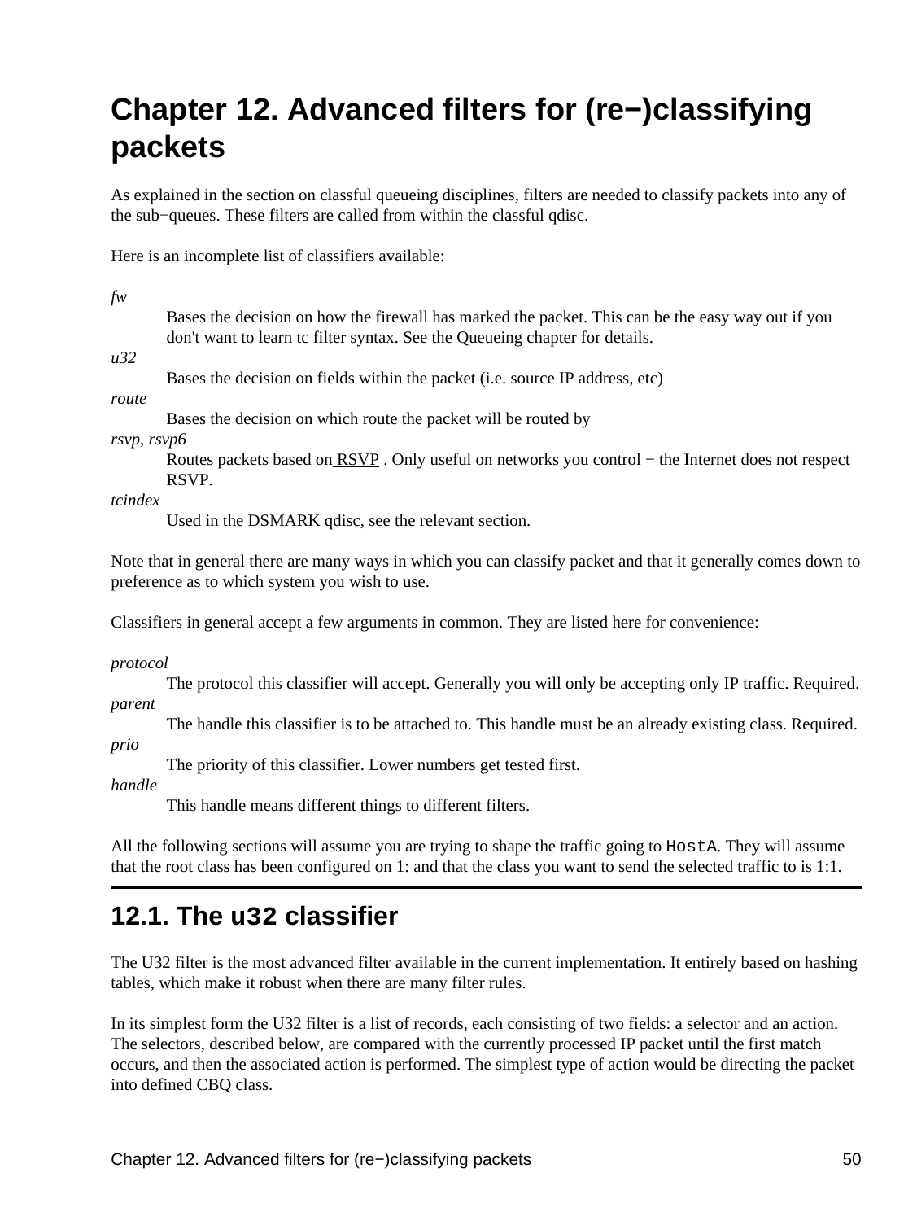# Chapter 12. Advanced filters for (re−)classifying packets

As explained in the section on classful queueing disciplines, filters are needed to classify packets into any of the sub−queues. These filters are called from within the classful qdisc.

Here is an incomplete list of classifiers available:

*fw*
: Bases the decision on how the firewall has marked the packet. This can be the easy way out if you don't want to learn tc filter syntax. See the Queueing chapter for details.

*u32*
: Bases the decision on fields within the packet (i.e. source IP address, etc)

*route*
: Bases the decision on which route the packet will be routed by

*rsvp*, *rsvp6*
: Routes packets based on RSVP . Only useful on networks you control − the Internet does not respect RSVP.

*tcindex*
: Used in the DSMARK qdisc, see the relevant section.

Note that in general there are many ways in which you can classify packet and that it generally comes down to preference as to which system you wish to use.

Classifiers in general accept a few arguments in common. They are listed here for convenience:

*protocol*
: The protocol this classifier will accept. Generally you will only be accepting only IP traffic. Required.

*parent*
: The handle this classifier is to be attached to. This handle must be an already existing class. Required.

*prio*
: The priority of this classifier. Lower numbers get tested first.

*handle*
: This handle means different things to different filters.

All the following sections will assume you are trying to shape the traffic going to `HostA`. They will assume that the root class has been configured on 1: and that the class you want to send the selected traffic to is 1:1.

## 12.1. The u32 classifier

The U32 filter is the most advanced filter available in the current implementation. It entirely based on hashing tables, which make it robust when there are many filter rules.

In its simplest form the U32 filter is a list of records, each consisting of two fields: a selector and an action. The selectors, described below, are compared with the currently processed IP packet until the first match occurs, and then the associated action is performed. The simplest type of action would be directing the packet into defined CBQ class.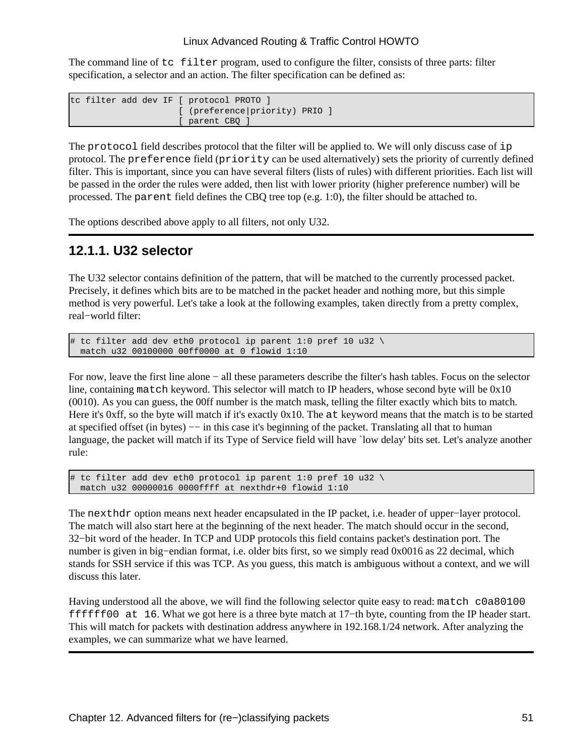The command line of `tc filter` program, used to configure the filter, consists of three parts: filter specification, a selector and an action. The filter specification can be defined as:

```
tc filter add dev IF [ protocol PROTO ]
                     [ (preference|priority) PRIO ]
                     [ parent CBQ ]
```

The `protocol` field describes protocol that the filter will be applied to. We will only discuss case of `ip` protocol. The `preference` field (`priority` can be used alternatively) sets the priority of currently defined filter. This is important, since you can have several filters (lists of rules) with different priorities. Each list will be passed in the order the rules were added, then list with lower priority (higher preference number) will be processed. The `parent` field defines the CBQ tree top (e.g. 1:0), the filter should be attached to.

The options described above apply to all filters, not only U32.

### 12.1.1. U32 selector

The U32 selector contains definition of the pattern, that will be matched to the currently processed packet. Precisely, it defines which bits are to be matched in the packet header and nothing more, but this simple method is very powerful. Let's take a look at the following examples, taken directly from a pretty complex, real−world filter:

```
# tc filter add dev eth0 protocol ip parent 1:0 pref 10 u32 \
  match u32 00100000 00ff0000 at 0 flowid 1:10
```

For now, leave the first line alone − all these parameters describe the filter's hash tables. Focus on the selector line, containing `match` keyword. This selector will match to IP headers, whose second byte will be 0x10 (0010). As you can guess, the 00ff number is the match mask, telling the filter exactly which bits to match. Here it's 0xff, so the byte will match if it's exactly 0x10. The `at` keyword means that the match is to be started at specified offset (in bytes) −− in this case it's beginning of the packet. Translating all that to human language, the packet will match if its Type of Service field will have `low delay' bits set. Let's analyze another rule:

```
# tc filter add dev eth0 protocol ip parent 1:0 pref 10 u32 \
  match u32 00000016 0000ffff at nexthdr+0 flowid 1:10
```

The `nexthdr` option means next header encapsulated in the IP packet, i.e. header of upper−layer protocol. The match will also start here at the beginning of the next header. The match should occur in the second, 32−bit word of the header. In TCP and UDP protocols this field contains packet's destination port. The number is given in big−endian format, i.e. older bits first, so we simply read 0x0016 as 22 decimal, which stands for SSH service if this was TCP. As you guess, this match is ambiguous without a context, and we will discuss this later.

Having understood all the above, we will find the following selector quite easy to read: `match c0a80100 ffffff00 at 16`. What we got here is a three byte match at 17−th byte, counting from the IP header start. This will match for packets with destination address anywhere in 192.168.1/24 network. After analyzing the examples, we can summarize what we have learned.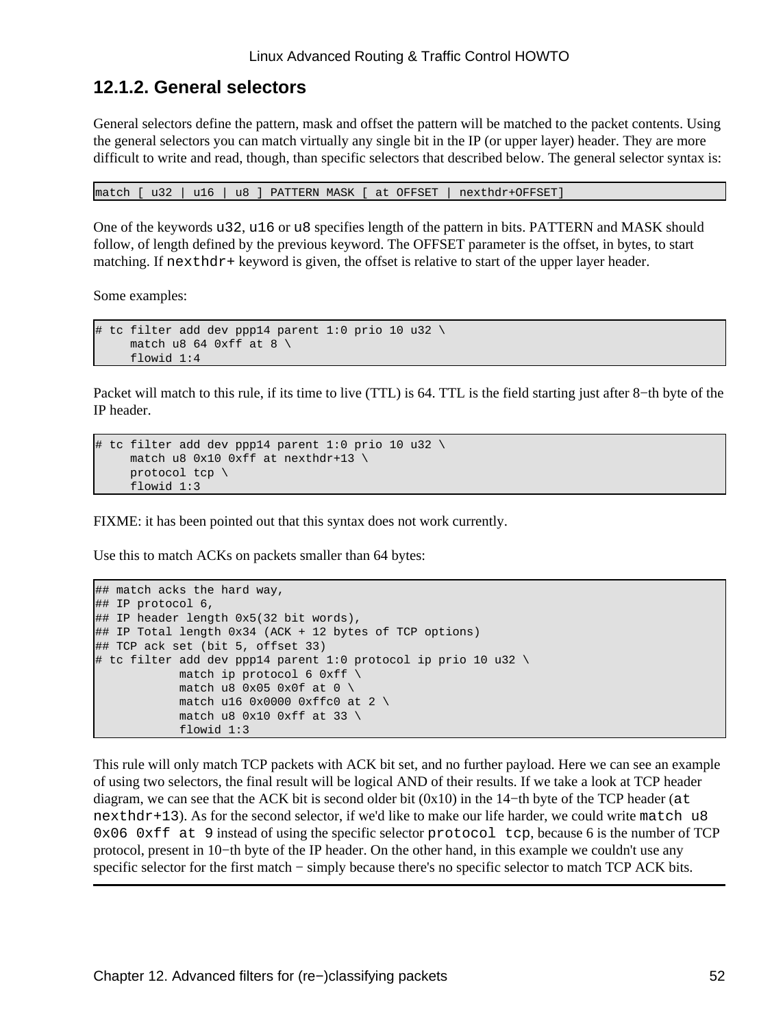### 12.1.2. General selectors

General selectors define the pattern, mask and offset the pattern will be matched to the packet contents. Using the general selectors you can match virtually any single bit in the IP (or upper layer) header. They are more difficult to write and read, though, than specific selectors that described below. The general selector syntax is:

```
match [ u32 | u16 | u8 ] PATTERN MASK [ at OFFSET | nexthdr+OFFSET]
```

One of the keywords `u32`, `u16` or `u8` specifies length of the pattern in bits. PATTERN and MASK should follow, of length defined by the previous keyword. The OFFSET parameter is the offset, in bytes, to start matching. If `nexthdr+` keyword is given, the offset is relative to start of the upper layer header.

Some examples:

```
# tc filter add dev ppp14 parent 1:0 prio 10 u32 \
     match u8 64 0xff at 8 \
     flowid 1:4
```

Packet will match to this rule, if its time to live (TTL) is 64. TTL is the field starting just after 8−th byte of the IP header.

```
# tc filter add dev ppp14 parent 1:0 prio 10 u32 \
     match u8 0x10 0xff at nexthdr+13 \
     protocol tcp \
     flowid 1:3
```

FIXME: it has been pointed out that this syntax does not work currently.

Use this to match ACKs on packets smaller than 64 bytes:

```
## match acks the hard way,
## IP protocol 6,
## IP header length 0x5(32 bit words),
## IP Total length 0x34 (ACK + 12 bytes of TCP options)
## TCP ack set (bit 5, offset 33)
# tc filter add dev ppp14 parent 1:0 protocol ip prio 10 u32 \
            match ip protocol 6 0xff \
            match u8 0x05 0x0f at 0 \
            match u16 0x0000 0xffc0 at 2 \
            match u8 0x10 0xff at 33 \
            flowid 1:3
```

This rule will only match TCP packets with ACK bit set, and no further payload. Here we can see an example of using two selectors, the final result will be logical AND of their results. If we take a look at TCP header diagram, we can see that the ACK bit is second older bit (0x10) in the 14−th byte of the TCP header (`at nexthdr+13`). As for the second selector, if we'd like to make our life harder, we could write `match u8 0x06 0xff at 9` instead of using the specific selector `protocol tcp`, because 6 is the number of TCP protocol, present in 10−th byte of the IP header. On the other hand, in this example we couldn't use any specific selector for the first match − simply because there's no specific selector to match TCP ACK bits.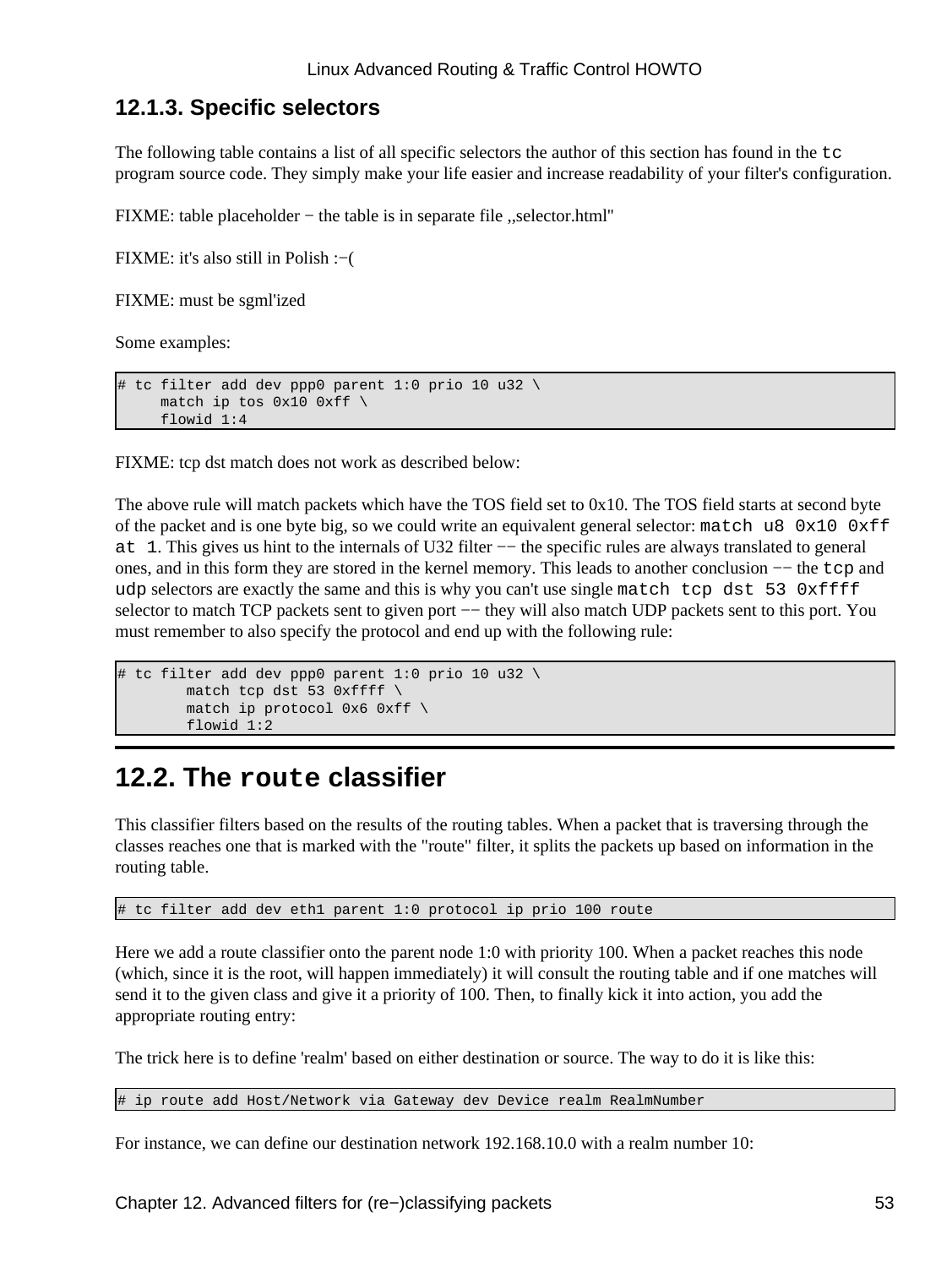### 12.1.3. Specific selectors

The following table contains a list of all specific selectors the author of this section has found in the `tc` program source code. They simply make your life easier and increase readability of your filter's configuration.

FIXME: table placeholder − the table is in separate file ,,selector.html''

FIXME: it's also still in Polish :−(

FIXME: must be sgml'ized

Some examples:

```
# tc filter add dev ppp0 parent 1:0 prio 10 u32 \
     match ip tos 0x10 0xff \
     flowid 1:4
```

FIXME: tcp dst match does not work as described below:

The above rule will match packets which have the TOS field set to 0x10. The TOS field starts at second byte of the packet and is one byte big, so we could write an equivalent general selector: `match u8 0x10 0xff at 1`. This gives us hint to the internals of U32 filter −− the specific rules are always translated to general ones, and in this form they are stored in the kernel memory. This leads to another conclusion −− the `tcp` and `udp` selectors are exactly the same and this is why you can't use single `match tcp dst 53 0xffff` selector to match TCP packets sent to given port −− they will also match UDP packets sent to this port. You must remember to also specify the protocol and end up with the following rule:

```
# tc filter add dev ppp0 parent 1:0 prio 10 u32 \
        match tcp dst 53 0xffff \
        match ip protocol 0x6 0xff \
        flowid 1:2
```

## 12.2. The `route` classifier

This classifier filters based on the results of the routing tables. When a packet that is traversing through the classes reaches one that is marked with the "route" filter, it splits the packets up based on information in the routing table.

```
# tc filter add dev eth1 parent 1:0 protocol ip prio 100 route
```

Here we add a route classifier onto the parent node 1:0 with priority 100. When a packet reaches this node (which, since it is the root, will happen immediately) it will consult the routing table and if one matches will send it to the given class and give it a priority of 100. Then, to finally kick it into action, you add the appropriate routing entry:

The trick here is to define 'realm' based on either destination or source. The way to do it is like this:

```
# ip route add Host/Network via Gateway dev Device realm RealmNumber
```

For instance, we can define our destination network 192.168.10.0 with a realm number 10: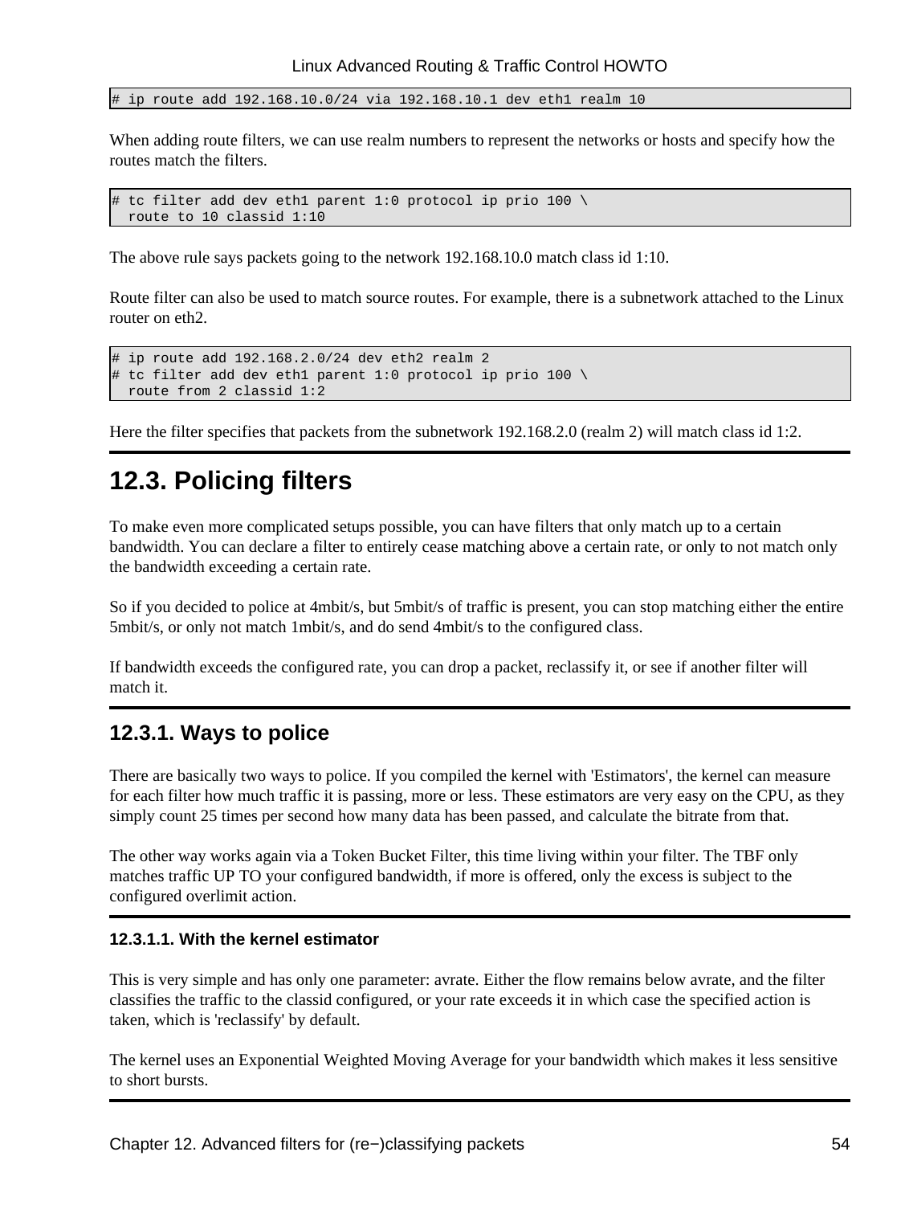```
# ip route add 192.168.10.0/24 via 192.168.10.1 dev eth1 realm 10
```

When adding route filters, we can use realm numbers to represent the networks or hosts and specify how the routes match the filters.

```
# tc filter add dev eth1 parent 1:0 protocol ip prio 100 \
  route to 10 classid 1:10
```

The above rule says packets going to the network 192.168.10.0 match class id 1:10.

Route filter can also be used to match source routes. For example, there is a subnetwork attached to the Linux router on eth2.

```
# ip route add 192.168.2.0/24 dev eth2 realm 2
# tc filter add dev eth1 parent 1:0 protocol ip prio 100 \
  route from 2 classid 1:2
```

Here the filter specifies that packets from the subnetwork 192.168.2.0 (realm 2) will match class id 1:2.

## 12.3. Policing filters

To make even more complicated setups possible, you can have filters that only match up to a certain bandwidth. You can declare a filter to entirely cease matching above a certain rate, or only to not match only the bandwidth exceeding a certain rate.

So if you decided to police at 4mbit/s, but 5mbit/s of traffic is present, you can stop matching either the entire 5mbit/s, or only not match 1mbit/s, and do send 4mbit/s to the configured class.

If bandwidth exceeds the configured rate, you can drop a packet, reclassify it, or see if another filter will match it.

### 12.3.1. Ways to police

There are basically two ways to police. If you compiled the kernel with 'Estimators', the kernel can measure for each filter how much traffic it is passing, more or less. These estimators are very easy on the CPU, as they simply count 25 times per second how many data has been passed, and calculate the bitrate from that.

The other way works again via a Token Bucket Filter, this time living within your filter. The TBF only matches traffic UP TO your configured bandwidth, if more is offered, only the excess is subject to the configured overlimit action.

#### 12.3.1.1. With the kernel estimator

This is very simple and has only one parameter: avrate. Either the flow remains below avrate, and the filter classifies the traffic to the classid configured, or your rate exceeds it in which case the specified action is taken, which is 'reclassify' by default.

The kernel uses an Exponential Weighted Moving Average for your bandwidth which makes it less sensitive to short bursts.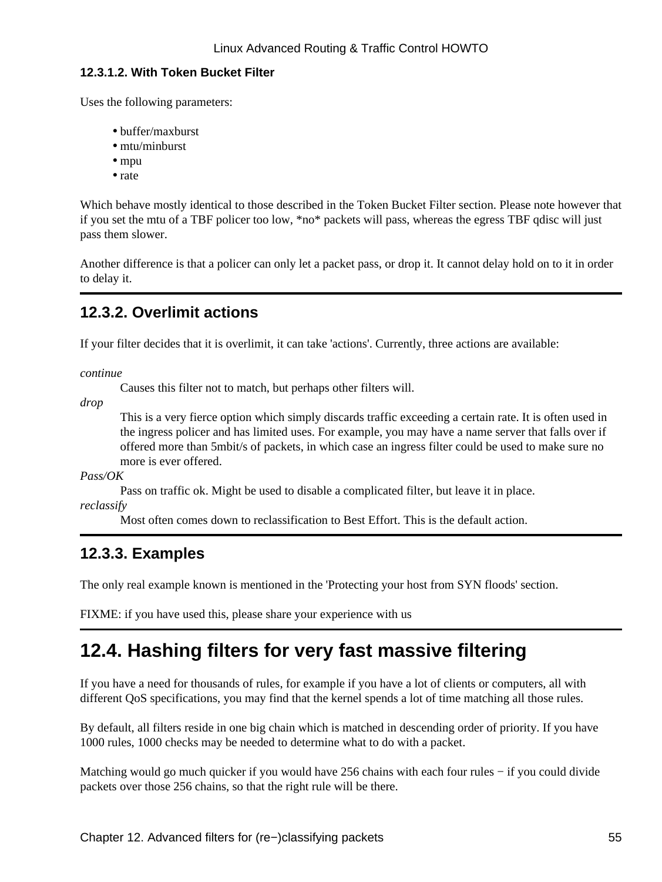#### 12.3.1.2. With Token Bucket Filter

Uses the following parameters:

- buffer/maxburst
- mtu/minburst
- mpu
- rate

Which behave mostly identical to those described in the Token Bucket Filter section. Please note however that if you set the mtu of a TBF policer too low, *no* packets will pass, whereas the egress TBF qdisc will just pass them slower.

Another difference is that a policer can only let a packet pass, or drop it. It cannot delay hold on to it in order to delay it.

### 12.3.2. Overlimit actions

If your filter decides that it is overlimit, it can take 'actions'. Currently, three actions are available:

*continue*
: Causes this filter not to match, but perhaps other filters will.

*drop*
: This is a very fierce option which simply discards traffic exceeding a certain rate. It is often used in the ingress policer and has limited uses. For example, you may have a name server that falls over if offered more than 5mbit/s of packets, in which case an ingress filter could be used to make sure no more is ever offered.

*Pass/OK*
: Pass on traffic ok. Might be used to disable a complicated filter, but leave it in place.

*reclassify*
: Most often comes down to reclassification to Best Effort. This is the default action.

### 12.3.3. Examples

The only real example known is mentioned in the 'Protecting your host from SYN floods' section.

FIXME: if you have used this, please share your experience with us

## 12.4. Hashing filters for very fast massive filtering

If you have a need for thousands of rules, for example if you have a lot of clients or computers, all with different QoS specifications, you may find that the kernel spends a lot of time matching all those rules.

By default, all filters reside in one big chain which is matched in descending order of priority. If you have 1000 rules, 1000 checks may be needed to determine what to do with a packet.

Matching would go much quicker if you would have 256 chains with each four rules − if you could divide packets over those 256 chains, so that the right rule will be there.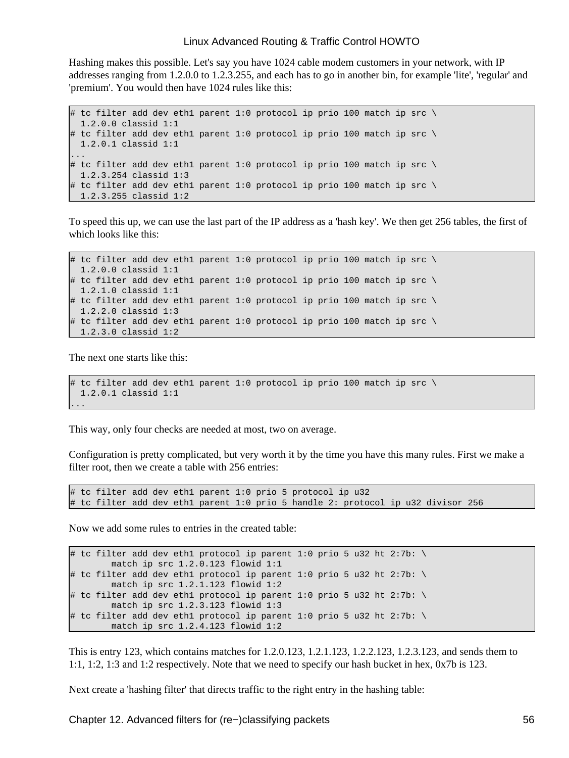Hashing makes this possible. Let's say you have 1024 cable modem customers in your network, with IP addresses ranging from 1.2.0.0 to 1.2.3.255, and each has to go in another bin, for example 'lite', 'regular' and 'premium'. You would then have 1024 rules like this:

```
# tc filter add dev eth1 parent 1:0 protocol ip prio 100 match ip src \
  1.2.0.0 classid 1:1
# tc filter add dev eth1 parent 1:0 protocol ip prio 100 match ip src \
  1.2.0.1 classid 1:1
...
# tc filter add dev eth1 parent 1:0 protocol ip prio 100 match ip src \
  1.2.3.254 classid 1:3
# tc filter add dev eth1 parent 1:0 protocol ip prio 100 match ip src \
  1.2.3.255 classid 1:2
```

To speed this up, we can use the last part of the IP address as a 'hash key'. We then get 256 tables, the first of which looks like this:

```
# tc filter add dev eth1 parent 1:0 protocol ip prio 100 match ip src \
  1.2.0.0 classid 1:1
# tc filter add dev eth1 parent 1:0 protocol ip prio 100 match ip src \
  1.2.1.0 classid 1:1
# tc filter add dev eth1 parent 1:0 protocol ip prio 100 match ip src \
  1.2.2.0 classid 1:3
# tc filter add dev eth1 parent 1:0 protocol ip prio 100 match ip src \
  1.2.3.0 classid 1:2
```

The next one starts like this:

```
# tc filter add dev eth1 parent 1:0 protocol ip prio 100 match ip src \
  1.2.0.1 classid 1:1
...
```

This way, only four checks are needed at most, two on average.

Configuration is pretty complicated, but very worth it by the time you have this many rules. First we make a filter root, then we create a table with 256 entries:

```
# tc filter add dev eth1 parent 1:0 prio 5 protocol ip u32
# tc filter add dev eth1 parent 1:0 prio 5 handle 2: protocol ip u32 divisor 256
```

Now we add some rules to entries in the created table:

```
# tc filter add dev eth1 protocol ip parent 1:0 prio 5 u32 ht 2:7b: \
        match ip src 1.2.0.123 flowid 1:1
# tc filter add dev eth1 protocol ip parent 1:0 prio 5 u32 ht 2:7b: \
        match ip src 1.2.1.123 flowid 1:2
# tc filter add dev eth1 protocol ip parent 1:0 prio 5 u32 ht 2:7b: \
        match ip src 1.2.3.123 flowid 1:3
# tc filter add dev eth1 protocol ip parent 1:0 prio 5 u32 ht 2:7b: \
        match ip src 1.2.4.123 flowid 1:2
```

This is entry 123, which contains matches for 1.2.0.123, 1.2.1.123, 1.2.2.123, 1.2.3.123, and sends them to 1:1, 1:2, 1:3 and 1:2 respectively. Note that we need to specify our hash bucket in hex, 0x7b is 123.

Next create a 'hashing filter' that directs traffic to the right entry in the hashing table: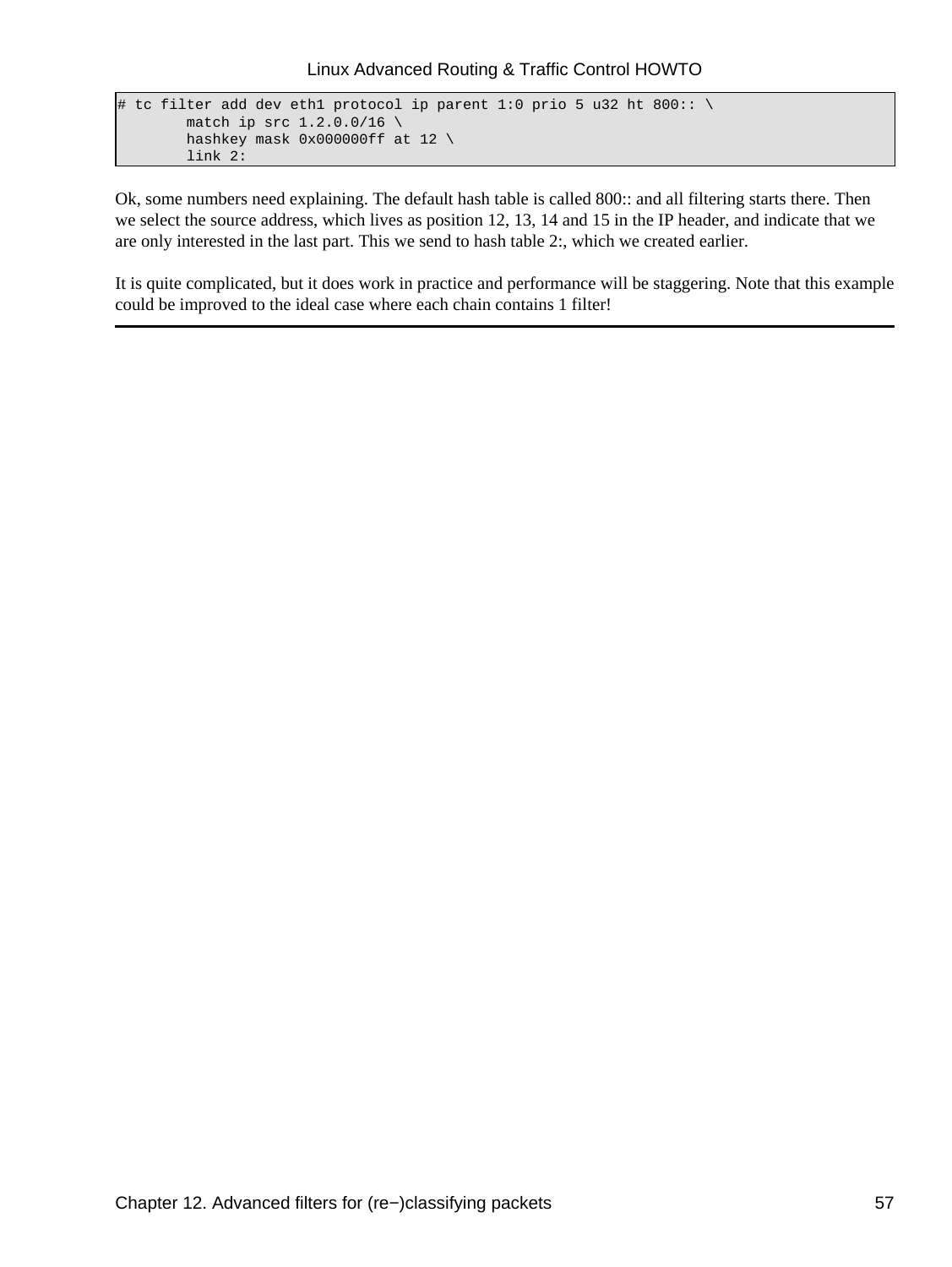```
# tc filter add dev eth1 protocol ip parent 1:0 prio 5 u32 ht 800:: \
        match ip src 1.2.0.0/16 \
        hashkey mask 0x000000ff at 12 \
        link 2:
```

Ok, some numbers need explaining. The default hash table is called 800:: and all filtering starts there. Then we select the source address, which lives as position 12, 13, 14 and 15 in the IP header, and indicate that we are only interested in the last part. This we send to hash table 2:, which we created earlier.

It is quite complicated, but it does work in practice and performance will be staggering. Note that this example could be improved to the ideal case where each chain contains 1 filter!

---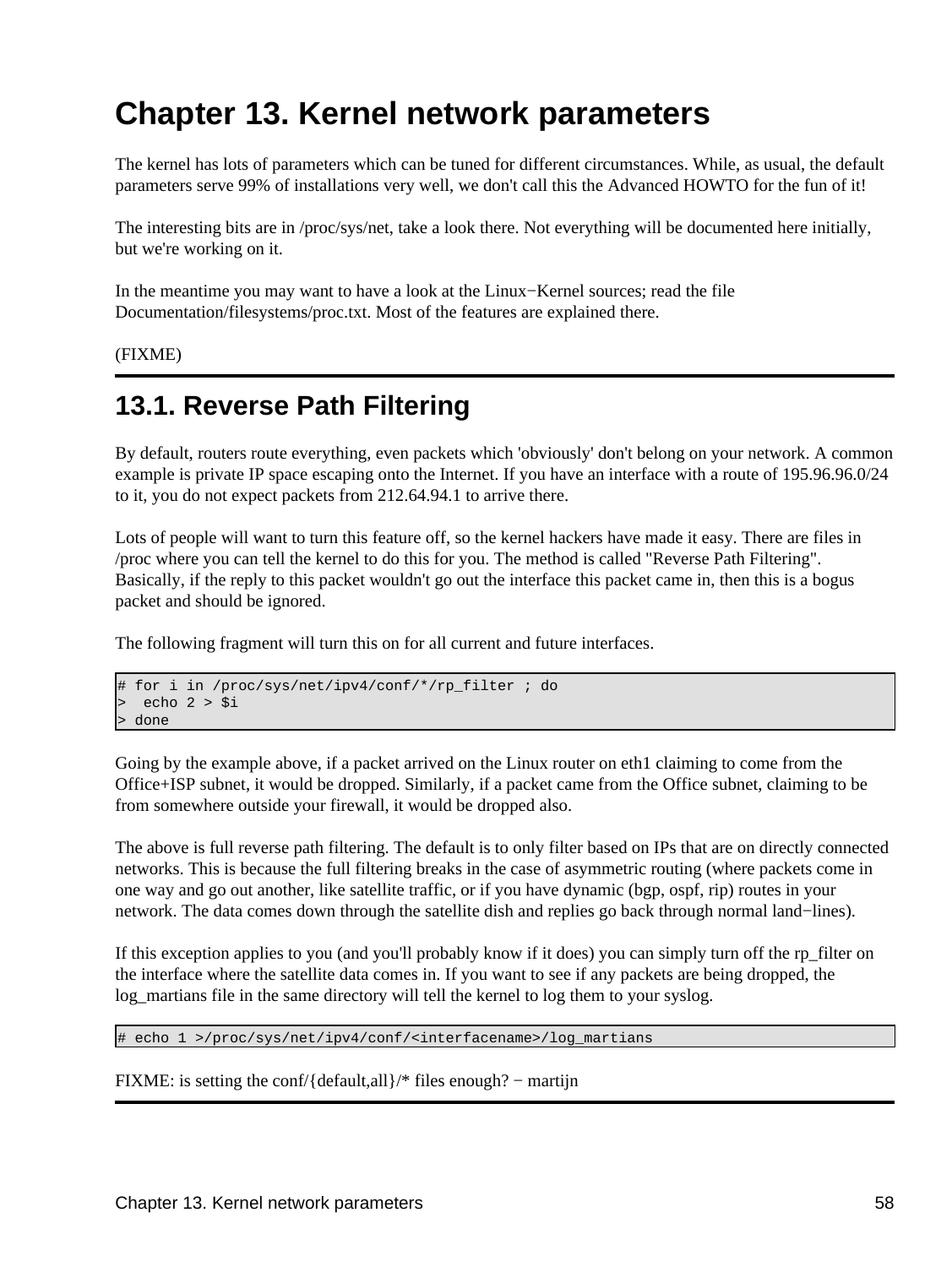# Chapter 13. Kernel network parameters

The kernel has lots of parameters which can be tuned for different circumstances. While, as usual, the default parameters serve 99% of installations very well, we don't call this the Advanced HOWTO for the fun of it!

The interesting bits are in /proc/sys/net, take a look there. Not everything will be documented here initially, but we're working on it.

In the meantime you may want to have a look at the Linux−Kernel sources; read the file Documentation/filesystems/proc.txt. Most of the features are explained there.

(FIXME)

## 13.1. Reverse Path Filtering

By default, routers route everything, even packets which 'obviously' don't belong on your network. A common example is private IP space escaping onto the Internet. If you have an interface with a route of 195.96.96.0/24 to it, you do not expect packets from 212.64.94.1 to arrive there.

Lots of people will want to turn this feature off, so the kernel hackers have made it easy. There are files in /proc where you can tell the kernel to do this for you. The method is called "Reverse Path Filtering". Basically, if the reply to this packet wouldn't go out the interface this packet came in, then this is a bogus packet and should be ignored.

The following fragment will turn this on for all current and future interfaces.

```
# for i in /proc/sys/net/ipv4/conf/*/rp_filter ; do
>  echo 2 > $i
> done
```

Going by the example above, if a packet arrived on the Linux router on eth1 claiming to come from the Office+ISP subnet, it would be dropped. Similarly, if a packet came from the Office subnet, claiming to be from somewhere outside your firewall, it would be dropped also.

The above is full reverse path filtering. The default is to only filter based on IPs that are on directly connected networks. This is because the full filtering breaks in the case of asymmetric routing (where packets come in one way and go out another, like satellite traffic, or if you have dynamic (bgp, ospf, rip) routes in your network. The data comes down through the satellite dish and replies go back through normal land−lines).

If this exception applies to you (and you'll probably know if it does) you can simply turn off the rp_filter on the interface where the satellite data comes in. If you want to see if any packets are being dropped, the log_martians file in the same directory will tell the kernel to log them to your syslog.

```
# echo 1 >/proc/sys/net/ipv4/conf/<interfacename>/log_martians
```

FIXME: is setting the conf/{default,all}/* files enough? − martijn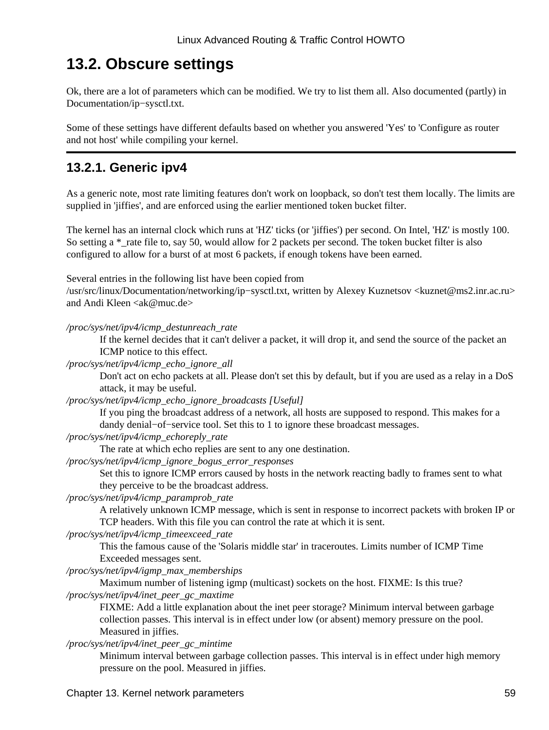## 13.2. Obscure settings

Ok, there are a lot of parameters which can be modified. We try to list them all. Also documented (partly) in Documentation/ip−sysctl.txt.

Some of these settings have different defaults based on whether you answered 'Yes' to 'Configure as router and not host' while compiling your kernel.

### 13.2.1. Generic ipv4

As a generic note, most rate limiting features don't work on loopback, so don't test them locally. The limits are supplied in 'jiffies', and are enforced using the earlier mentioned token bucket filter.

The kernel has an internal clock which runs at 'HZ' ticks (or 'jiffies') per second. On Intel, 'HZ' is mostly 100. So setting a *_rate file to, say 50, would allow for 2 packets per second. The token bucket filter is also configured to allow for a burst of at most 6 packets, if enough tokens have been earned.

Several entries in the following list have been copied from /usr/src/linux/Documentation/networking/ip−sysctl.txt, written by Alexey Kuznetsov <kuznet@ms2.inr.ac.ru> and Andi Kleen <ak@muc.de>

*/proc/sys/net/ipv4/icmp_destunreach_rate*
: If the kernel decides that it can't deliver a packet, it will drop it, and send the source of the packet an ICMP notice to this effect.

*/proc/sys/net/ipv4/icmp_echo_ignore_all*
: Don't act on echo packets at all. Please don't set this by default, but if you are used as a relay in a DoS attack, it may be useful.

*/proc/sys/net/ipv4/icmp_echo_ignore_broadcasts [Useful]*
: If you ping the broadcast address of a network, all hosts are supposed to respond. This makes for a dandy denial−of−service tool. Set this to 1 to ignore these broadcast messages.

*/proc/sys/net/ipv4/icmp_echoreply_rate*
: The rate at which echo replies are sent to any one destination.

*/proc/sys/net/ipv4/icmp_ignore_bogus_error_responses*
: Set this to ignore ICMP errors caused by hosts in the network reacting badly to frames sent to what they perceive to be the broadcast address.

*/proc/sys/net/ipv4/icmp_paramprob_rate*
: A relatively unknown ICMP message, which is sent in response to incorrect packets with broken IP or TCP headers. With this file you can control the rate at which it is sent.

*/proc/sys/net/ipv4/icmp_timeexceed_rate*
: This the famous cause of the 'Solaris middle star' in traceroutes. Limits number of ICMP Time Exceeded messages sent.

*/proc/sys/net/ipv4/igmp_max_memberships*
: Maximum number of listening igmp (multicast) sockets on the host. FIXME: Is this true?

*/proc/sys/net/ipv4/inet_peer_gc_maxtime*
: FIXME: Add a little explanation about the inet peer storage? Minimum interval between garbage collection passes. This interval is in effect under low (or absent) memory pressure on the pool. Measured in jiffies.

*/proc/sys/net/ipv4/inet_peer_gc_mintime*
: Minimum interval between garbage collection passes. This interval is in effect under high memory pressure on the pool. Measured in jiffies.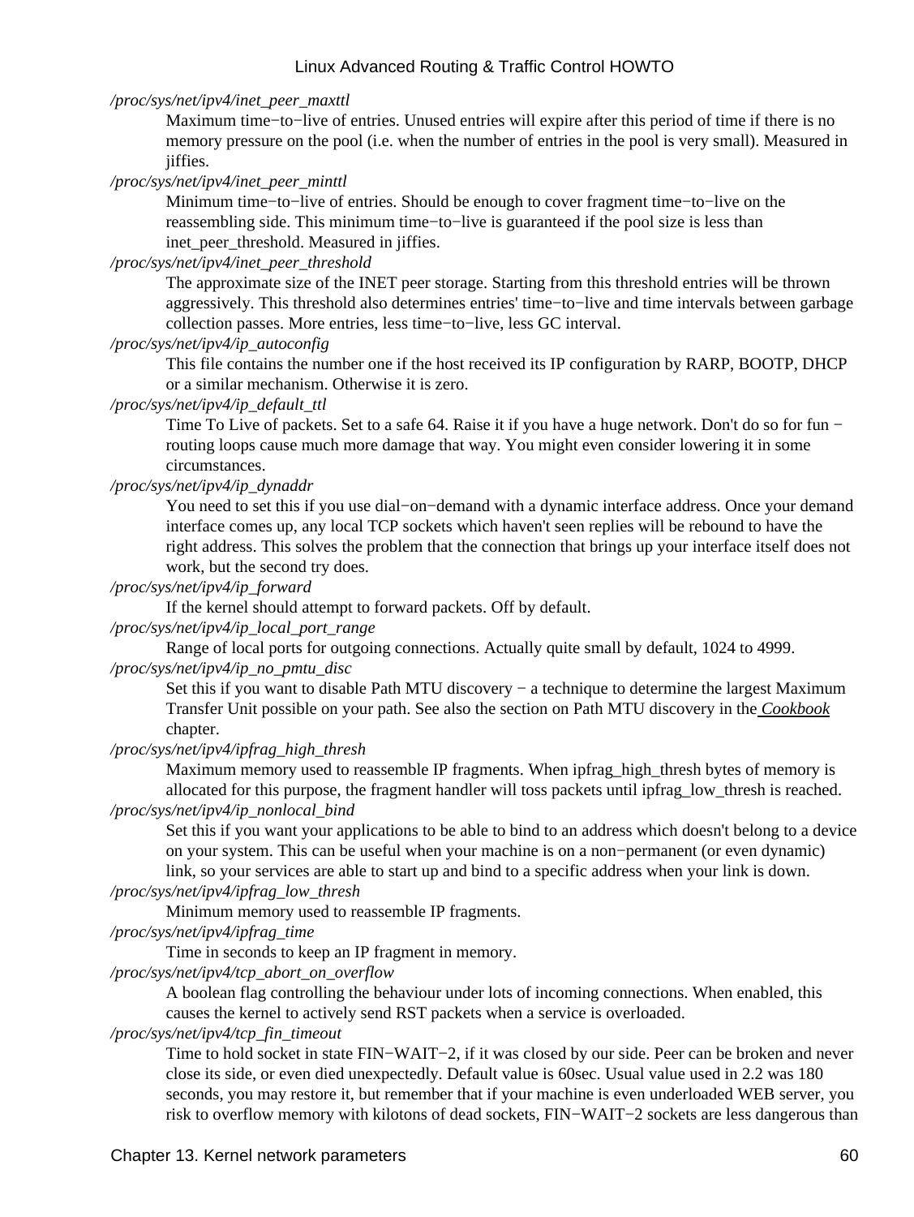*/proc/sys/net/ipv4/inet_peer_maxttl*
: Maximum time−to−live of entries. Unused entries will expire after this period of time if there is no memory pressure on the pool (i.e. when the number of entries in the pool is very small). Measured in jiffies.

*/proc/sys/net/ipv4/inet_peer_minttl*
: Minimum time−to−live of entries. Should be enough to cover fragment time−to−live on the reassembling side. This minimum time−to−live is guaranteed if the pool size is less than inet_peer_threshold. Measured in jiffies.

*/proc/sys/net/ipv4/inet_peer_threshold*
: The approximate size of the INET peer storage. Starting from this threshold entries will be thrown aggressively. This threshold also determines entries' time−to−live and time intervals between garbage collection passes. More entries, less time−to−live, less GC interval.

*/proc/sys/net/ipv4/ip_autoconfig*
: This file contains the number one if the host received its IP configuration by RARP, BOOTP, DHCP or a similar mechanism. Otherwise it is zero.

*/proc/sys/net/ipv4/ip_default_ttl*
: Time To Live of packets. Set to a safe 64. Raise it if you have a huge network. Don't do so for fun − routing loops cause much more damage that way. You might even consider lowering it in some circumstances.

*/proc/sys/net/ipv4/ip_dynaddr*
: You need to set this if you use dial−on−demand with a dynamic interface address. Once your demand interface comes up, any local TCP sockets which haven't seen replies will be rebound to have the right address. This solves the problem that the connection that brings up your interface itself does not work, but the second try does.

*/proc/sys/net/ipv4/ip_forward*
: If the kernel should attempt to forward packets. Off by default.

*/proc/sys/net/ipv4/ip_local_port_range*
: Range of local ports for outgoing connections. Actually quite small by default, 1024 to 4999.

*/proc/sys/net/ipv4/ip_no_pmtu_disc*
: Set this if you want to disable Path MTU discovery − a technique to determine the largest Maximum Transfer Unit possible on your path. See also the section on Path MTU discovery in the *Cookbook* chapter.

*/proc/sys/net/ipv4/ipfrag_high_thresh*
: Maximum memory used to reassemble IP fragments. When ipfrag_high_thresh bytes of memory is allocated for this purpose, the fragment handler will toss packets until ipfrag_low_thresh is reached.

*/proc/sys/net/ipv4/ip_nonlocal_bind*
: Set this if you want your applications to be able to bind to an address which doesn't belong to a device on your system. This can be useful when your machine is on a non−permanent (or even dynamic) link, so your services are able to start up and bind to a specific address when your link is down.

*/proc/sys/net/ipv4/ipfrag_low_thresh*
: Minimum memory used to reassemble IP fragments.

*/proc/sys/net/ipv4/ipfrag_time*
: Time in seconds to keep an IP fragment in memory.

*/proc/sys/net/ipv4/tcp_abort_on_overflow*
: A boolean flag controlling the behaviour under lots of incoming connections. When enabled, this causes the kernel to actively send RST packets when a service is overloaded.

*/proc/sys/net/ipv4/tcp_fin_timeout*
: Time to hold socket in state FIN−WAIT−2, if it was closed by our side. Peer can be broken and never close its side, or even died unexpectedly. Default value is 60sec. Usual value used in 2.2 was 180 seconds, you may restore it, but remember that if your machine is even underloaded WEB server, you risk to overflow memory with kilotons of dead sockets, FIN−WAIT−2 sockets are less dangerous than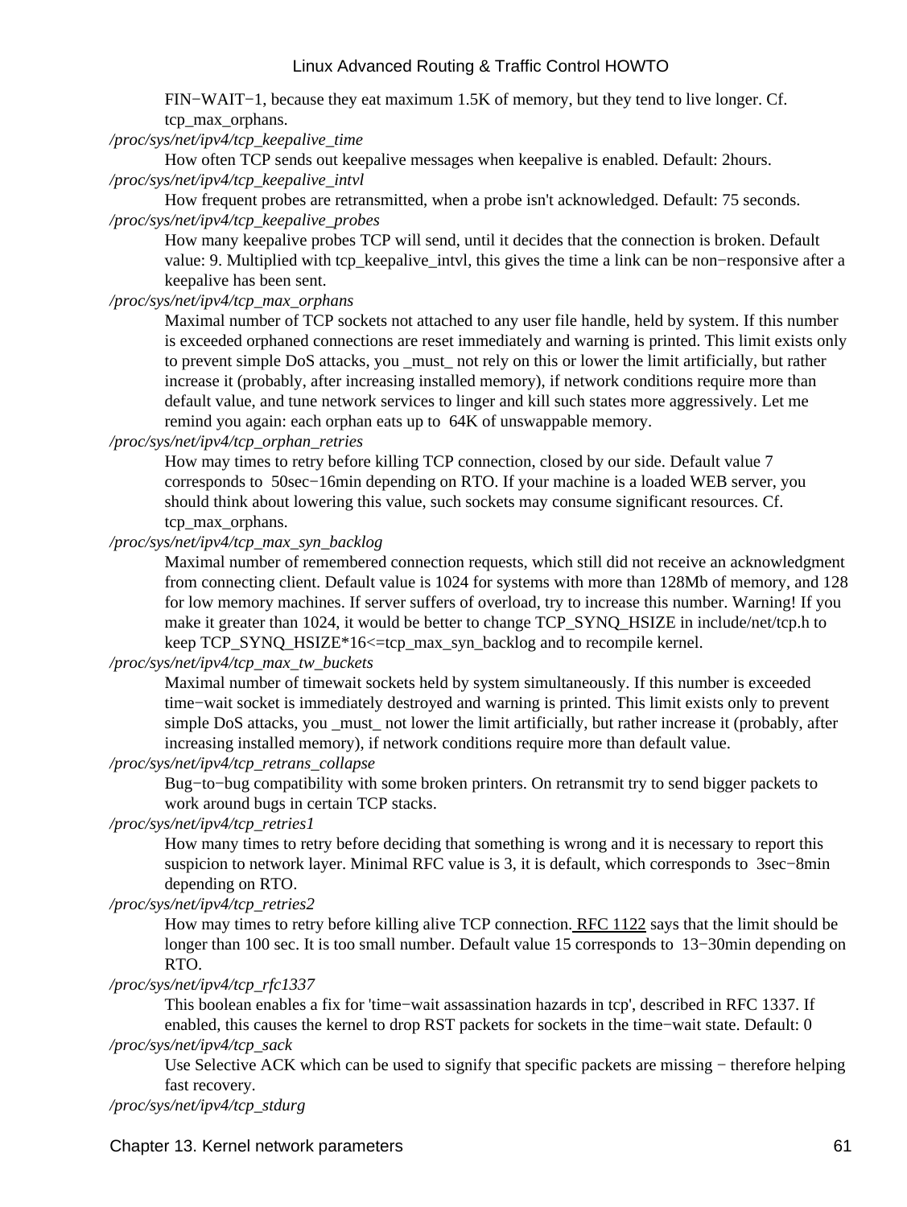FIN−WAIT−1, because they eat maximum 1.5K of memory, but they tend to live longer. Cf. tcp_max_orphans.

*/proc/sys/net/ipv4/tcp_keepalive_time*
: How often TCP sends out keepalive messages when keepalive is enabled. Default: 2hours.

*/proc/sys/net/ipv4/tcp_keepalive_intvl*
: How frequent probes are retransmitted, when a probe isn't acknowledged. Default: 75 seconds.

*/proc/sys/net/ipv4/tcp_keepalive_probes*
: How many keepalive probes TCP will send, until it decides that the connection is broken. Default value: 9. Multiplied with tcp_keepalive_intvl, this gives the time a link can be non−responsive after a keepalive has been sent.

*/proc/sys/net/ipv4/tcp_max_orphans*
: Maximal number of TCP sockets not attached to any user file handle, held by system. If this number is exceeded orphaned connections are reset immediately and warning is printed. This limit exists only to prevent simple DoS attacks, you _must_ not rely on this or lower the limit artificially, but rather increase it (probably, after increasing installed memory), if network conditions require more than default value, and tune network services to linger and kill such states more aggressively. Let me remind you again: each orphan eats up to 64K of unswappable memory.

*/proc/sys/net/ipv4/tcp_orphan_retries*
: How may times to retry before killing TCP connection, closed by our side. Default value 7 corresponds to 50sec−16min depending on RTO. If your machine is a loaded WEB server, you should think about lowering this value, such sockets may consume significant resources. Cf. tcp_max_orphans.

*/proc/sys/net/ipv4/tcp_max_syn_backlog*
: Maximal number of remembered connection requests, which still did not receive an acknowledgment from connecting client. Default value is 1024 for systems with more than 128Mb of memory, and 128 for low memory machines. If server suffers of overload, try to increase this number. Warning! If you make it greater than 1024, it would be better to change TCP_SYNQ_HSIZE in include/net/tcp.h to keep TCP_SYNQ_HSIZE*16<=tcp_max_syn_backlog and to recompile kernel.

*/proc/sys/net/ipv4/tcp_max_tw_buckets*
: Maximal number of timewait sockets held by system simultaneously. If this number is exceeded time−wait socket is immediately destroyed and warning is printed. This limit exists only to prevent simple DoS attacks, you _must_ not lower the limit artificially, but rather increase it (probably, after increasing installed memory), if network conditions require more than default value.

*/proc/sys/net/ipv4/tcp_retrans_collapse*
: Bug−to−bug compatibility with some broken printers. On retransmit try to send bigger packets to work around bugs in certain TCP stacks.

*/proc/sys/net/ipv4/tcp_retries1*
: How many times to retry before deciding that something is wrong and it is necessary to report this suspicion to network layer. Minimal RFC value is 3, it is default, which corresponds to 3sec−8min depending on RTO.

*/proc/sys/net/ipv4/tcp_retries2*
: How may times to retry before killing alive TCP connection. RFC 1122 says that the limit should be longer than 100 sec. It is too small number. Default value 15 corresponds to 13−30min depending on RTO.

*/proc/sys/net/ipv4/tcp_rfc1337*
: This boolean enables a fix for 'time−wait assassination hazards in tcp', described in RFC 1337. If enabled, this causes the kernel to drop RST packets for sockets in the time−wait state. Default: 0

*/proc/sys/net/ipv4/tcp_sack*
: Use Selective ACK which can be used to signify that specific packets are missing − therefore helping fast recovery.

*/proc/sys/net/ipv4/tcp_stdurg*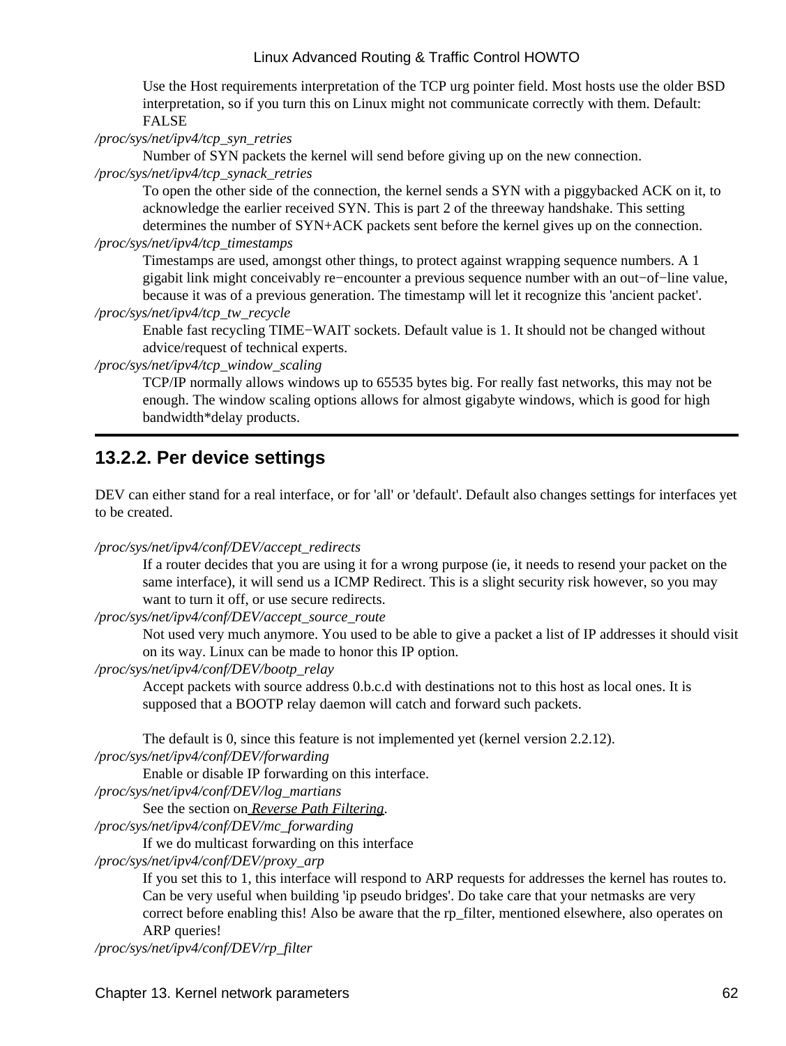Use the Host requirements interpretation of the TCP urg pointer field. Most hosts use the older BSD interpretation, so if you turn this on Linux might not communicate correctly with them. Default: FALSE

*/proc/sys/net/ipv4/tcp_syn_retries*
: Number of SYN packets the kernel will send before giving up on the new connection.

*/proc/sys/net/ipv4/tcp_synack_retries*
: To open the other side of the connection, the kernel sends a SYN with a piggybacked ACK on it, to acknowledge the earlier received SYN. This is part 2 of the threeway handshake. This setting determines the number of SYN+ACK packets sent before the kernel gives up on the connection.

*/proc/sys/net/ipv4/tcp_timestamps*
: Timestamps are used, amongst other things, to protect against wrapping sequence numbers. A 1 gigabit link might conceivably re−encounter a previous sequence number with an out−of−line value, because it was of a previous generation. The timestamp will let it recognize this 'ancient packet'.

*/proc/sys/net/ipv4/tcp_tw_recycle*
: Enable fast recycling TIME−WAIT sockets. Default value is 1. It should not be changed without advice/request of technical experts.

*/proc/sys/net/ipv4/tcp_window_scaling*
: TCP/IP normally allows windows up to 65535 bytes big. For really fast networks, this may not be enough. The window scaling options allows for almost gigabyte windows, which is good for high bandwidth*delay products.

## 13.2.2. Per device settings

DEV can either stand for a real interface, or for 'all' or 'default'. Default also changes settings for interfaces yet to be created.

*/proc/sys/net/ipv4/conf/DEV/accept_redirects*
: If a router decides that you are using it for a wrong purpose (ie, it needs to resend your packet on the same interface), it will send us a ICMP Redirect. This is a slight security risk however, so you may want to turn it off, or use secure redirects.

*/proc/sys/net/ipv4/conf/DEV/accept_source_route*
: Not used very much anymore. You used to be able to give a packet a list of IP addresses it should visit on its way. Linux can be made to honor this IP option.

*/proc/sys/net/ipv4/conf/DEV/bootp_relay*
: Accept packets with source address 0.b.c.d with destinations not to this host as local ones. It is supposed that a BOOTP relay daemon will catch and forward such packets.

  The default is 0, since this feature is not implemented yet (kernel version 2.2.12).

*/proc/sys/net/ipv4/conf/DEV/forwarding*
: Enable or disable IP forwarding on this interface.

*/proc/sys/net/ipv4/conf/DEV/log_martians*
: See the section on *Reverse Path Filtering*.

*/proc/sys/net/ipv4/conf/DEV/mc_forwarding*
: If we do multicast forwarding on this interface

*/proc/sys/net/ipv4/conf/DEV/proxy_arp*
: If you set this to 1, this interface will respond to ARP requests for addresses the kernel has routes to. Can be very useful when building 'ip pseudo bridges'. Do take care that your netmasks are very correct before enabling this! Also be aware that the rp_filter, mentioned elsewhere, also operates on ARP queries!

*/proc/sys/net/ipv4/conf/DEV/rp_filter*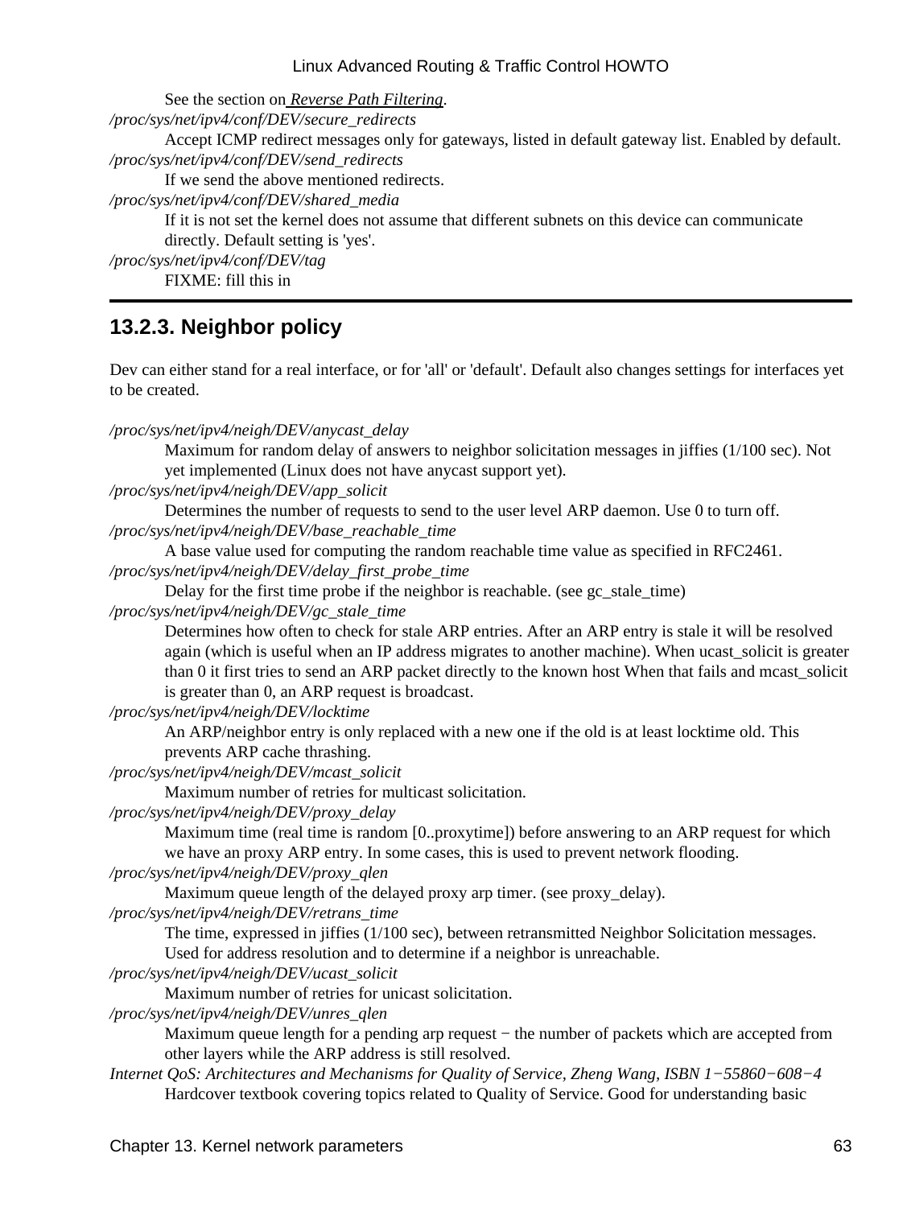See the section on [Reverse Path Filtering](#).

*/proc/sys/net/ipv4/conf/DEV/secure_redirects*
: Accept ICMP redirect messages only for gateways, listed in default gateway list. Enabled by default.

*/proc/sys/net/ipv4/conf/DEV/send_redirects*
: If we send the above mentioned redirects.

*/proc/sys/net/ipv4/conf/DEV/shared_media*
: If it is not set the kernel does not assume that different subnets on this device can communicate directly. Default setting is 'yes'.

*/proc/sys/net/ipv4/conf/DEV/tag*
: FIXME: fill this in

---

### 13.2.3. Neighbor policy

Dev can either stand for a real interface, or for 'all' or 'default'. Default also changes settings for interfaces yet to be created.

*/proc/sys/net/ipv4/neigh/DEV/anycast_delay*
: Maximum for random delay of answers to neighbor solicitation messages in jiffies (1/100 sec). Not yet implemented (Linux does not have anycast support yet).

*/proc/sys/net/ipv4/neigh/DEV/app_solicit*
: Determines the number of requests to send to the user level ARP daemon. Use 0 to turn off.

*/proc/sys/net/ipv4/neigh/DEV/base_reachable_time*
: A base value used for computing the random reachable time value as specified in RFC2461.

*/proc/sys/net/ipv4/neigh/DEV/delay_first_probe_time*
: Delay for the first time probe if the neighbor is reachable. (see gc_stale_time)

*/proc/sys/net/ipv4/neigh/DEV/gc_stale_time*
: Determines how often to check for stale ARP entries. After an ARP entry is stale it will be resolved again (which is useful when an IP address migrates to another machine). When ucast_solicit is greater than 0 it first tries to send an ARP packet directly to the known host When that fails and mcast_solicit is greater than 0, an ARP request is broadcast.

*/proc/sys/net/ipv4/neigh/DEV/locktime*
: An ARP/neighbor entry is only replaced with a new one if the old is at least locktime old. This prevents ARP cache thrashing.

*/proc/sys/net/ipv4/neigh/DEV/mcast_solicit*
: Maximum number of retries for multicast solicitation.

*/proc/sys/net/ipv4/neigh/DEV/proxy_delay*
: Maximum time (real time is random [0..proxytime]) before answering to an ARP request for which we have an proxy ARP entry. In some cases, this is used to prevent network flooding.

*/proc/sys/net/ipv4/neigh/DEV/proxy_qlen*
: Maximum queue length of the delayed proxy arp timer. (see proxy_delay).

*/proc/sys/net/ipv4/neigh/DEV/retrans_time*
: The time, expressed in jiffies (1/100 sec), between retransmitted Neighbor Solicitation messages. Used for address resolution and to determine if a neighbor is unreachable.

*/proc/sys/net/ipv4/neigh/DEV/ucast_solicit*
: Maximum number of retries for unicast solicitation.

*/proc/sys/net/ipv4/neigh/DEV/unres_qlen*
: Maximum queue length for a pending arp request − the number of packets which are accepted from other layers while the ARP address is still resolved.

*Internet QoS: Architectures and Mechanisms for Quality of Service, Zheng Wang, ISBN 1−55860−608−4*
: Hardcover textbook covering topics related to Quality of Service. Good for understanding basic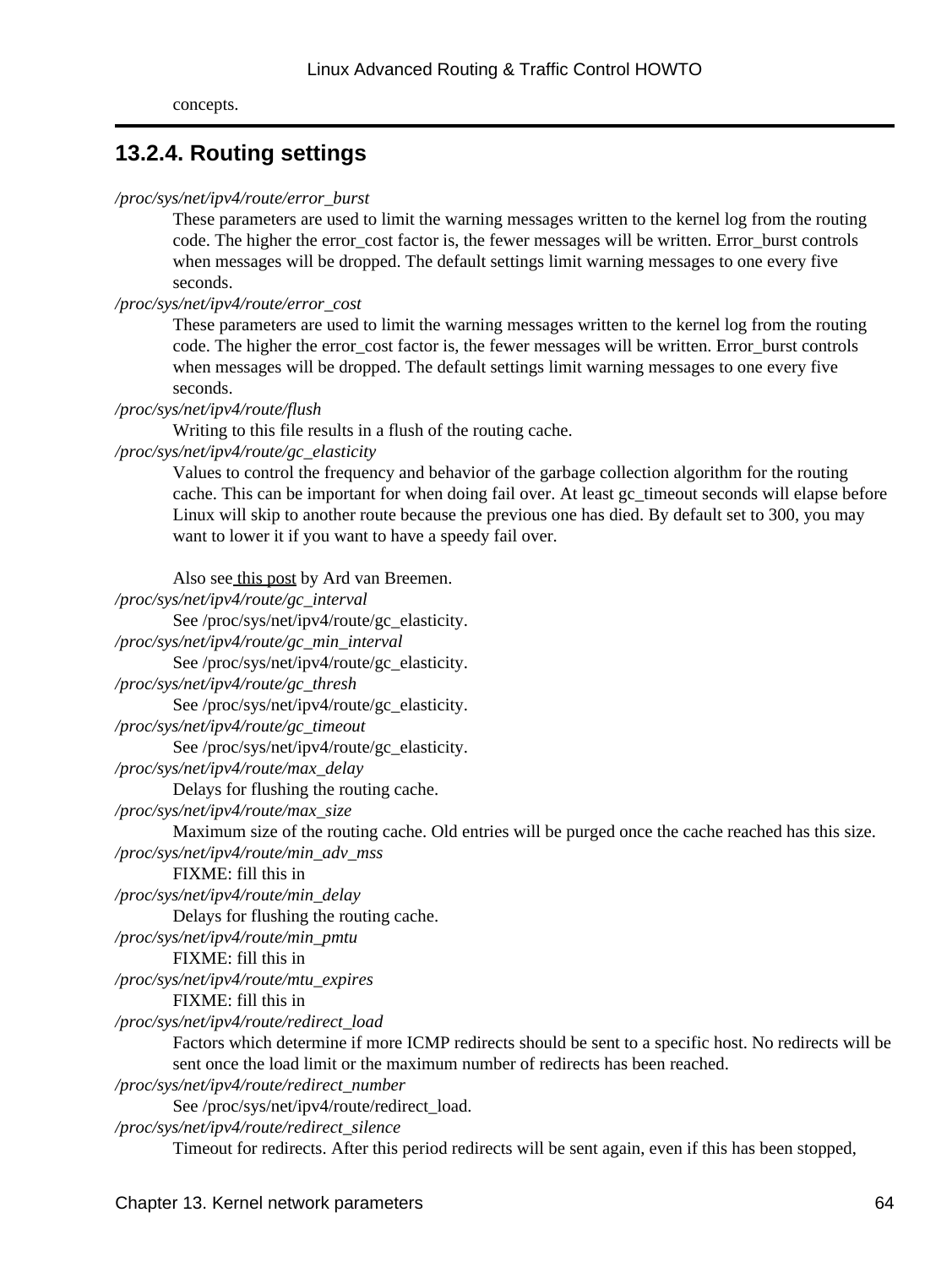concepts.

### 13.2.4. Routing settings

*/proc/sys/net/ipv4/route/error_burst*
: These parameters are used to limit the warning messages written to the kernel log from the routing code. The higher the error_cost factor is, the fewer messages will be written. Error_burst controls when messages will be dropped. The default settings limit warning messages to one every five seconds.

*/proc/sys/net/ipv4/route/error_cost*
: These parameters are used to limit the warning messages written to the kernel log from the routing code. The higher the error_cost factor is, the fewer messages will be written. Error_burst controls when messages will be dropped. The default settings limit warning messages to one every five seconds.

*/proc/sys/net/ipv4/route/flush*
: Writing to this file results in a flush of the routing cache.

*/proc/sys/net/ipv4/route/gc_elasticity*
: Values to control the frequency and behavior of the garbage collection algorithm for the routing cache. This can be important for when doing fail over. At least gc_timeout seconds will elapse before Linux will skip to another route because the previous one has died. By default set to 300, you may want to lower it if you want to have a speedy fail over.

  Also see this post by Ard van Breemen.

*/proc/sys/net/ipv4/route/gc_interval*
: See /proc/sys/net/ipv4/route/gc_elasticity.

*/proc/sys/net/ipv4/route/gc_min_interval*
: See /proc/sys/net/ipv4/route/gc_elasticity.

*/proc/sys/net/ipv4/route/gc_thresh*
: See /proc/sys/net/ipv4/route/gc_elasticity.

*/proc/sys/net/ipv4/route/gc_timeout*
: See /proc/sys/net/ipv4/route/gc_elasticity.

*/proc/sys/net/ipv4/route/max_delay*
: Delays for flushing the routing cache.

*/proc/sys/net/ipv4/route/max_size*
: Maximum size of the routing cache. Old entries will be purged once the cache reached has this size.

*/proc/sys/net/ipv4/route/min_adv_mss*
: FIXME: fill this in

*/proc/sys/net/ipv4/route/min_delay*
: Delays for flushing the routing cache.

*/proc/sys/net/ipv4/route/min_pmtu*
: FIXME: fill this in

*/proc/sys/net/ipv4/route/mtu_expires*
: FIXME: fill this in

*/proc/sys/net/ipv4/route/redirect_load*
: Factors which determine if more ICMP redirects should be sent to a specific host. No redirects will be sent once the load limit or the maximum number of redirects has been reached.

*/proc/sys/net/ipv4/route/redirect_number*
: See /proc/sys/net/ipv4/route/redirect_load.

*/proc/sys/net/ipv4/route/redirect_silence*
: Timeout for redirects. After this period redirects will be sent again, even if this has been stopped,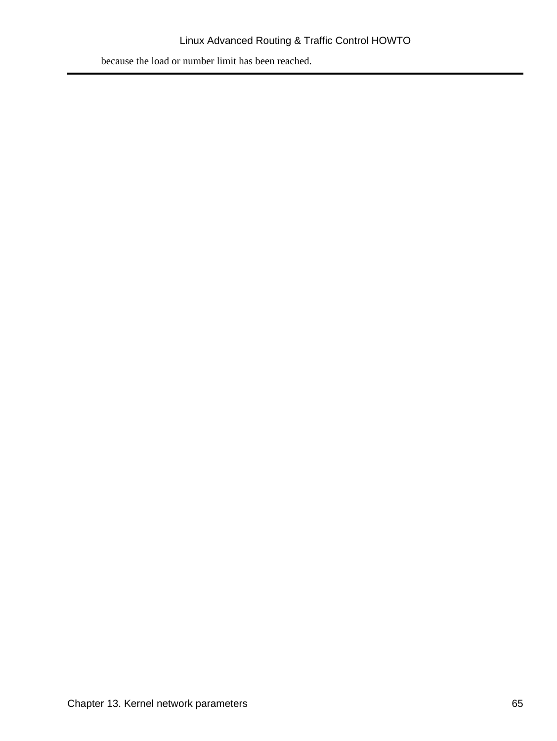because the load or number limit has been reached.

---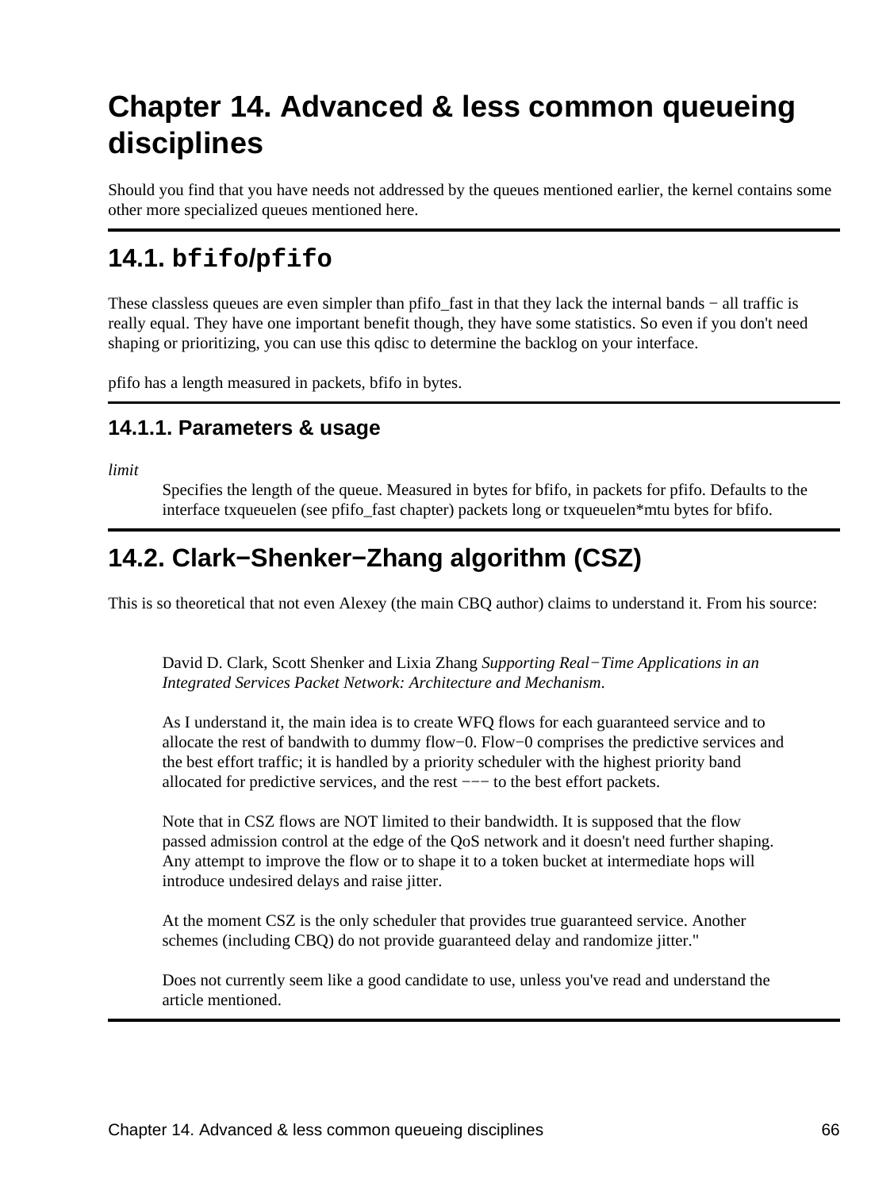# Chapter 14. Advanced & less common queueing disciplines

Should you find that you have needs not addressed by the queues mentioned earlier, the kernel contains some other more specialized queues mentioned here.

## 14.1. `bfifo`/`pfifo`

These classless queues are even simpler than pfifo_fast in that they lack the internal bands − all traffic is really equal. They have one important benefit though, they have some statistics. So even if you don't need shaping or prioritizing, you can use this qdisc to determine the backlog on your interface.

pfifo has a length measured in packets, bfifo in bytes.

### 14.1.1. Parameters & usage

*limit*
: Specifies the length of the queue. Measured in bytes for bfifo, in packets for pfifo. Defaults to the interface txqueuelen (see pfifo_fast chapter) packets long or txqueuelen*mtu bytes for bfifo.

## 14.2. Clark−Shenker−Zhang algorithm (CSZ)

This is so theoretical that not even Alexey (the main CBQ author) claims to understand it. From his source:

> David D. Clark, Scott Shenker and Lixia Zhang *Supporting Real−Time Applications in an Integrated Services Packet Network: Architecture and Mechanism*.
>
> As I understand it, the main idea is to create WFQ flows for each guaranteed service and to allocate the rest of bandwith to dummy flow−0. Flow−0 comprises the predictive services and the best effort traffic; it is handled by a priority scheduler with the highest priority band allocated for predictive services, and the rest −−− to the best effort packets.
>
> Note that in CSZ flows are NOT limited to their bandwidth. It is supposed that the flow passed admission control at the edge of the QoS network and it doesn't need further shaping. Any attempt to improve the flow or to shape it to a token bucket at intermediate hops will introduce undesired delays and raise jitter.
>
> At the moment CSZ is the only scheduler that provides true guaranteed service. Another schemes (including CBQ) do not provide guaranteed delay and randomize jitter."
>
> Does not currently seem like a good candidate to use, unless you've read and understand the article mentioned.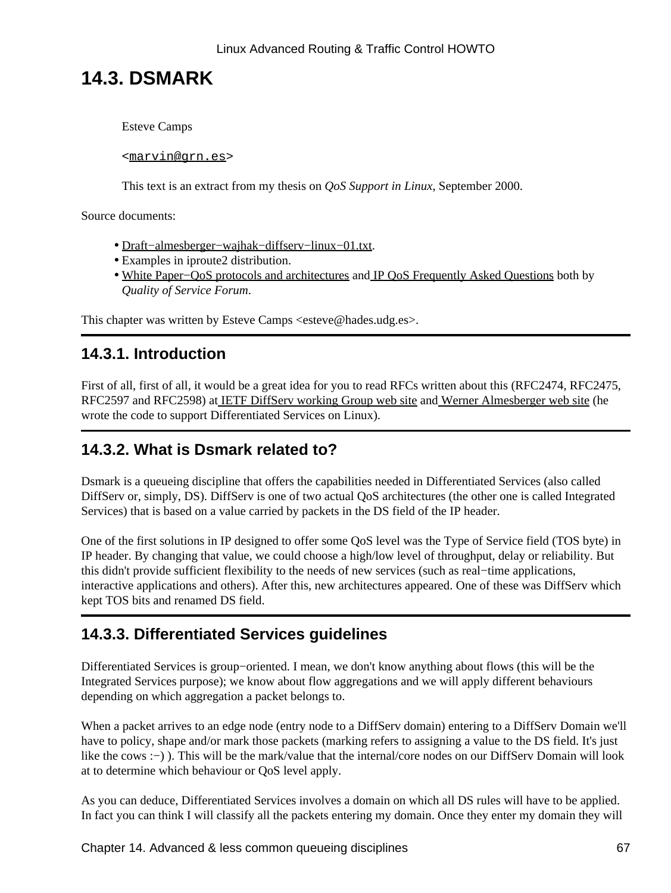## 14.3. DSMARK

Esteve Camps

<marvin@grn.es>

This text is an extract from my thesis on *QoS Support in Linux*, September 2000.

Source documents:

- Draft−almesberger−wajhak−diffserv−linux−01.txt.
- Examples in iproute2 distribution.
- White Paper−QoS protocols and architectures and IP QoS Frequently Asked Questions both by *Quality of Service Forum*.

This chapter was written by Esteve Camps <esteve@hades.udg.es>.

### 14.3.1. Introduction

First of all, first of all, it would be a great idea for you to read RFCs written about this (RFC2474, RFC2475, RFC2597 and RFC2598) at IETF DiffServ working Group web site and Werner Almesberger web site (he wrote the code to support Differentiated Services on Linux).

### 14.3.2. What is Dsmark related to?

Dsmark is a queueing discipline that offers the capabilities needed in Differentiated Services (also called DiffServ or, simply, DS). DiffServ is one of two actual QoS architectures (the other one is called Integrated Services) that is based on a value carried by packets in the DS field of the IP header.

One of the first solutions in IP designed to offer some QoS level was the Type of Service field (TOS byte) in IP header. By changing that value, we could choose a high/low level of throughput, delay or reliability. But this didn't provide sufficient flexibility to the needs of new services (such as real−time applications, interactive applications and others). After this, new architectures appeared. One of these was DiffServ which kept TOS bits and renamed DS field.

### 14.3.3. Differentiated Services guidelines

Differentiated Services is group−oriented. I mean, we don't know anything about flows (this will be the Integrated Services purpose); we know about flow aggregations and we will apply different behaviours depending on which aggregation a packet belongs to.

When a packet arrives to an edge node (entry node to a DiffServ domain) entering to a DiffServ Domain we'll have to policy, shape and/or mark those packets (marking refers to assigning a value to the DS field. It's just like the cows :−) ). This will be the mark/value that the internal/core nodes on our DiffServ Domain will look at to determine which behaviour or QoS level apply.

As you can deduce, Differentiated Services involves a domain on which all DS rules will have to be applied. In fact you can think I will classify all the packets entering my domain. Once they enter my domain they will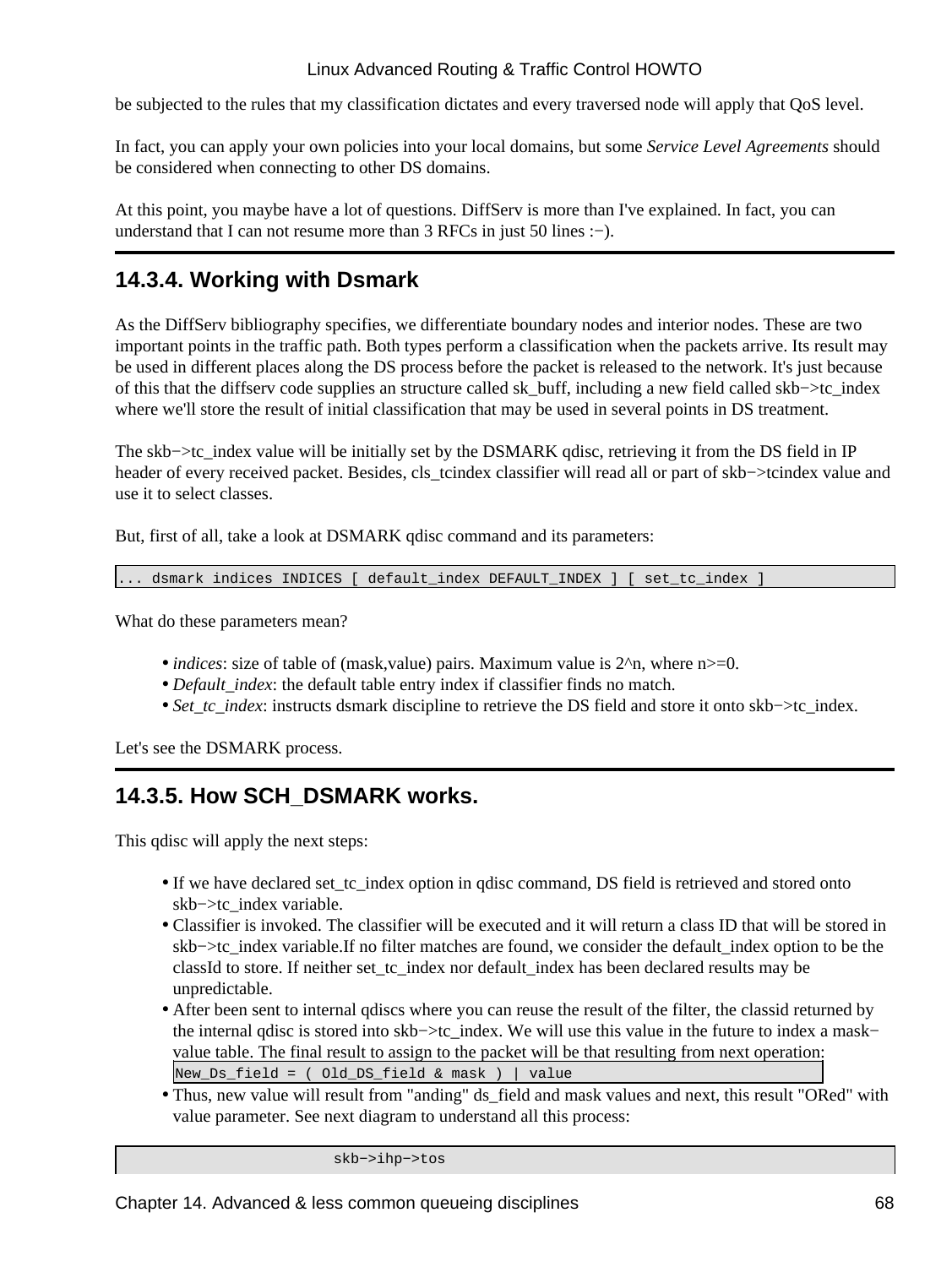be subjected to the rules that my classification dictates and every traversed node will apply that QoS level.

In fact, you can apply your own policies into your local domains, but some *Service Level Agreements* should be considered when connecting to other DS domains.

At this point, you maybe have a lot of questions. DiffServ is more than I've explained. In fact, you can understand that I can not resume more than 3 RFCs in just 50 lines :−).

## 14.3.4. Working with Dsmark

As the DiffServ bibliography specifies, we differentiate boundary nodes and interior nodes. These are two important points in the traffic path. Both types perform a classification when the packets arrive. Its result may be used in different places along the DS process before the packet is released to the network. It's just because of this that the diffserv code supplies an structure called sk_buff, including a new field called skb−>tc_index where we'll store the result of initial classification that may be used in several points in DS treatment.

The skb−>tc_index value will be initially set by the DSMARK qdisc, retrieving it from the DS field in IP header of every received packet. Besides, cls_tcindex classifier will read all or part of skb−>tcindex value and use it to select classes.

But, first of all, take a look at DSMARK qdisc command and its parameters:

```
... dsmark indices INDICES [ default_index DEFAULT_INDEX ] [ set_tc_index ]
```

What do these parameters mean?

- *indices*: size of table of (mask,value) pairs. Maximum value is 2^n, where n>=0.
- *Default_index*: the default table entry index if classifier finds no match.
- *Set_tc_index*: instructs dsmark discipline to retrieve the DS field and store it onto skb−>tc_index.

Let's see the DSMARK process.

## 14.3.5. How SCH_DSMARK works.

This qdisc will apply the next steps:

- If we have declared set_tc_index option in qdisc command, DS field is retrieved and stored onto skb−>tc_index variable.
- Classifier is invoked. The classifier will be executed and it will return a class ID that will be stored in skb−>tc_index variable.If no filter matches are found, we consider the default_index option to be the classId to store. If neither set_tc_index nor default_index has been declared results may be unpredictable.
- After been sent to internal qdiscs where you can reuse the result of the filter, the classid returned by the internal qdisc is stored into skb−>tc_index. We will use this value in the future to index a mask−value table. The final result to assign to the packet will be that resulting from next operation:

  ```
  New_Ds_field = ( Old_DS_field & mask ) | value
  ```

- Thus, new value will result from "anding" ds_field and mask values and next, this result "ORed" with value parameter. See next diagram to understand all this process:

```
                     skb−>ihp−>tos
```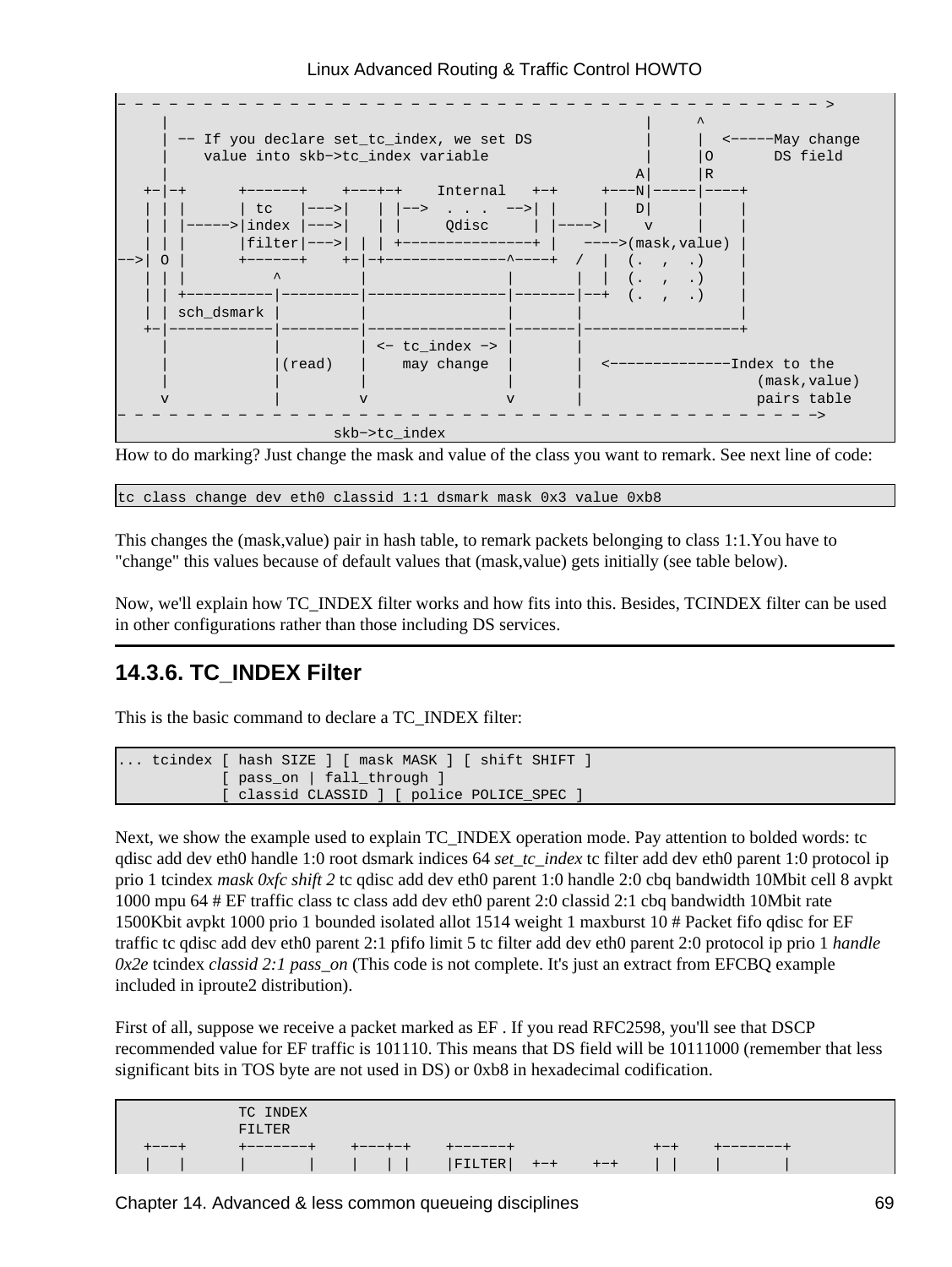```
- - - - - - - - - - - - - - - - - - - - - - - - - - - - - - - - - - - - - - - - - >
     |                                                    |     ^
     | -- If you declare set_tc_index, we set DS          |     |  <-----May change
     |    value into skb->tc_index variable               |     |O       DS field
     |                                                   A|     |R
   +-|-+      +------+    +---+-+    Internal   +-+     +---N|-----|----+
   | | |      | tc   |--->|   | |-->  . . .  -->| |     |   D|     |    |
   | | |----->|index |--->|   | |     Qdisc     | |---->|    v     |    |
   | | |      |filter|--->| | | +---------------+ |   ---->(mask,value) |
-->| O |      +------+    +-|-+--------------^----+  /  |  (.  ,  .)    |
   | | |          ^         |                |       |  |  (.  ,  .)    |
   | | +----------|---------|----------------|-------|--+  (.  ,  .)    |
   | | sch_dsmark |         |                |       |                  |
   +-|------------|---------|----------------|-------|------------------+
     |            |         | <- tc_index -> |       |
     |            |(read)   |    may change  |       |  <--------------Index to the
     |            |         |                |       |                    (mask,value)
     v            |         v                v       |                    pairs table
- - - - - - - - - - - - - - - - - - - - - - - - - - - - - - - - - - - - - - - - ->
                        skb->tc_index
```

How to do marking? Just change the mask and value of the class you want to remark. See next line of code:

```
tc class change dev eth0 classid 1:1 dsmark mask 0x3 value 0xb8
```

This changes the (mask,value) pair in hash table, to remark packets belonging to class 1:1.You have to "change" this values because of default values that (mask,value) gets initially (see table below).

Now, we'll explain how TC_INDEX filter works and how fits into this. Besides, TCINDEX filter can be used in other configurations rather than those including DS services.

## 14.3.6. TC_INDEX Filter

This is the basic command to declare a TC_INDEX filter:

```
... tcindex [ hash SIZE ] [ mask MASK ] [ shift SHIFT ]
            [ pass_on | fall_through ]
            [ classid CLASSID ] [ police POLICE_SPEC ]
```

Next, we show the example used to explain TC_INDEX operation mode. Pay attention to bolded words: tc qdisc add dev eth0 handle 1:0 root dsmark indices 64 *set_tc_index* tc filter add dev eth0 parent 1:0 protocol ip prio 1 tcindex *mask 0xfc shift 2* tc qdisc add dev eth0 parent 1:0 handle 2:0 cbq bandwidth 10Mbit cell 8 avpkt 1000 mpu 64 # EF traffic class tc class add dev eth0 parent 2:0 classid 2:1 cbq bandwidth 10Mbit rate 1500Kbit avpkt 1000 prio 1 bounded isolated allot 1514 weight 1 maxburst 10 # Packet fifo qdisc for EF traffic tc qdisc add dev eth0 parent 2:1 pfifo limit 5 tc filter add dev eth0 parent 2:0 protocol ip prio 1 *handle 0x2e* tcindex *classid 2:1 pass_on* (This code is not complete. It's just an extract from EFCBQ example included in iproute2 distribution).

First of all, suppose we receive a packet marked as EF . If you read RFC2598, you'll see that DSCP recommended value for EF traffic is 101110. This means that DS field will be 10111000 (remember that less significant bits in TOS byte are not used in DS) or 0xb8 in hexadecimal codification.

```
              TC INDEX
              FILTER
   +---+      +-------+    +---+-+    +------+            +-+    +-------+
   |   |      |       |    |   | |    |FILTER|  +-+    +-+    | |    |       |
```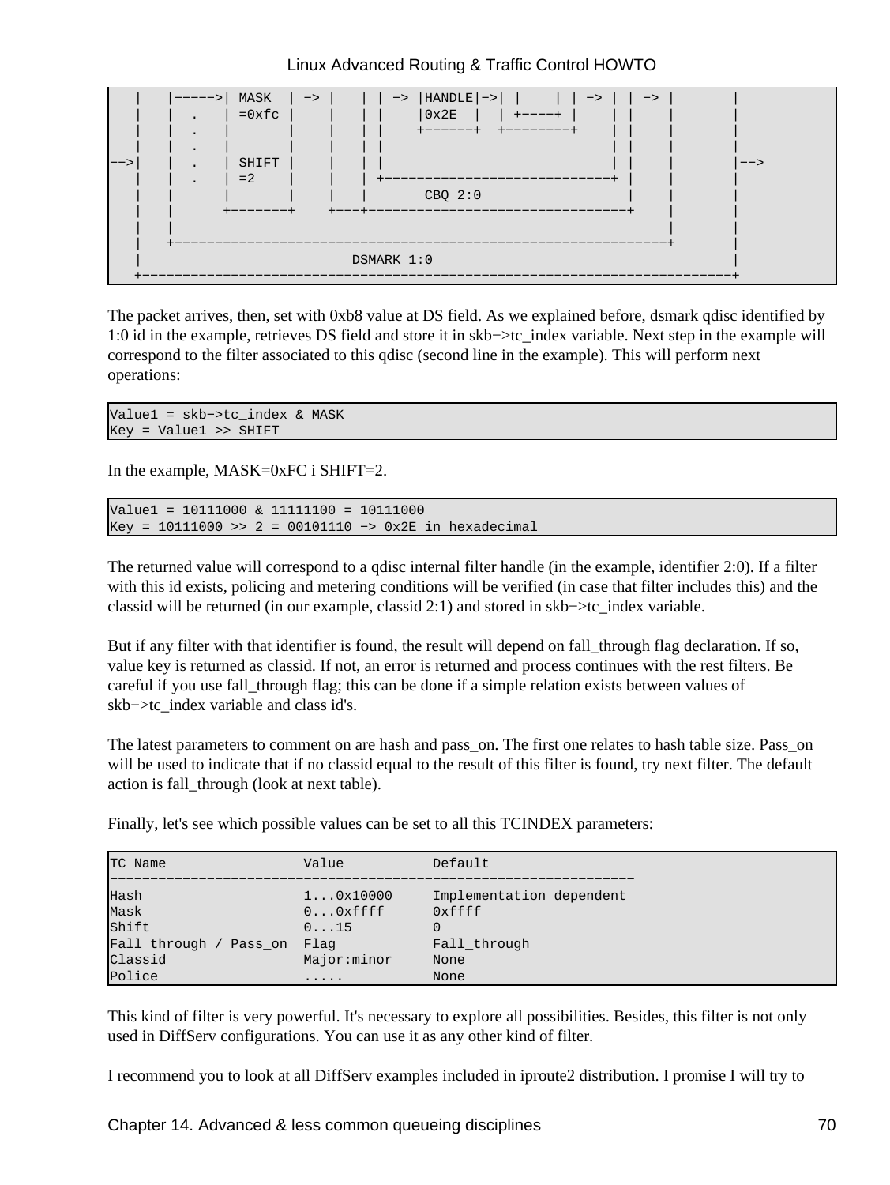```
    |    |----->| MASK  | -> |    | | -> |HANDLE|->| |     | | -> | | -> |        |
    |    |  .   | =0xfc |     |    | |     |0x2E  |  | +----+ |     | |     |        |
    |    |  .   |       |     |    | |     +------+  +--------+     | |     |        |
    |    |  .   |       |     |    | |                              | |     |        |
-->|    |  .   | SHIFT |     |    | |                              | |     |        |-->
    |    |  .   | =2    |     |    | +----------------------------+ |     |        |
    |    |      |       |     |    |        CBQ 2:0                 |     |        |
    |    |      +-------+     +----+--------------------------------+     |        |
    |    |                                                                |        |
    |    +----------------------------------------------------------------+        |
    |                          DSMARK 1:0                                          |
    +-------------------------------------------------------------------------------+
```

The packet arrives, then, set with 0xb8 value at DS field. As we explained before, dsmark qdisc identified by 1:0 id in the example, retrieves DS field and store it in skb−>tc_index variable. Next step in the example will correspond to the filter associated to this qdisc (second line in the example). This will perform next operations:

```
Value1 = skb->tc_index & MASK
Key = Value1 >> SHIFT
```

In the example, MASK=0xFC i SHIFT=2.

```
Value1 = 10111000 & 11111100 = 10111000
Key = 10111000 >> 2 = 00101110 -> 0x2E in hexadecimal
```

The returned value will correspond to a qdisc internal filter handle (in the example, identifier 2:0). If a filter with this id exists, policing and metering conditions will be verified (in case that filter includes this) and the classid will be returned (in our example, classid 2:1) and stored in skb−>tc_index variable.

But if any filter with that identifier is found, the result will depend on fall_through flag declaration. If so, value key is returned as classid. If not, an error is returned and process continues with the rest filters. Be careful if you use fall_through flag; this can be done if a simple relation exists between values of skb−>tc_index variable and class id's.

The latest parameters to comment on are hash and pass_on. The first one relates to hash table size. Pass_on will be used to indicate that if no classid equal to the result of this filter is found, try next filter. The default action is fall_through (look at next table).

Finally, let's see which possible values can be set to all this TCINDEX parameters:

```
TC Name                 Value           Default
-----------------------------------------------------------------
Hash                    1...0x10000     Implementation dependent
Mask                    0...0xffff      0xffff
Shift                   0...15          0
Fall through / Pass_on  Flag            Fall_through
Classid                 Major:minor     None
Police                  .....           None
```

This kind of filter is very powerful. It's necessary to explore all possibilities. Besides, this filter is not only used in DiffServ configurations. You can use it as any other kind of filter.

I recommend you to look at all DiffServ examples included in iproute2 distribution. I promise I will try to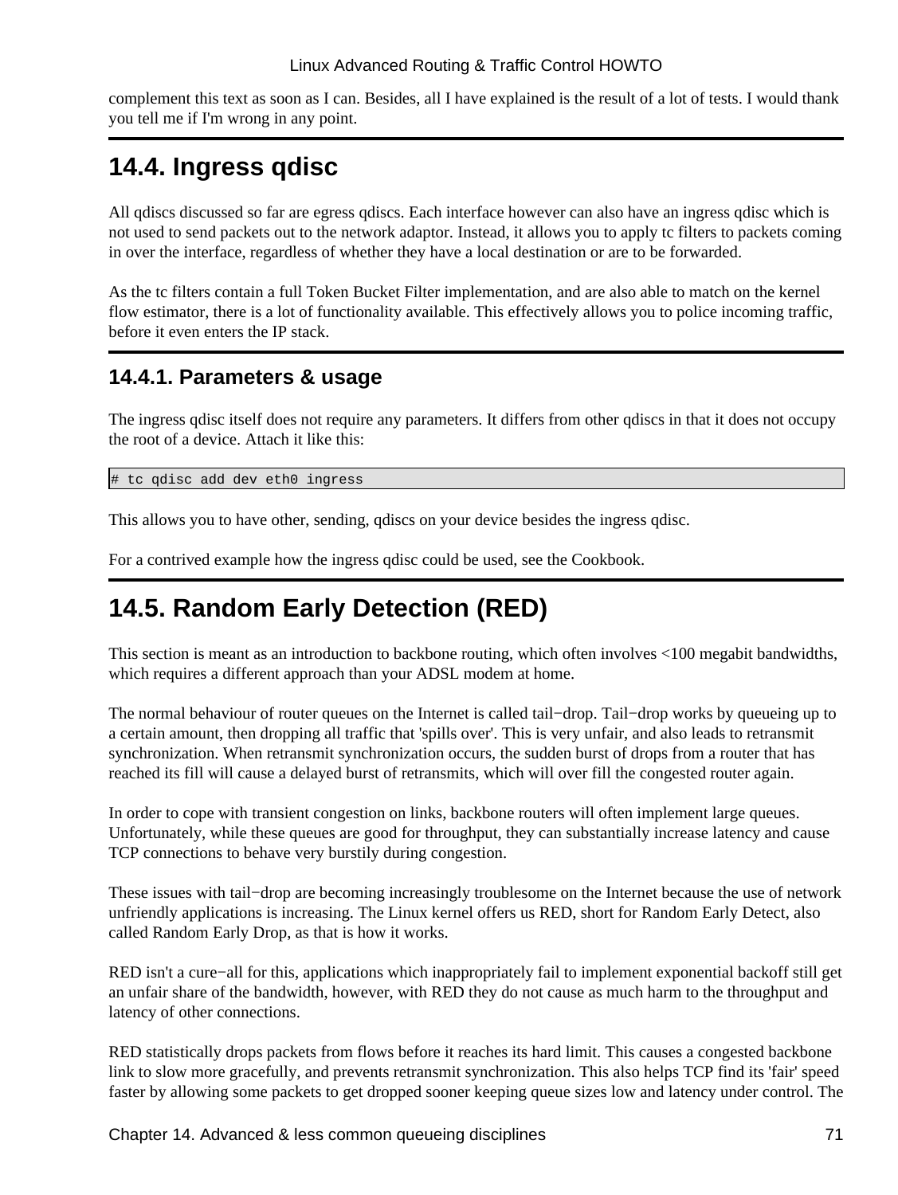complement this text as soon as I can. Besides, all I have explained is the result of a lot of tests. I would thank you tell me if I'm wrong in any point.

## 14.4. Ingress qdisc

All qdiscs discussed so far are egress qdiscs. Each interface however can also have an ingress qdisc which is not used to send packets out to the network adaptor. Instead, it allows you to apply tc filters to packets coming in over the interface, regardless of whether they have a local destination or are to be forwarded.

As the tc filters contain a full Token Bucket Filter implementation, and are also able to match on the kernel flow estimator, there is a lot of functionality available. This effectively allows you to police incoming traffic, before it even enters the IP stack.

### 14.4.1. Parameters & usage

The ingress qdisc itself does not require any parameters. It differs from other qdiscs in that it does not occupy the root of a device. Attach it like this:

```
# tc qdisc add dev eth0 ingress
```

This allows you to have other, sending, qdiscs on your device besides the ingress qdisc.

For a contrived example how the ingress qdisc could be used, see the Cookbook.

## 14.5. Random Early Detection (RED)

This section is meant as an introduction to backbone routing, which often involves <100 megabit bandwidths, which requires a different approach than your ADSL modem at home.

The normal behaviour of router queues on the Internet is called tail−drop. Tail−drop works by queueing up to a certain amount, then dropping all traffic that 'spills over'. This is very unfair, and also leads to retransmit synchronization. When retransmit synchronization occurs, the sudden burst of drops from a router that has reached its fill will cause a delayed burst of retransmits, which will over fill the congested router again.

In order to cope with transient congestion on links, backbone routers will often implement large queues. Unfortunately, while these queues are good for throughput, they can substantially increase latency and cause TCP connections to behave very burstily during congestion.

These issues with tail−drop are becoming increasingly troublesome on the Internet because the use of network unfriendly applications is increasing. The Linux kernel offers us RED, short for Random Early Detect, also called Random Early Drop, as that is how it works.

RED isn't a cure−all for this, applications which inappropriately fail to implement exponential backoff still get an unfair share of the bandwidth, however, with RED they do not cause as much harm to the throughput and latency of other connections.

RED statistically drops packets from flows before it reaches its hard limit. This causes a congested backbone link to slow more gracefully, and prevents retransmit synchronization. This also helps TCP find its 'fair' speed faster by allowing some packets to get dropped sooner keeping queue sizes low and latency under control. The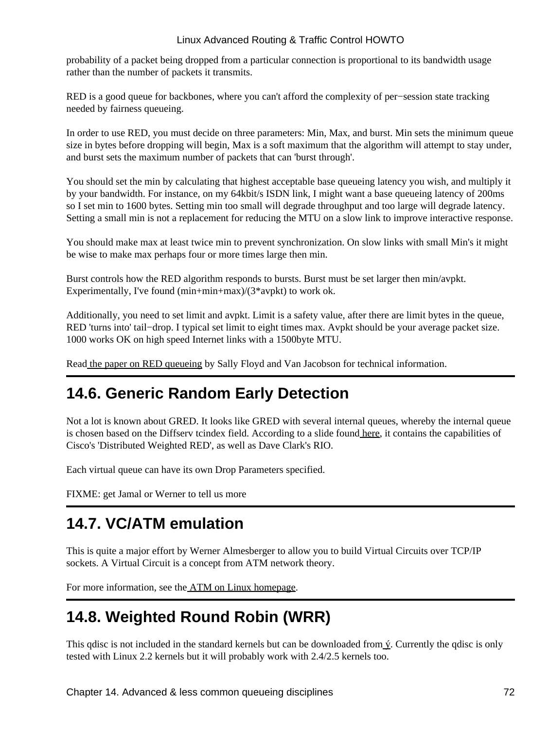probability of a packet being dropped from a particular connection is proportional to its bandwidth usage rather than the number of packets it transmits.

RED is a good queue for backbones, where you can't afford the complexity of per−session state tracking needed by fairness queueing.

In order to use RED, you must decide on three parameters: Min, Max, and burst. Min sets the minimum queue size in bytes before dropping will begin, Max is a soft maximum that the algorithm will attempt to stay under, and burst sets the maximum number of packets that can 'burst through'.

You should set the min by calculating that highest acceptable base queueing latency you wish, and multiply it by your bandwidth. For instance, on my 64kbit/s ISDN link, I might want a base queueing latency of 200ms so I set min to 1600 bytes. Setting min too small will degrade throughput and too large will degrade latency. Setting a small min is not a replacement for reducing the MTU on a slow link to improve interactive response.

You should make max at least twice min to prevent synchronization. On slow links with small Min's it might be wise to make max perhaps four or more times large then min.

Burst controls how the RED algorithm responds to bursts. Burst must be set larger then min/avpkt. Experimentally, I've found (min+min+max)/(3*avpkt) to work ok.

Additionally, you need to set limit and avpkt. Limit is a safety value, after there are limit bytes in the queue, RED 'turns into' tail−drop. I typical set limit to eight times max. Avpkt should be your average packet size. 1000 works OK on high speed Internet links with a 1500byte MTU.

Read the paper on RED queueing by Sally Floyd and Van Jacobson for technical information.

## 14.6. Generic Random Early Detection

Not a lot is known about GRED. It looks like GRED with several internal queues, whereby the internal queue is chosen based on the Diffserv tcindex field. According to a slide found here, it contains the capabilities of Cisco's 'Distributed Weighted RED', as well as Dave Clark's RIO.

Each virtual queue can have its own Drop Parameters specified.

FIXME: get Jamal or Werner to tell us more

## 14.7. VC/ATM emulation

This is quite a major effort by Werner Almesberger to allow you to build Virtual Circuits over TCP/IP sockets. A Virtual Circuit is a concept from ATM network theory.

For more information, see the ATM on Linux homepage.

## 14.8. Weighted Round Robin (WRR)

This qdisc is not included in the standard kernels but can be downloaded from ý. Currently the qdisc is only tested with Linux 2.2 kernels but it will probably work with 2.4/2.5 kernels too.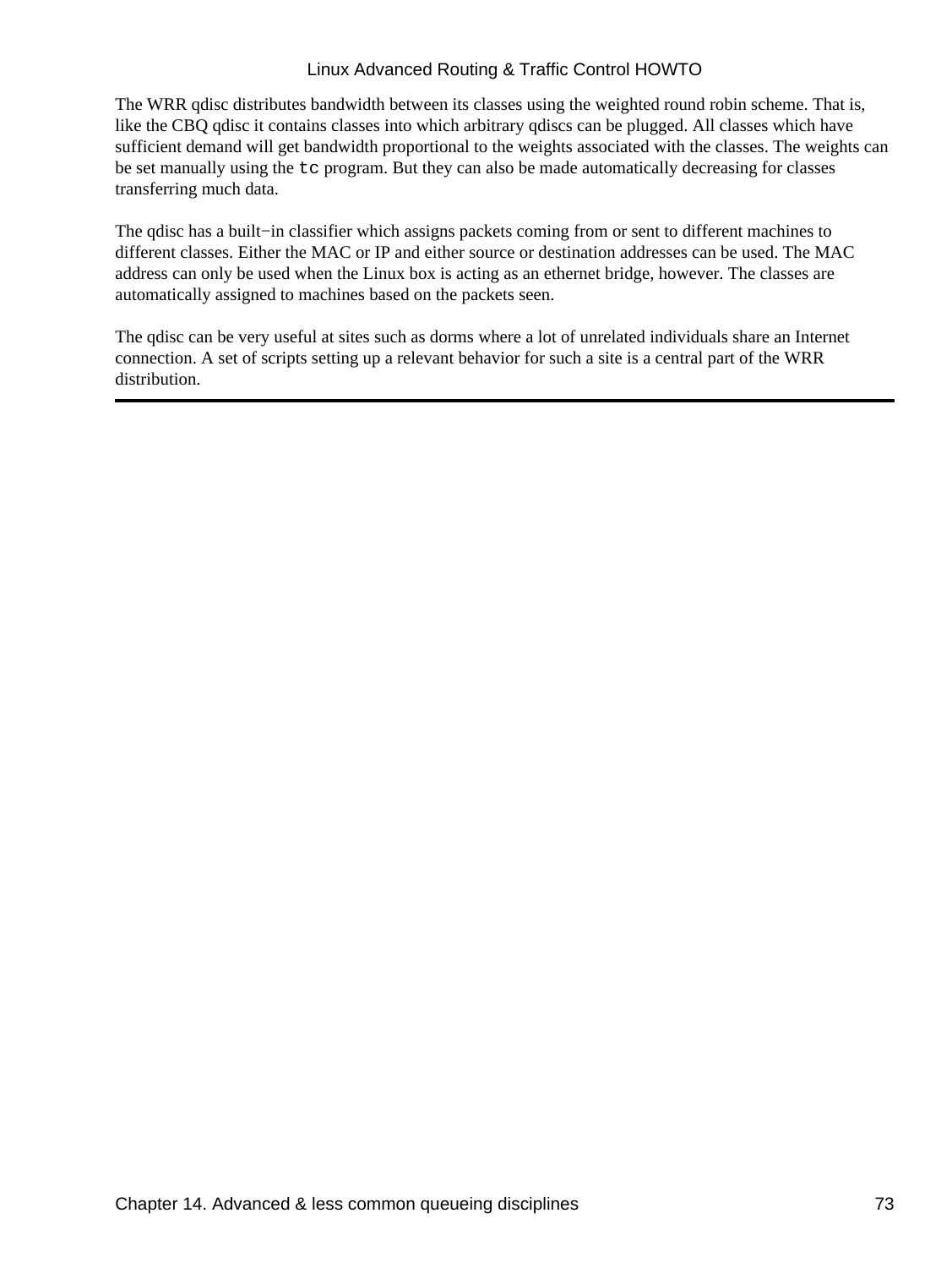The WRR qdisc distributes bandwidth between its classes using the weighted round robin scheme. That is, like the CBQ qdisc it contains classes into which arbitrary qdiscs can be plugged. All classes which have sufficient demand will get bandwidth proportional to the weights associated with the classes. The weights can be set manually using the `tc` program. But they can also be made automatically decreasing for classes transferring much data.

The qdisc has a built−in classifier which assigns packets coming from or sent to different machines to different classes. Either the MAC or IP and either source or destination addresses can be used. The MAC address can only be used when the Linux box is acting as an ethernet bridge, however. The classes are automatically assigned to machines based on the packets seen.

The qdisc can be very useful at sites such as dorms where a lot of unrelated individuals share an Internet connection. A set of scripts setting up a relevant behavior for such a site is a central part of the WRR distribution.

---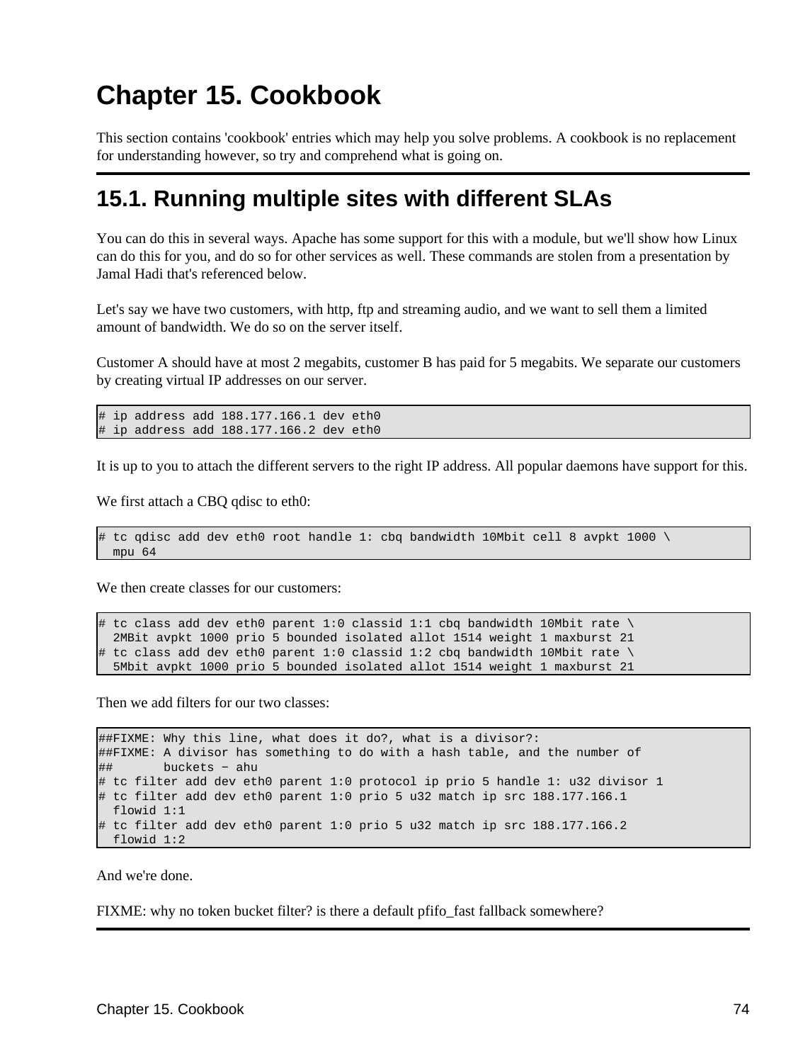# Chapter 15. Cookbook

This section contains 'cookbook' entries which may help you solve problems. A cookbook is no replacement for understanding however, so try and comprehend what is going on.

## 15.1. Running multiple sites with different SLAs

You can do this in several ways. Apache has some support for this with a module, but we'll show how Linux can do this for you, and do so for other services as well. These commands are stolen from a presentation by Jamal Hadi that's referenced below.

Let's say we have two customers, with http, ftp and streaming audio, and we want to sell them a limited amount of bandwidth. We do so on the server itself.

Customer A should have at most 2 megabits, customer B has paid for 5 megabits. We separate our customers by creating virtual IP addresses on our server.

```
# ip address add 188.177.166.1 dev eth0
# ip address add 188.177.166.2 dev eth0
```

It is up to you to attach the different servers to the right IP address. All popular daemons have support for this.

We first attach a CBQ qdisc to eth0:

```
# tc qdisc add dev eth0 root handle 1: cbq bandwidth 10Mbit cell 8 avpkt 1000 \
  mpu 64
```

We then create classes for our customers:

```
# tc class add dev eth0 parent 1:0 classid 1:1 cbq bandwidth 10Mbit rate \
  2MBit avpkt 1000 prio 5 bounded isolated allot 1514 weight 1 maxburst 21
# tc class add dev eth0 parent 1:0 classid 1:2 cbq bandwidth 10Mbit rate \
  5Mbit avpkt 1000 prio 5 bounded isolated allot 1514 weight 1 maxburst 21
```

Then we add filters for our two classes:

```
##FIXME: Why this line, what does it do?, what is a divisor?:
##FIXME: A divisor has something to do with a hash table, and the number of
##       buckets − ahu
# tc filter add dev eth0 parent 1:0 protocol ip prio 5 handle 1: u32 divisor 1
# tc filter add dev eth0 parent 1:0 prio 5 u32 match ip src 188.177.166.1
  flowid 1:1
# tc filter add dev eth0 parent 1:0 prio 5 u32 match ip src 188.177.166.2
  flowid 1:2
```

And we're done.

FIXME: why no token bucket filter? is there a default pfifo_fast fallback somewhere?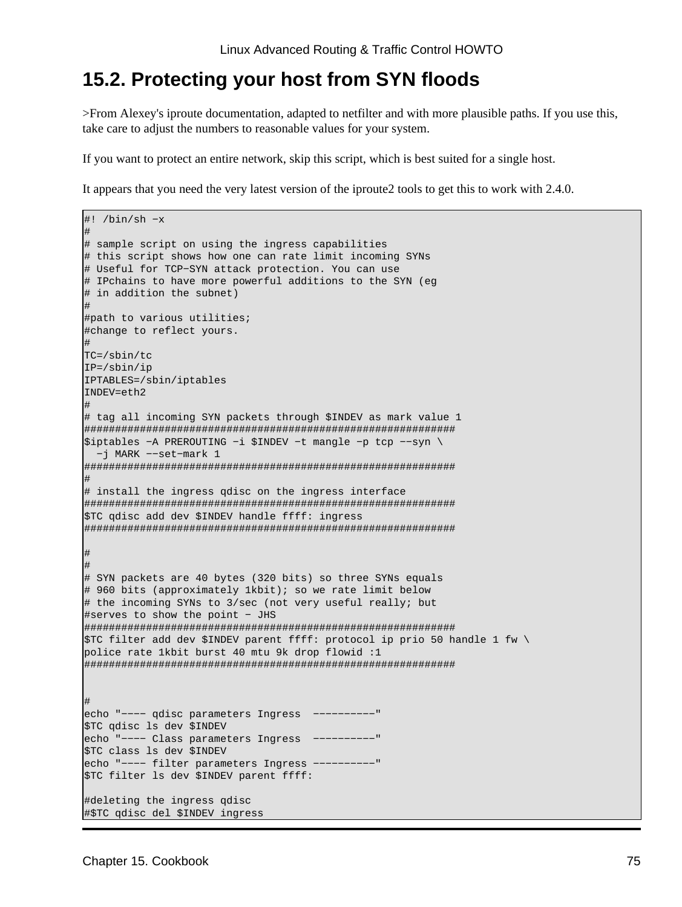## 15.2. Protecting your host from SYN floods

>From Alexey's iproute documentation, adapted to netfilter and with more plausible paths. If you use this, take care to adjust the numbers to reasonable values for your system.

If you want to protect an entire network, skip this script, which is best suited for a single host.

It appears that you need the very latest version of the iproute2 tools to get this to work with 2.4.0.

```
#! /bin/sh -x
#
# sample script on using the ingress capabilities
# this script shows how one can rate limit incoming SYNs
# Useful for TCP-SYN attack protection. You can use
# IPchains to have more powerful additions to the SYN (eg
# in addition the subnet)
#
#path to various utilities;
#change to reflect yours.
#
TC=/sbin/tc
IP=/sbin/ip
IPTABLES=/sbin/iptables
INDEV=eth2
#
# tag all incoming SYN packets through $INDEV as mark value 1
############################################################
$iptables -A PREROUTING -i $INDEV -t mangle -p tcp --syn \
  -j MARK --set-mark 1
############################################################
#
# install the ingress qdisc on the ingress interface
############################################################
$TC qdisc add dev $INDEV handle ffff: ingress
############################################################

#
#
# SYN packets are 40 bytes (320 bits) so three SYNs equals
# 960 bits (approximately 1kbit); so we rate limit below
# the incoming SYNs to 3/sec (not very useful really; but
#serves to show the point - JHS
############################################################
$TC filter add dev $INDEV parent ffff: protocol ip prio 50 handle 1 fw \
police rate 1kbit burst 40 mtu 9k drop flowid :1
############################################################


#
echo "--- qdisc parameters Ingress  ----------"
$TC qdisc ls dev $INDEV
echo "--- Class parameters Ingress  ----------"
$TC class ls dev $INDEV
echo "--- filter parameters Ingress ----------"
$TC filter ls dev $INDEV parent ffff:

#deleting the ingress qdisc
#$TC qdisc del $INDEV ingress
```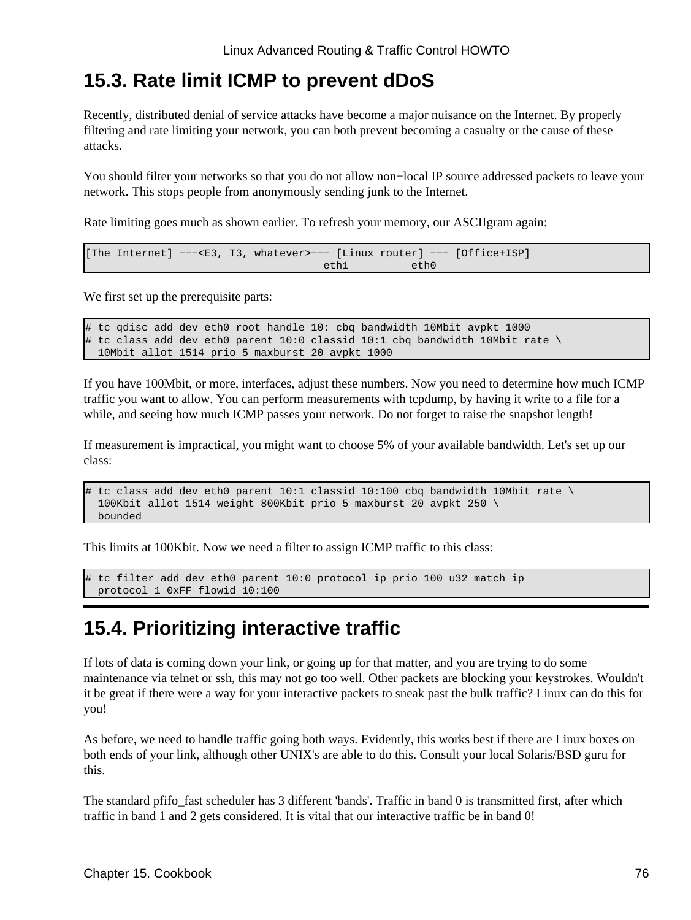## 15.3. Rate limit ICMP to prevent dDoS

Recently, distributed denial of service attacks have become a major nuisance on the Internet. By properly filtering and rate limiting your network, you can both prevent becoming a casualty or the cause of these attacks.

You should filter your networks so that you do not allow non−local IP source addressed packets to leave your network. This stops people from anonymously sending junk to the Internet.

Rate limiting goes much as shown earlier. To refresh your memory, our ASCIIgram again:

```
[The Internet] −−−<E3, T3, whatever>−−− [Linux router] −−− [Office+ISP]
                                      eth1          eth0
```

We first set up the prerequisite parts:

```
# tc qdisc add dev eth0 root handle 10: cbq bandwidth 10Mbit avpkt 1000
# tc class add dev eth0 parent 10:0 classid 10:1 cbq bandwidth 10Mbit rate \
  10Mbit allot 1514 prio 5 maxburst 20 avpkt 1000
```

If you have 100Mbit, or more, interfaces, adjust these numbers. Now you need to determine how much ICMP traffic you want to allow. You can perform measurements with tcpdump, by having it write to a file for a while, and seeing how much ICMP passes your network. Do not forget to raise the snapshot length!

If measurement is impractical, you might want to choose 5% of your available bandwidth. Let's set up our class:

```
# tc class add dev eth0 parent 10:1 classid 10:100 cbq bandwidth 10Mbit rate \
  100Kbit allot 1514 weight 800Kbit prio 5 maxburst 20 avpkt 250 \
  bounded
```

This limits at 100Kbit. Now we need a filter to assign ICMP traffic to this class:

```
# tc filter add dev eth0 parent 10:0 protocol ip prio 100 u32 match ip
  protocol 1 0xFF flowid 10:100
```

## 15.4. Prioritizing interactive traffic

If lots of data is coming down your link, or going up for that matter, and you are trying to do some maintenance via telnet or ssh, this may not go too well. Other packets are blocking your keystrokes. Wouldn't it be great if there were a way for your interactive packets to sneak past the bulk traffic? Linux can do this for you!

As before, we need to handle traffic going both ways. Evidently, this works best if there are Linux boxes on both ends of your link, although other UNIX's are able to do this. Consult your local Solaris/BSD guru for this.

The standard pfifo_fast scheduler has 3 different 'bands'. Traffic in band 0 is transmitted first, after which traffic in band 1 and 2 gets considered. It is vital that our interactive traffic be in band 0!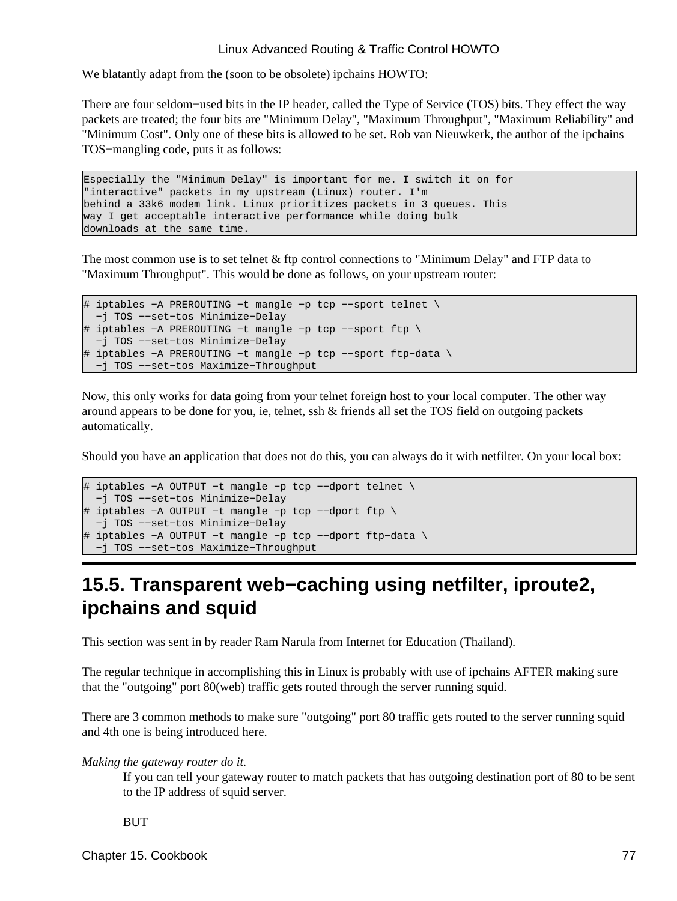We blatantly adapt from the (soon to be obsolete) ipchains HOWTO:

There are four seldom−used bits in the IP header, called the Type of Service (TOS) bits. They effect the way packets are treated; the four bits are "Minimum Delay", "Maximum Throughput", "Maximum Reliability" and "Minimum Cost". Only one of these bits is allowed to be set. Rob van Nieuwkerk, the author of the ipchains TOS−mangling code, puts it as follows:

```
Especially the "Minimum Delay" is important for me. I switch it on for
"interactive" packets in my upstream (Linux) router. I'm
behind a 33k6 modem link. Linux prioritizes packets in 3 queues. This
way I get acceptable interactive performance while doing bulk
downloads at the same time.
```

The most common use is to set telnet & ftp control connections to "Minimum Delay" and FTP data to "Maximum Throughput". This would be done as follows, on your upstream router:

```
# iptables −A PREROUTING −t mangle −p tcp −−sport telnet \
  −j TOS −−set−tos Minimize−Delay
# iptables −A PREROUTING −t mangle −p tcp −−sport ftp \
  −j TOS −−set−tos Minimize−Delay
# iptables −A PREROUTING −t mangle −p tcp −−sport ftp−data \
  −j TOS −−set−tos Maximize−Throughput
```

Now, this only works for data going from your telnet foreign host to your local computer. The other way around appears to be done for you, ie, telnet, ssh & friends all set the TOS field on outgoing packets automatically.

Should you have an application that does not do this, you can always do it with netfilter. On your local box:

```
# iptables −A OUTPUT −t mangle −p tcp −−dport telnet \
  −j TOS −−set−tos Minimize−Delay
# iptables −A OUTPUT −t mangle −p tcp −−dport ftp \
  −j TOS −−set−tos Minimize−Delay
# iptables −A OUTPUT −t mangle −p tcp −−dport ftp−data \
  −j TOS −−set−tos Maximize−Throughput
```

## 15.5. Transparent web−caching using netfilter, iproute2, ipchains and squid

This section was sent in by reader Ram Narula from Internet for Education (Thailand).

The regular technique in accomplishing this in Linux is probably with use of ipchains AFTER making sure that the "outgoing" port 80(web) traffic gets routed through the server running squid.

There are 3 common methods to make sure "outgoing" port 80 traffic gets routed to the server running squid and 4th one is being introduced here.

*Making the gateway router do it.*

If you can tell your gateway router to match packets that has outgoing destination port of 80 to be sent to the IP address of squid server.

BUT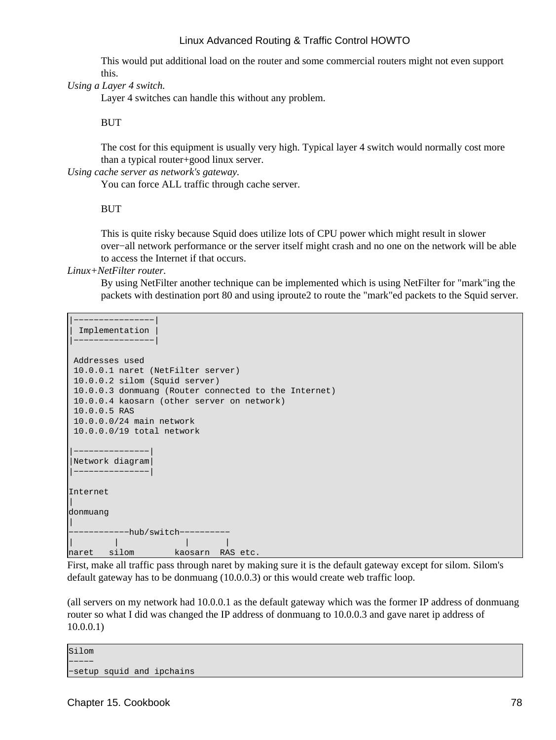This would put additional load on the router and some commercial routers might not even support this.

*Using a Layer 4 switch.*
: Layer 4 switches can handle this without any problem.

  BUT

  The cost for this equipment is usually very high. Typical layer 4 switch would normally cost more than a typical router+good linux server.

*Using cache server as network's gateway.*
: You can force ALL traffic through cache server.

  BUT

  This is quite risky because Squid does utilize lots of CPU power which might result in slower over−all network performance or the server itself might crash and no one on the network will be able to access the Internet if that occurs.

*Linux+NetFilter router.*
: By using NetFilter another technique can be implemented which is using NetFilter for "mark"ing the packets with destination port 80 and using iproute2 to route the "mark"ed packets to the Squid server.

```
|----------------|
| Implementation |
|----------------|

 Addresses used
 10.0.0.1 naret (NetFilter server)
 10.0.0.2 silom (Squid server)
 10.0.0.3 donmuang (Router connected to the Internet)
 10.0.0.4 kaosarn (other server on network)
 10.0.0.5 RAS
 10.0.0.0/24 main network
 10.0.0.0/19 total network

|---------------|
|Network diagram|
|---------------|

Internet
|
donmuang
|
------------hub/switch----------
|        |             |       |
naret   silom        kaosarn  RAS etc.
```

First, make all traffic pass through naret by making sure it is the default gateway except for silom. Silom's default gateway has to be donmuang (10.0.0.3) or this would create web traffic loop.

(all servers on my network had 10.0.0.1 as the default gateway which was the former IP address of donmuang router so what I did was changed the IP address of donmuang to 10.0.0.3 and gave naret ip address of 10.0.0.1)

```
Silom
-----
-setup squid and ipchains
```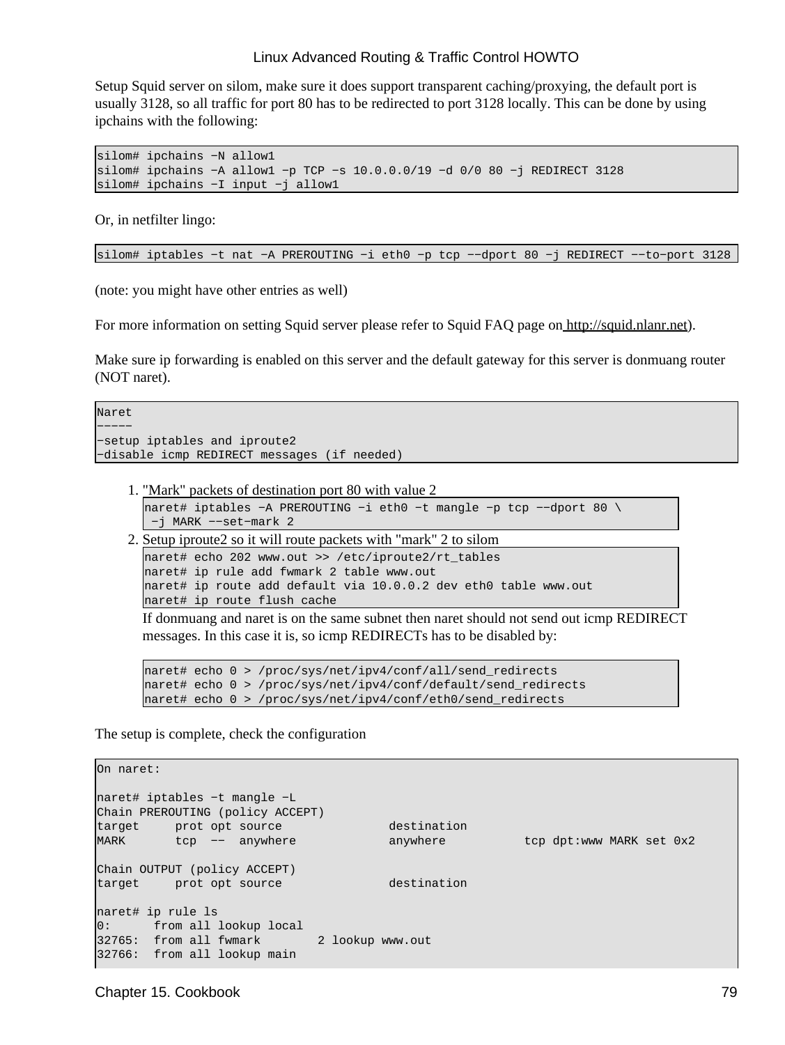Setup Squid server on silom, make sure it does support transparent caching/proxying, the default port is usually 3128, so all traffic for port 80 has to be redirected to port 3128 locally. This can be done by using ipchains with the following:

```
silom# ipchains −N allow1
silom# ipchains −A allow1 −p TCP −s 10.0.0.0/19 −d 0/0 80 −j REDIRECT 3128
silom# ipchains −I input −j allow1
```

Or, in netfilter lingo:

```
silom# iptables −t nat −A PREROUTING −i eth0 −p tcp −−dport 80 −j REDIRECT −−to−port 3128
```

(note: you might have other entries as well)

For more information on setting Squid server please refer to Squid FAQ page on http://squid.nlanr.net).

Make sure ip forwarding is enabled on this server and the default gateway for this server is donmuang router (NOT naret).

```
Naret
−−−−−
−setup iptables and iproute2
−disable icmp REDIRECT messages (if needed)
```

1. "Mark" packets of destination port 80 with value 2

   ```
   naret# iptables −A PREROUTING −i eth0 −t mangle −p tcp −−dport 80 \
    −j MARK −−set−mark 2
   ```

2. Setup iproute2 so it will route packets with "mark" 2 to silom

   ```
   naret# echo 202 www.out >> /etc/iproute2/rt_tables
   naret# ip rule add fwmark 2 table www.out
   naret# ip route add default via 10.0.0.2 dev eth0 table www.out
   naret# ip route flush cache
   ```

   If donmuang and naret is on the same subnet then naret should not send out icmp REDIRECT messages. In this case it is, so icmp REDIRECTs has to be disabled by:

   ```
   naret# echo 0 > /proc/sys/net/ipv4/conf/all/send_redirects
   naret# echo 0 > /proc/sys/net/ipv4/conf/default/send_redirects
   naret# echo 0 > /proc/sys/net/ipv4/conf/eth0/send_redirects
   ```

The setup is complete, check the configuration

```
On naret:

naret# iptables −t mangle −L
Chain PREROUTING (policy ACCEPT)
target     prot opt source               destination
MARK       tcp  −−  anywhere             anywhere           tcp dpt:www MARK set 0x2

Chain OUTPUT (policy ACCEPT)
target     prot opt source               destination

naret# ip rule ls
0:      from all lookup local
32765:  from all fwmark        2 lookup www.out
32766:  from all lookup main
```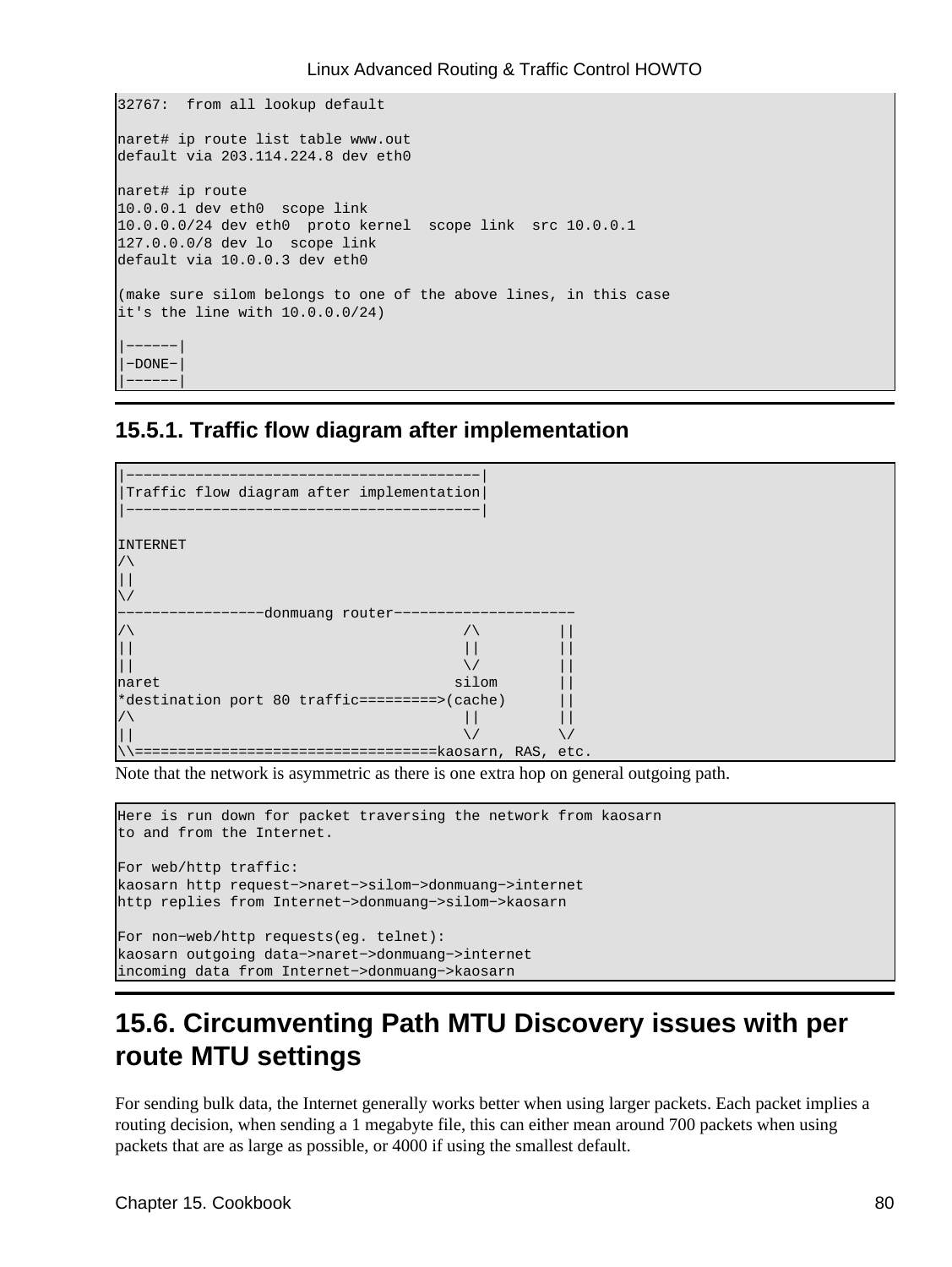```
32767:  from all lookup default

naret# ip route list table www.out
default via 203.114.224.8 dev eth0

naret# ip route
10.0.0.1 dev eth0  scope link
10.0.0.0/24 dev eth0  proto kernel  scope link  src 10.0.0.1
127.0.0.0/8 dev lo  scope link
default via 10.0.0.3 dev eth0

(make sure silom belongs to one of the above lines, in this case
it's the line with 10.0.0.0/24)

|------|
|-DONE-|
|------|
```

### 15.5.1. Traffic flow diagram after implementation

```
|-----------------------------------------|
|Traffic flow diagram after implementation|
|-----------------------------------------|

INTERNET
/\
||
\/
-----------------donmuang router---------------------
/\                                      /\         ||
||                                      ||         ||
||                                      \/         ||
naret                                  silom       ||
*destination port 80 traffic=========>(cache)      ||
/\                                      ||         ||
||                                      \/         \/
\\===================================kaosarn, RAS, etc.
```

Note that the network is asymmetric as there is one extra hop on general outgoing path.

```
Here is run down for packet traversing the network from kaosarn
to and from the Internet.

For web/http traffic:
kaosarn http request->naret->silom->donmuang->internet
http replies from Internet->donmuang->silom->kaosarn

For non-web/http requests(eg. telnet):
kaosarn outgoing data->naret->donmuang->internet
incoming data from Internet->donmuang->kaosarn
```

## 15.6. Circumventing Path MTU Discovery issues with per route MTU settings

For sending bulk data, the Internet generally works better when using larger packets. Each packet implies a routing decision, when sending a 1 megabyte file, this can either mean around 700 packets when using packets that are as large as possible, or 4000 if using the smallest default.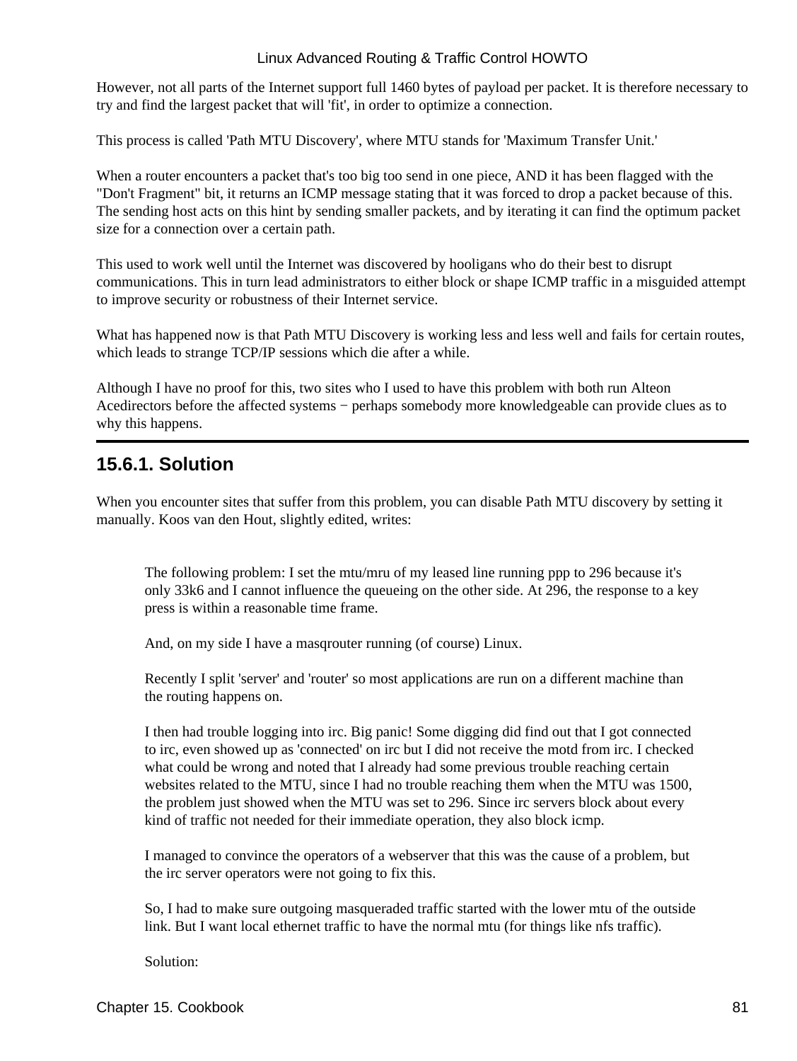However, not all parts of the Internet support full 1460 bytes of payload per packet. It is therefore necessary to try and find the largest packet that will 'fit', in order to optimize a connection.

This process is called 'Path MTU Discovery', where MTU stands for 'Maximum Transfer Unit.'

When a router encounters a packet that's too big too send in one piece, AND it has been flagged with the "Don't Fragment" bit, it returns an ICMP message stating that it was forced to drop a packet because of this. The sending host acts on this hint by sending smaller packets, and by iterating it can find the optimum packet size for a connection over a certain path.

This used to work well until the Internet was discovered by hooligans who do their best to disrupt communications. This in turn lead administrators to either block or shape ICMP traffic in a misguided attempt to improve security or robustness of their Internet service.

What has happened now is that Path MTU Discovery is working less and less well and fails for certain routes, which leads to strange TCP/IP sessions which die after a while.

Although I have no proof for this, two sites who I used to have this problem with both run Alteon Acedirectors before the affected systems − perhaps somebody more knowledgeable can provide clues as to why this happens.

### 15.6.1. Solution

When you encounter sites that suffer from this problem, you can disable Path MTU discovery by setting it manually. Koos van den Hout, slightly edited, writes:

> The following problem: I set the mtu/mru of my leased line running ppp to 296 because it's only 33k6 and I cannot influence the queueing on the other side. At 296, the response to a key press is within a reasonable time frame.
>
> And, on my side I have a masqrouter running (of course) Linux.
>
> Recently I split 'server' and 'router' so most applications are run on a different machine than the routing happens on.
>
> I then had trouble logging into irc. Big panic! Some digging did find out that I got connected to irc, even showed up as 'connected' on irc but I did not receive the motd from irc. I checked what could be wrong and noted that I already had some previous trouble reaching certain websites related to the MTU, since I had no trouble reaching them when the MTU was 1500, the problem just showed when the MTU was set to 296. Since irc servers block about every kind of traffic not needed for their immediate operation, they also block icmp.
>
> I managed to convince the operators of a webserver that this was the cause of a problem, but the irc server operators were not going to fix this.
>
> So, I had to make sure outgoing masqueraded traffic started with the lower mtu of the outside link. But I want local ethernet traffic to have the normal mtu (for things like nfs traffic).
>
> Solution: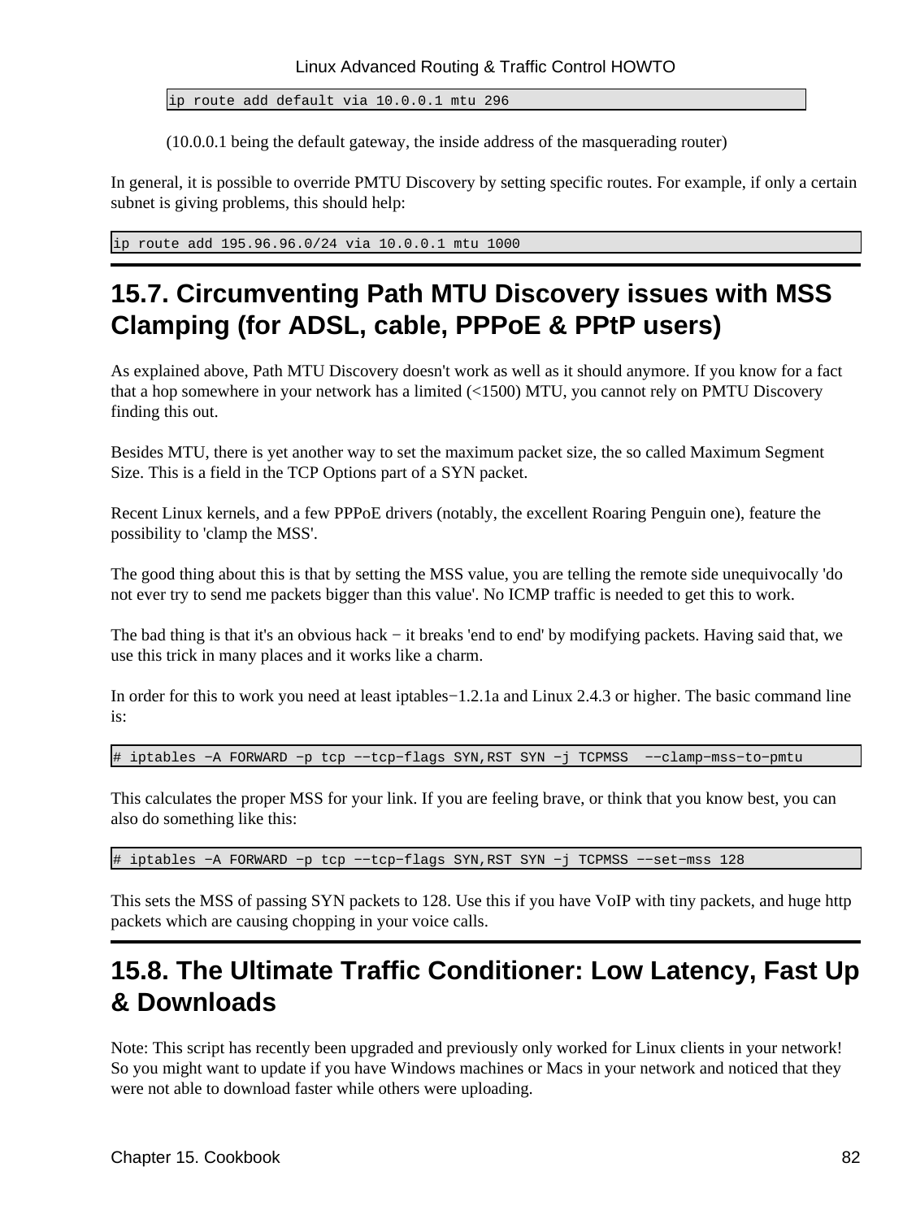```
ip route add default via 10.0.0.1 mtu 296
```

(10.0.0.1 being the default gateway, the inside address of the masquerading router)

In general, it is possible to override PMTU Discovery by setting specific routes. For example, if only a certain subnet is giving problems, this should help:

```
ip route add 195.96.96.0/24 via 10.0.0.1 mtu 1000
```

## 15.7. Circumventing Path MTU Discovery issues with MSS Clamping (for ADSL, cable, PPPoE & PPtP users)

As explained above, Path MTU Discovery doesn't work as well as it should anymore. If you know for a fact that a hop somewhere in your network has a limited (<1500) MTU, you cannot rely on PMTU Discovery finding this out.

Besides MTU, there is yet another way to set the maximum packet size, the so called Maximum Segment Size. This is a field in the TCP Options part of a SYN packet.

Recent Linux kernels, and a few PPPoE drivers (notably, the excellent Roaring Penguin one), feature the possibility to 'clamp the MSS'.

The good thing about this is that by setting the MSS value, you are telling the remote side unequivocally 'do not ever try to send me packets bigger than this value'. No ICMP traffic is needed to get this to work.

The bad thing is that it's an obvious hack − it breaks 'end to end' by modifying packets. Having said that, we use this trick in many places and it works like a charm.

In order for this to work you need at least iptables−1.2.1a and Linux 2.4.3 or higher. The basic command line is:

```
# iptables −A FORWARD −p tcp −−tcp−flags SYN,RST SYN −j TCPMSS  −−clamp−mss−to−pmtu
```

This calculates the proper MSS for your link. If you are feeling brave, or think that you know best, you can also do something like this:

```
# iptables −A FORWARD −p tcp −−tcp−flags SYN,RST SYN −j TCPMSS −−set−mss 128
```

This sets the MSS of passing SYN packets to 128. Use this if you have VoIP with tiny packets, and huge http packets which are causing chopping in your voice calls.

## 15.8. The Ultimate Traffic Conditioner: Low Latency, Fast Up & Downloads

Note: This script has recently been upgraded and previously only worked for Linux clients in your network! So you might want to update if you have Windows machines or Macs in your network and noticed that they were not able to download faster while others were uploading.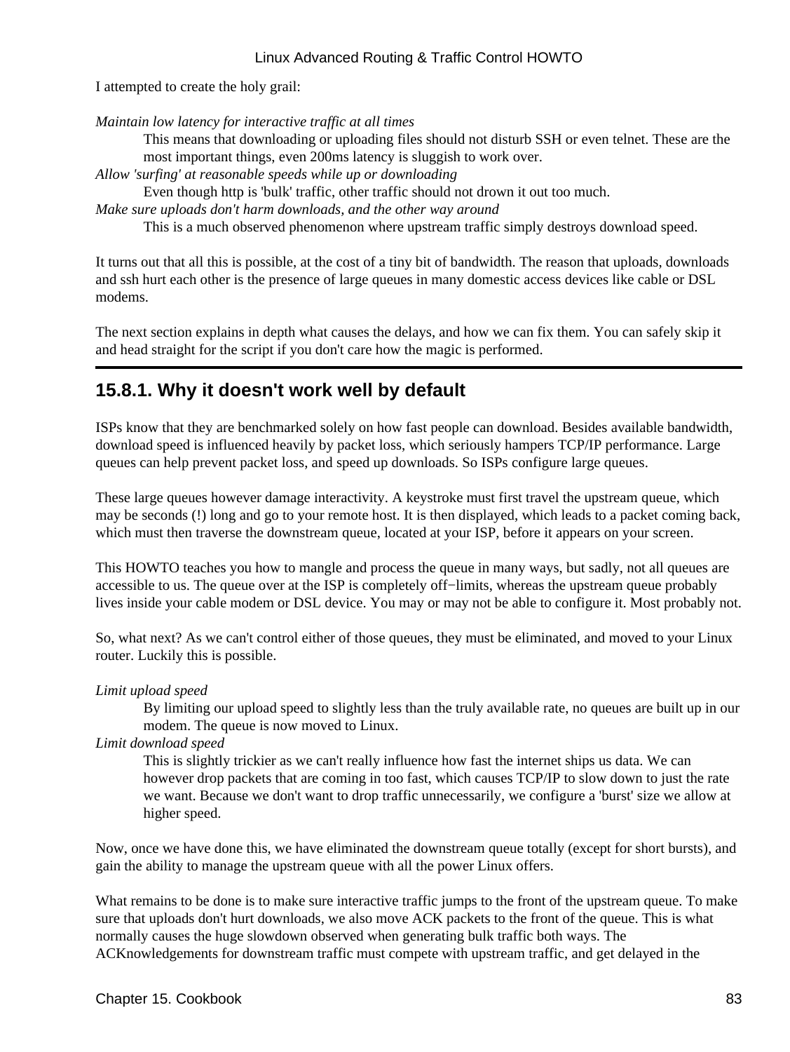I attempted to create the holy grail:

*Maintain low latency for interactive traffic at all times*
: This means that downloading or uploading files should not disturb SSH or even telnet. These are the most important things, even 200ms latency is sluggish to work over.

*Allow 'surfing' at reasonable speeds while up or downloading*
: Even though http is 'bulk' traffic, other traffic should not drown it out too much.

*Make sure uploads don't harm downloads, and the other way around*
: This is a much observed phenomenon where upstream traffic simply destroys download speed.

It turns out that all this is possible, at the cost of a tiny bit of bandwidth. The reason that uploads, downloads and ssh hurt each other is the presence of large queues in many domestic access devices like cable or DSL modems.

The next section explains in depth what causes the delays, and how we can fix them. You can safely skip it and head straight for the script if you don't care how the magic is performed.

---

## 15.8.1. Why it doesn't work well by default

ISPs know that they are benchmarked solely on how fast people can download. Besides available bandwidth, download speed is influenced heavily by packet loss, which seriously hampers TCP/IP performance. Large queues can help prevent packet loss, and speed up downloads. So ISPs configure large queues.

These large queues however damage interactivity. A keystroke must first travel the upstream queue, which may be seconds (!) long and go to your remote host. It is then displayed, which leads to a packet coming back, which must then traverse the downstream queue, located at your ISP, before it appears on your screen.

This HOWTO teaches you how to mangle and process the queue in many ways, but sadly, not all queues are accessible to us. The queue over at the ISP is completely off−limits, whereas the upstream queue probably lives inside your cable modem or DSL device. You may or may not be able to configure it. Most probably not.

So, what next? As we can't control either of those queues, they must be eliminated, and moved to your Linux router. Luckily this is possible.

*Limit upload speed*
: By limiting our upload speed to slightly less than the truly available rate, no queues are built up in our modem. The queue is now moved to Linux.

*Limit download speed*
: This is slightly trickier as we can't really influence how fast the internet ships us data. We can however drop packets that are coming in too fast, which causes TCP/IP to slow down to just the rate we want. Because we don't want to drop traffic unnecessarily, we configure a 'burst' size we allow at higher speed.

Now, once we have done this, we have eliminated the downstream queue totally (except for short bursts), and gain the ability to manage the upstream queue with all the power Linux offers.

What remains to be done is to make sure interactive traffic jumps to the front of the upstream queue. To make sure that uploads don't hurt downloads, we also move ACK packets to the front of the queue. This is what normally causes the huge slowdown observed when generating bulk traffic both ways. The ACKnowledgements for downstream traffic must compete with upstream traffic, and get delayed in the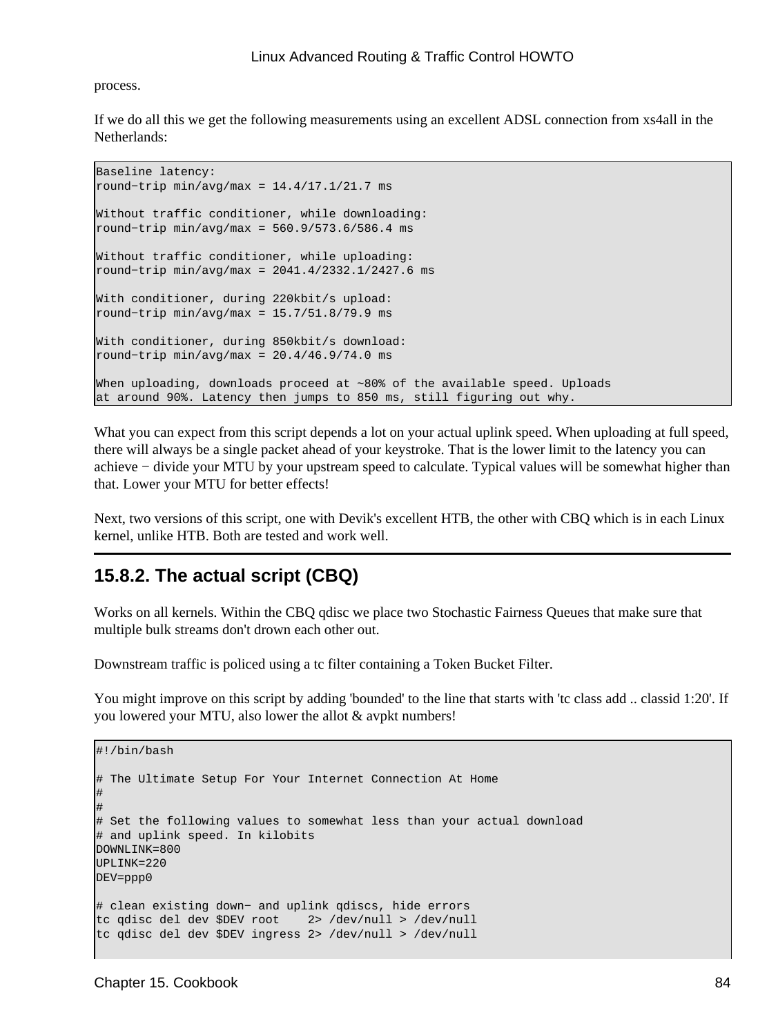process.

If we do all this we get the following measurements using an excellent ADSL connection from xs4all in the Netherlands:

```
Baseline latency:
round−trip min/avg/max = 14.4/17.1/21.7 ms

Without traffic conditioner, while downloading:
round−trip min/avg/max = 560.9/573.6/586.4 ms

Without traffic conditioner, while uploading:
round−trip min/avg/max = 2041.4/2332.1/2427.6 ms

With conditioner, during 220kbit/s upload:
round−trip min/avg/max = 15.7/51.8/79.9 ms

With conditioner, during 850kbit/s download:
round−trip min/avg/max = 20.4/46.9/74.0 ms

When uploading, downloads proceed at ~80% of the available speed. Uploads
at around 90%. Latency then jumps to 850 ms, still figuring out why.
```

What you can expect from this script depends a lot on your actual uplink speed. When uploading at full speed, there will always be a single packet ahead of your keystroke. That is the lower limit to the latency you can achieve − divide your MTU by your upstream speed to calculate. Typical values will be somewhat higher than that. Lower your MTU for better effects!

Next, two versions of this script, one with Devik's excellent HTB, the other with CBQ which is in each Linux kernel, unlike HTB. Both are tested and work well.

## 15.8.2. The actual script (CBQ)

Works on all kernels. Within the CBQ qdisc we place two Stochastic Fairness Queues that make sure that multiple bulk streams don't drown each other out.

Downstream traffic is policed using a tc filter containing a Token Bucket Filter.

You might improve on this script by adding 'bounded' to the line that starts with 'tc class add .. classid 1:20'. If you lowered your MTU, also lower the allot & avpkt numbers!

```
#!/bin/bash

# The Ultimate Setup For Your Internet Connection At Home
#
#
# Set the following values to somewhat less than your actual download
# and uplink speed. In kilobits
DOWNLINK=800
UPLINK=220
DEV=ppp0

# clean existing down− and uplink qdiscs, hide errors
tc qdisc del dev $DEV root    2> /dev/null > /dev/null
tc qdisc del dev $DEV ingress 2> /dev/null > /dev/null
```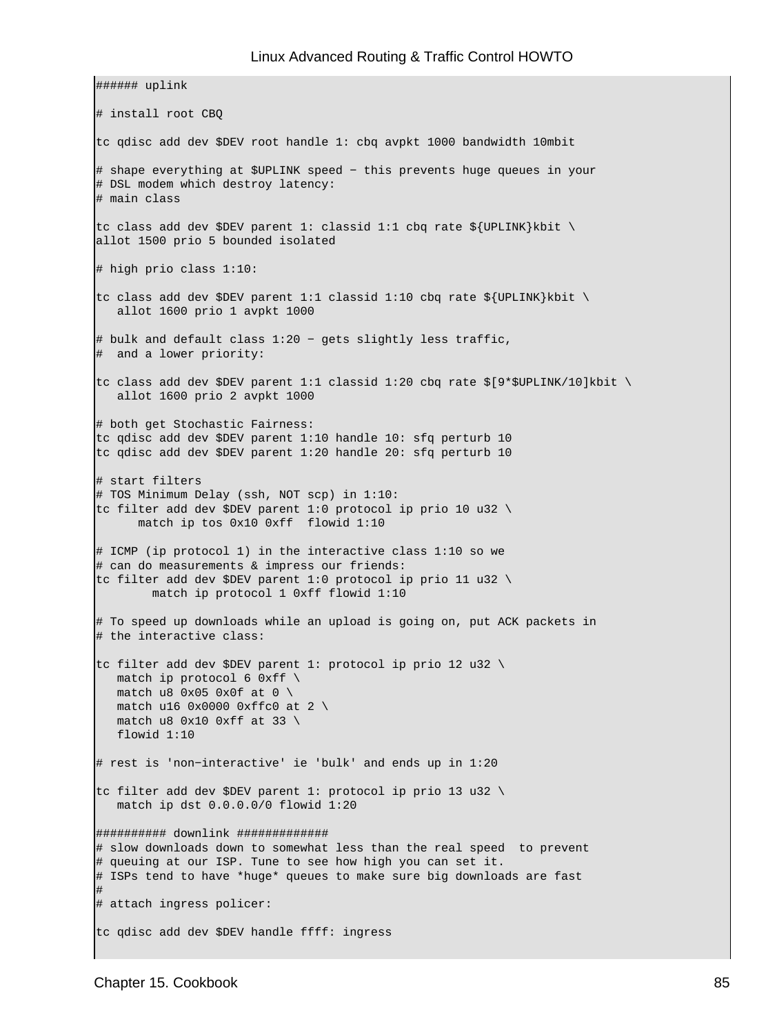```
###### uplink

# install root CBQ

tc qdisc add dev $DEV root handle 1: cbq avpkt 1000 bandwidth 10mbit

# shape everything at $UPLINK speed − this prevents huge queues in your
# DSL modem which destroy latency:
# main class

tc class add dev $DEV parent 1: classid 1:1 cbq rate ${UPLINK}kbit \
allot 1500 prio 5 bounded isolated

# high prio class 1:10:

tc class add dev $DEV parent 1:1 classid 1:10 cbq rate ${UPLINK}kbit \
   allot 1600 prio 1 avpkt 1000

# bulk and default class 1:20 − gets slightly less traffic,
#  and a lower priority:

tc class add dev $DEV parent 1:1 classid 1:20 cbq rate $[9*$UPLINK/10]kbit \
   allot 1600 prio 2 avpkt 1000

# both get Stochastic Fairness:
tc qdisc add dev $DEV parent 1:10 handle 10: sfq perturb 10
tc qdisc add dev $DEV parent 1:20 handle 20: sfq perturb 10

# start filters
# TOS Minimum Delay (ssh, NOT scp) in 1:10:
tc filter add dev $DEV parent 1:0 protocol ip prio 10 u32 \
      match ip tos 0x10 0xff  flowid 1:10

# ICMP (ip protocol 1) in the interactive class 1:10 so we
# can do measurements & impress our friends:
tc filter add dev $DEV parent 1:0 protocol ip prio 11 u32 \
        match ip protocol 1 0xff flowid 1:10

# To speed up downloads while an upload is going on, put ACK packets in
# the interactive class:

tc filter add dev $DEV parent 1: protocol ip prio 12 u32 \
   match ip protocol 6 0xff \
   match u8 0x05 0x0f at 0 \
   match u16 0x0000 0xffc0 at 2 \
   match u8 0x10 0xff at 33 \
   flowid 1:10

# rest is 'non−interactive' ie 'bulk' and ends up in 1:20

tc filter add dev $DEV parent 1: protocol ip prio 13 u32 \
   match ip dst 0.0.0.0/0 flowid 1:20

########## downlink #############
# slow downloads down to somewhat less than the real speed  to prevent
# queuing at our ISP. Tune to see how high you can set it.
# ISPs tend to have *huge* queues to make sure big downloads are fast
#
# attach ingress policer:

tc qdisc add dev $DEV handle ffff: ingress
```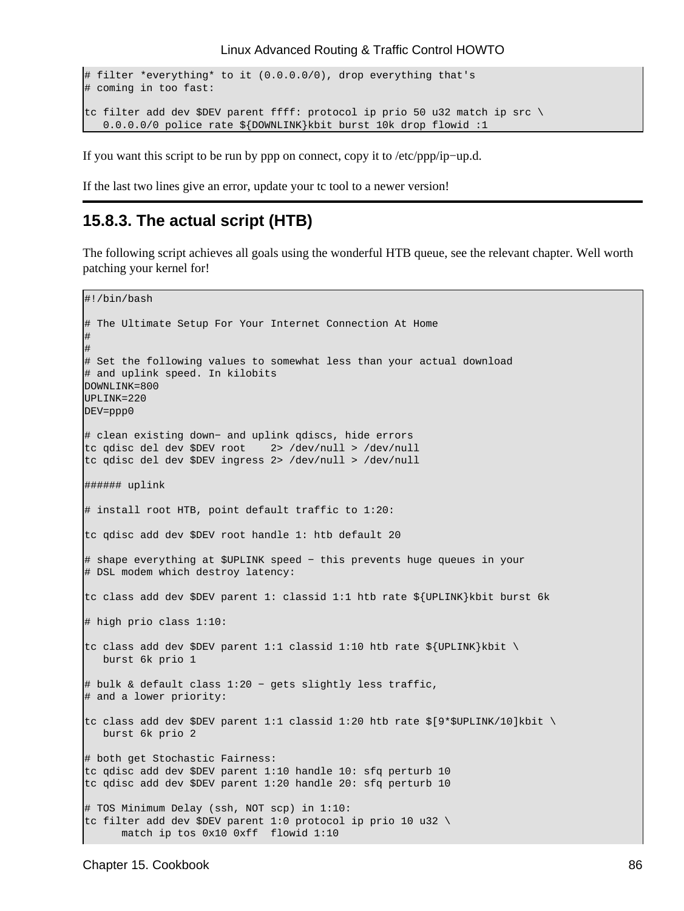```
# filter *everything* to it (0.0.0.0/0), drop everything that's
# coming in too fast:

tc filter add dev $DEV parent ffff: protocol ip prio 50 u32 match ip src \
   0.0.0.0/0 police rate ${DOWNLINK}kbit burst 10k drop flowid :1
```

If you want this script to be run by ppp on connect, copy it to /etc/ppp/ip−up.d.

If the last two lines give an error, update your tc tool to a newer version!

### 15.8.3. The actual script (HTB)

The following script achieves all goals using the wonderful HTB queue, see the relevant chapter. Well worth patching your kernel for!

```
#!/bin/bash

# The Ultimate Setup For Your Internet Connection At Home
#
#
# Set the following values to somewhat less than your actual download
# and uplink speed. In kilobits
DOWNLINK=800
UPLINK=220
DEV=ppp0

# clean existing down− and uplink qdiscs, hide errors
tc qdisc del dev $DEV root    2> /dev/null > /dev/null
tc qdisc del dev $DEV ingress 2> /dev/null > /dev/null

###### uplink

# install root HTB, point default traffic to 1:20:

tc qdisc add dev $DEV root handle 1: htb default 20

# shape everything at $UPLINK speed − this prevents huge queues in your
# DSL modem which destroy latency:

tc class add dev $DEV parent 1: classid 1:1 htb rate ${UPLINK}kbit burst 6k

# high prio class 1:10:

tc class add dev $DEV parent 1:1 classid 1:10 htb rate ${UPLINK}kbit \
   burst 6k prio 1

# bulk & default class 1:20 − gets slightly less traffic,
# and a lower priority:

tc class add dev $DEV parent 1:1 classid 1:20 htb rate $[9*$UPLINK/10]kbit \
   burst 6k prio 2

# both get Stochastic Fairness:
tc qdisc add dev $DEV parent 1:10 handle 10: sfq perturb 10
tc qdisc add dev $DEV parent 1:20 handle 20: sfq perturb 10

# TOS Minimum Delay (ssh, NOT scp) in 1:10:
tc filter add dev $DEV parent 1:0 protocol ip prio 10 u32 \
      match ip tos 0x10 0xff  flowid 1:10
```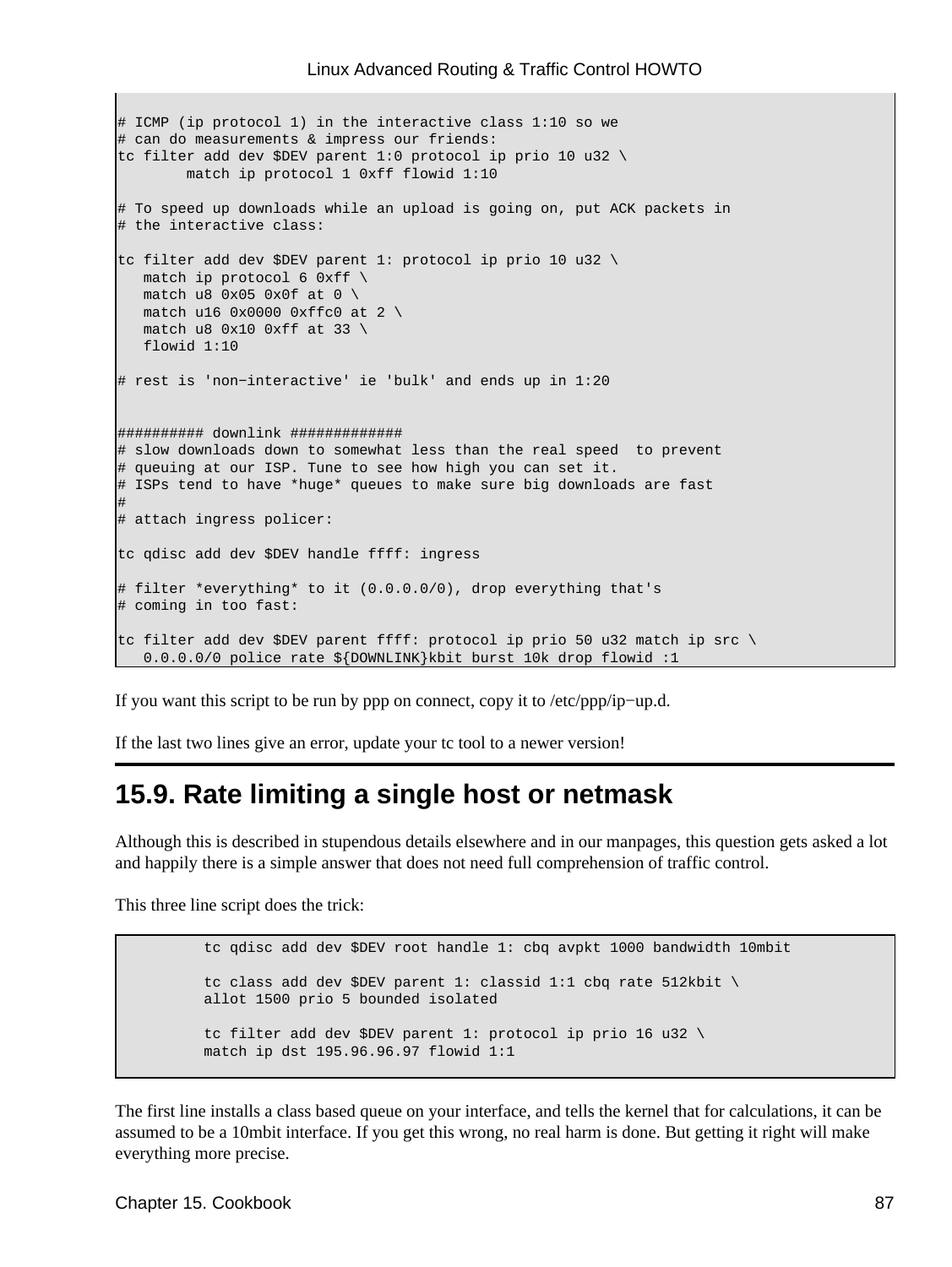```
# ICMP (ip protocol 1) in the interactive class 1:10 so we
# can do measurements & impress our friends:
tc filter add dev $DEV parent 1:0 protocol ip prio 10 u32 \
        match ip protocol 1 0xff flowid 1:10

# To speed up downloads while an upload is going on, put ACK packets in
# the interactive class:

tc filter add dev $DEV parent 1: protocol ip prio 10 u32 \
   match ip protocol 6 0xff \
   match u8 0x05 0x0f at 0 \
   match u16 0x0000 0xffc0 at 2 \
   match u8 0x10 0xff at 33 \
   flowid 1:10

# rest is 'non−interactive' ie 'bulk' and ends up in 1:20


########## downlink #############
# slow downloads down to somewhat less than the real speed  to prevent
# queuing at our ISP. Tune to see how high you can set it.
# ISPs tend to have *huge* queues to make sure big downloads are fast
#
# attach ingress policer:

tc qdisc add dev $DEV handle ffff: ingress

# filter *everything* to it (0.0.0.0/0), drop everything that's
# coming in too fast:

tc filter add dev $DEV parent ffff: protocol ip prio 50 u32 match ip src \
   0.0.0.0/0 police rate ${DOWNLINK}kbit burst 10k drop flowid :1
```

If you want this script to be run by ppp on connect, copy it to /etc/ppp/ip−up.d.

If the last two lines give an error, update your tc tool to a newer version!

## 15.9. Rate limiting a single host or netmask

Although this is described in stupendous details elsewhere and in our manpages, this question gets asked a lot and happily there is a simple answer that does not need full comprehension of traffic control.

This three line script does the trick:

```
          tc qdisc add dev $DEV root handle 1: cbq avpkt 1000 bandwidth 10mbit

          tc class add dev $DEV parent 1: classid 1:1 cbq rate 512kbit \
          allot 1500 prio 5 bounded isolated

          tc filter add dev $DEV parent 1: protocol ip prio 16 u32 \
          match ip dst 195.96.96.97 flowid 1:1
```

The first line installs a class based queue on your interface, and tells the kernel that for calculations, it can be assumed to be a 10mbit interface. If you get this wrong, no real harm is done. But getting it right will make everything more precise.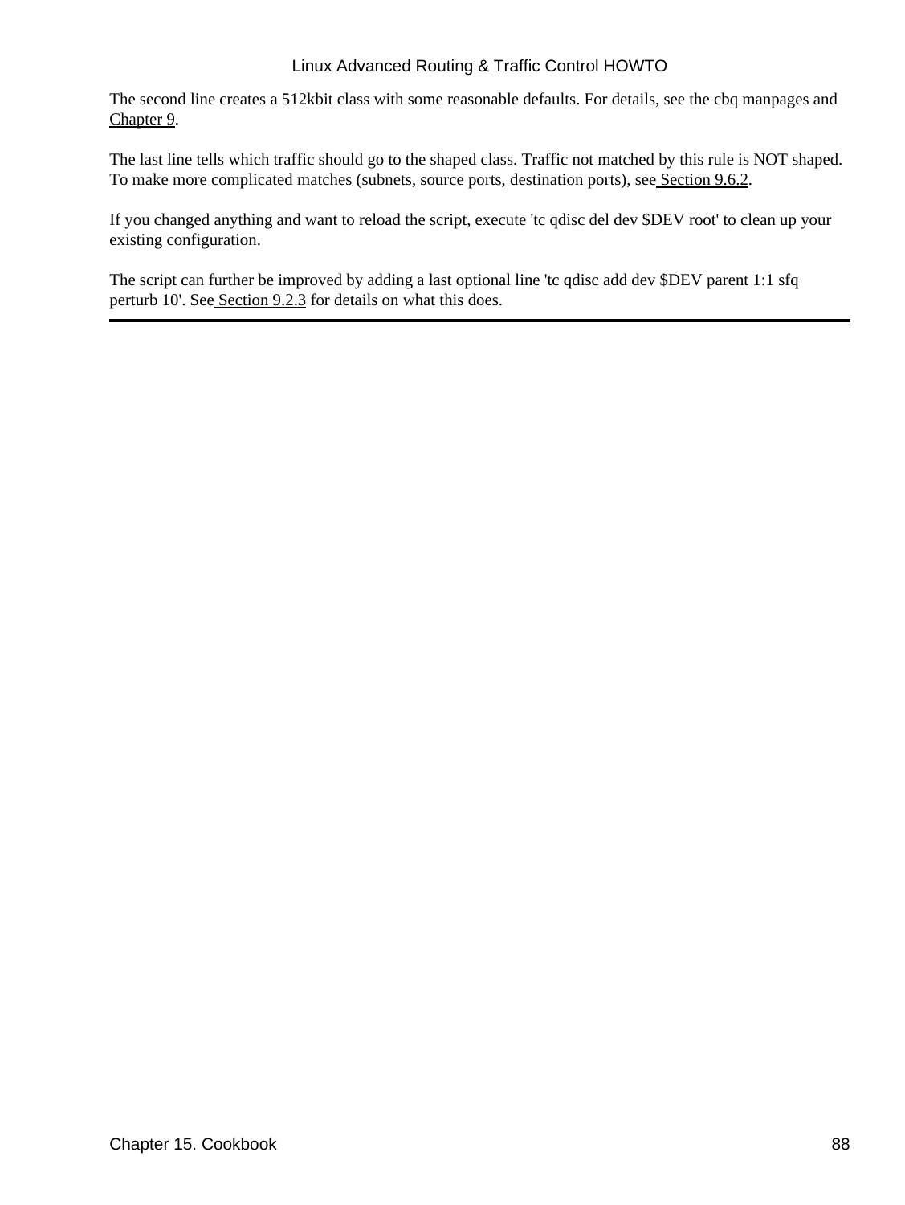The second line creates a 512kbit class with some reasonable defaults. For details, see the cbq manpages and Chapter 9.

The last line tells which traffic should go to the shaped class. Traffic not matched by this rule is NOT shaped. To make more complicated matches (subnets, source ports, destination ports), see Section 9.6.2.

If you changed anything and want to reload the script, execute 'tc qdisc del dev $DEV root' to clean up your existing configuration.

The script can further be improved by adding a last optional line 'tc qdisc add dev $DEV parent 1:1 sfq perturb 10'. See Section 9.2.3 for details on what this does.

---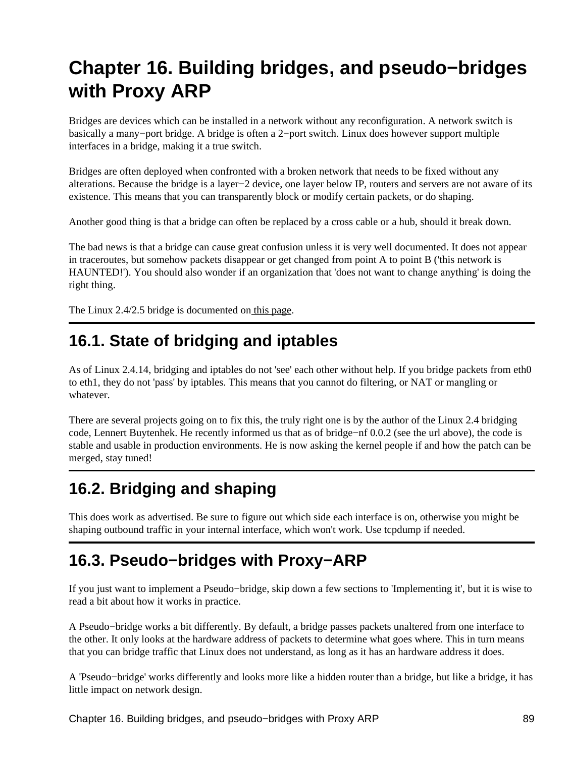# Chapter 16. Building bridges, and pseudo−bridges with Proxy ARP

Bridges are devices which can be installed in a network without any reconfiguration. A network switch is basically a many−port bridge. A bridge is often a 2−port switch. Linux does however support multiple interfaces in a bridge, making it a true switch.

Bridges are often deployed when confronted with a broken network that needs to be fixed without any alterations. Because the bridge is a layer−2 device, one layer below IP, routers and servers are not aware of its existence. This means that you can transparently block or modify certain packets, or do shaping.

Another good thing is that a bridge can often be replaced by a cross cable or a hub, should it break down.

The bad news is that a bridge can cause great confusion unless it is very well documented. It does not appear in traceroutes, but somehow packets disappear or get changed from point A to point B ('this network is HAUNTED!'). You should also wonder if an organization that 'does not want to change anything' is doing the right thing.

The Linux 2.4/2.5 bridge is documented on this page.

## 16.1. State of bridging and iptables

As of Linux 2.4.14, bridging and iptables do not 'see' each other without help. If you bridge packets from eth0 to eth1, they do not 'pass' by iptables. This means that you cannot do filtering, or NAT or mangling or whatever.

There are several projects going on to fix this, the truly right one is by the author of the Linux 2.4 bridging code, Lennert Buytenhek. He recently informed us that as of bridge−nf 0.0.2 (see the url above), the code is stable and usable in production environments. He is now asking the kernel people if and how the patch can be merged, stay tuned!

## 16.2. Bridging and shaping

This does work as advertised. Be sure to figure out which side each interface is on, otherwise you might be shaping outbound traffic in your internal interface, which won't work. Use tcpdump if needed.

## 16.3. Pseudo−bridges with Proxy−ARP

If you just want to implement a Pseudo−bridge, skip down a few sections to 'Implementing it', but it is wise to read a bit about how it works in practice.

A Pseudo−bridge works a bit differently. By default, a bridge passes packets unaltered from one interface to the other. It only looks at the hardware address of packets to determine what goes where. This in turn means that you can bridge traffic that Linux does not understand, as long as it has an hardware address it does.

A 'Pseudo−bridge' works differently and looks more like a hidden router than a bridge, but like a bridge, it has little impact on network design.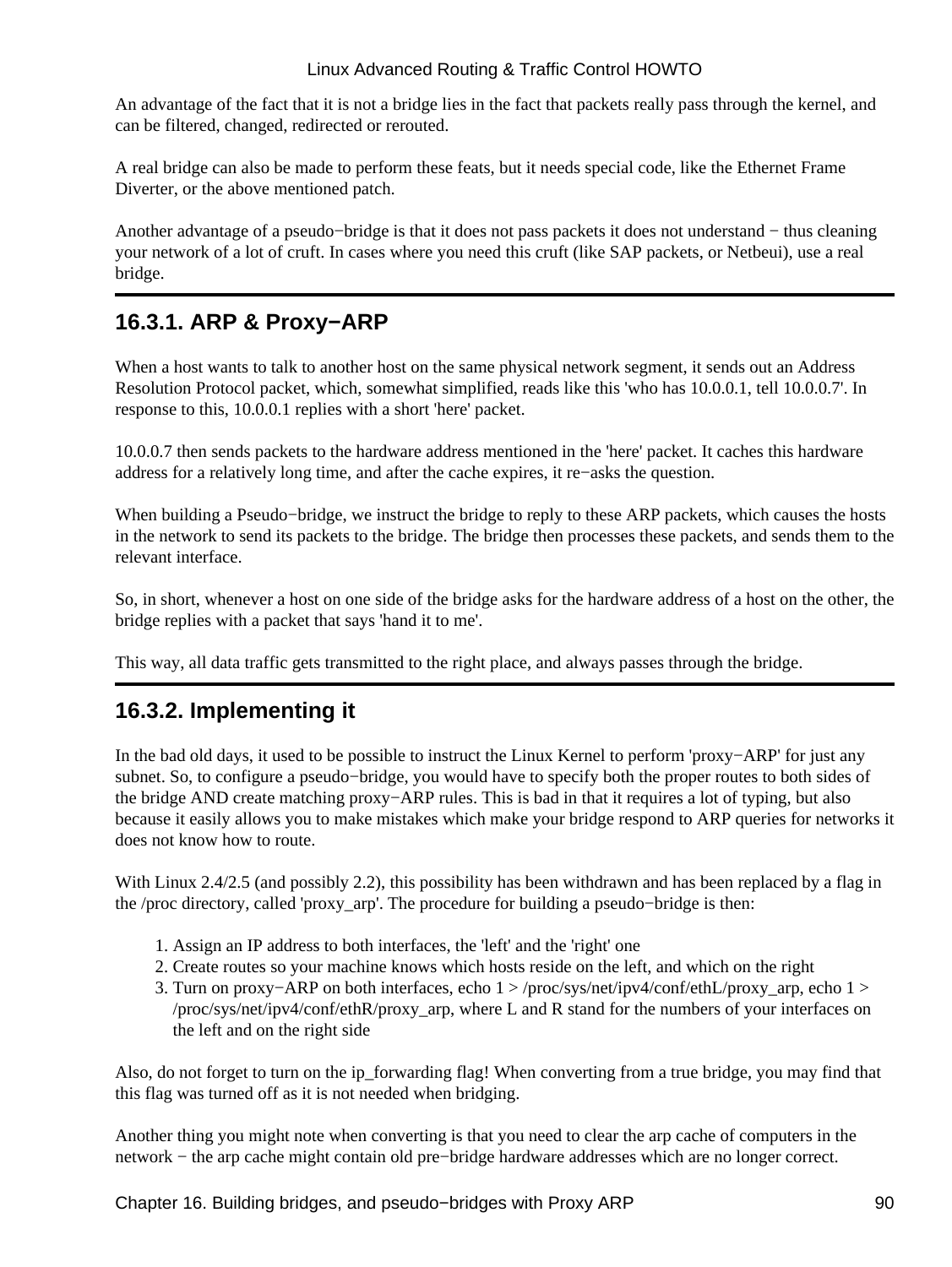An advantage of the fact that it is not a bridge lies in the fact that packets really pass through the kernel, and can be filtered, changed, redirected or rerouted.

A real bridge can also be made to perform these feats, but it needs special code, like the Ethernet Frame Diverter, or the above mentioned patch.

Another advantage of a pseudo−bridge is that it does not pass packets it does not understand − thus cleaning your network of a lot of cruft. In cases where you need this cruft (like SAP packets, or Netbeui), use a real bridge.

## 16.3.1. ARP & Proxy−ARP

When a host wants to talk to another host on the same physical network segment, it sends out an Address Resolution Protocol packet, which, somewhat simplified, reads like this 'who has 10.0.0.1, tell 10.0.0.7'. In response to this, 10.0.0.1 replies with a short 'here' packet.

10.0.0.7 then sends packets to the hardware address mentioned in the 'here' packet. It caches this hardware address for a relatively long time, and after the cache expires, it re−asks the question.

When building a Pseudo−bridge, we instruct the bridge to reply to these ARP packets, which causes the hosts in the network to send its packets to the bridge. The bridge then processes these packets, and sends them to the relevant interface.

So, in short, whenever a host on one side of the bridge asks for the hardware address of a host on the other, the bridge replies with a packet that says 'hand it to me'.

This way, all data traffic gets transmitted to the right place, and always passes through the bridge.

## 16.3.2. Implementing it

In the bad old days, it used to be possible to instruct the Linux Kernel to perform 'proxy−ARP' for just any subnet. So, to configure a pseudo−bridge, you would have to specify both the proper routes to both sides of the bridge AND create matching proxy−ARP rules. This is bad in that it requires a lot of typing, but also because it easily allows you to make mistakes which make your bridge respond to ARP queries for networks it does not know how to route.

With Linux 2.4/2.5 (and possibly 2.2), this possibility has been withdrawn and has been replaced by a flag in the /proc directory, called 'proxy_arp'. The procedure for building a pseudo−bridge is then:

1. Assign an IP address to both interfaces, the 'left' and the 'right' one
2. Create routes so your machine knows which hosts reside on the left, and which on the right
3. Turn on proxy−ARP on both interfaces, echo 1 > /proc/sys/net/ipv4/conf/ethL/proxy_arp, echo 1 > /proc/sys/net/ipv4/conf/ethR/proxy_arp, where L and R stand for the numbers of your interfaces on the left and on the right side

Also, do not forget to turn on the ip_forwarding flag! When converting from a true bridge, you may find that this flag was turned off as it is not needed when bridging.

Another thing you might note when converting is that you need to clear the arp cache of computers in the network − the arp cache might contain old pre−bridge hardware addresses which are no longer correct.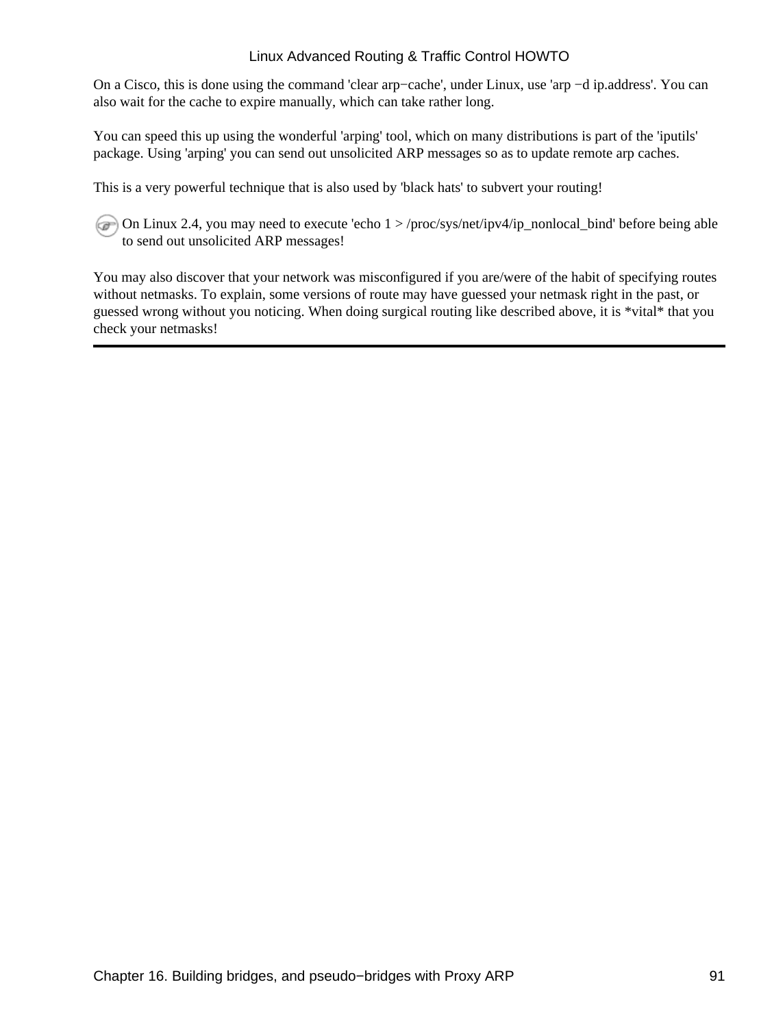On a Cisco, this is done using the command 'clear arp−cache', under Linux, use 'arp −d ip.address'. You can also wait for the cache to expire manually, which can take rather long.

You can speed this up using the wonderful 'arping' tool, which on many distributions is part of the 'iputils' package. Using 'arping' you can send out unsolicited ARP messages so as to update remote arp caches.

This is a very powerful technique that is also used by 'black hats' to subvert your routing!

On Linux 2.4, you may need to execute 'echo 1 > /proc/sys/net/ipv4/ip_nonlocal_bind' before being able to send out unsolicited ARP messages!

You may also discover that your network was misconfigured if you are/were of the habit of specifying routes without netmasks. To explain, some versions of route may have guessed your netmask right in the past, or guessed wrong without you noticing. When doing surgical routing like described above, it is *vital* that you check your netmasks!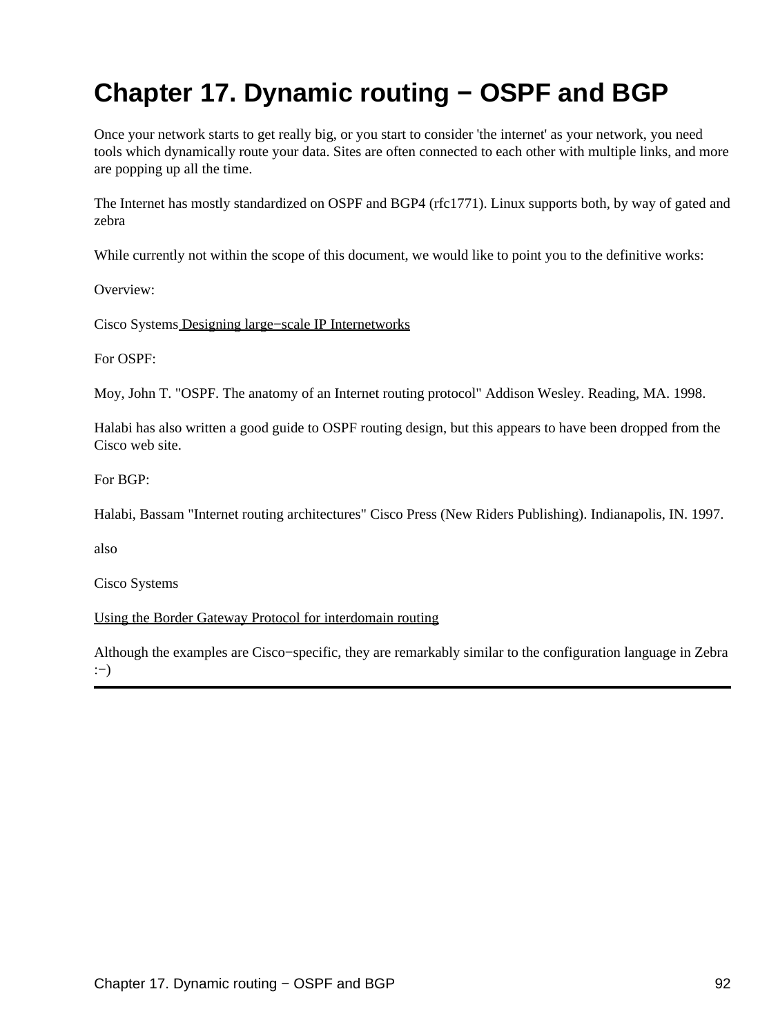# Chapter 17. Dynamic routing − OSPF and BGP

Once your network starts to get really big, or you start to consider 'the internet' as your network, you need tools which dynamically route your data. Sites are often connected to each other with multiple links, and more are popping up all the time.

The Internet has mostly standardized on OSPF and BGP4 (rfc1771). Linux supports both, by way of gated and zebra

While currently not within the scope of this document, we would like to point you to the definitive works:

Overview:

Cisco Systems Designing large−scale IP Internetworks

For OSPF:

Moy, John T. "OSPF. The anatomy of an Internet routing protocol" Addison Wesley. Reading, MA. 1998.

Halabi has also written a good guide to OSPF routing design, but this appears to have been dropped from the Cisco web site.

For BGP:

Halabi, Bassam "Internet routing architectures" Cisco Press (New Riders Publishing). Indianapolis, IN. 1997.

also

Cisco Systems

Using the Border Gateway Protocol for interdomain routing

Although the examples are Cisco−specific, they are remarkably similar to the configuration language in Zebra :−)

---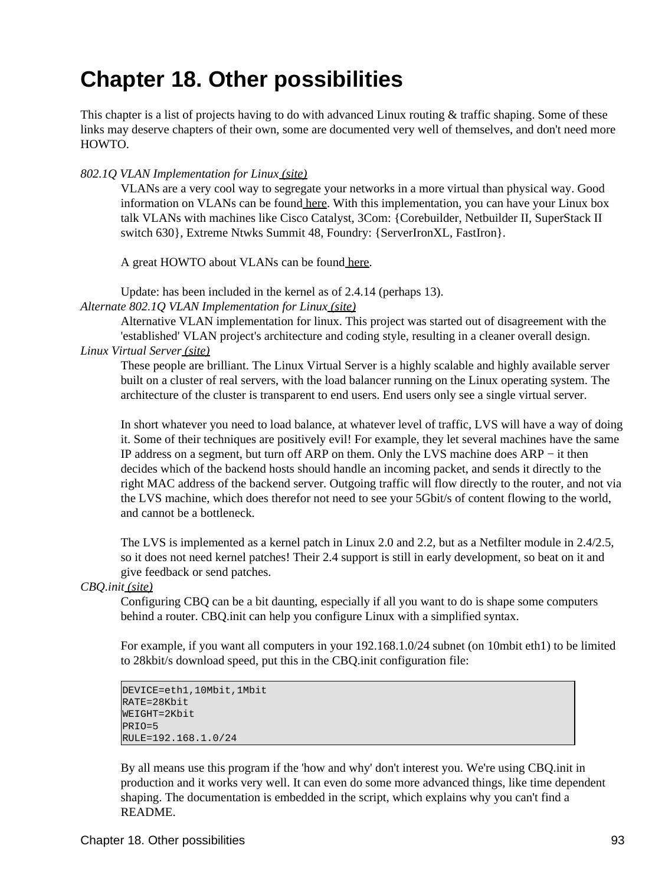# Chapter 18. Other possibilities

This chapter is a list of projects having to do with advanced Linux routing & traffic shaping. Some of these links may deserve chapters of their own, some are documented very well of themselves, and don't need more HOWTO.

*802.1Q VLAN Implementation for Linux* (site)
: VLANs are a very cool way to segregate your networks in a more virtual than physical way. Good information on VLANs can be found here. With this implementation, you can have your Linux box talk VLANs with machines like Cisco Catalyst, 3Com: {Corebuilder, Netbuilder II, SuperStack II switch 630}, Extreme Ntwks Summit 48, Foundry: {ServerIronXL, FastIron}.

  A great HOWTO about VLANs can be found here.

  Update: has been included in the kernel as of 2.4.14 (perhaps 13).

*Alternate 802.1Q VLAN Implementation for Linux* (site)
: Alternative VLAN implementation for linux. This project was started out of disagreement with the 'established' VLAN project's architecture and coding style, resulting in a cleaner overall design.

*Linux Virtual Server* (site)
: These people are brilliant. The Linux Virtual Server is a highly scalable and highly available server built on a cluster of real servers, with the load balancer running on the Linux operating system. The architecture of the cluster is transparent to end users. End users only see a single virtual server.

  In short whatever you need to load balance, at whatever level of traffic, LVS will have a way of doing it. Some of their techniques are positively evil! For example, they let several machines have the same IP address on a segment, but turn off ARP on them. Only the LVS machine does ARP − it then decides which of the backend hosts should handle an incoming packet, and sends it directly to the right MAC address of the backend server. Outgoing traffic will flow directly to the router, and not via the LVS machine, which does therefor not need to see your 5Gbit/s of content flowing to the world, and cannot be a bottleneck.

  The LVS is implemented as a kernel patch in Linux 2.0 and 2.2, but as a Netfilter module in 2.4/2.5, so it does not need kernel patches! Their 2.4 support is still in early development, so beat on it and give feedback or send patches.

*CBQ.init* (site)
: Configuring CBQ can be a bit daunting, especially if all you want to do is shape some computers behind a router. CBQ.init can help you configure Linux with a simplified syntax.

  For example, if you want all computers in your 192.168.1.0/24 subnet (on 10mbit eth1) to be limited to 28kbit/s download speed, put this in the CBQ.init configuration file:

```
DEVICE=eth1,10Mbit,1Mbit
RATE=28Kbit
WEIGHT=2Kbit
PRIO=5
RULE=192.168.1.0/24
```

  By all means use this program if the 'how and why' don't interest you. We're using CBQ.init in production and it works very well. It can even do some more advanced things, like time dependent shaping. The documentation is embedded in the script, which explains why you can't find a README.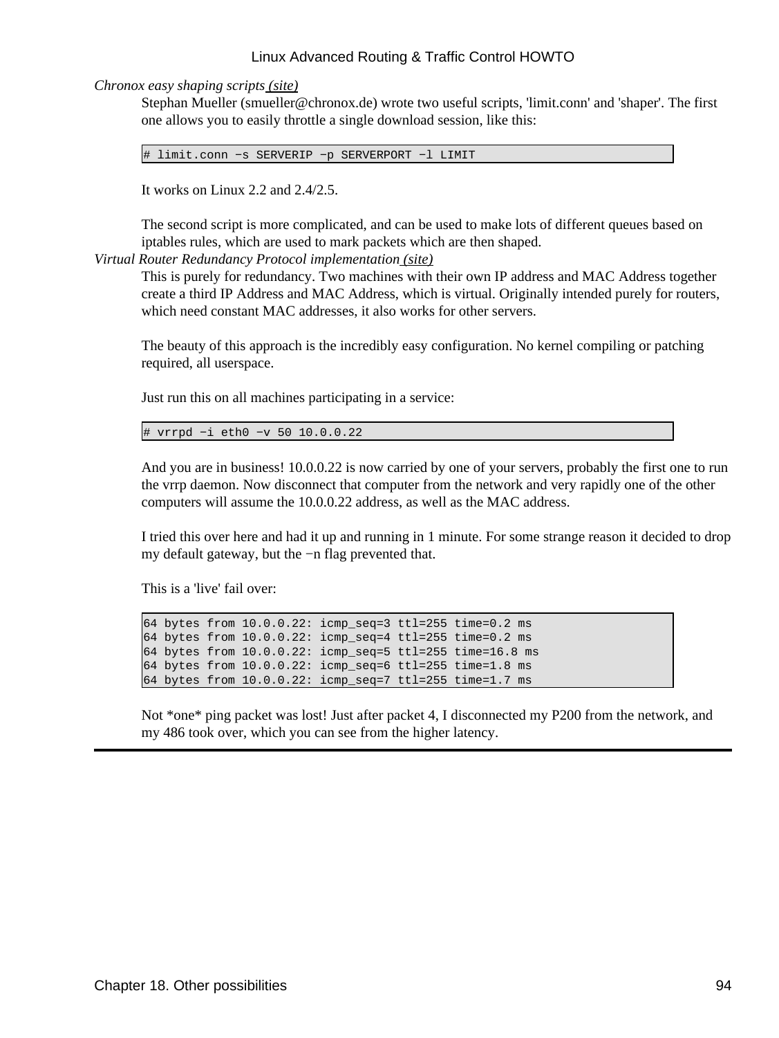*Chronox easy shaping scripts* (site)

Stephan Mueller (smueller@chronox.de) wrote two useful scripts, 'limit.conn' and 'shaper'. The first one allows you to easily throttle a single download session, like this:

```
# limit.conn −s SERVERIP −p SERVERPORT −l LIMIT
```

It works on Linux 2.2 and 2.4/2.5.

The second script is more complicated, and can be used to make lots of different queues based on iptables rules, which are used to mark packets which are then shaped.

*Virtual Router Redundancy Protocol implementation* (site)

This is purely for redundancy. Two machines with their own IP address and MAC Address together create a third IP Address and MAC Address, which is virtual. Originally intended purely for routers, which need constant MAC addresses, it also works for other servers.

The beauty of this approach is the incredibly easy configuration. No kernel compiling or patching required, all userspace.

Just run this on all machines participating in a service:

```
# vrrpd −i eth0 −v 50 10.0.0.22
```

And you are in business! 10.0.0.22 is now carried by one of your servers, probably the first one to run the vrrp daemon. Now disconnect that computer from the network and very rapidly one of the other computers will assume the 10.0.0.22 address, as well as the MAC address.

I tried this over here and had it up and running in 1 minute. For some strange reason it decided to drop my default gateway, but the −n flag prevented that.

This is a 'live' fail over:

```
64 bytes from 10.0.0.22: icmp_seq=3 ttl=255 time=0.2 ms
64 bytes from 10.0.0.22: icmp_seq=4 ttl=255 time=0.2 ms
64 bytes from 10.0.0.22: icmp_seq=5 ttl=255 time=16.8 ms
64 bytes from 10.0.0.22: icmp_seq=6 ttl=255 time=1.8 ms
64 bytes from 10.0.0.22: icmp_seq=7 ttl=255 time=1.7 ms
```

Not *one* ping packet was lost! Just after packet 4, I disconnected my P200 from the network, and my 486 took over, which you can see from the higher latency.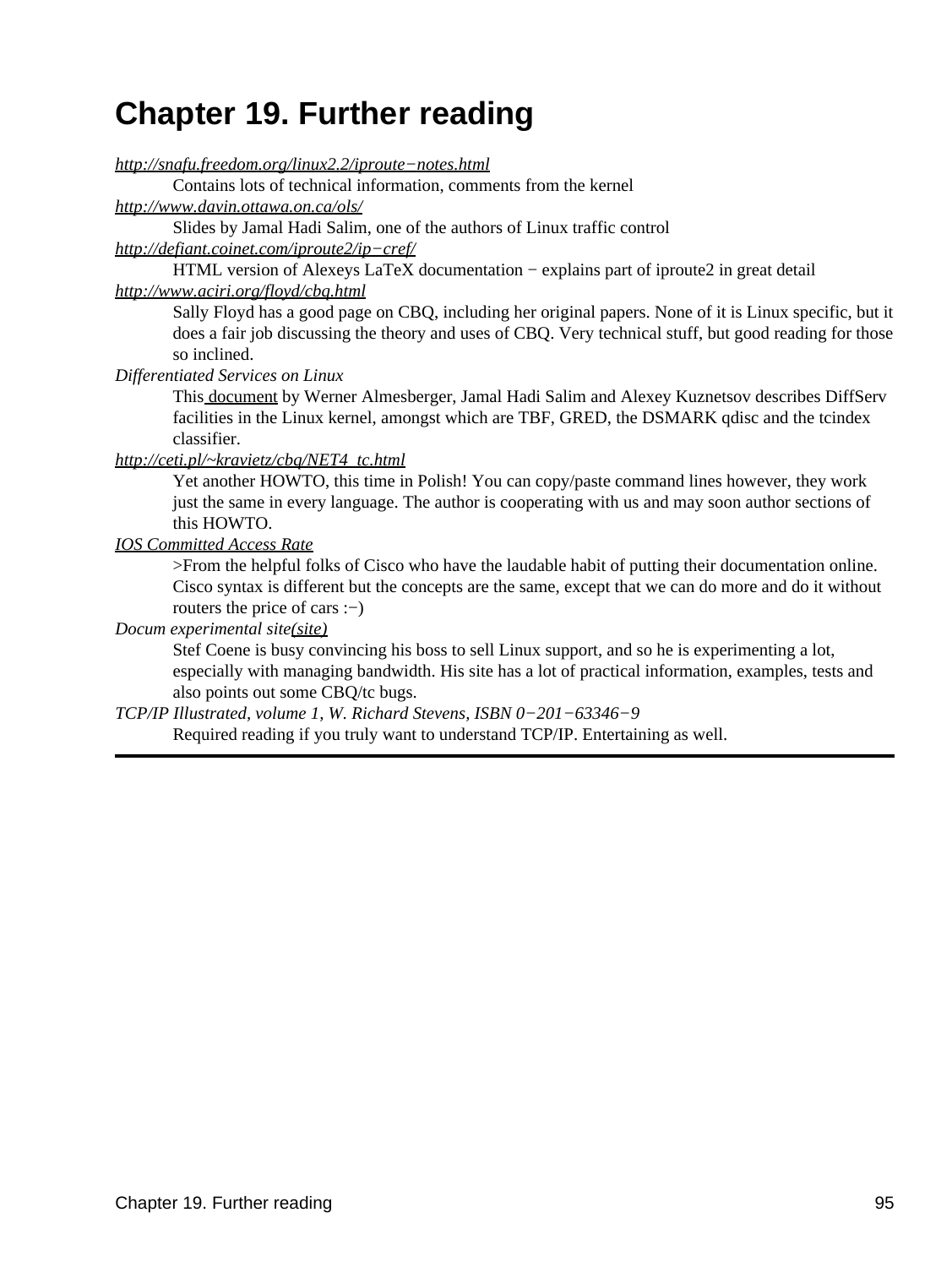# Chapter 19. Further reading

*http://snafu.freedom.org/linux2.2/iproute−notes.html*
: Contains lots of technical information, comments from the kernel

*http://www.davin.ottawa.on.ca/ols/*
: Slides by Jamal Hadi Salim, one of the authors of Linux traffic control

*http://defiant.coinet.com/iproute2/ip−cref/*
: HTML version of Alexeys LaTeX documentation − explains part of iproute2 in great detail

*http://www.aciri.org/floyd/cbq.html*
: Sally Floyd has a good page on CBQ, including her original papers. None of it is Linux specific, but it does a fair job discussing the theory and uses of CBQ. Very technical stuff, but good reading for those so inclined.

*Differentiated Services on Linux*
: This document by Werner Almesberger, Jamal Hadi Salim and Alexey Kuznetsov describes DiffServ facilities in the Linux kernel, amongst which are TBF, GRED, the DSMARK qdisc and the tcindex classifier.

*http://ceti.pl/~kravietz/cbq/NET4_tc.html*
: Yet another HOWTO, this time in Polish! You can copy/paste command lines however, they work just the same in every language. The author is cooperating with us and may soon author sections of this HOWTO.

*IOS Committed Access Rate*
: >From the helpful folks of Cisco who have the laudable habit of putting their documentation online. Cisco syntax is different but the concepts are the same, except that we can do more and do it without routers the price of cars :−)

*Docum experimental site(site)*
: Stef Coene is busy convincing his boss to sell Linux support, and so he is experimenting a lot, especially with managing bandwidth. His site has a lot of practical information, examples, tests and also points out some CBQ/tc bugs.

*TCP/IP Illustrated, volume 1, W. Richard Stevens, ISBN 0−201−63346−9*
: Required reading if you truly want to understand TCP/IP. Entertaining as well.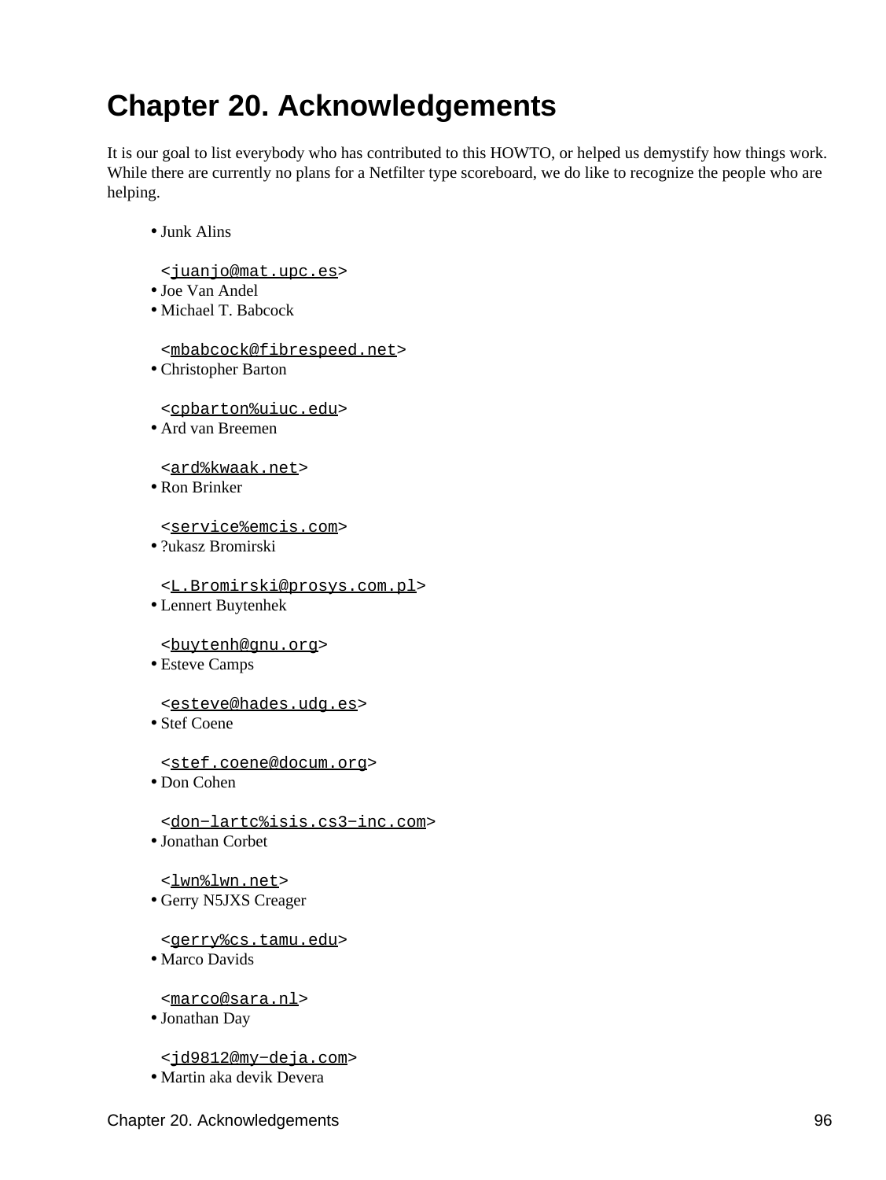# Chapter 20. Acknowledgements

It is our goal to list everybody who has contributed to this HOWTO, or helped us demystify how things work. While there are currently no plans for a Netfilter type scoreboard, we do like to recognize the people who are helping.

- Junk Alins

  <juanjo@mat.upc.es>
- Joe Van Andel
- Michael T. Babcock

  <mbabcock@fibrespeed.net>
- Christopher Barton

  <cpbarton%uiuc.edu>
- Ard van Breemen

  <ard%kwaak.net>
- Ron Brinker

  <service%emcis.com>
- ?ukasz Bromirski

  <L.Bromirski@prosys.com.pl>
- Lennert Buytenhek

  <buytenh@gnu.org>
- Esteve Camps

  <esteve@hades.udg.es>
- Stef Coene

  <stef.coene@docum.org>
- Don Cohen

  <don−lartc%isis.cs3−inc.com>
- Jonathan Corbet

  <lwn%lwn.net>
- Gerry N5JXS Creager

  <gerry%cs.tamu.edu>
- Marco Davids

  <marco@sara.nl>
- Jonathan Day

  <jd9812@my−deja.com>
- Martin aka devik Devera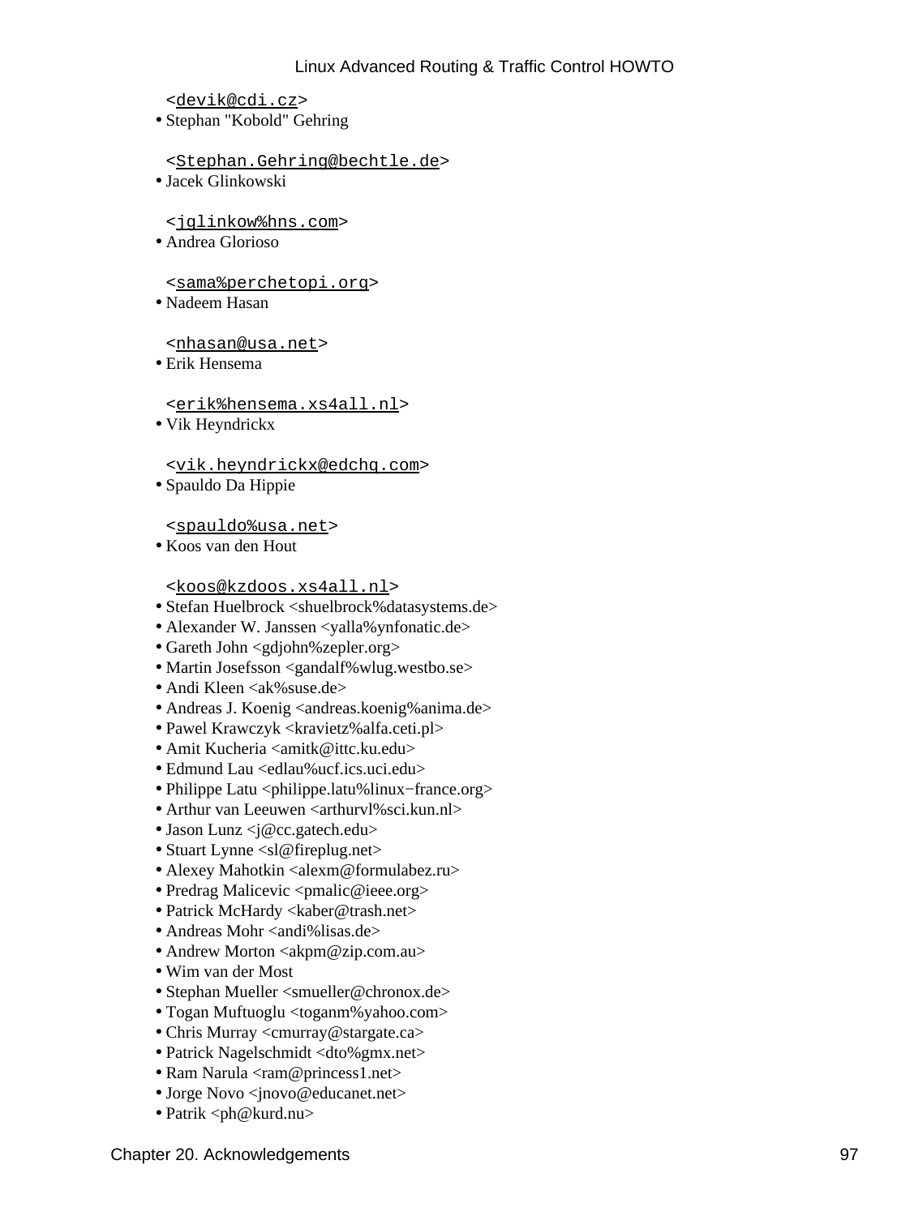&lt;devik@cdi.cz&gt;

- Stephan "Kobold" Gehring

  &lt;Stephan.Gehring@bechtle.de&gt;
- Jacek Glinkowski

  &lt;jglinkow%hns.com&gt;
- Andrea Glorioso

  &lt;sama%perchetopi.org&gt;
- Nadeem Hasan

  &lt;nhasan@usa.net&gt;
- Erik Hensema

  &lt;erik%hensema.xs4all.nl&gt;
- Vik Heyndrickx

  &lt;vik.heyndrickx@edchq.com&gt;
- Spauldo Da Hippie

  &lt;spauldo%usa.net&gt;
- Koos van den Hout

  &lt;koos@kzdoos.xs4all.nl&gt;
- Stefan Huelbrock &lt;shuelbrock%datasystems.de&gt;
- Alexander W. Janssen &lt;yalla%ynfonatic.de&gt;
- Gareth John &lt;gdjohn%zepler.org&gt;
- Martin Josefsson &lt;gandalf%wlug.westbo.se&gt;
- Andi Kleen &lt;ak%suse.de&gt;
- Andreas J. Koenig &lt;andreas.koenig%anima.de&gt;
- Pawel Krawczyk &lt;kravietz%alfa.ceti.pl&gt;
- Amit Kucheria &lt;amitk@ittc.ku.edu&gt;
- Edmund Lau &lt;edlau%ucf.ics.uci.edu&gt;
- Philippe Latu &lt;philippe.latu%linux−france.org&gt;
- Arthur van Leeuwen &lt;arthurvl%sci.kun.nl&gt;
- Jason Lunz &lt;j@cc.gatech.edu&gt;
- Stuart Lynne &lt;sl@fireplug.net&gt;
- Alexey Mahotkin &lt;alexm@formulabez.ru&gt;
- Predrag Malicevic &lt;pmalic@ieee.org&gt;
- Patrick McHardy &lt;kaber@trash.net&gt;
- Andreas Mohr &lt;andi%lisas.de&gt;
- Andrew Morton &lt;akpm@zip.com.au&gt;
- Wim van der Most
- Stephan Mueller &lt;smueller@chronox.de&gt;
- Togan Muftuoglu &lt;toganm%yahoo.com&gt;
- Chris Murray &lt;cmurray@stargate.ca&gt;
- Patrick Nagelschmidt &lt;dto%gmx.net&gt;
- Ram Narula &lt;ram@princess1.net&gt;
- Jorge Novo &lt;jnovo@educanet.net&gt;
- Patrik &lt;ph@kurd.nu&gt;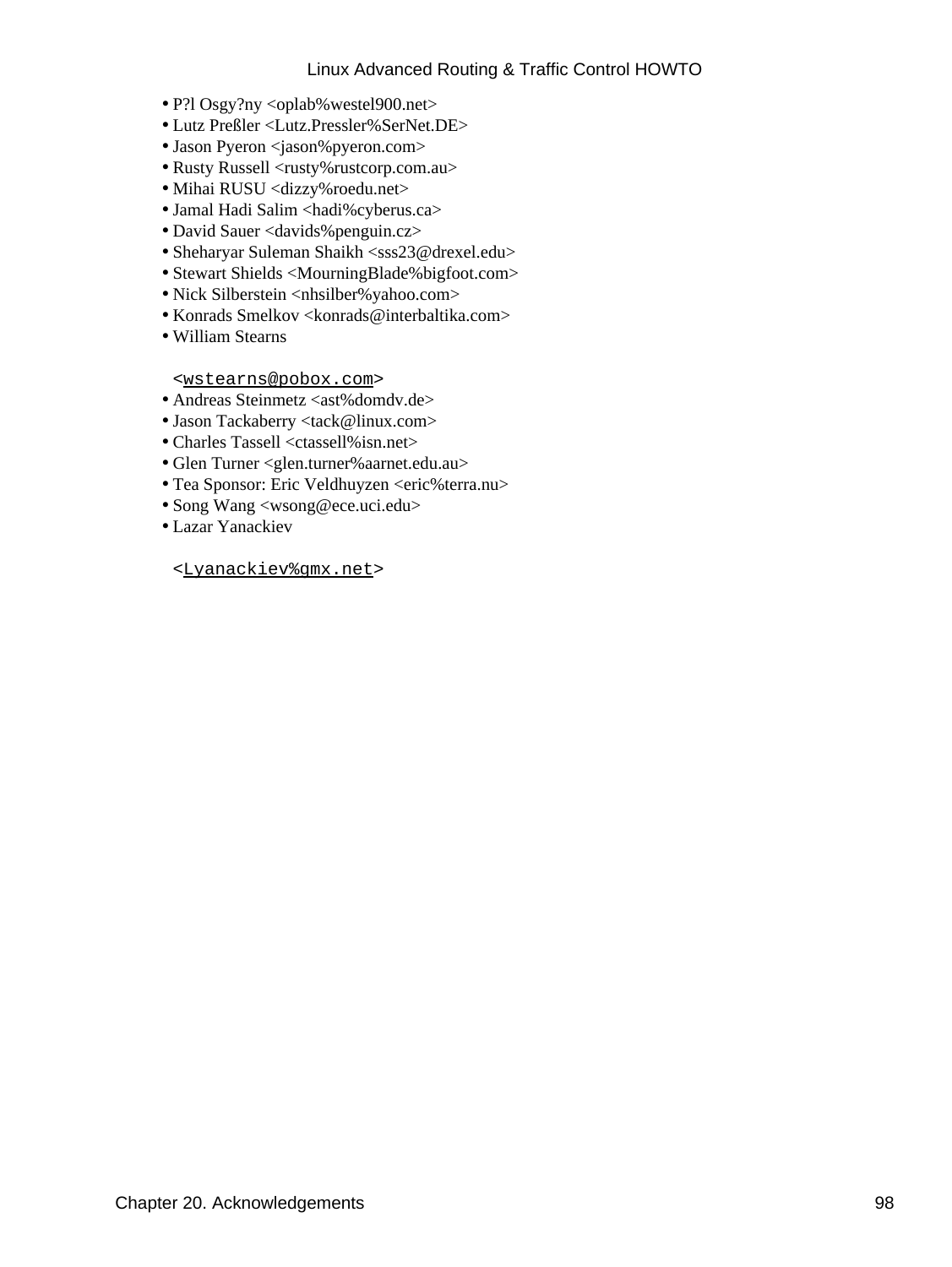- P?l Osgy?ny <oplab%westel900.net>
- Lutz Preßler <Lutz.Pressler%SerNet.DE>
- Jason Pyeron <jason%pyeron.com>
- Rusty Russell <rusty%rustcorp.com.au>
- Mihai RUSU <dizzy%roedu.net>
- Jamal Hadi Salim <hadi%cyberus.ca>
- David Sauer <davids%penguin.cz>
- Sheharyar Suleman Shaikh <sss23@drexel.edu>
- Stewart Shields <MourningBlade%bigfoot.com>
- Nick Silberstein <nhsilber%yahoo.com>
- Konrads Smelkov <konrads@interbaltika.com>
- William Stearns

  <wstearns@pobox.com>
- Andreas Steinmetz <ast%domdv.de>
- Jason Tackaberry <tack@linux.com>
- Charles Tassell <ctassell%isn.net>
- Glen Turner <glen.turner%aarnet.edu.au>
- Tea Sponsor: Eric Veldhuyzen <eric%terra.nu>
- Song Wang <wsong@ece.uci.edu>
- Lazar Yanackiev

  <Lyanackiev%gmx.net>